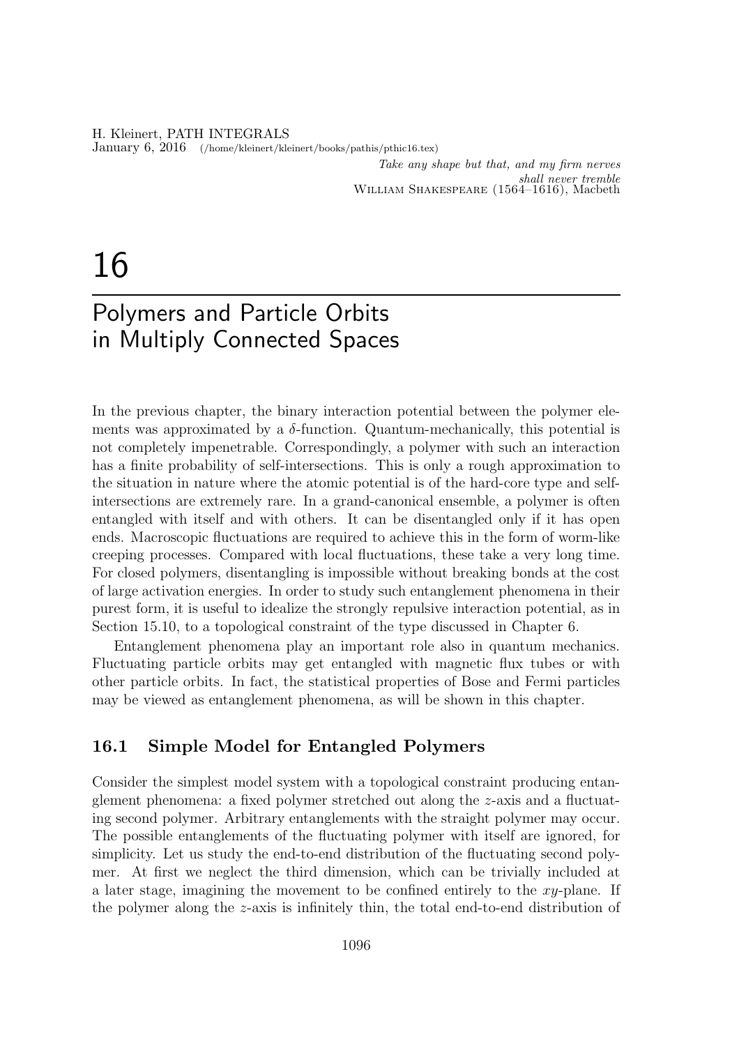*Take any shape but that, and my firm nerves*
*shall never tremble*
William Shakespeare (1564–1616), Macbeth

# 16

# Polymers and Particle Orbits in Multiply Connected Spaces

In the previous chapter, the binary interaction potential between the polymer elements was approximated by a $\delta$-function. Quantum-mechanically, this potential is not completely impenetrable. Correspondingly, a polymer with such an interaction has a finite probability of self-intersections. This is only a rough approximation to the situation in nature where the atomic potential is of the hard-core type and self-intersections are extremely rare. In a grand-canonical ensemble, a polymer is often entangled with itself and with others. It can be disentangled only if it has open ends. Macroscopic fluctuations are required to achieve this in the form of worm-like creeping processes. Compared with local fluctuations, these take a very long time. For closed polymers, disentangling is impossible without breaking bonds at the cost of large activation energies. In order to study such entanglement phenomena in their purest form, it is useful to idealize the strongly repulsive interaction potential, as in Section 15.10, to a topological constraint of the type discussed in Chapter 6.

Entanglement phenomena play an important role also in quantum mechanics. Fluctuating particle orbits may get entangled with magnetic flux tubes or with other particle orbits. In fact, the statistical properties of Bose and Fermi particles may be viewed as entanglement phenomena, as will be shown in this chapter.

## 16.1 Simple Model for Entangled Polymers

Consider the simplest model system with a topological constraint producing entanglement phenomena: a fixed polymer stretched out along the $z$-axis and a fluctuating second polymer. Arbitrary entanglements with the straight polymer may occur. The possible entanglements of the fluctuating polymer with itself are ignored, for simplicity. Let us study the end-to-end distribution of the fluctuating second polymer. At first we neglect the third dimension, which can be trivially included at a later stage, imagining the movement to be confined entirely to the $xy$-plane. If the polymer along the $z$-axis is infinitely thin, the total end-to-end distribution of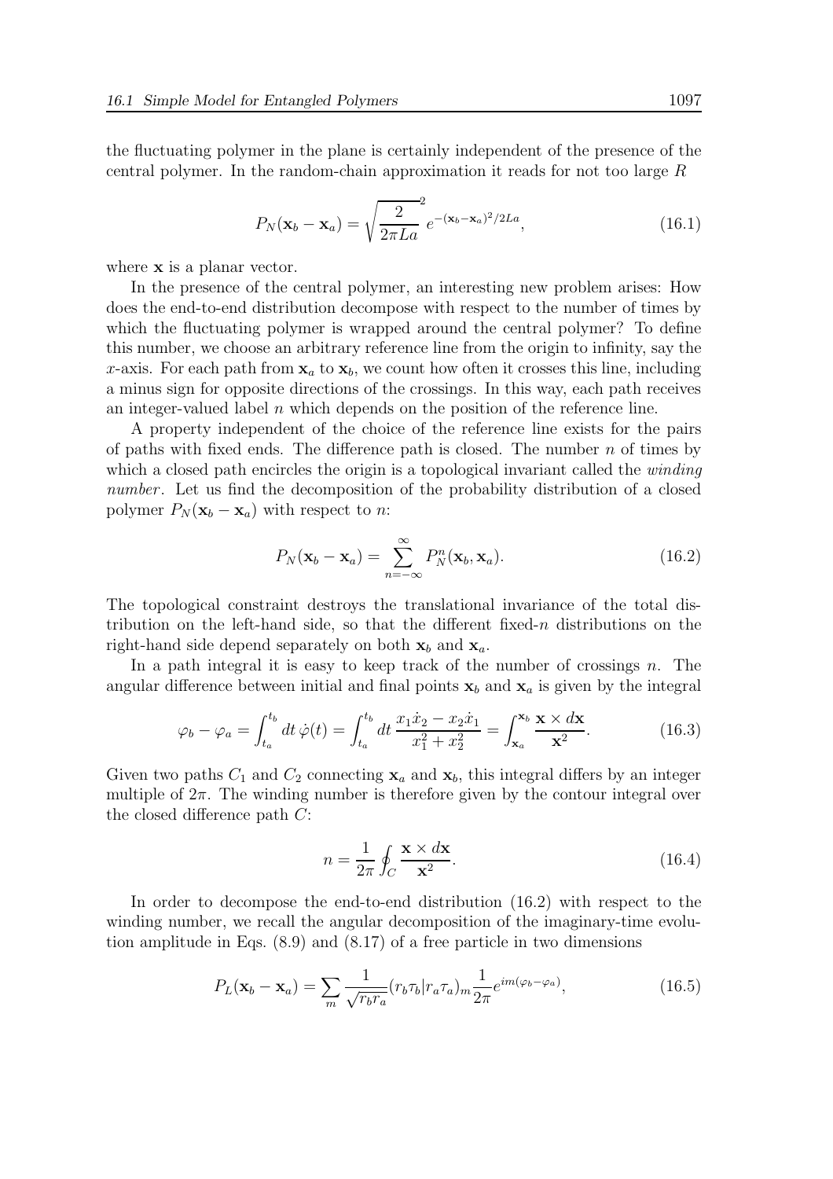the fluctuating polymer in the plane is certainly independent of the presence of the central polymer. In the random-chain approximation it reads for not too large $R$

$$P_N(\mathbf{x}_b - \mathbf{x}_a) = \sqrt{\frac{2}{2\pi La}}^2 \, e^{-(\mathbf{x}_b-\mathbf{x}_a)^2/2La}, \tag{16.1}$$

where $\mathbf{x}$ is a planar vector.

In the presence of the central polymer, an interesting new problem arises: How does the end-to-end distribution decompose with respect to the number of times by which the fluctuating polymer is wrapped around the central polymer? To define this number, we choose an arbitrary reference line from the origin to infinity, say the $x$-axis. For each path from $\mathbf{x}_a$ to $\mathbf{x}_b$, we count how often it crosses this line, including a minus sign for opposite directions of the crossings. In this way, each path receives an integer-valued label $n$ which depends on the position of the reference line.

A property independent of the choice of the reference line exists for the pairs of paths with fixed ends. The difference path is closed. The number $n$ of times by which a closed path encircles the origin is a topological invariant called the *winding number*. Let us find the decomposition of the probability distribution of a closed polymer $P_N(\mathbf{x}_b - \mathbf{x}_a)$ with respect to $n$:

$$P_N(\mathbf{x}_b - \mathbf{x}_a) = \sum_{n=-\infty}^{\infty} P_N^n(\mathbf{x}_b, \mathbf{x}_a). \tag{16.2}$$

The topological constraint destroys the translational invariance of the total distribution on the left-hand side, so that the different fixed-$n$ distributions on the right-hand side depend separately on both $\mathbf{x}_b$ and $\mathbf{x}_a$.

In a path integral it is easy to keep track of the number of crossings $n$. The angular difference between initial and final points $\mathbf{x}_b$ and $\mathbf{x}_a$ is given by the integral

$$\varphi_b - \varphi_a = \int_{t_a}^{t_b} dt\, \dot{\varphi}(t) = \int_{t_a}^{t_b} dt\, \frac{x_1\dot{x}_2 - x_2\dot{x}_1}{x_1^2 + x_2^2} = \int_{\mathbf{x}_a}^{\mathbf{x}_b} \frac{\mathbf{x} \times d\mathbf{x}}{\mathbf{x}^2}. \tag{16.3}$$

Given two paths $C_1$ and $C_2$ connecting $\mathbf{x}_a$ and $\mathbf{x}_b$, this integral differs by an integer multiple of $2\pi$. The winding number is therefore given by the contour integral over the closed difference path $C$:

$$n = \frac{1}{2\pi} \oint_C \frac{\mathbf{x} \times d\mathbf{x}}{\mathbf{x}^2}. \tag{16.4}$$

In order to decompose the end-to-end distribution (16.2) with respect to the winding number, we recall the angular decomposition of the imaginary-time evolution amplitude in Eqs. (8.9) and (8.17) of a free particle in two dimensions

$$P_L(\mathbf{x}_b - \mathbf{x}_a) = \sum_m \frac{1}{\sqrt{r_b r_a}} (r_b\tau_b|r_a\tau_a)_m \frac{1}{2\pi} e^{im(\varphi_b-\varphi_a)}, \tag{16.5}$$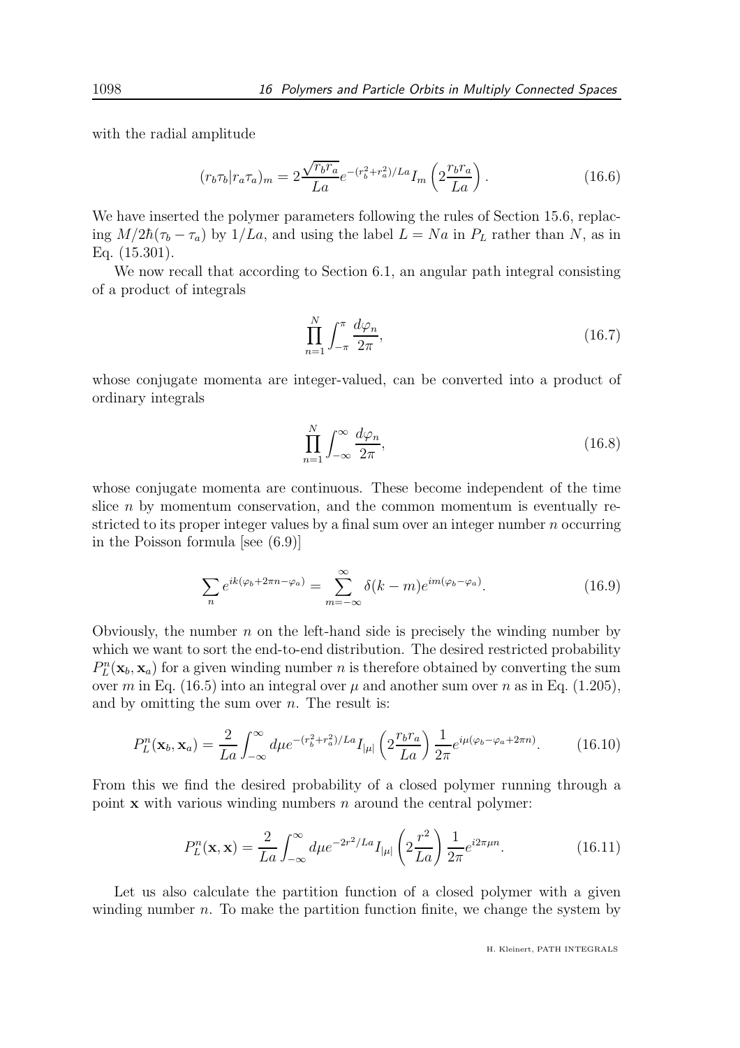with the radial amplitude

$$
(r_b \tau_b | r_a \tau_a)_m = 2\frac{\sqrt{r_b r_a}}{La} e^{-(r_b^2 + r_a^2)/La} I_m \left( 2\frac{r_b r_a}{La} \right). \tag{16.6}
$$

We have inserted the polymer parameters following the rules of Section 15.6, replacing $M/2\hbar(\tau_b - \tau_a)$ by $1/La$, and using the label $L = Na$ in $P_L$ rather than $N$, as in Eq. (15.301).

We now recall that according to Section 6.1, an angular path integral consisting of a product of integrals

$$
\prod_{n=1}^{N} \int_{-\pi}^{\pi} \frac{d\varphi_n}{2\pi}, \tag{16.7}
$$

whose conjugate momenta are integer-valued, can be converted into a product of ordinary integrals

$$
\prod_{n=1}^{N} \int_{-\infty}^{\infty} \frac{d\varphi_n}{2\pi}, \tag{16.8}
$$

whose conjugate momenta are continuous. These become independent of the time slice $n$ by momentum conservation, and the common momentum is eventually restricted to its proper integer values by a final sum over an integer number $n$ occurring in the Poisson formula [see (6.9)]

$$
\sum_{n} e^{ik(\varphi_b + 2\pi n - \varphi_a)} = \sum_{m=-\infty}^{\infty} \delta(k - m) e^{im(\varphi_b - \varphi_a)}. \tag{16.9}
$$

Obviously, the number $n$ on the left-hand side is precisely the winding number by which we want to sort the end-to-end distribution. The desired restricted probability $P_L^n(\mathbf{x}_b, \mathbf{x}_a)$ for a given winding number $n$ is therefore obtained by converting the sum over $m$ in Eq. (16.5) into an integral over $\mu$ and another sum over $n$ as in Eq. (1.205), and by omitting the sum over $n$. The result is:

$$
P_L^n(\mathbf{x}_b, \mathbf{x}_a) = \frac{2}{La} \int_{-\infty}^{\infty} d\mu e^{-(r_b^2 + r_a^2)/La} I_{|\mu|} \left( 2\frac{r_b r_a}{La} \right) \frac{1}{2\pi} e^{i\mu(\varphi_b - \varphi_a + 2\pi n)}. \tag{16.10}
$$

From this we find the desired probability of a closed polymer running through a point $\mathbf{x}$ with various winding numbers $n$ around the central polymer:

$$
P_L^n(\mathbf{x}, \mathbf{x}) = \frac{2}{La} \int_{-\infty}^{\infty} d\mu e^{-2r^2/La} I_{|\mu|} \left( 2\frac{r^2}{La} \right) \frac{1}{2\pi} e^{i2\pi\mu n}. \tag{16.11}
$$

Let us also calculate the partition function of a closed polymer with a given winding number $n$. To make the partition function finite, we change the system by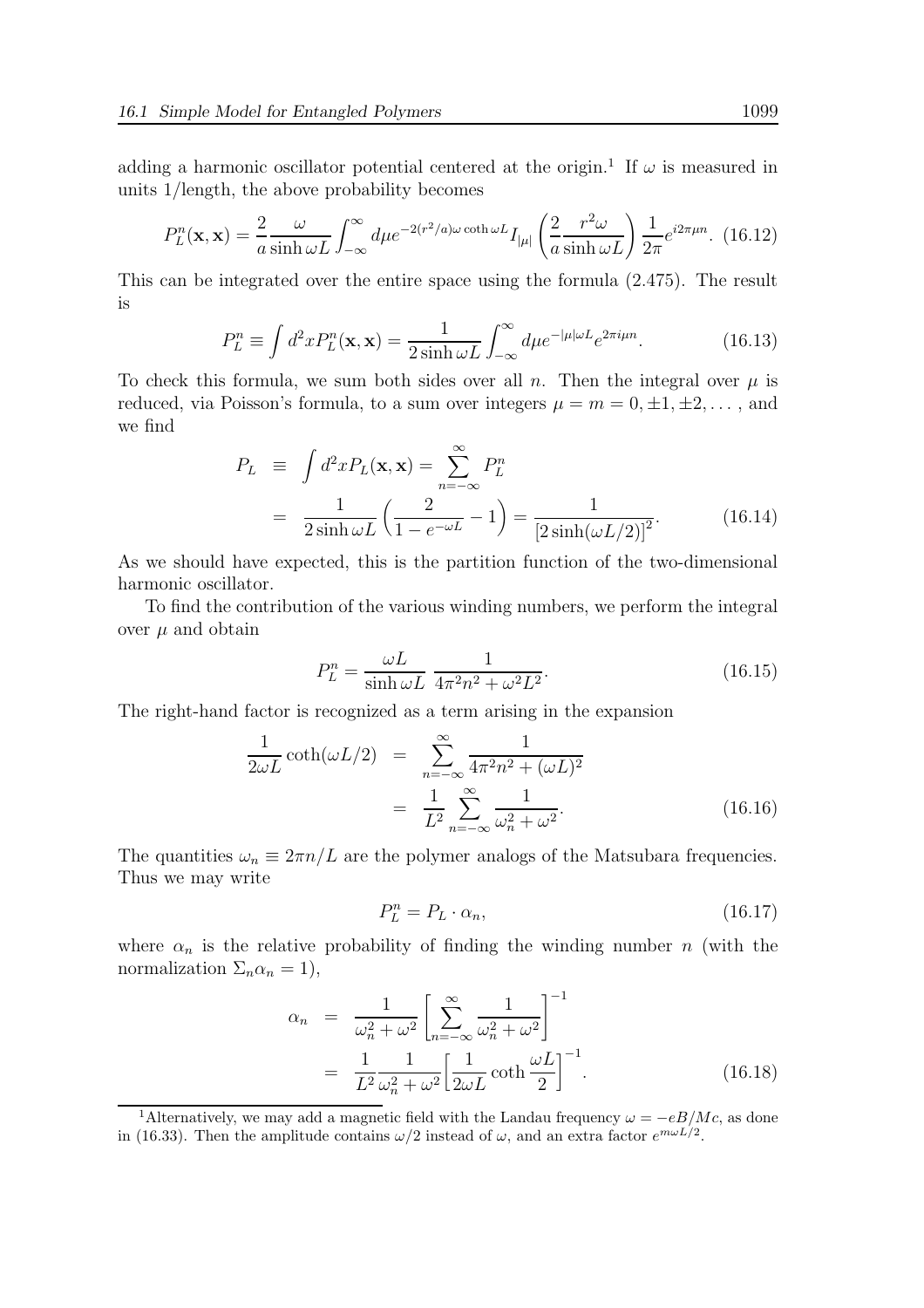adding a harmonic oscillator potential centered at the origin.[1] If $\omega$ is measured in units 1/length, the above probability becomes

$$P_L^n(\mathbf{x},\mathbf{x}) = \frac{2}{a}\frac{\omega}{\sinh\omega L}\int_{-\infty}^{\infty} d\mu e^{-2(r^2/a)\omega\coth\omega L} I_{|\mu|}\left(\frac{2}{a}\frac{r^2\omega}{\sinh\omega L}\right)\frac{1}{2\pi}e^{i2\pi\mu n}. \quad (16.12)$$

This can be integrated over the entire space using the formula (2.475). The result is

$$P_L^n \equiv \int d^2x P_L^n(\mathbf{x},\mathbf{x}) = \frac{1}{2\sinh\omega L}\int_{-\infty}^{\infty} d\mu e^{-|\mu|\omega L}e^{2\pi i\mu n}. \quad (16.13)$$

To check this formula, we sum both sides over all $n$. Then the integral over $\mu$ is reduced, via Poisson's formula, to a sum over integers $\mu = m = 0, \pm1, \pm2, \dots$, and we find

$$\begin{aligned} P_L &\equiv \int d^2x P_L(\mathbf{x},\mathbf{x}) = \sum_{n=-\infty}^{\infty} P_L^n \\ &= \frac{1}{2\sinh\omega L}\left(\frac{2}{1-e^{-\omega L}} - 1\right) = \frac{1}{\left[2\sinh(\omega L/2)\right]^2}. \end{aligned} \quad (16.14)$$

As we should have expected, this is the partition function of the two-dimensional harmonic oscillator.

To find the contribution of the various winding numbers, we perform the integral over $\mu$ and obtain

$$P_L^n = \frac{\omega L}{\sinh\omega L}\ \frac{1}{4\pi^2n^2 + \omega^2L^2}. \quad (16.15)$$

The right-hand factor is recognized as a term arising in the expansion

$$\begin{aligned} \frac{1}{2\omega L}\coth(\omega L/2) &= \sum_{n=-\infty}^{\infty}\frac{1}{4\pi^2n^2 + (\omega L)^2} \\ &= \frac{1}{L^2}\sum_{n=-\infty}^{\infty}\frac{1}{\omega_n^2 + \omega^2}. \end{aligned} \quad (16.16)$$

The quantities $\omega_n \equiv 2\pi n/L$ are the polymer analogs of the Matsubara frequencies. Thus we may write

$$P_L^n = P_L \cdot \alpha_n, \quad (16.17)$$

where $\alpha_n$ is the relative probability of finding the winding number $n$ (with the normalization $\Sigma_n \alpha_n = 1$),

$$\begin{aligned} \alpha_n &= \frac{1}{\omega_n^2 + \omega^2}\left[\sum_{n=-\infty}^{\infty}\frac{1}{\omega_n^2 + \omega^2}\right]^{-1} \\ &= \frac{1}{L^2}\frac{1}{\omega_n^2 + \omega^2}\left[\frac{1}{2\omega L}\coth\frac{\omega L}{2}\right]^{-1}. \end{aligned} \quad (16.18)$$

[1] Alternatively, we may add a magnetic field with the Landau frequency $\omega = -eB/Mc$, as done in (16.33). Then the amplitude contains $\omega/2$ instead of $\omega$, and an extra factor $e^{m\omega L/2}$.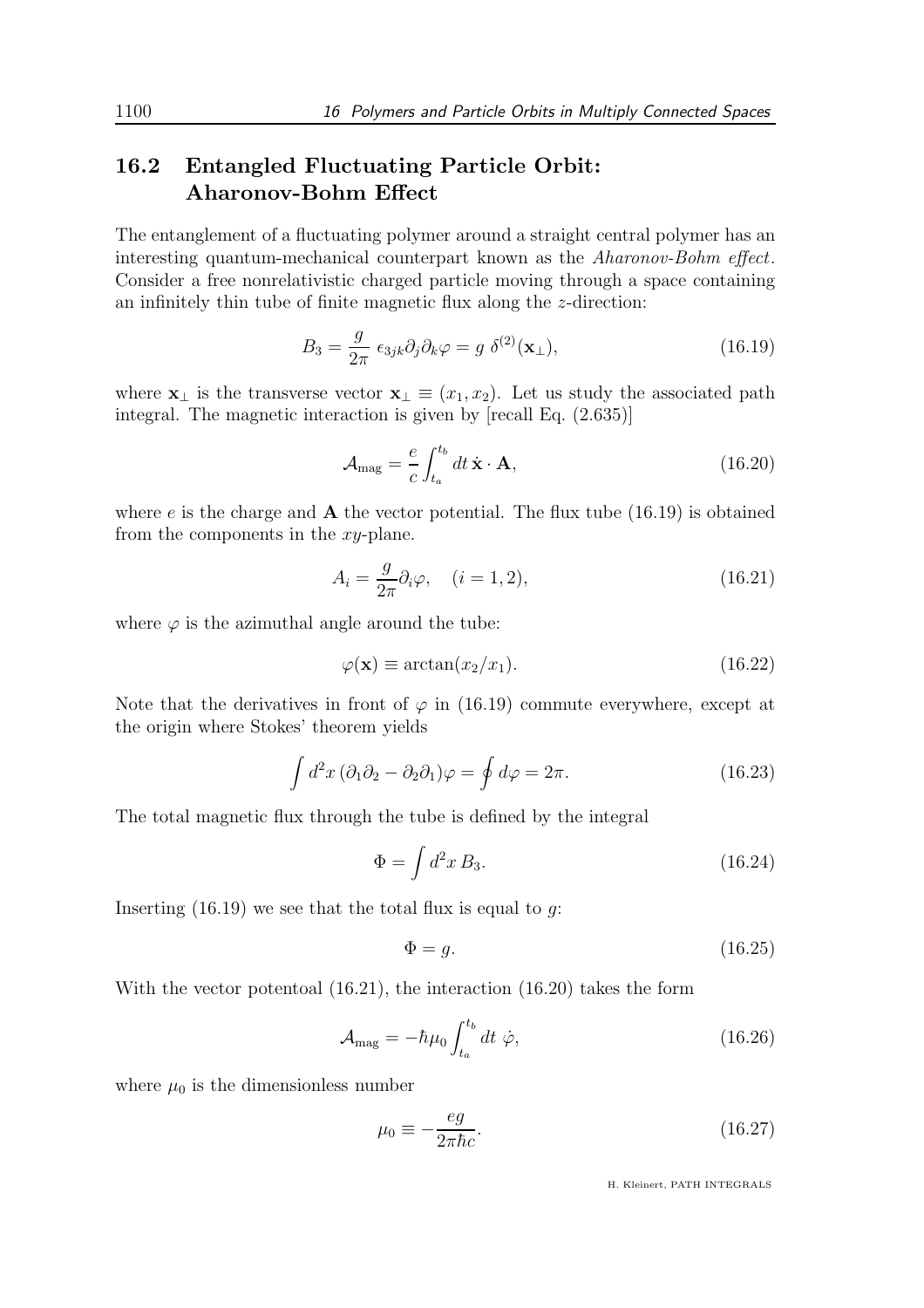## 16.2 Entangled Fluctuating Particle Orbit: Aharonov-Bohm Effect

The entanglement of a fluctuating polymer around a straight central polymer has an interesting quantum-mechanical counterpart known as the *Aharonov-Bohm effect*. Consider a free nonrelativistic charged particle moving through a space containing an infinitely thin tube of finite magnetic flux along the $z$-direction:

$$B_3 = \frac{g}{2\pi}\,\epsilon_{3jk}\partial_j\partial_k\varphi = g\;\delta^{(2)}(\mathbf{x}_\perp), \tag{16.19}$$

where $\mathbf{x}_\perp$ is the transverse vector $\mathbf{x}_\perp \equiv (x_1, x_2)$. Let us study the associated path integral. The magnetic interaction is given by [recall Eq. (2.635)]

$$\mathcal{A}_{\rm mag} = \frac{e}{c}\int_{t_a}^{t_b} dt\,\dot{\mathbf{x}}\cdot\mathbf{A}, \tag{16.20}$$

where $e$ is the charge and $\mathbf{A}$ the vector potential. The flux tube (16.19) is obtained from the components in the $xy$-plane.

$$A_i = \frac{g}{2\pi}\partial_i\varphi, \quad (i = 1, 2), \tag{16.21}$$

where $\varphi$ is the azimuthal angle around the tube:

$$\varphi(\mathbf{x}) \equiv \arctan(x_2/x_1). \tag{16.22}$$

Note that the derivatives in front of $\varphi$ in (16.19) commute everywhere, except at the origin where Stokes' theorem yields

$$\int d^2x\,(\partial_1\partial_2 - \partial_2\partial_1)\varphi = \oint d\varphi = 2\pi. \tag{16.23}$$

The total magnetic flux through the tube is defined by the integral

$$\Phi = \int d^2x\,B_3. \tag{16.24}$$

Inserting (16.19) we see that the total flux is equal to $g$:

$$\Phi = g. \tag{16.25}$$

With the vector potentoal (16.21), the interaction (16.20) takes the form

$$\mathcal{A}_{\rm mag} = -\hbar\mu_0\int_{t_a}^{t_b} dt\;\dot{\varphi}, \tag{16.26}$$

where $\mu_0$ is the dimensionless number

$$\mu_0 \equiv -\frac{eg}{2\pi\hbar c}. \tag{16.27}$$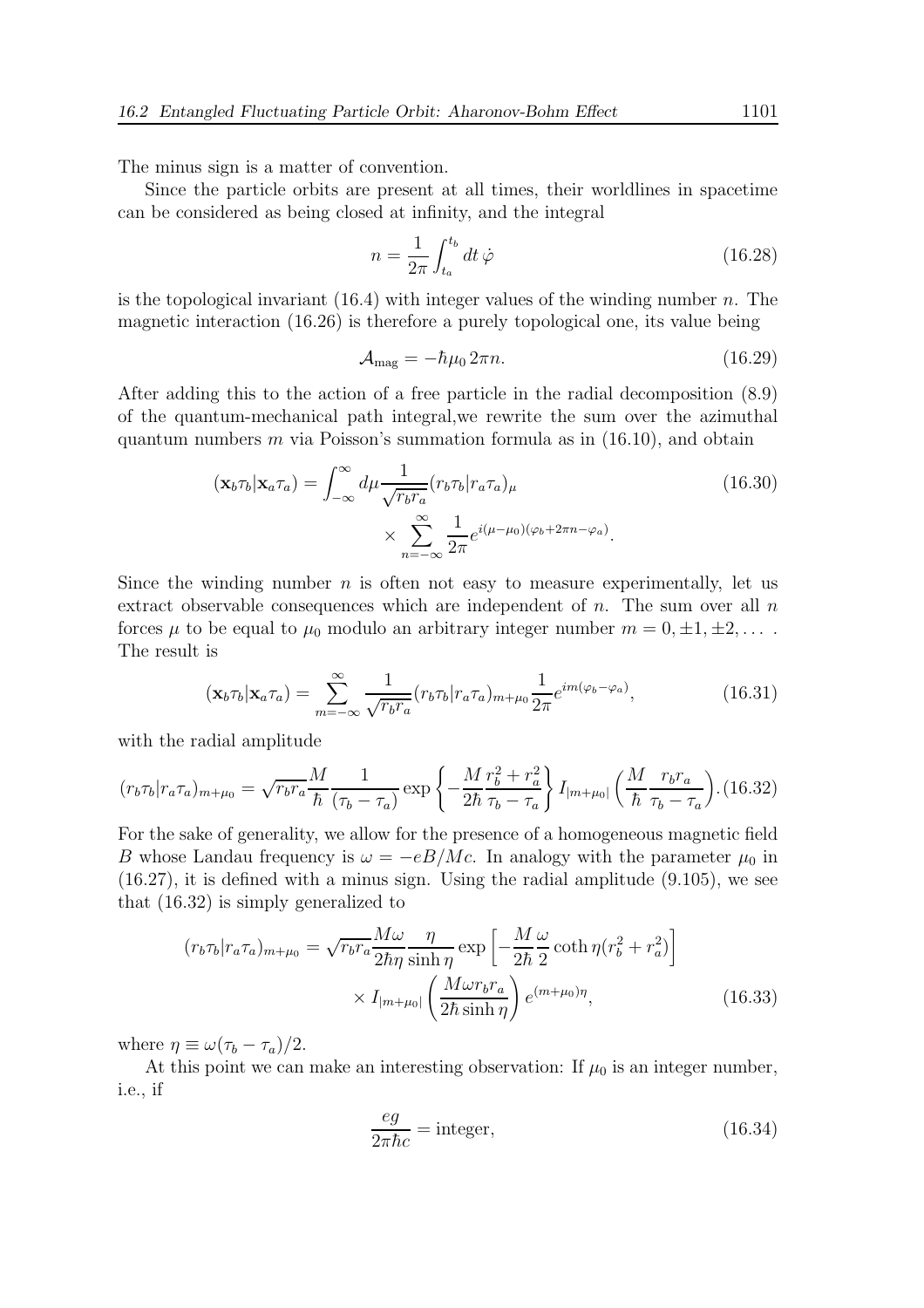The minus sign is a matter of convention.

Since the particle orbits are present at all times, their worldlines in spacetime can be considered as being closed at infinity, and the integral

$$n = \frac{1}{2\pi}\int_{t_a}^{t_b} dt\, \dot{\varphi} \tag{16.28}$$

is the topological invariant (16.4) with integer values of the winding number $n$. The magnetic interaction (16.26) is therefore a purely topological one, its value being

$$\mathcal{A}_{\rm mag} = -\hbar\mu_0\, 2\pi n. \tag{16.29}$$

After adding this to the action of a free particle in the radial decomposition (8.9) of the quantum-mechanical path integral,we rewrite the sum over the azimuthal quantum numbers $m$ via Poisson's summation formula as in (16.10), and obtain

$$(\mathbf{x}_b\tau_b|\mathbf{x}_a\tau_a) = \int_{-\infty}^{\infty} d\mu \frac{1}{\sqrt{r_br_a}}(r_b\tau_b|r_a\tau_a)_\mu \times \sum_{n=-\infty}^{\infty}\frac{1}{2\pi}e^{i(\mu-\mu_0)(\varphi_b+2\pi n-\varphi_a)}. \tag{16.30}$$

Since the winding number $n$ is often not easy to measure experimentally, let us extract observable consequences which are independent of $n$. The sum over all $n$ forces $\mu$ to be equal to $\mu_0$ modulo an arbitrary integer number $m = 0, \pm1, \pm2, \dots$ . The result is

$$(\mathbf{x}_b\tau_b|\mathbf{x}_a\tau_a) = \sum_{m=-\infty}^{\infty}\frac{1}{\sqrt{r_br_a}}(r_b\tau_b|r_a\tau_a)_{m+\mu_0}\frac{1}{2\pi}e^{im(\varphi_b-\varphi_a)}, \tag{16.31}$$

with the radial amplitude

$$(r_b\tau_b|r_a\tau_a)_{m+\mu_0} = \sqrt{r_br_a}\frac{M}{\hbar}\frac{1}{(\tau_b-\tau_a)}\exp\left\{-\frac{M}{2\hbar}\frac{r_b^2+r_a^2}{\tau_b-\tau_a}\right\} I_{|m+\mu_0|}\left(\frac{M}{\hbar}\frac{r_br_a}{\tau_b-\tau_a}\right). \tag{16.32}$$

For the sake of generality, we allow for the presence of a homogeneous magnetic field $B$ whose Landau frequency is $\omega = -eB/Mc$. In analogy with the parameter $\mu_0$ in (16.27), it is defined with a minus sign. Using the radial amplitude (9.105), we see that (16.32) is simply generalized to

$$(r_b\tau_b|r_a\tau_a)_{m+\mu_0} = \sqrt{r_br_a}\frac{M\omega}{2\hbar\eta}\frac{\eta}{\sinh\eta}\exp\left[-\frac{M}{2\hbar}\frac{\omega}{2}\coth\eta(r_b^2+r_a^2)\right] \times I_{|m+\mu_0|}\left(\frac{M\omega r_br_a}{2\hbar\sinh\eta}\right)e^{(m+\mu_0)\eta}, \tag{16.33}$$

where $\eta \equiv \omega(\tau_b-\tau_a)/2$.

At this point we can make an interesting observation: If $\mu_0$ is an integer number, i.e., if

$$\frac{eg}{2\pi\hbar c} = \text{integer}, \tag{16.34}$$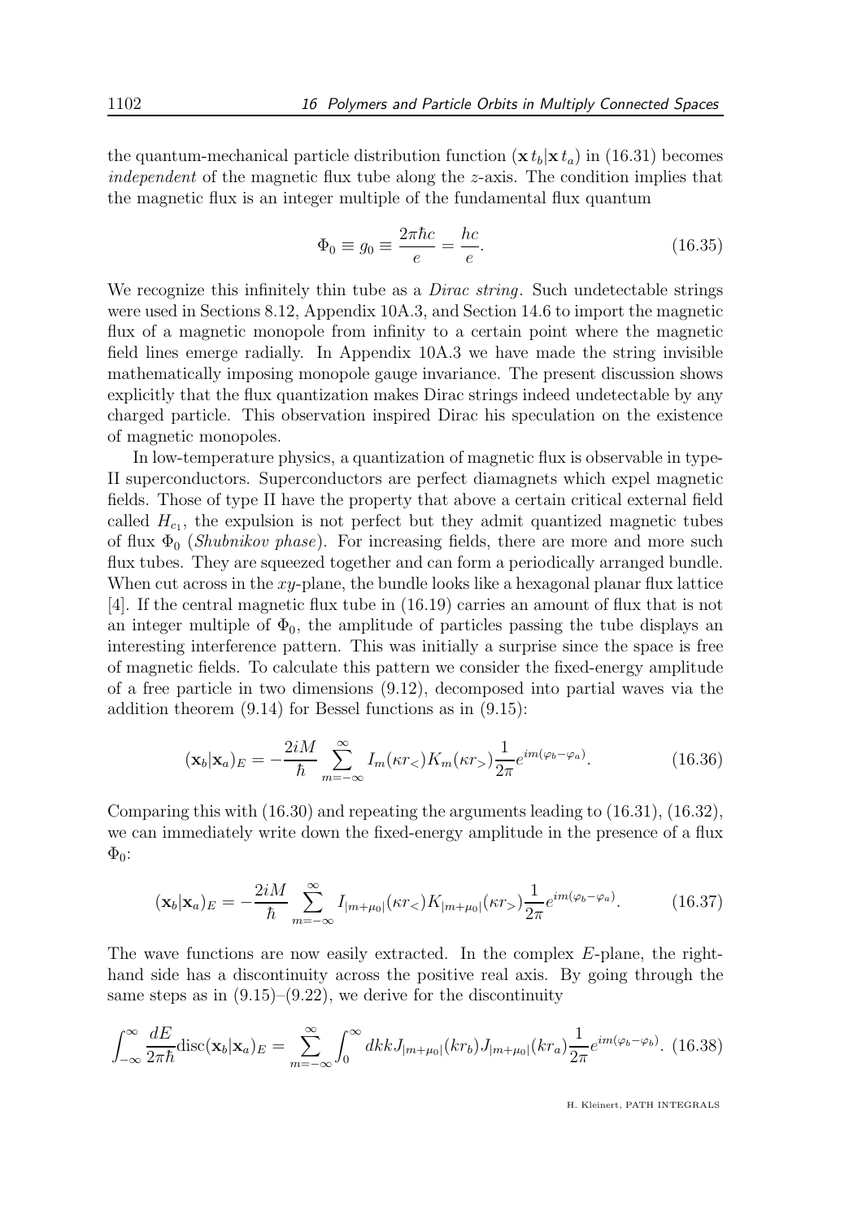the quantum-mechanical particle distribution function $(\mathbf{x}\, t_b|\mathbf{x}\, t_a)$ in (16.31) becomes *independent* of the magnetic flux tube along the $z$-axis. The condition implies that the magnetic flux is an integer multiple of the fundamental flux quantum

$$\Phi_0 \equiv g_0 \equiv \frac{2\pi\hbar c}{e} = \frac{hc}{e}. \tag{16.35}$$

We recognize this infinitely thin tube as a *Dirac string*. Such undetectable strings were used in Sections 8.12, Appendix 10A.3, and Section 14.6 to import the magnetic flux of a magnetic monopole from infinity to a certain point where the magnetic field lines emerge radially. In Appendix 10A.3 we have made the string invisible mathematically imposing monopole gauge invariance. The present discussion shows explicitly that the flux quantization makes Dirac strings indeed undetectable by any charged particle. This observation inspired Dirac his speculation on the existence of magnetic monopoles.

In low-temperature physics, a quantization of magnetic flux is observable in type-II superconductors. Superconductors are perfect diamagnets which expel magnetic fields. Those of type II have the property that above a certain critical external field called $H_{c_1}$, the expulsion is not perfect but they admit quantized magnetic tubes of flux $\Phi_0$ (*Shubnikov phase*). For increasing fields, there are more and more such flux tubes. They are squeezed together and can form a periodically arranged bundle. When cut across in the $xy$-plane, the bundle looks like a hexagonal planar flux lattice [4]. If the central magnetic flux tube in (16.19) carries an amount of flux that is not an integer multiple of $\Phi_0$, the amplitude of particles passing the tube displays an interesting interference pattern. This was initially a surprise since the space is free of magnetic fields. To calculate this pattern we consider the fixed-energy amplitude of a free particle in two dimensions (9.12), decomposed into partial waves via the addition theorem (9.14) for Bessel functions as in (9.15):

$$(\mathbf{x}_b|\mathbf{x}_a)_E = -\frac{2iM}{\hbar}\sum_{m=-\infty}^{\infty} I_m(\kappa r_<)K_m(\kappa r_>)\frac{1}{2\pi}e^{im(\varphi_b-\varphi_a)}. \tag{16.36}$$

Comparing this with (16.30) and repeating the arguments leading to (16.31), (16.32), we can immediately write down the fixed-energy amplitude in the presence of a flux $\Phi_0$:

$$(\mathbf{x}_b|\mathbf{x}_a)_E = -\frac{2iM}{\hbar}\sum_{m=-\infty}^{\infty} I_{|m+\mu_0|}(\kappa r_<)K_{|m+\mu_0|}(\kappa r_>)\frac{1}{2\pi}e^{im(\varphi_b-\varphi_a)}. \tag{16.37}$$

The wave functions are now easily extracted. In the complex $E$-plane, the right-hand side has a discontinuity across the positive real axis. By going through the same steps as in (9.15)–(9.22), we derive for the discontinuity

$$\int_{-\infty}^{\infty}\frac{dE}{2\pi\hbar}\text{disc}(\mathbf{x}_b|\mathbf{x}_a)_E = \sum_{m=-\infty}^{\infty}\int_0^{\infty} dk k J_{|m+\mu_0|}(kr_b)J_{|m+\mu_0|}(kr_a)\frac{1}{2\pi}e^{im(\varphi_b-\varphi_b)}. \tag{16.38}$$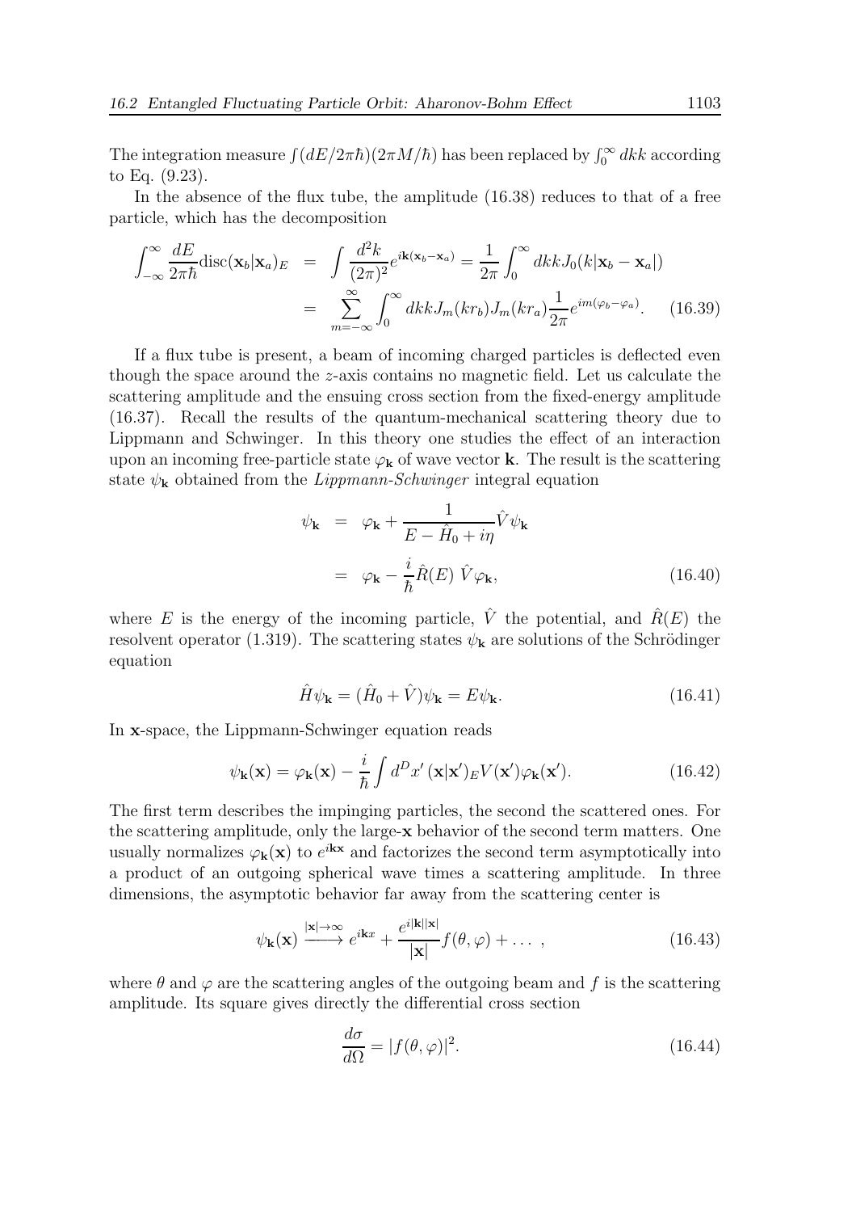The integration measure $\int (dE/2\pi\hbar)(2\pi M/\hbar)$ has been replaced by $\int_0^\infty dk k$ according to Eq. (9.23).

In the absence of the flux tube, the amplitude (16.38) reduces to that of a free particle, which has the decomposition

$$
\begin{aligned}
\int_{-\infty}^{\infty} \frac{dE}{2\pi\hbar} \mathrm{disc}(\mathbf{x}_b|\mathbf{x}_a)_E &= \int \frac{d^2k}{(2\pi)^2} e^{i\mathbf{k}(\mathbf{x}_b-\mathbf{x}_a)} = \frac{1}{2\pi}\int_0^\infty dk k J_0(k|\mathbf{x}_b-\mathbf{x}_a|) \\
&= \sum_{m=-\infty}^{\infty} \int_0^\infty dk k J_m(kr_b) J_m(kr_a) \frac{1}{2\pi} e^{im(\varphi_b-\varphi_a)}. \qquad (16.39)
\end{aligned}
$$

If a flux tube is present, a beam of incoming charged particles is deflected even though the space around the $z$-axis contains no magnetic field. Let us calculate the scattering amplitude and the ensuing cross section from the fixed-energy amplitude (16.37). Recall the results of the quantum-mechanical scattering theory due to Lippmann and Schwinger. In this theory one studies the effect of an interaction upon an incoming free-particle state $\varphi_{\mathbf{k}}$ of wave vector $\mathbf{k}$. The result is the scattering state $\psi_{\mathbf{k}}$ obtained from the *Lippmann-Schwinger* integral equation

$$
\begin{aligned}
\psi_{\mathbf{k}} &= \varphi_{\mathbf{k}} + \frac{1}{E-\hat{H}_0+i\eta}\hat{V}\psi_{\mathbf{k}} \\
&= \varphi_{\mathbf{k}} - \frac{i}{\hbar}\hat{R}(E)\,\hat{V}\varphi_{\mathbf{k}}, \qquad (16.40)
\end{aligned}
$$

where $E$ is the energy of the incoming particle, $\hat{V}$ the potential, and $\hat{R}(E)$ the resolvent operator (1.319). The scattering states $\psi_{\mathbf{k}}$ are solutions of the Schrödinger equation

$$
\hat{H}\psi_{\mathbf{k}} = (\hat{H}_0+\hat{V})\psi_{\mathbf{k}} = E\psi_{\mathbf{k}}. \qquad (16.41)
$$

In $\mathbf{x}$-space, the Lippmann-Schwinger equation reads

$$
\psi_{\mathbf{k}}(\mathbf{x}) = \varphi_{\mathbf{k}}(\mathbf{x}) - \frac{i}{\hbar}\int d^D x' \, (\mathbf{x}|\mathbf{x}')_E V(\mathbf{x}')\varphi_{\mathbf{k}}(\mathbf{x}'). \qquad (16.42)
$$

The first term describes the impinging particles, the second the scattered ones. For the scattering amplitude, only the large-$\mathbf{x}$ behavior of the second term matters. One usually normalizes $\varphi_{\mathbf{k}}(\mathbf{x})$ to $e^{i\mathbf{kx}}$ and factorizes the second term asymptotically into a product of an outgoing spherical wave times a scattering amplitude. In three dimensions, the asymptotic behavior far away from the scattering center is

$$
\psi_{\mathbf{k}}(\mathbf{x}) \xrightarrow{|\mathbf{x}|\to\infty} e^{i\mathbf{k}x} + \frac{e^{i|\mathbf{k}||\mathbf{x}|}}{|\mathbf{x}|} f(\theta,\varphi) + \dots\,, \qquad (16.43)
$$

where $\theta$ and $\varphi$ are the scattering angles of the outgoing beam and $f$ is the scattering amplitude. Its square gives directly the differential cross section

$$
\frac{d\sigma}{d\Omega} = |f(\theta,\varphi)|^2. \qquad (16.44)
$$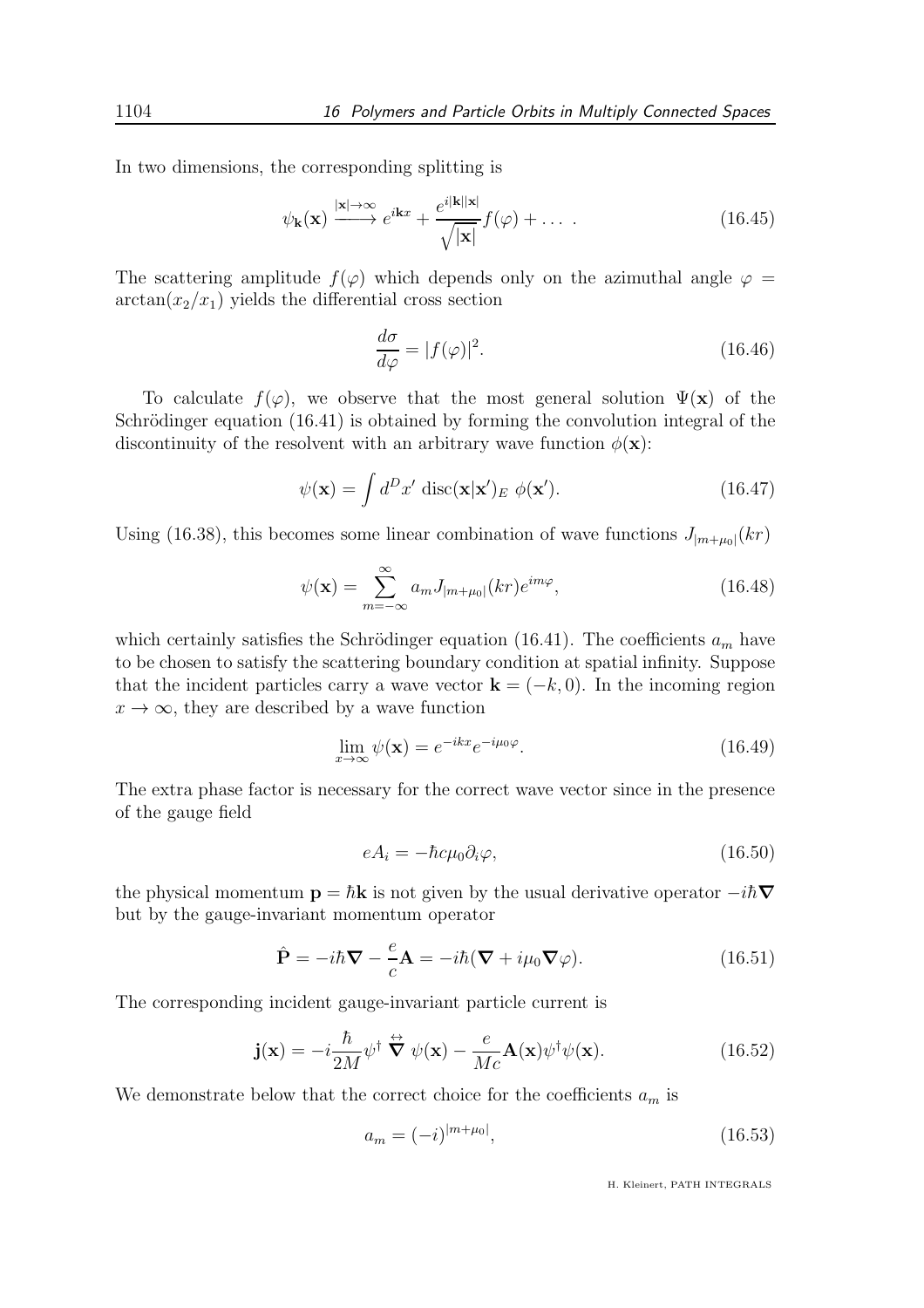In two dimensions, the corresponding splitting is

$$\psi_{\mathbf{k}}(\mathbf{x}) \xrightarrow{|\mathbf{x}|\to\infty} e^{i\mathbf{k}x} + \frac{e^{i|\mathbf{k}||\mathbf{x}|}}{\sqrt{|\mathbf{x}|}} f(\varphi) + \dots \; . \tag{16.45}$$

The scattering amplitude $f(\varphi)$ which depends only on the azimuthal angle $\varphi = \arctan(x_2/x_1)$ yields the differential cross section

$$\frac{d\sigma}{d\varphi} = |f(\varphi)|^2. \tag{16.46}$$

To calculate $f(\varphi)$, we observe that the most general solution $\Psi(\mathbf{x})$ of the Schrödinger equation (16.41) is obtained by forming the convolution integral of the discontinuity of the resolvent with an arbitrary wave function $\phi(\mathbf{x})$:

$$\psi(\mathbf{x}) = \int d^D x' \; \mathrm{disc}(\mathbf{x}|\mathbf{x}')_E \; \phi(\mathbf{x}'). \tag{16.47}$$

Using (16.38), this becomes some linear combination of wave functions $J_{|m+\mu_0|}(kr)$

$$\psi(\mathbf{x}) = \sum_{m=-\infty}^{\infty} a_m J_{|m+\mu_0|}(kr) e^{im\varphi}, \tag{16.48}$$

which certainly satisfies the Schrödinger equation (16.41). The coefficients $a_m$ have to be chosen to satisfy the scattering boundary condition at spatial infinity. Suppose that the incident particles carry a wave vector $\mathbf{k} = (-k, 0)$. In the incoming region $x \to \infty$, they are described by a wave function

$$\lim_{x\to\infty} \psi(\mathbf{x}) = e^{-ikx} e^{-i\mu_0\varphi}. \tag{16.49}$$

The extra phase factor is necessary for the correct wave vector since in the presence of the gauge field

$$eA_i = -\hbar c \mu_0 \partial_i \varphi, \tag{16.50}$$

the physical momentum $\mathbf{p} = \hbar\mathbf{k}$ is not given by the usual derivative operator $-i\hbar\boldsymbol{\nabla}$ but by the gauge-invariant momentum operator

$$\hat{\mathbf{P}} = -i\hbar\boldsymbol{\nabla} - \frac{e}{c}\mathbf{A} = -i\hbar(\boldsymbol{\nabla} + i\mu_0\boldsymbol{\nabla}\varphi). \tag{16.51}$$

The corresponding incident gauge-invariant particle current is

$$\mathbf{j}(\mathbf{x}) = -i\frac{\hbar}{2M}\psi^\dagger \overleftrightarrow{\boldsymbol{\nabla}} \psi(\mathbf{x}) - \frac{e}{Mc}\mathbf{A}(\mathbf{x})\psi^\dagger\psi(\mathbf{x}). \tag{16.52}$$

We demonstrate below that the correct choice for the coefficients $a_m$ is

$$a_m = (-i)^{|m+\mu_0|}, \tag{16.53}$$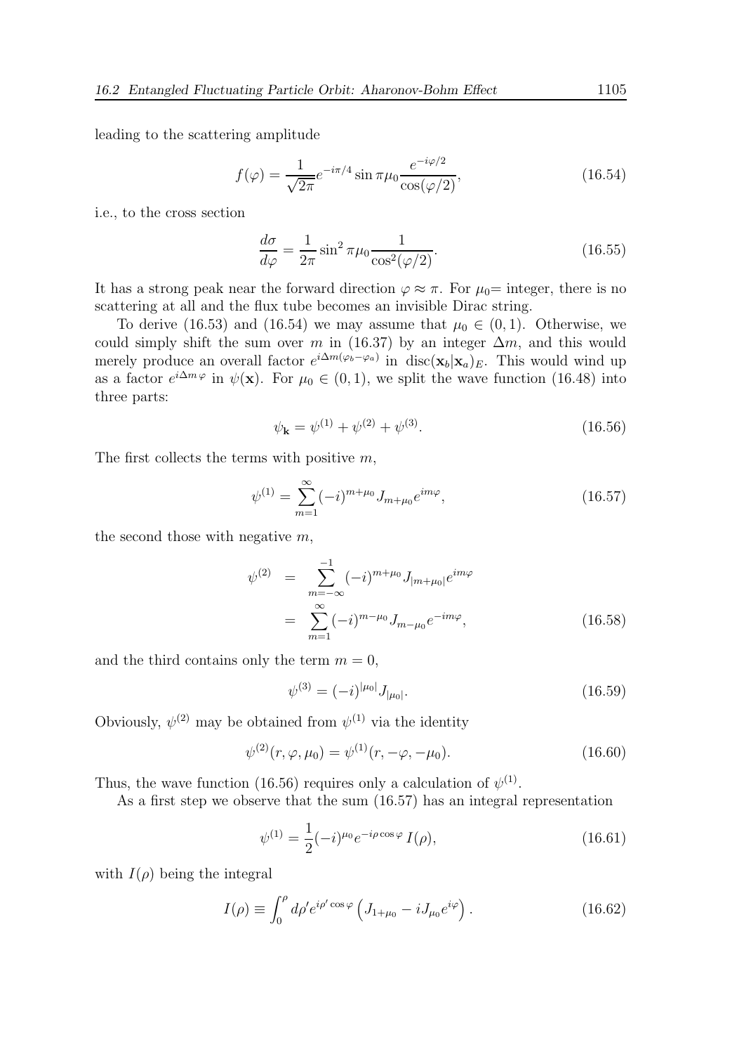leading to the scattering amplitude

$$f(\varphi) = \frac{1}{\sqrt{2\pi}} e^{-i\pi/4} \sin \pi\mu_0 \frac{e^{-i\varphi/2}}{\cos(\varphi/2)}, \tag{16.54}$$

i.e., to the cross section

$$\frac{d\sigma}{d\varphi} = \frac{1}{2\pi} \sin^2 \pi\mu_0 \frac{1}{\cos^2(\varphi/2)}. \tag{16.55}$$

It has a strong peak near the forward direction $\varphi \approx \pi$. For $\mu_0$= integer, there is no scattering at all and the flux tube becomes an invisible Dirac string.

To derive (16.53) and (16.54) we may assume that $\mu_0 \in (0,1)$. Otherwise, we could simply shift the sum over $m$ in (16.37) by an integer $\Delta m$, and this would merely produce an overall factor $e^{i\Delta m(\varphi_b - \varphi_a)}$ in $\text{disc}(\mathbf{x}_b|\mathbf{x}_a)_E$. This would wind up as a factor $e^{i\Delta m\,\varphi}$ in $\psi(\mathbf{x})$. For $\mu_0 \in (0,1)$, we split the wave function (16.48) into three parts:

$$\psi_{\mathbf{k}} = \psi^{(1)} + \psi^{(2)} + \psi^{(3)}. \tag{16.56}$$

The first collects the terms with positive $m$,

$$\psi^{(1)} = \sum_{m=1}^{\infty} (-i)^{m+\mu_0} J_{m+\mu_0} e^{im\varphi}, \tag{16.57}$$

the second those with negative $m$,

$$\begin{aligned} \psi^{(2)} &= \sum_{m=-\infty}^{-1} (-i)^{m+\mu_0} J_{|m+\mu_0|} e^{im\varphi} \\ &= \sum_{m=1}^{\infty} (-i)^{m-\mu_0} J_{m-\mu_0} e^{-im\varphi}, \end{aligned} \tag{16.58}$$

and the third contains only the term $m = 0$,

$$\psi^{(3)} = (-i)^{|\mu_0|} J_{|\mu_0|}. \tag{16.59}$$

Obviously, $\psi^{(2)}$ may be obtained from $\psi^{(1)}$ via the identity

$$\psi^{(2)}(r, \varphi, \mu_0) = \psi^{(1)}(r, -\varphi, -\mu_0). \tag{16.60}$$

Thus, the wave function (16.56) requires only a calculation of $\psi^{(1)}$.

As a first step we observe that the sum (16.57) has an integral representation

$$\psi^{(1)} = \frac{1}{2}(-i)^{\mu_0} e^{-i\rho\cos\varphi} I(\rho), \tag{16.61}$$

with $I(\rho)$ being the integral

$$I(\rho) \equiv \int_0^{\rho} d\rho' e^{i\rho'\cos\varphi} \left( J_{1+\mu_0} - iJ_{\mu_0} e^{i\varphi} \right). \tag{16.62}$$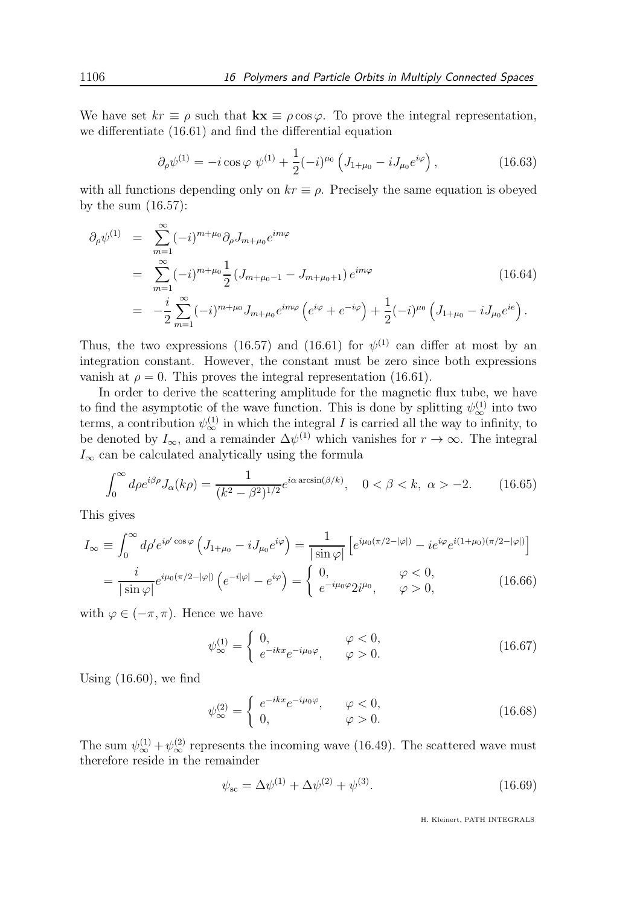We have set $kr \equiv \rho$ such that $\mathbf{kx} \equiv \rho \cos\varphi$. To prove the integral representation, we differentiate (16.61) and find the differential equation

$$\partial_\rho \psi^{(1)} = -i \cos\varphi \; \psi^{(1)} + \frac{1}{2}(-i)^{\mu_0} \left( J_{1+\mu_0} - i J_{\mu_0} e^{i\varphi} \right), \tag{16.63}$$

with all functions depending only on $kr \equiv \rho$. Precisely the same equation is obeyed by the sum (16.57):

$$\begin{aligned}
\partial_\rho \psi^{(1)} &= \sum_{m=1}^{\infty} (-i)^{m+\mu_0} \partial_\rho J_{m+\mu_0} e^{im\varphi} \\
&= \sum_{m=1}^{\infty} (-i)^{m+\mu_0} \frac{1}{2} \left( J_{m+\mu_0-1} - J_{m+\mu_0+1} \right) e^{im\varphi} \\
&= -\frac{i}{2} \sum_{m=1}^{\infty} (-i)^{m+\mu_0} J_{m+\mu_0} e^{im\varphi} \left( e^{i\varphi} + e^{-i\varphi} \right) + \frac{1}{2}(-i)^{\mu_0} \left( J_{1+\mu_0} - i J_{\mu_0} e^{ie} \right).
\end{aligned} \tag{16.64}$$

Thus, the two expressions (16.57) and (16.61) for $\psi^{(1)}$ can differ at most by an integration constant. However, the constant must be zero since both expressions vanish at $\rho = 0$. This proves the integral representation (16.61).

In order to derive the scattering amplitude for the magnetic flux tube, we have to find the asymptotic of the wave function. This is done by splitting $\psi^{(1)}_\infty$ into two terms, a contribution $\psi^{(1)}_\infty$ in which the integral $I$ is carried all the way to infinity, to be denoted by $I_\infty$, and a remainder $\Delta\psi^{(1)}$ which vanishes for $r \to \infty$. The integral $I_\infty$ can be calculated analytically using the formula

$$\int_0^\infty d\rho e^{i\beta\rho} J_\alpha(k\rho) = \frac{1}{(k^2 - \beta^2)^{1/2}} e^{i\alpha \arcsin(\beta/k)}, \quad 0 < \beta < k, \; \alpha > -2. \tag{16.65}$$

This gives

$$\begin{aligned}
I_\infty &\equiv \int_0^\infty d\rho' e^{i\rho' \cos\varphi} \left( J_{1+\mu_0} - i J_{\mu_0} e^{i\varphi} \right) = \frac{1}{|\sin\varphi|} \left[ e^{i\mu_0(\pi/2 - |\varphi|)} - i e^{i\varphi} e^{i(1+\mu_0)(\pi/2 - |\varphi|)} \right] \\
&= \frac{i}{|\sin\varphi|} e^{i\mu_0(\pi/2 - |\varphi|)} \left( e^{-i|\varphi|} - e^{i\varphi} \right) = \begin{cases} 0, & \varphi < 0, \\ e^{-i\mu_0\varphi} 2 i^{\mu_0}, & \varphi > 0, \end{cases}
\end{aligned} \tag{16.66}$$

with $\varphi \in (-\pi, \pi)$. Hence we have

$$\psi^{(1)}_\infty = \begin{cases} 0, & \varphi < 0, \\ e^{-ikx} e^{-i\mu_0\varphi}, & \varphi > 0. \end{cases} \tag{16.67}$$

Using (16.60), we find

$$\psi^{(2)}_\infty = \begin{cases} e^{-ikx} e^{-i\mu_0\varphi}, & \varphi < 0, \\ 0, & \varphi > 0. \end{cases} \tag{16.68}$$

The sum $\psi^{(1)}_\infty + \psi^{(2)}_\infty$ represents the incoming wave (16.49). The scattered wave must therefore reside in the remainder

$$\psi_{\rm sc} = \Delta\psi^{(1)} + \Delta\psi^{(2)} + \psi^{(3)}. \tag{16.69}$$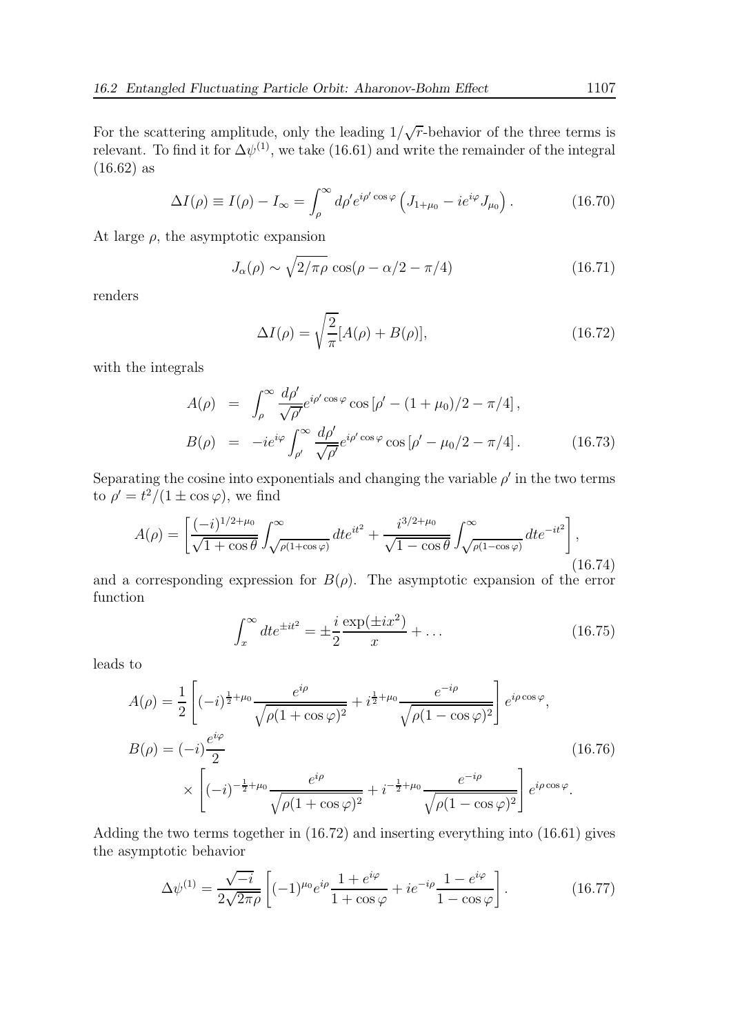For the scattering amplitude, only the leading $1/\sqrt{r}$-behavior of the three terms is relevant. To find it for $\Delta\psi^{(1)}$, we take (16.61) and write the remainder of the integral (16.62) as

$$\Delta I(\rho) \equiv I(\rho) - I_\infty = \int_\rho^\infty d\rho' e^{i\rho' \cos\varphi} \left( J_{1+\mu_0} - ie^{i\varphi} J_{\mu_0} \right). \tag{16.70}$$

At large $\rho$, the asymptotic expansion

$$J_\alpha(\rho) \sim \sqrt{2/\pi\rho}\, \cos(\rho - \alpha/2 - \pi/4) \tag{16.71}$$

renders

$$\Delta I(\rho) = \sqrt{\frac{2}{\pi}} [A(\rho) + B(\rho)], \tag{16.72}$$

with the integrals

$$\begin{aligned} A(\rho) &= \int_\rho^\infty \frac{d\rho'}{\sqrt{\rho'}} e^{i\rho' \cos\varphi} \cos\left[\rho' - (1+\mu_0)/2 - \pi/4\right], \\ B(\rho) &= -ie^{i\varphi} \int_{\rho'}^\infty \frac{d\rho'}{\sqrt{\rho'}} e^{i\rho' \cos\varphi} \cos\left[\rho' - \mu_0/2 - \pi/4\right]. \end{aligned} \tag{16.73}$$

Separating the cosine into exponentials and changing the variable $\rho'$ in the two terms to $\rho' = t^2/(1 \pm \cos\varphi)$, we find

$$A(\rho) = \left[ \frac{(-i)^{1/2+\mu_0}}{\sqrt{1+\cos\theta}} \int_{\sqrt{\rho(1+\cos\varphi)}}^\infty dt e^{it^2} + \frac{i^{3/2+\mu_0}}{\sqrt{1-\cos\theta}} \int_{\sqrt{\rho(1-\cos\varphi)}}^\infty dt e^{-it^2} \right], \tag{16.74}$$

and a corresponding expression for $B(\rho)$. The asymptotic expansion of the error function

$$\int_x^\infty dt e^{\pm it^2} = \pm \frac{i}{2} \frac{\exp(\pm ix^2)}{x} + \dots \tag{16.75}$$

leads to

$$\begin{aligned} A(\rho) &= \frac{1}{2} \left[ (-i)^{\frac{1}{2}+\mu_0} \frac{e^{i\rho}}{\sqrt{\rho(1+\cos\varphi)^2}} + i^{\frac{1}{2}+\mu_0} \frac{e^{-i\rho}}{\sqrt{\rho(1-\cos\varphi)^2}} \right] e^{i\rho\cos\varphi}, \\ B(\rho) &= (-i)\frac{e^{i\varphi}}{2} \\ &\quad \times \left[ (-i)^{-\frac{1}{2}+\mu_0} \frac{e^{i\rho}}{\sqrt{\rho(1+\cos\varphi)^2}} + i^{-\frac{1}{2}+\mu_0} \frac{e^{-i\rho}}{\sqrt{\rho(1-\cos\varphi)^2}} \right] e^{i\rho\cos\varphi}. \end{aligned} \tag{16.76}$$

Adding the two terms together in (16.72) and inserting everything into (16.61) gives the asymptotic behavior

$$\Delta\psi^{(1)} = \frac{\sqrt{-i}}{2\sqrt{2\pi\rho}} \left[ (-1)^{\mu_0} e^{i\rho} \frac{1+e^{i\varphi}}{1+\cos\varphi} + ie^{-i\rho} \frac{1-e^{i\varphi}}{1-\cos\varphi} \right]. \tag{16.77}$$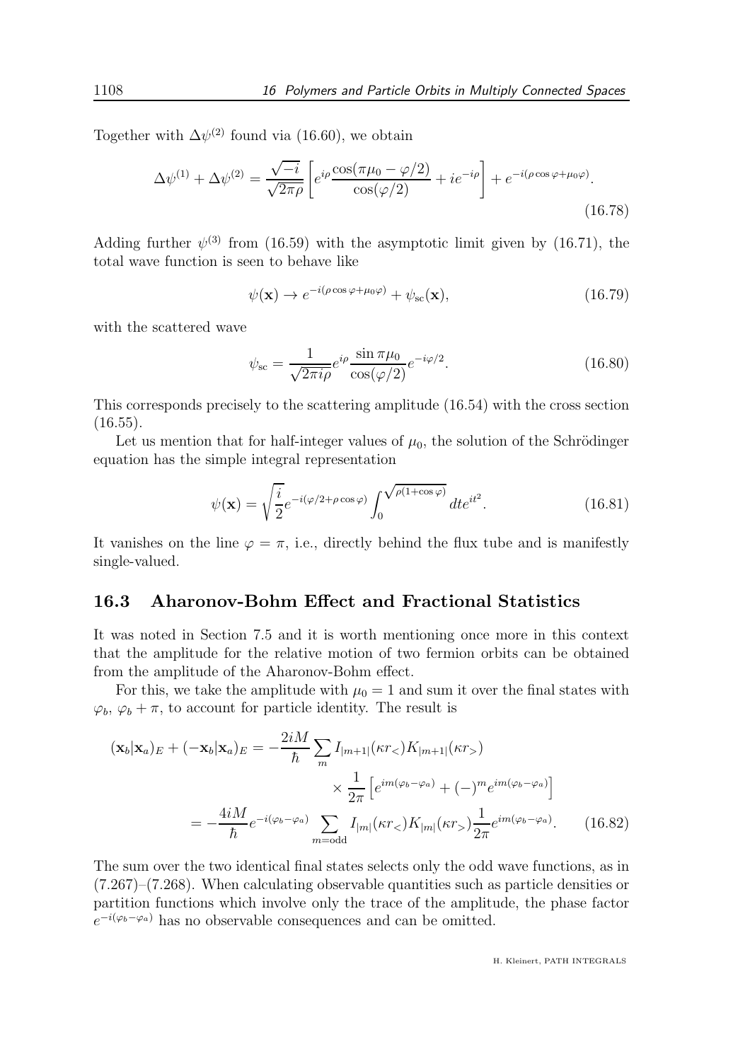Together with $\Delta\psi^{(2)}$ found via (16.60), we obtain

$$\Delta\psi^{(1)} + \Delta\psi^{(2)} = \frac{\sqrt{-i}}{\sqrt{2\pi\rho}} \left[ e^{i\rho} \frac{\cos(\pi\mu_0 - \varphi/2)}{\cos(\varphi/2)} + ie^{-i\rho} \right] + e^{-i(\rho\cos\varphi + \mu_0\varphi)}. \tag{16.78}$$

Adding further $\psi^{(3)}$ from (16.59) with the asymptotic limit given by (16.71), the total wave function is seen to behave like

$$\psi(\mathbf{x}) \to e^{-i(\rho\cos\varphi + \mu_0\varphi)} + \psi_{\rm sc}(\mathbf{x}), \tag{16.79}$$

with the scattered wave

$$\psi_{\rm sc} = \frac{1}{\sqrt{2\pi i\rho}} e^{i\rho} \frac{\sin \pi\mu_0}{\cos(\varphi/2)} e^{-i\varphi/2}. \tag{16.80}$$

This corresponds precisely to the scattering amplitude (16.54) with the cross section (16.55).

Let us mention that for half-integer values of $\mu_0$, the solution of the Schrödinger equation has the simple integral representation

$$\psi(\mathbf{x}) = \sqrt{\frac{i}{2}} e^{-i(\varphi/2 + \rho\cos\varphi)} \int_0^{\sqrt{\rho(1+\cos\varphi)}} dt e^{it^2}. \tag{16.81}$$

It vanishes on the line $\varphi = \pi$, i.e., directly behind the flux tube and is manifestly single-valued.

## 16.3 Aharonov-Bohm Effect and Fractional Statistics

It was noted in Section 7.5 and it is worth mentioning once more in this context that the amplitude for the relative motion of two fermion orbits can be obtained from the amplitude of the Aharonov-Bohm effect.

For this, we take the amplitude with $\mu_0 = 1$ and sum it over the final states with $\varphi_b$, $\varphi_b + \pi$, to account for particle identity. The result is

$$\begin{aligned}
(\mathbf{x}_b|\mathbf{x}_a)_E + (-\mathbf{x}_b|\mathbf{x}_a)_E &= -\frac{2iM}{\hbar} \sum_m I_{|m+1|}(\kappa r_<) K_{|m+1|}(\kappa r_>) \\
&\qquad\qquad \times \frac{1}{2\pi} \left[ e^{im(\varphi_b - \varphi_a)} + (-)^m e^{im(\varphi_b - \varphi_a)} \right] \\
&= -\frac{4iM}{\hbar} e^{-i(\varphi_b - \varphi_a)} \sum_{m=\text{odd}} I_{|m|}(\kappa r_<) K_{|m|}(\kappa r_>) \frac{1}{2\pi} e^{im(\varphi_b - \varphi_a)}.
\end{aligned} \tag{16.82}$$

The sum over the two identical final states selects only the odd wave functions, as in (7.267)–(7.268). When calculating observable quantities such as particle densities or partition functions which involve only the trace of the amplitude, the phase factor $e^{-i(\varphi_b - \varphi_a)}$ has no observable consequences and can be omitted.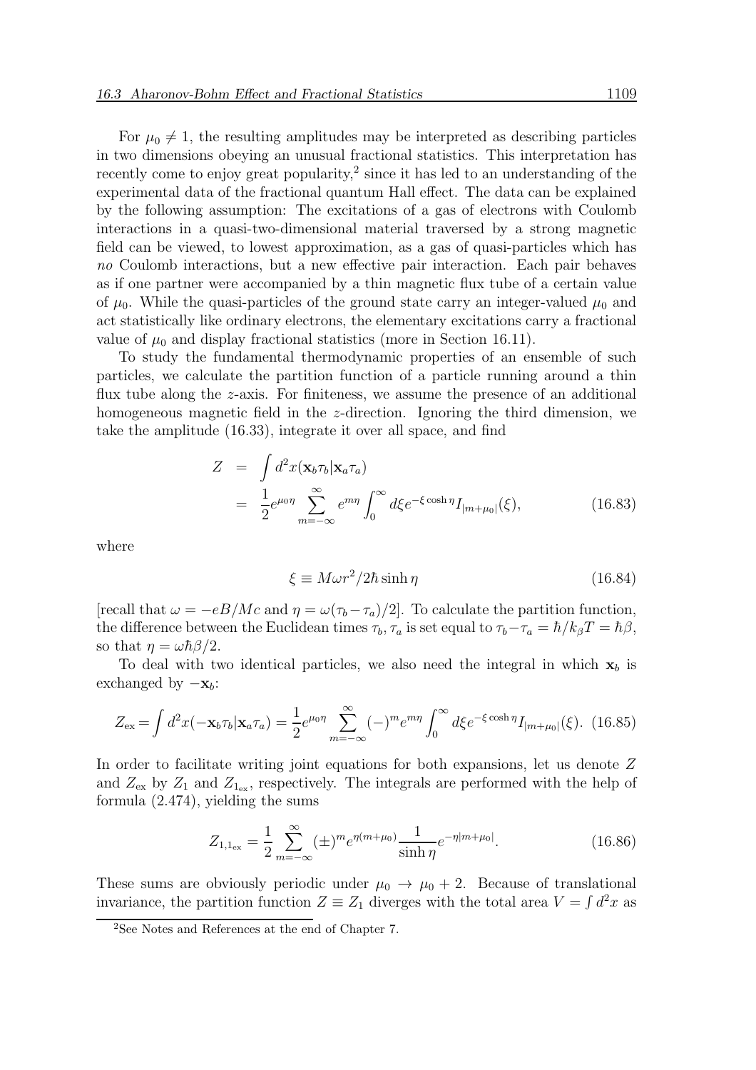For $\mu_0 \neq 1$, the resulting amplitudes may be interpreted as describing particles in two dimensions obeying an unusual fractional statistics. This interpretation has recently come to enjoy great popularity,[2] since it has led to an understanding of the experimental data of the fractional quantum Hall effect. The data can be explained by the following assumption: The excitations of a gas of electrons with Coulomb interactions in a quasi-two-dimensional material traversed by a strong magnetic field can be viewed, to lowest approximation, as a gas of quasi-particles which has *no* Coulomb interactions, but a new effective pair interaction. Each pair behaves as if one partner were accompanied by a thin magnetic flux tube of a certain value of $\mu_0$. While the quasi-particles of the ground state carry an integer-valued $\mu_0$ and act statistically like ordinary electrons, the elementary excitations carry a fractional value of $\mu_0$ and display fractional statistics (more in Section 16.11).

To study the fundamental thermodynamic properties of an ensemble of such particles, we calculate the partition function of a particle running around a thin flux tube along the $z$-axis. For finiteness, we assume the presence of an additional homogeneous magnetic field in the $z$-direction. Ignoring the third dimension, we take the amplitude (16.33), integrate it over all space, and find

$$
\begin{aligned}
Z &= \int d^2x(\mathbf{x}_b\tau_b|\mathbf{x}_a\tau_a) \\
&= \frac{1}{2}e^{\mu_0\eta}\sum_{m=-\infty}^{\infty}e^{m\eta}\int_0^\infty d\xi e^{-\xi\cosh\eta}I_{|m+\mu_0|}(\xi),
\end{aligned}
\tag{16.83}
$$

where

$$
\xi \equiv M\omega r^2/2\hbar\sinh\eta \tag{16.84}
$$

[recall that $\omega = -eB/Mc$ and $\eta = \omega(\tau_b - \tau_a)/2$]. To calculate the partition function, the difference between the Euclidean times $\tau_b, \tau_a$ is set equal to $\tau_b - \tau_a = \hbar/k_BT = \hbar\beta$, so that $\eta = \omega\hbar\beta/2$.

To deal with two identical particles, we also need the integral in which $\mathbf{x}_b$ is exchanged by $-\mathbf{x}_b$:

$$
Z_{\rm ex} = \int d^2x(-\mathbf{x}_b\tau_b|\mathbf{x}_a\tau_a) = \frac{1}{2}e^{\mu_0\eta}\sum_{m=-\infty}^{\infty}(-)^m e^{m\eta}\int_0^\infty d\xi e^{-\xi\cosh\eta}I_{|m+\mu_0|}(\xi). \tag{16.85}
$$

In order to facilitate writing joint equations for both expansions, let us denote $Z$ and $Z_{\rm ex}$ by $Z_1$ and $Z_{1_{\rm ex}}$, respectively. The integrals are performed with the help of formula (2.474), yielding the sums

$$
Z_{1,1_{\rm ex}} = \frac{1}{2}\sum_{m=-\infty}^{\infty}(\pm)^m e^{\eta(m+\mu_0)}\frac{1}{\sinh\eta}e^{-\eta|m+\mu_0|}. \tag{16.86}
$$

These sums are obviously periodic under $\mu_0 \to \mu_0 + 2$. Because of translational invariance, the partition function $Z \equiv Z_1$ diverges with the total area $V = \int d^2x$ as

[2] See Notes and References at the end of Chapter 7.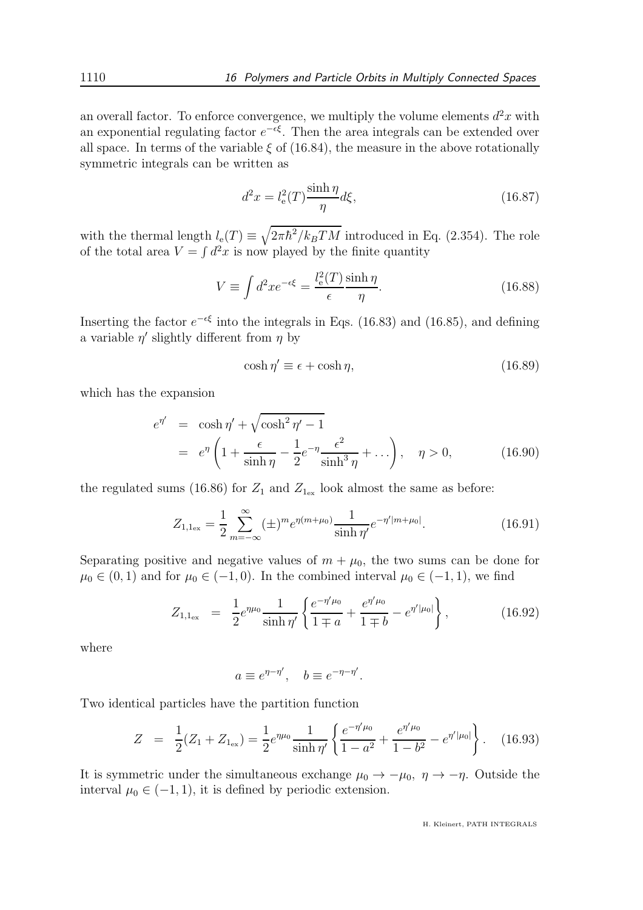an overall factor. To enforce convergence, we multiply the volume elements $d^2x$ with an exponential regulating factor $e^{-\epsilon\xi}$. Then the area integrals can be extended over all space. In terms of the variable $\xi$ of (16.84), the measure in the above rotationally symmetric integrals can be written as

$$
d^2x = l_{\rm e}^2(T)\frac{\sinh\eta}{\eta}d\xi, \tag{16.87}
$$

with the thermal length $l_{\rm e}(T) \equiv \sqrt{2\pi\hbar^2/k_BTM}$ introduced in Eq. (2.354). The role of the total area $V = \int d^2x$ is now played by the finite quantity

$$
V \equiv \int d^2x e^{-\epsilon\xi} = \frac{l_{\rm e}^2(T)}{\epsilon}\frac{\sinh\eta}{\eta}. \tag{16.88}
$$

Inserting the factor $e^{-\epsilon\xi}$ into the integrals in Eqs. (16.83) and (16.85), and defining a variable $\eta'$ slightly different from $\eta$ by

$$
\cosh\eta' \equiv \epsilon + \cosh\eta, \tag{16.89}
$$

which has the expansion

$$
\begin{aligned}
e^{\eta'} &= \cosh\eta' + \sqrt{\cosh^2\eta' - 1} \\
&= e^{\eta}\left(1 + \frac{\epsilon}{\sinh\eta} - \frac{1}{2}e^{-\eta}\frac{\epsilon^2}{\sinh^3\eta} + \dots\right), \quad \eta > 0,
\end{aligned} \tag{16.90}
$$

the regulated sums (16.86) for $Z_1$ and $Z_{1_{\rm ex}}$ look almost the same as before:

$$
Z_{1,1_{\rm ex}} = \frac{1}{2}\sum_{m=-\infty}^{\infty}(\pm)^m e^{\eta(m+\mu_0)}\frac{1}{\sinh\eta'}e^{-\eta'|m+\mu_0|}. \tag{16.91}
$$

Separating positive and negative values of $m + \mu_0$, the two sums can be done for $\mu_0 \in (0,1)$ and for $\mu_0 \in (-1,0)$. In the combined interval $\mu_0 \in (-1,1)$, we find

$$
Z_{1,1_{\rm ex}} = \frac{1}{2}e^{\eta\mu_0}\frac{1}{\sinh\eta'}\left\{\frac{e^{-\eta'\mu_0}}{1\mp a} + \frac{e^{\eta'\mu_0}}{1\mp b} - e^{\eta'|\mu_0|}\right\}, \tag{16.92}
$$

where

$$
a \equiv e^{\eta-\eta'}, \quad b \equiv e^{-\eta-\eta'}.
$$

Two identical particles have the partition function

$$
Z = \frac{1}{2}(Z_1 + Z_{1_{\rm ex}}) = \frac{1}{2}e^{\eta\mu_0}\frac{1}{\sinh\eta'}\left\{\frac{e^{-\eta'\mu_0}}{1-a^2} + \frac{e^{\eta'\mu_0}}{1-b^2} - e^{\eta'|\mu_0|}\right\}. \tag{16.93}
$$

It is symmetric under the simultaneous exchange $\mu_0 \to -\mu_0$, $\eta \to -\eta$. Outside the interval $\mu_0 \in (-1,1)$, it is defined by periodic extension.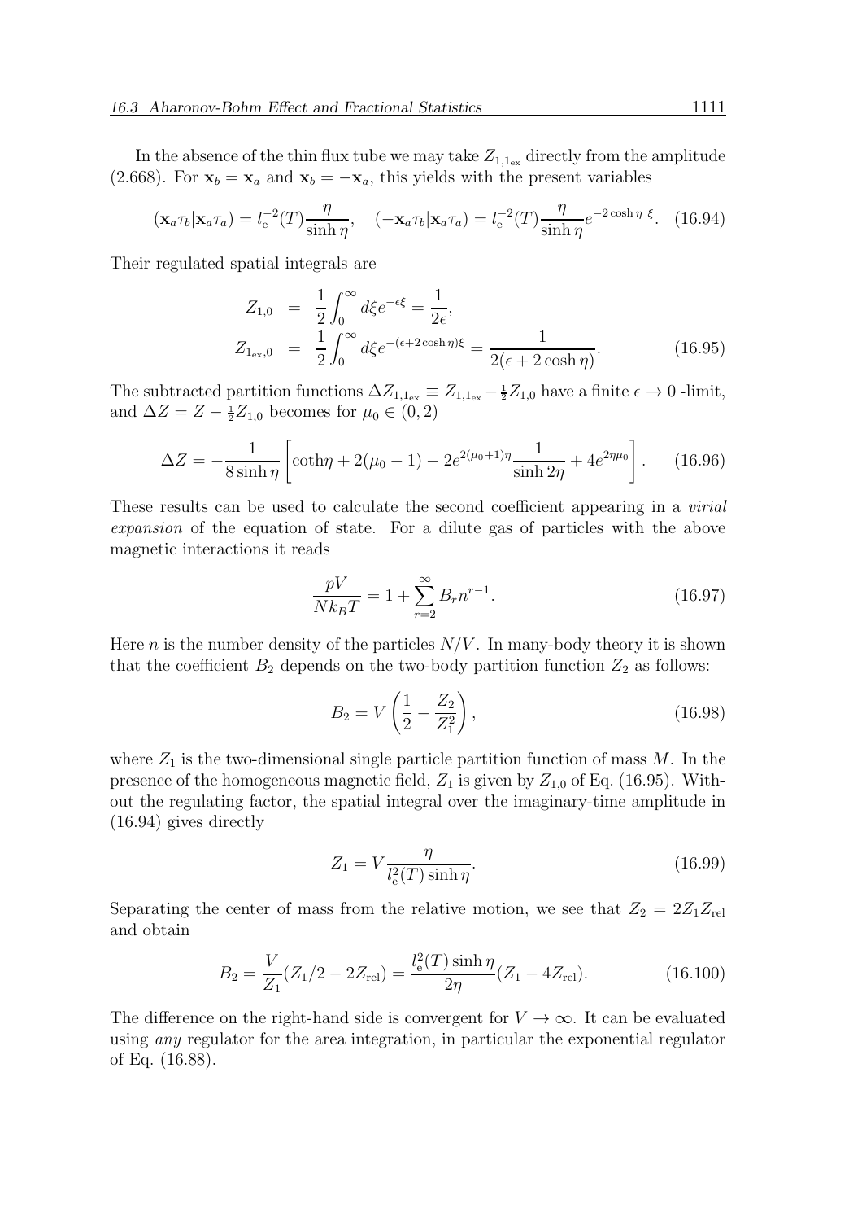In the absence of the thin flux tube we may take $Z_{1,1_{\rm ex}}$ directly from the amplitude (2.668). For $\mathbf{x}_b = \mathbf{x}_a$ and $\mathbf{x}_b = -\mathbf{x}_a$, this yields with the present variables

$$
(\mathbf{x}_a\tau_b|\mathbf{x}_a\tau_a) = l_{\rm e}^{-2}(T)\frac{\eta}{\sinh\eta}, \quad (-\mathbf{x}_a\tau_b|\mathbf{x}_a\tau_a) = l_{\rm e}^{-2}(T)\frac{\eta}{\sinh\eta}e^{-2\cosh\eta\;\xi}. \tag{16.94}
$$

Their regulated spatial integrals are

$$
\begin{aligned}
Z_{1,0} &= \frac{1}{2}\int_0^\infty d\xi e^{-\epsilon\xi} = \frac{1}{2\epsilon}, \\
Z_{1_{\rm ex},0} &= \frac{1}{2}\int_0^\infty d\xi e^{-(\epsilon+2\cosh\eta)\xi} = \frac{1}{2(\epsilon+2\cosh\eta)}.
\end{aligned} \tag{16.95}
$$

The subtracted partition functions $\Delta Z_{1,1_{\rm ex}} \equiv Z_{1,1_{\rm ex}} - \frac{1}{2}Z_{1,0}$ have a finite $\epsilon \to 0$ -limit, and $\Delta Z = Z - \frac{1}{2}Z_{1,0}$ becomes for $\mu_0 \in (0,2)$

$$
\Delta Z = -\frac{1}{8\sinh\eta}\left[\coth\eta + 2(\mu_0-1) - 2e^{2(\mu_0+1)\eta}\frac{1}{\sinh 2\eta} + 4e^{2\eta\mu_0}\right]. \tag{16.96}
$$

These results can be used to calculate the second coefficient appearing in a *virial expansion* of the equation of state. For a dilute gas of particles with the above magnetic interactions it reads

$$
\frac{pV}{Nk_BT} = 1 + \sum_{r=2}^{\infty} B_r n^{r-1}. \tag{16.97}
$$

Here $n$ is the number density of the particles $N/V$. In many-body theory it is shown that the coefficient $B_2$ depends on the two-body partition function $Z_2$ as follows:

$$
B_2 = V\left(\frac{1}{2} - \frac{Z_2}{Z_1^2}\right), \tag{16.98}
$$

where $Z_1$ is the two-dimensional single particle partition function of mass $M$. In the presence of the homogeneous magnetic field, $Z_1$ is given by $Z_{1,0}$ of Eq. (16.95). Without the regulating factor, the spatial integral over the imaginary-time amplitude in (16.94) gives directly

$$
Z_1 = V\frac{\eta}{l_{\rm e}^2(T)\sinh\eta}. \tag{16.99}
$$

Separating the center of mass from the relative motion, we see that $Z_2 = 2Z_1Z_{\rm rel}$ and obtain

$$
B_2 = \frac{V}{Z_1}(Z_1/2 - 2Z_{\rm rel}) = \frac{l_{\rm e}^2(T)\sinh\eta}{2\eta}(Z_1 - 4Z_{\rm rel}). \tag{16.100}
$$

The difference on the right-hand side is convergent for $V \to \infty$. It can be evaluated using *any* regulator for the area integration, in particular the exponential regulator of Eq. (16.88).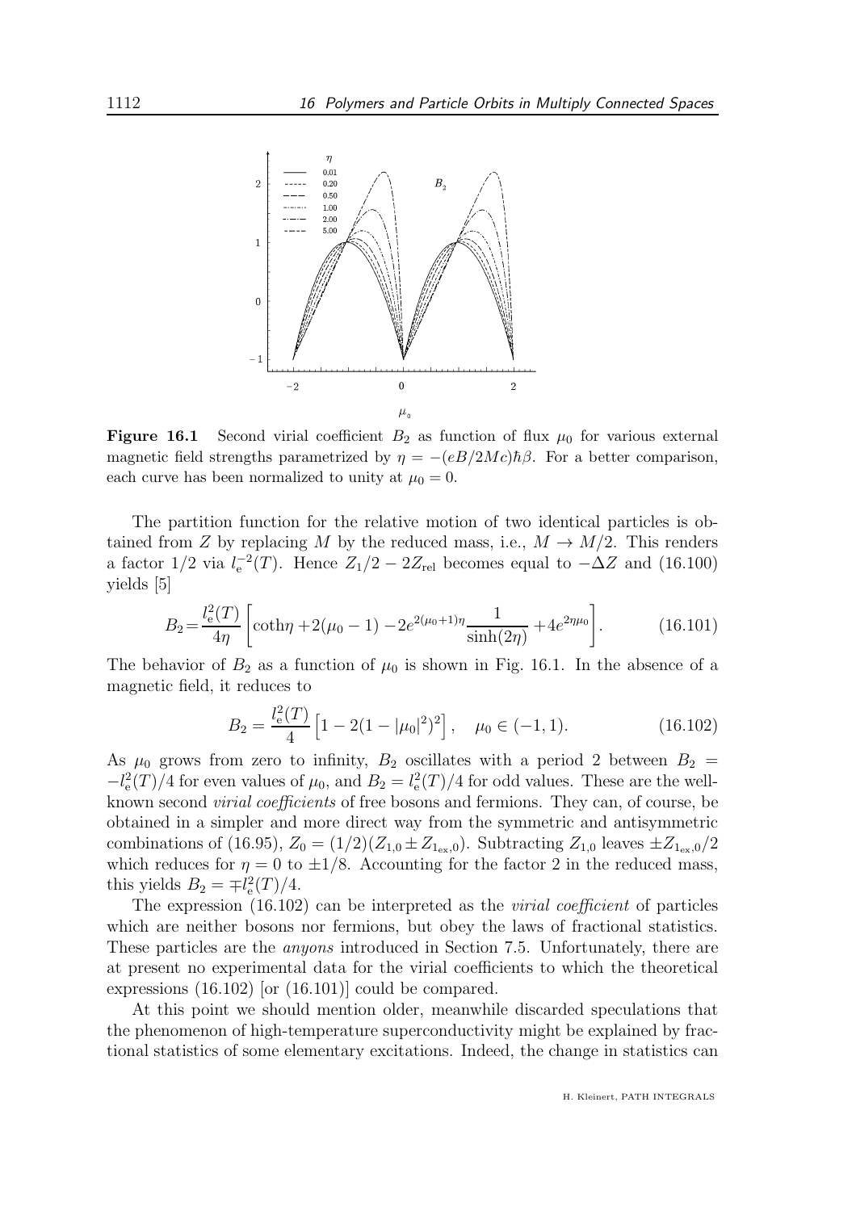**Figure 16.1** Second virial coefficient $B_2$ as function of flux $\mu_0$ for various external magnetic field strengths parametrized by $\eta = -(eB/2Mc)\hbar\beta$. For a better comparison, each curve has been normalized to unity at $\mu_0 = 0$.

The partition function for the relative motion of two identical particles is obtained from $Z$ by replacing $M$ by the reduced mass, i.e., $M \to M/2$. This renders a factor $1/2$ via $l_{\rm e}^{-2}(T)$. Hence $Z_1/2 - 2Z_{\rm rel}$ becomes equal to $-\Delta Z$ and (16.100) yields [5]

$$B_2 = \frac{l_{\rm e}^2(T)}{4\eta}\left[\coth\eta + 2(\mu_0 - 1) - 2e^{2(\mu_0+1)\eta}\frac{1}{\sinh(2\eta)} + 4e^{2\eta\mu_0}\right]. \tag{16.101}$$

The behavior of $B_2$ as a function of $\mu_0$ is shown in Fig. 16.1. In the absence of a magnetic field, it reduces to

$$B_2 = \frac{l_{\rm e}^2(T)}{4}\left[1 - 2(1 - |\mu_0|^2)^2\right], \quad \mu_0 \in (-1, 1). \tag{16.102}$$

As $\mu_0$ grows from zero to infinity, $B_2$ oscillates with a period 2 between $B_2 = -l_{\rm e}^2(T)/4$ for even values of $\mu_0$, and $B_2 = l_{\rm e}^2(T)/4$ for odd values. These are the well-known second *virial coefficients* of free bosons and fermions. They can, of course, be obtained in a simpler and more direct way from the symmetric and antisymmetric combinations of (16.95), $Z_0 = (1/2)(Z_{1,0} \pm Z_{1_{\rm ex},0})$. Subtracting $Z_{1,0}$ leaves $\pm Z_{1_{\rm ex},0}/2$ which reduces for $\eta = 0$ to $\pm 1/8$. Accounting for the factor 2 in the reduced mass, this yields $B_2 = \mp l_{\rm e}^2(T)/4$.

The expression (16.102) can be interpreted as the *virial coefficient* of particles which are neither bosons nor fermions, but obey the laws of fractional statistics. These particles are the *anyons* introduced in Section 7.5. Unfortunately, there are at present no experimental data for the virial coefficients to which the theoretical expressions (16.102) [or (16.101)] could be compared.

At this point we should mention older, meanwhile discarded speculations that the phenomenon of high-temperature superconductivity might be explained by fractional statistics of some elementary excitations. Indeed, the change in statistics can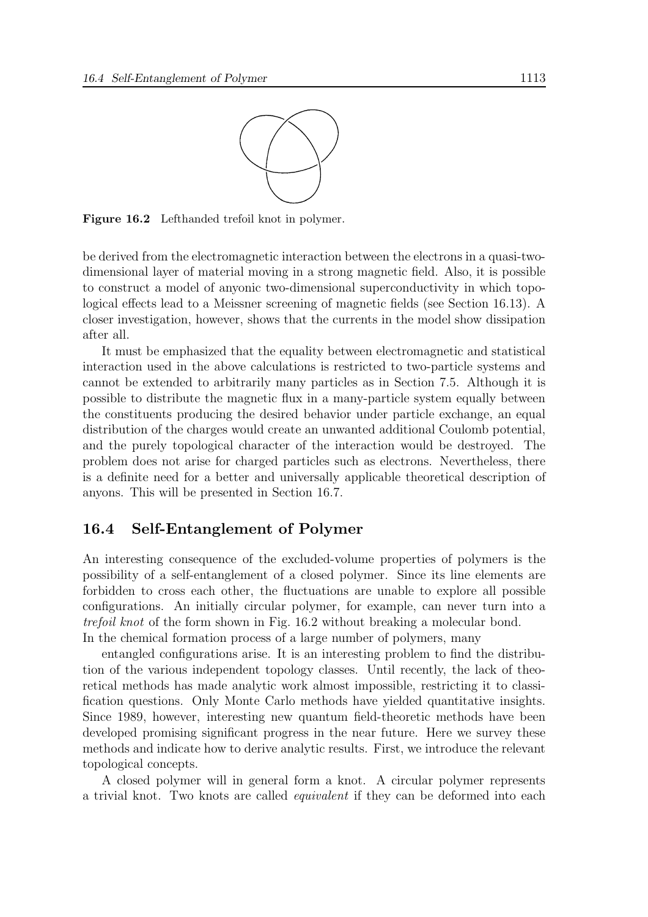**Figure 16.2** Lefthanded trefoil knot in polymer.

be derived from the electromagnetic interaction between the electrons in a quasi-two-dimensional layer of material moving in a strong magnetic field. Also, it is possible to construct a model of anyonic two-dimensional superconductivity in which topological effects lead to a Meissner screening of magnetic fields (see Section 16.13). A closer investigation, however, shows that the currents in the model show dissipation after all.

It must be emphasized that the equality between electromagnetic and statistical interaction used in the above calculations is restricted to two-particle systems and cannot be extended to arbitrarily many particles as in Section 7.5. Although it is possible to distribute the magnetic flux in a many-particle system equally between the constituents producing the desired behavior under particle exchange, an equal distribution of the charges would create an unwanted additional Coulomb potential, and the purely topological character of the interaction would be destroyed. The problem does not arise for charged particles such as electrons. Nevertheless, there is a definite need for a better and universally applicable theoretical description of anyons. This will be presented in Section 16.7.

## 16.4 Self-Entanglement of Polymer

An interesting consequence of the excluded-volume properties of polymers is the possibility of a self-entanglement of a closed polymer. Since its line elements are forbidden to cross each other, the fluctuations are unable to explore all possible configurations. An initially circular polymer, for example, can never turn into a *trefoil knot* of the form shown in Fig. 16.2 without breaking a molecular bond. In the chemical formation process of a large number of polymers, many entangled configurations arise. It is an interesting problem to find the distribution of the various independent topology classes. Until recently, the lack of theoretical methods has made analytic work almost impossible, restricting it to classification questions. Only Monte Carlo methods have yielded quantitative insights. Since 1989, however, interesting new quantum field-theoretic methods have been developed promising significant progress in the near future. Here we survey these methods and indicate how to derive analytic results. First, we introduce the relevant topological concepts.

A closed polymer will in general form a knot. A circular polymer represents a trivial knot. Two knots are called *equivalent* if they can be deformed into each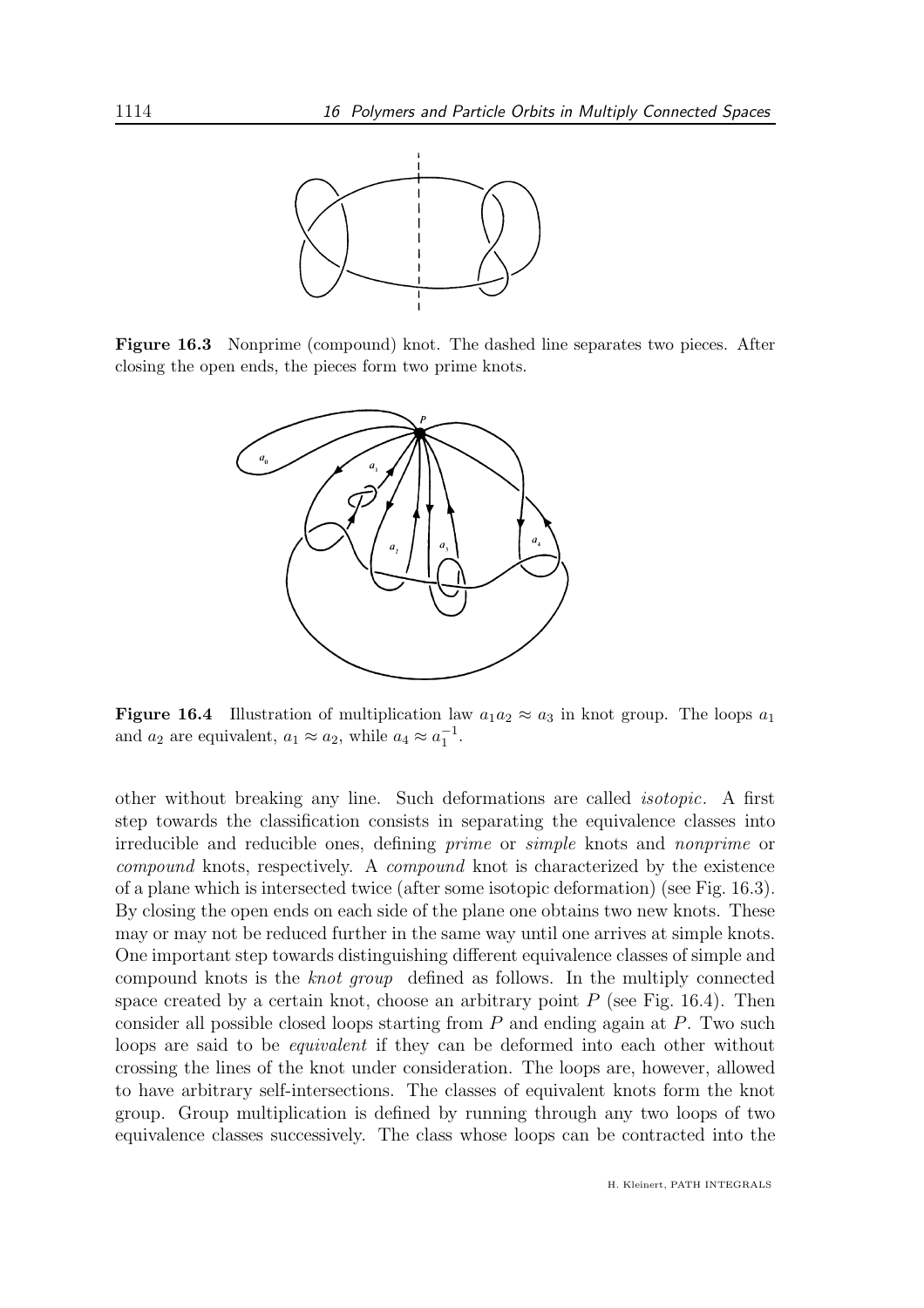**Figure 16.3** Nonprime (compound) knot. The dashed line separates two pieces. After closing the open ends, the pieces form two prime knots.

**Figure 16.4** Illustration of multiplication law $a_1 a_2 \approx a_3$ in knot group. The loops $a_1$ and $a_2$ are equivalent, $a_1 \approx a_2$, while $a_4 \approx a_1^{-1}$.

other without breaking any line. Such deformations are called *isotopic*. A first step towards the classification consists in separating the equivalence classes into irreducible and reducible ones, defining *prime* or *simple* knots and *nonprime* or *compound* knots, respectively. A *compound* knot is characterized by the existence of a plane which is intersected twice (after some isotopic deformation) (see Fig. 16.3). By closing the open ends on each side of the plane one obtains two new knots. These may or may not be reduced further in the same way until one arrives at simple knots. One important step towards distinguishing different equivalence classes of simple and compound knots is the *knot group* defined as follows. In the multiply connected space created by a certain knot, choose an arbitrary point $P$ (see Fig. 16.4). Then consider all possible closed loops starting from $P$ and ending again at $P$. Two such loops are said to be *equivalent* if they can be deformed into each other without crossing the lines of the knot under consideration. The loops are, however, allowed to have arbitrary self-intersections. The classes of equivalent knots form the knot group. Group multiplication is defined by running through any two loops of two equivalence classes successively. The class whose loops can be contracted into the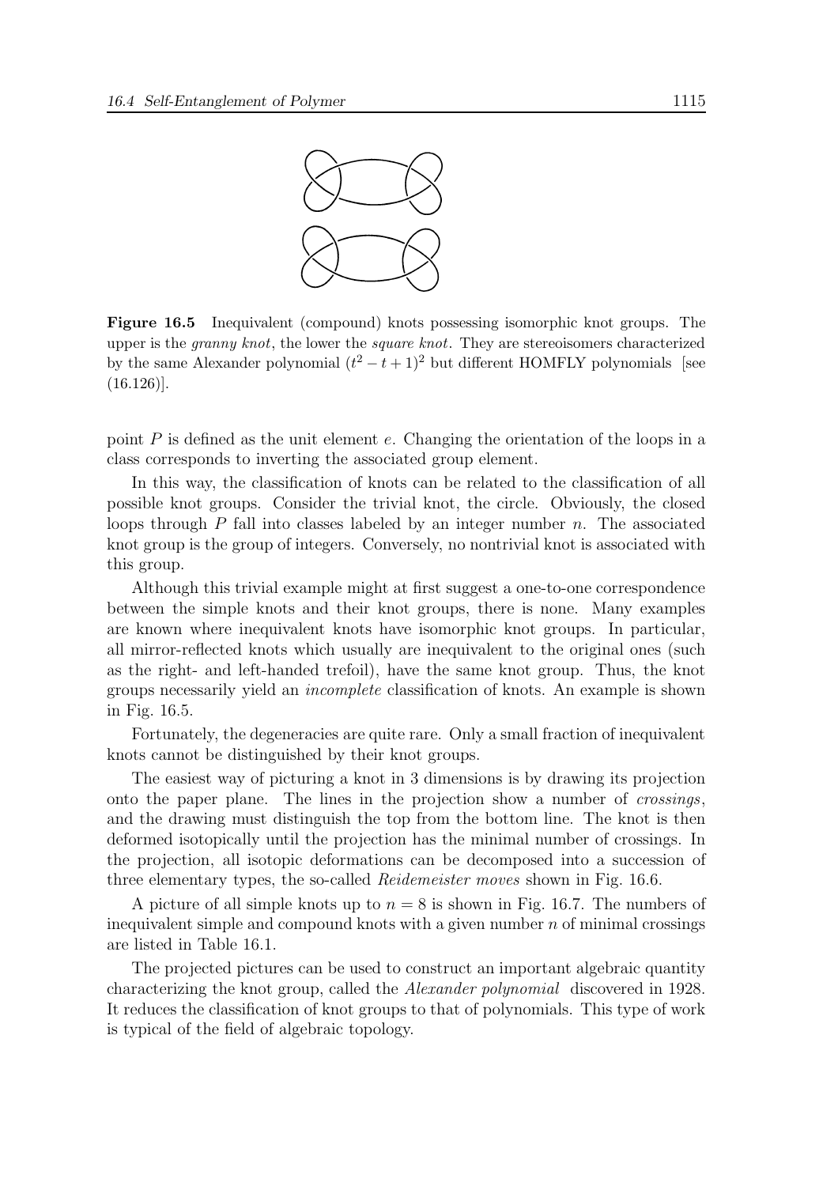**Figure 16.5** Inequivalent (compound) knots possessing isomorphic knot groups. The upper is the *granny knot*, the lower the *square knot*. They are stereoisomers characterized by the same Alexander polynomial $(t^2 - t + 1)^2$ but different HOMFLY polynomials [see (16.126)].

point $P$ is defined as the unit element $e$. Changing the orientation of the loops in a class corresponds to inverting the associated group element.

In this way, the classification of knots can be related to the classification of all possible knot groups. Consider the trivial knot, the circle. Obviously, the closed loops through $P$ fall into classes labeled by an integer number $n$. The associated knot group is the group of integers. Conversely, no nontrivial knot is associated with this group.

Although this trivial example might at first suggest a one-to-one correspondence between the simple knots and their knot groups, there is none. Many examples are known where inequivalent knots have isomorphic knot groups. In particular, all mirror-reflected knots which usually are inequivalent to the original ones (such as the right- and left-handed trefoil), have the same knot group. Thus, the knot groups necessarily yield an *incomplete* classification of knots. An example is shown in Fig. 16.5.

Fortunately, the degeneracies are quite rare. Only a small fraction of inequivalent knots cannot be distinguished by their knot groups.

The easiest way of picturing a knot in 3 dimensions is by drawing its projection onto the paper plane. The lines in the projection show a number of *crossings*, and the drawing must distinguish the top from the bottom line. The knot is then deformed isotopically until the projection has the minimal number of crossings. In the projection, all isotopic deformations can be decomposed into a succession of three elementary types, the so-called *Reidemeister moves* shown in Fig. 16.6.

A picture of all simple knots up to $n = 8$ is shown in Fig. 16.7. The numbers of inequivalent simple and compound knots with a given number $n$ of minimal crossings are listed in Table 16.1.

The projected pictures can be used to construct an important algebraic quantity characterizing the knot group, called the *Alexander polynomial* discovered in 1928. It reduces the classification of knot groups to that of polynomials. This type of work is typical of the field of algebraic topology.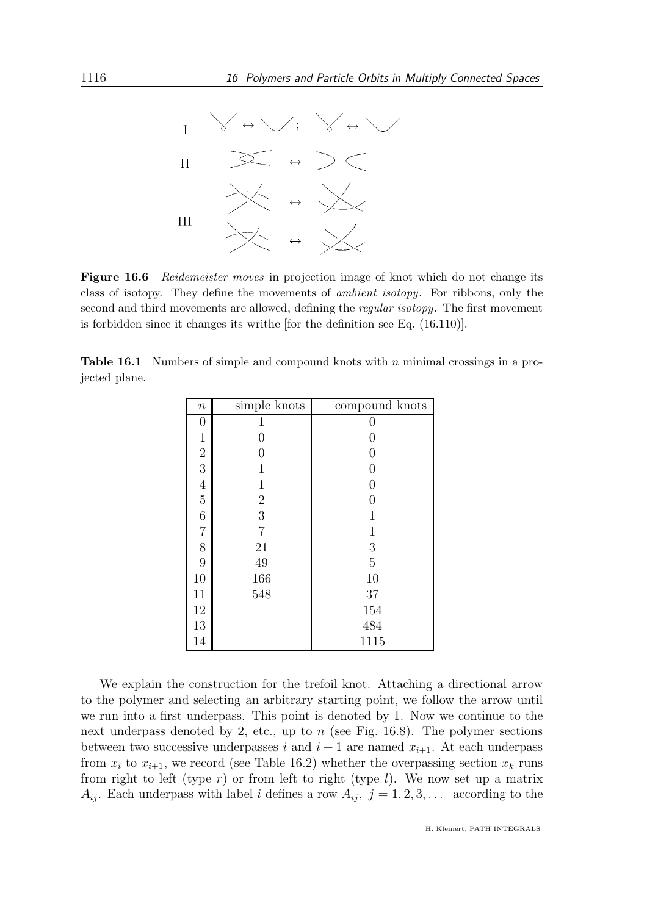**Figure 16.6** *Reidemeister moves* in projection image of knot which do not change its class of isotopy. They define the movements of *ambient isotopy*. For ribbons, only the second and third movements are allowed, defining the *regular isotopy*. The first movement is forbidden since it changes its writhe [for the definition see Eq. (16.110)].

**Table 16.1** Numbers of simple and compound knots with $n$ minimal crossings in a projected plane.

| $n$ | simple knots | compound knots |
|---|---|---|
| 0 | 1 | 0 |
| 1 | 0 | 0 |
| 2 | 0 | 0 |
| 3 | 1 | 0 |
| 4 | 1 | 0 |
| 5 | 2 | 0 |
| 6 | 3 | 1 |
| 7 | 7 | 1 |
| 8 | 21 | 3 |
| 9 | 49 | 5 |
| 10 | 166 | 10 |
| 11 | 548 | 37 |
| 12 | – | 154 |
| 13 | – | 484 |
| 14 | – | 1115 |

We explain the construction for the trefoil knot. Attaching a directional arrow to the polymer and selecting an arbitrary starting point, we follow the arrow until we run into a first underpass. This point is denoted by 1. Now we continue to the next underpass denoted by 2, etc., up to $n$ (see Fig. 16.8). The polymer sections between two successive underpasses $i$ and $i+1$ are named $x_{i+1}$. At each underpass from $x_i$ to $x_{i+1}$, we record (see Table 16.2) whether the overpassing section $x_k$ runs from right to left (type $r$) or from left to right (type $l$). We now set up a matrix $A_{ij}$. Each underpass with label $i$ defines a row $A_{ij}$, $j = 1, 2, 3, \ldots$ according to the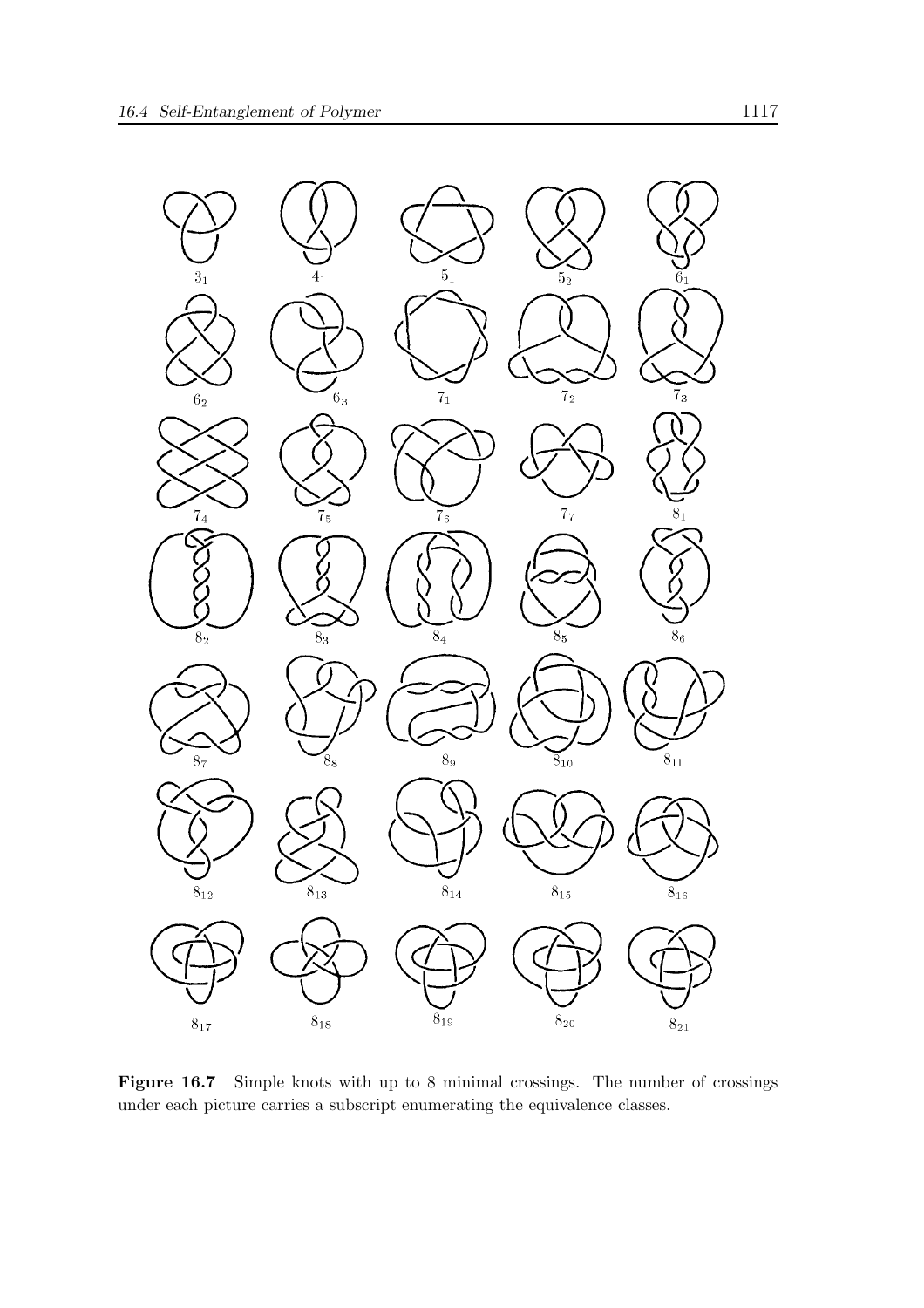$3_1$ $4_1$ $5_1$ $5_2$ $6_1$

$6_2$ $6_3$ $7_1$ $7_2$ $7_3$

$7_4$ $7_5$ $7_6$ $7_7$ $8_1$

$8_2$ $8_3$ $8_4$ $8_5$ $8_6$

$8_7$ $8_8$ $8_9$ $8_{10}$ $8_{11}$

$8_{12}$ $8_{13}$ $8_{14}$ $8_{15}$ $8_{16}$

$8_{17}$ $8_{18}$ $8_{19}$ $8_{20}$ $8_{21}$

**Figure 16.7** Simple knots with up to 8 minimal crossings. The number of crossings under each picture carries a subscript enumerating the equivalence classes.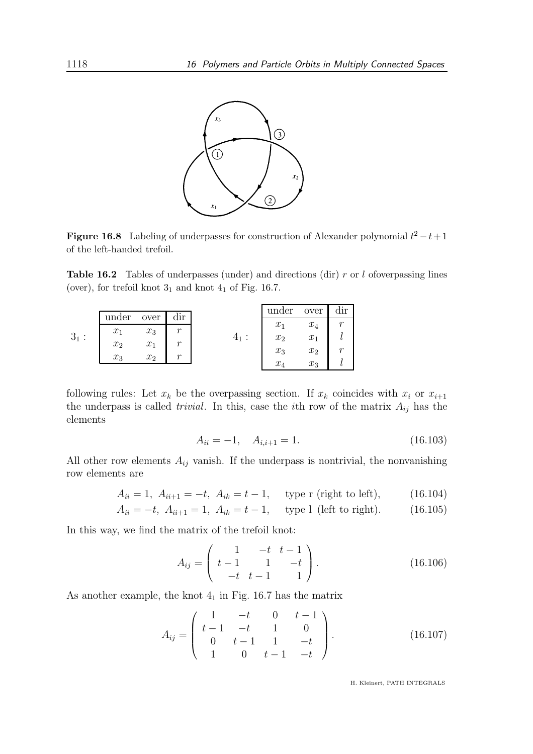**Figure 16.8** Labeling of underpasses for construction of Alexander polynomial $t^2 - t + 1$ of the left-handed trefoil.

**Table 16.2** Tables of underpasses (under) and directions (dir) $r$ or $l$ ofoverpassing lines (over), for trefoil knot $3_1$ and knot $4_1$ of Fig. 16.7.

$3_1$ :

| under | over | dir |
|---|---|---|
| $x_1$ | $x_3$ | $r$ |
| $x_2$ | $x_1$ | $r$ |
| $x_3$ | $x_2$ | $r$ |

$4_1$ :

| under | over | dir |
|---|---|---|
| $x_1$ | $x_4$ | $r$ |
| $x_2$ | $x_1$ | $l$ |
| $x_3$ | $x_2$ | $r$ |
| $x_4$ | $x_3$ | $l$ |

following rules: Let $x_k$ be the overpassing section. If $x_k$ coincides with $x_i$ or $x_{i+1}$ the underpass is called *trivial*. In this, case the $i$th row of the matrix $A_{ij}$ has the elements

$$A_{ii} = -1, \quad A_{i,i+1} = 1. \tag{16.103}$$

All other row elements $A_{ij}$ vanish. If the underpass is nontrivial, the nonvanishing row elements are

$$A_{ii} = 1,\ A_{ii+1} = -t,\ A_{ik} = t - 1, \quad \text{type r (right to left)}, \tag{16.104}$$

$$A_{ii} = -t,\ A_{ii+1} = 1,\ A_{ik} = t - 1, \quad \text{type l (left to right)}. \tag{16.105}$$

In this way, we find the matrix of the trefoil knot:

$$A_{ij} = \begin{pmatrix} 1 & -t & t-1 \\ t-1 & 1 & -t \\ -t & t-1 & 1 \end{pmatrix}. \tag{16.106}$$

As another example, the knot $4_1$ in Fig. 16.7 has the matrix

$$A_{ij} = \begin{pmatrix} 1 & -t & 0 & t-1 \\ t-1 & -t & 1 & 0 \\ 0 & t-1 & 1 & -t \\ 1 & 0 & t-1 & -t \end{pmatrix}. \tag{16.107}$$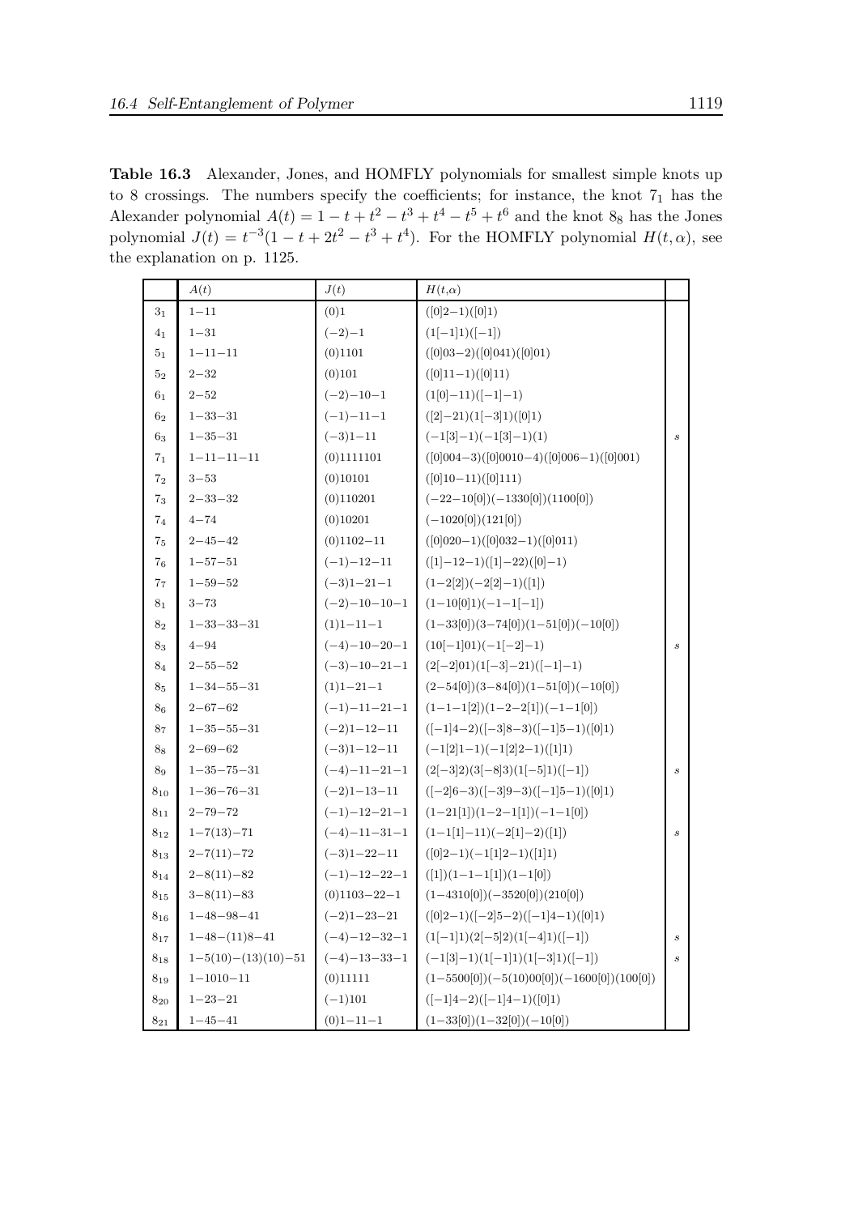**Table 16.3** Alexander, Jones, and HOMFLY polynomials for smallest simple knots up to 8 crossings. The numbers specify the coefficients; for instance, the knot $7_1$ has the Alexander polynomial $A(t) = 1 - t + t^2 - t^3 + t^4 - t^5 + t^6$ and the knot $8_8$ has the Jones polynomial $J(t) = t^{-3}(1 - t + 2t^2 - t^3 + t^4)$. For the HOMFLY polynomial $H(t, \alpha)$, see the explanation on p. 1125.

| | $A(t)$ | $J(t)$ | $H(t,\alpha)$ | |
|---|---|---|---|---|
| $3_1$ | 1−11 | (0)1 | ([0]2−1)([0]1) | |
| $4_1$ | 1−31 | (−2)−1 | (1[−1]1)([−1]) | |
| $5_1$ | 1−11−11 | (0)1101 | ([0]03−2)([0]041)([0]01) | |
| $5_2$ | 2−32 | (0)101 | ([0]11−1)([0]11) | |
| $6_1$ | 2−52 | (−2)−10−1 | (1[0]−11)([−1]−1) | |
| $6_2$ | 1−33−31 | (−1)−11−1 | ([2]−21)(1[−3]1)([0]1) | |
| $6_3$ | 1−35−31 | (−3)1−11 | (−1[3]−1)(−1[3]−1)(1) | $s$ |
| $7_1$ | 1−11−11−11 | (0)1111101 | ([0]004−3)([0]0010−4)([0]006−1)([0]001) | |
| $7_2$ | 3−53 | (0)10101 | ([0]10−11)([0]111) | |
| $7_3$ | 2−33−32 | (0)110201 | (−22−10[0])(−1330[0])(1100[0]) | |
| $7_4$ | 4−74 | (0)10201 | (−1020[0])(121[0]) | |
| $7_5$ | 2−45−42 | (0)1102−11 | ([0]020−1)([0]032−1)([0]011) | |
| $7_6$ | 1−57−51 | (−1)−12−11 | ([1]−12−1)([1]−22)([0]−1) | |
| $7_7$ | 1−59−52 | (−3)1−21−1 | (1−2[2])(−2[2]−1)([1]) | |
| $8_1$ | 3−73 | (−2)−10−10−1 | (1−10[0]1)(−1−1[−1]) | |
| $8_2$ | 1−33−33−31 | (1)1−11−1 | (1−33[0])(3−74[0])(1−51[0])(−10[0]) | |
| $8_3$ | 4−94 | (−4)−10−20−1 | (10[−1]01)(−1[−2]−1) | $s$ |
| $8_4$ | 2−55−52 | (−3)−10−21−1 | (2[−2]01)(1[−3]−21)([−1]−1) | |
| $8_5$ | 1−34−55−31 | (1)1−21−1 | (2−54[0])(3−84[0])(1−51[0])(−10[0]) | |
| $8_6$ | 2−67−62 | (−1)−11−21−1 | (1−1−1[2])(1−2−2[1])(−1−1[0]) | |
| $8_7$ | 1−35−55−31 | (−2)1−12−11 | ([−1]4−2)([−3]8−3)([−1]5−1)([0]1) | |
| $8_8$ | 2−69−62 | (−3)1−12−11 | (−1[2]1−1)(−1[2]2−1)([1]1) | |
| $8_9$ | 1−35−75−31 | (−4)−11−21−1 | (2[−3]2)(3[−8]3)(1[−5]1)([−1]) | $s$ |
| $8_{10}$ | 1−36−76−31 | (−2)1−13−11 | ([−2]6−3)([−3]9−3)([−1]5−1)([0]1) | |
| $8_{11}$ | 2−79−72 | (−1)−12−21−1 | (1−21[1])(1−2−1[1])(−1−1[0]) | |
| $8_{12}$ | 1−7(13)−71 | (−4)−11−31−1 | (1−1[1]−11)(−2[1]−2)([1]) | $s$ |
| $8_{13}$ | 2−7(11)−72 | (−3)1−22−11 | ([0]2−1)(−1[1]2−1)([1]1) | |
| $8_{14}$ | 2−8(11)−82 | (−1)−12−22−1 | ([1])(1−1−1[1])(1−1[0]) | |
| $8_{15}$ | 3−8(11)−83 | (0)1103−22−1 | (1−4310[0])(−3520[0])(210[0]) | |
| $8_{16}$ | 1−48−98−41 | (−2)1−23−21 | ([0]2−1)([−2]5−2)([−1]4−1)([0]1) | |
| $8_{17}$ | 1−48−(11)8−41 | (−4)−12−32−1 | (1[−1]1)(2[−5]2)(1[−4]1)([−1]) | $s$ |
| $8_{18}$ | 1−5(10)−(13)(10)−51 | (−4)−13−33−1 | (−1[3]−1)(1[−1]1)(1[−3]1)([−1]) | $s$ |
| $8_{19}$ | 1−1010−11 | (0)11111 | (1−5500[0])(−5(10)00[0])(−1600[0])(100[0]) | |
| $8_{20}$ | 1−23−21 | (−1)101 | ([−1]4−2)([−1]4−1)([0]1) | |
| $8_{21}$ | 1−45−41 | (0)1−11−1 | (1−33[0])(1−32[0])(−10[0]) | |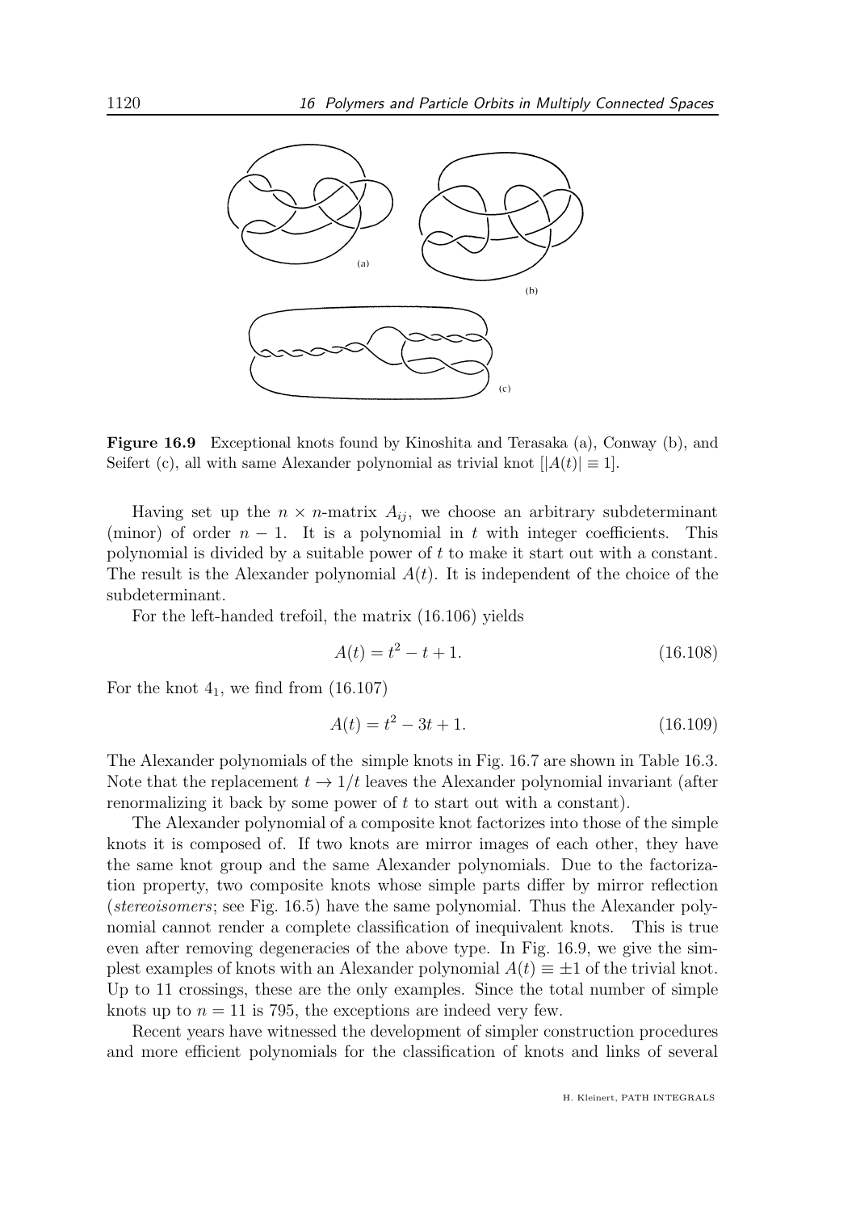**Figure 16.9** Exceptional knots found by Kinoshita and Terasaka (a), Conway (b), and Seifert (c), all with same Alexander polynomial as trivial knot $[|A(t)| \equiv 1]$.

Having set up the $n \times n$-matrix $A_{ij}$, we choose an arbitrary subdeterminant (minor) of order $n-1$. It is a polynomial in $t$ with integer coefficients. This polynomial is divided by a suitable power of $t$ to make it start out with a constant. The result is the Alexander polynomial $A(t)$. It is independent of the choice of the subdeterminant.

For the left-handed trefoil, the matrix (16.106) yields

$$A(t) = t^2 - t + 1. \tag{16.108}$$

For the knot $4_1$, we find from (16.107)

$$A(t) = t^2 - 3t + 1. \tag{16.109}$$

The Alexander polynomials of the simple knots in Fig. 16.7 are shown in Table 16.3. Note that the replacement $t \to 1/t$ leaves the Alexander polynomial invariant (after renormalizing it back by some power of $t$ to start out with a constant).

The Alexander polynomial of a composite knot factorizes into those of the simple knots it is composed of. If two knots are mirror images of each other, they have the same knot group and the same Alexander polynomials. Due to the factorization property, two composite knots whose simple parts differ by mirror reflection (*stereoisomers*; see Fig. 16.5) have the same polynomial. Thus the Alexander polynomial cannot render a complete classification of inequivalent knots. This is true even after removing degeneracies of the above type. In Fig. 16.9, we give the simplest examples of knots with an Alexander polynomial $A(t) \equiv \pm 1$ of the trivial knot. Up to 11 crossings, these are the only examples. Since the total number of simple knots up to $n = 11$ is 795, the exceptions are indeed very few.

Recent years have witnessed the development of simpler construction procedures and more efficient polynomials for the classification of knots and links of several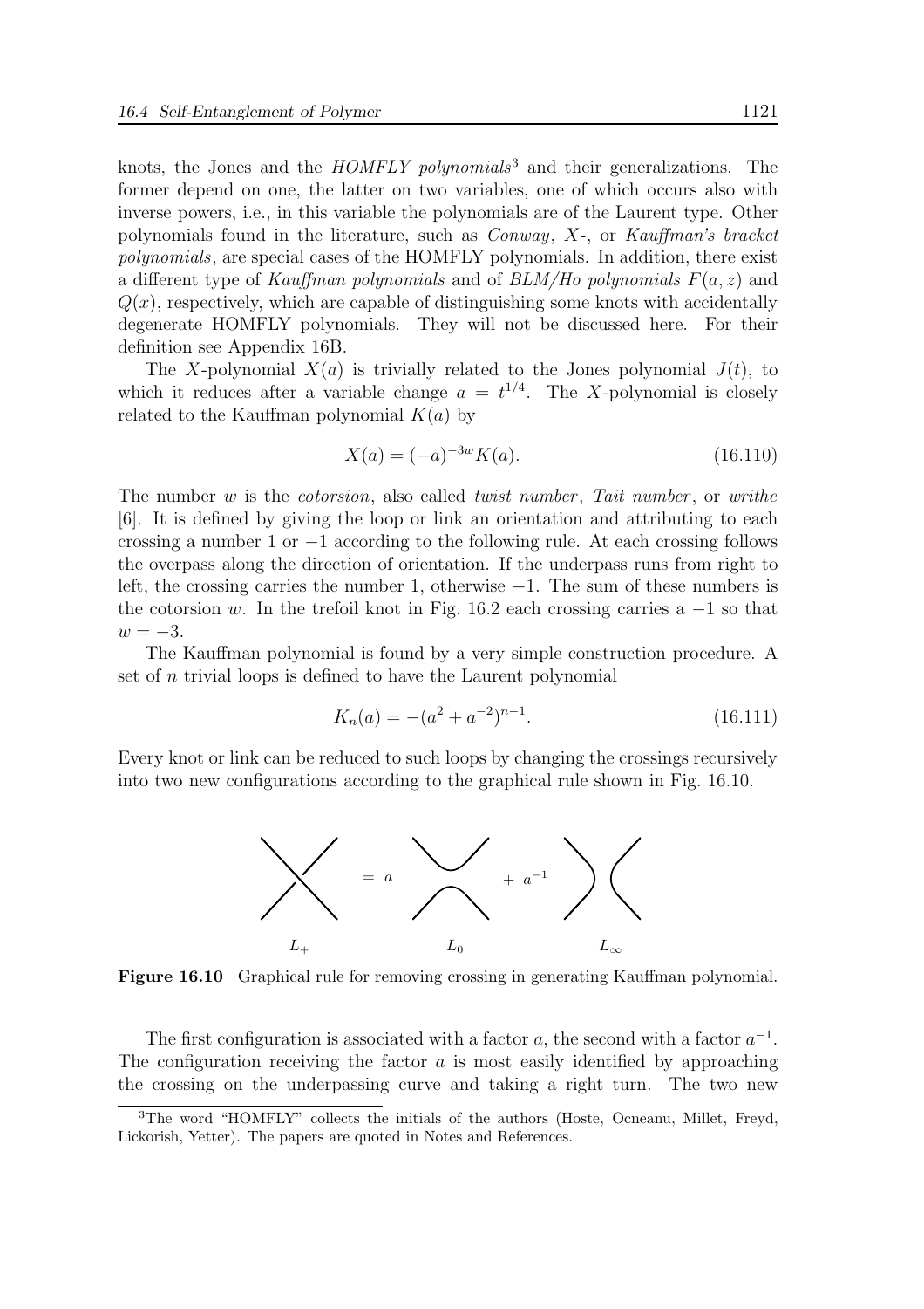knots, the Jones and the *HOMFLY polynomials*[3] and their generalizations. The former depend on one, the latter on two variables, one of which occurs also with inverse powers, i.e., in this variable the polynomials are of the Laurent type. Other polynomials found in the literature, such as *Conway*, *X*-, or *Kauffman's bracket polynomials*, are special cases of the HOMFLY polynomials. In addition, there exist a different type of *Kauffman polynomials* and of *BLM/Ho polynomials* $F(a,z)$ and $Q(x)$, respectively, which are capable of distinguishing some knots with accidentally degenerate HOMFLY polynomials. They will not be discussed here. For their definition see Appendix 16B.

The $X$-polynomial $X(a)$ is trivially related to the Jones polynomial $J(t)$, to which it reduces after a variable change $a = t^{1/4}$. The $X$-polynomial is closely related to the Kauffman polynomial $K(a)$ by

$$X(a) = (-a)^{-3w} K(a). \tag{16.110}$$

The number $w$ is the *cotorsion*, also called *twist number*, *Tait number*, or *writhe* [6]. It is defined by giving the loop or link an orientation and attributing to each crossing a number 1 or $-1$ according to the following rule. At each crossing follows the overpass along the direction of orientation. If the underpass runs from right to left, the crossing carries the number 1, otherwise $-1$. The sum of these numbers is the cotorsion $w$. In the trefoil knot in Fig. 16.2 each crossing carries a $-1$ so that $w = -3$.

The Kauffman polynomial is found by a very simple construction procedure. A set of $n$ trivial loops is defined to have the Laurent polynomial

$$K_n(a) = -(a^2 + a^{-2})^{n-1}. \tag{16.111}$$

Every knot or link can be reduced to such loops by changing the crossings recursively into two new configurations according to the graphical rule shown in Fig. 16.10.

$L_+ \;=\; a\, L_0 \;+\; a^{-1}\, L_\infty$

**Figure 16.10** Graphical rule for removing crossing in generating Kauffman polynomial.

The first configuration is associated with a factor $a$, the second with a factor $a^{-1}$. The configuration receiving the factor $a$ is most easily identified by approaching the crossing on the underpassing curve and taking a right turn. The two new

[3] The word "HOMFLY" collects the initials of the authors (Hoste, Ocneanu, Millet, Freyd, Lickorish, Yetter). The papers are quoted in Notes and References.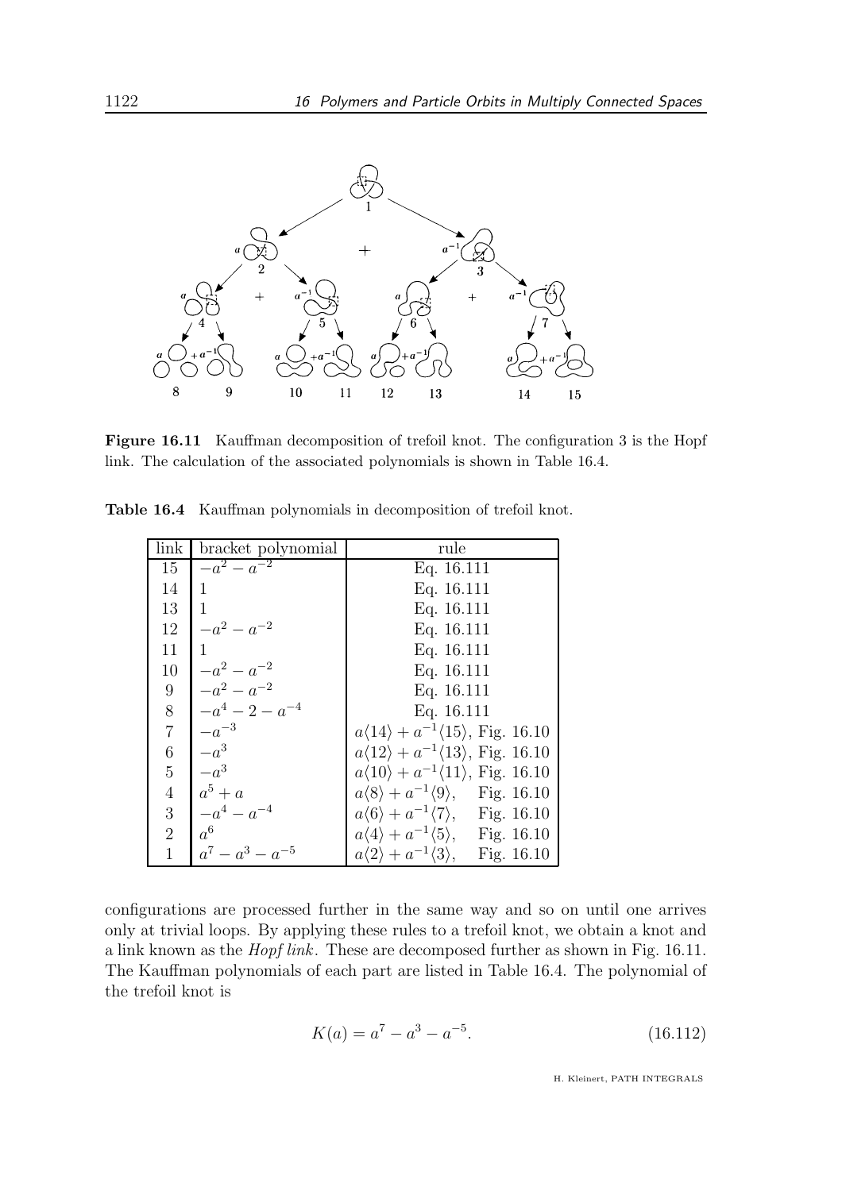**Figure 16.11** Kauffman decomposition of trefoil knot. The configuration 3 is the Hopf link. The calculation of the associated polynomials is shown in Table 16.4.

**Table 16.4** Kauffman polynomials in decomposition of trefoil knot.

| link | bracket polynomial | rule |
|---|---|---|
| 15 | $-a^2 - a^{-2}$ | Eq. 16.111 |
| 14 | 1 | Eq. 16.111 |
| 13 | 1 | Eq. 16.111 |
| 12 | $-a^2 - a^{-2}$ | Eq. 16.111 |
| 11 | 1 | Eq. 16.111 |
| 10 | $-a^2 - a^{-2}$ | Eq. 16.111 |
| 9 | $-a^2 - a^{-2}$ | Eq. 16.111 |
| 8 | $-a^4 - 2 - a^{-4}$ | Eq. 16.111 |
| 7 | $-a^{-3}$ | $a\langle 14\rangle + a^{-1}\langle 15\rangle$, Fig. 16.10 |
| 6 | $-a^3$ | $a\langle 12\rangle + a^{-1}\langle 13\rangle$, Fig. 16.10 |
| 5 | $-a^3$ | $a\langle 10\rangle + a^{-1}\langle 11\rangle$, Fig. 16.10 |
| 4 | $a^5 + a$ | $a\langle 8\rangle + a^{-1}\langle 9\rangle$, Fig. 16.10 |
| 3 | $-a^4 - a^{-4}$ | $a\langle 6\rangle + a^{-1}\langle 7\rangle$, Fig. 16.10 |
| 2 | $a^6$ | $a\langle 4\rangle + a^{-1}\langle 5\rangle$, Fig. 16.10 |
| 1 | $a^7 - a^3 - a^{-5}$ | $a\langle 2\rangle + a^{-1}\langle 3\rangle$, Fig. 16.10 |

configurations are processed further in the same way and so on until one arrives only at trivial loops. By applying these rules to a trefoil knot, we obtain a knot and a link known as the *Hopf link*. These are decomposed further as shown in Fig. 16.11. The Kauffman polynomials of each part are listed in Table 16.4. The polynomial of the trefoil knot is

$$K(a) = a^7 - a^3 - a^{-5}. \tag{16.112}$$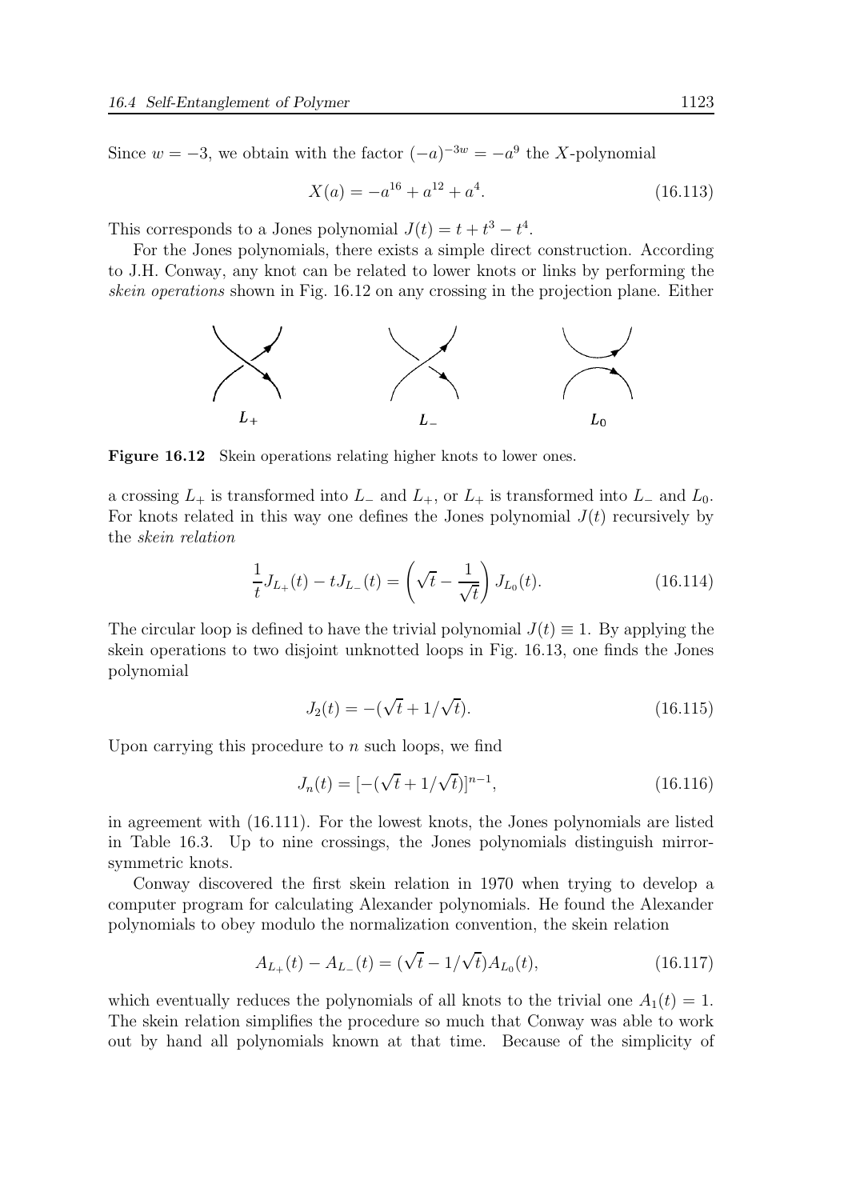Since $w = -3$, we obtain with the factor $(-a)^{-3w} = -a^9$ the $X$-polynomial

$$X(a) = -a^{16} + a^{12} + a^4. \tag{16.113}$$

This corresponds to a Jones polynomial $J(t) = t + t^3 - t^4$.

For the Jones polynomials, there exists a simple direct construction. According to J.H. Conway, any knot can be related to lower knots or links by performing the *skein operations* shown in Fig. 16.12 on any crossing in the projection plane. Either

$L_+$ $L_-$ $L_0$

**Figure 16.12** Skein operations relating higher knots to lower ones.

a crossing $L_+$ is transformed into $L_-$ and $L_+$, or $L_+$ is transformed into $L_-$ and $L_0$. For knots related in this way one defines the Jones polynomial $J(t)$ recursively by the *skein relation*

$$\frac{1}{t} J_{L_+}(t) - t J_{L_-}(t) = \left(\sqrt{t} - \frac{1}{\sqrt{t}}\right) J_{L_0}(t). \tag{16.114}$$

The circular loop is defined to have the trivial polynomial $J(t) \equiv 1$. By applying the skein operations to two disjoint unknotted loops in Fig. 16.13, one finds the Jones polynomial

$$J_2(t) = -(\sqrt{t} + 1/\sqrt{t}). \tag{16.115}$$

Upon carrying this procedure to $n$ such loops, we find

$$J_n(t) = [-(\sqrt{t} + 1/\sqrt{t})]^{n-1}, \tag{16.116}$$

in agreement with (16.111). For the lowest knots, the Jones polynomials are listed in Table 16.3. Up to nine crossings, the Jones polynomials distinguish mirror-symmetric knots.

Conway discovered the first skein relation in 1970 when trying to develop a computer program for calculating Alexander polynomials. He found the Alexander polynomials to obey modulo the normalization convention, the skein relation

$$A_{L_+}(t) - A_{L_-}(t) = (\sqrt{t} - 1/\sqrt{t}) A_{L_0}(t), \tag{16.117}$$

which eventually reduces the polynomials of all knots to the trivial one $A_1(t) = 1$. The skein relation simplifies the procedure so much that Conway was able to work out by hand all polynomials known at that time. Because of the simplicity of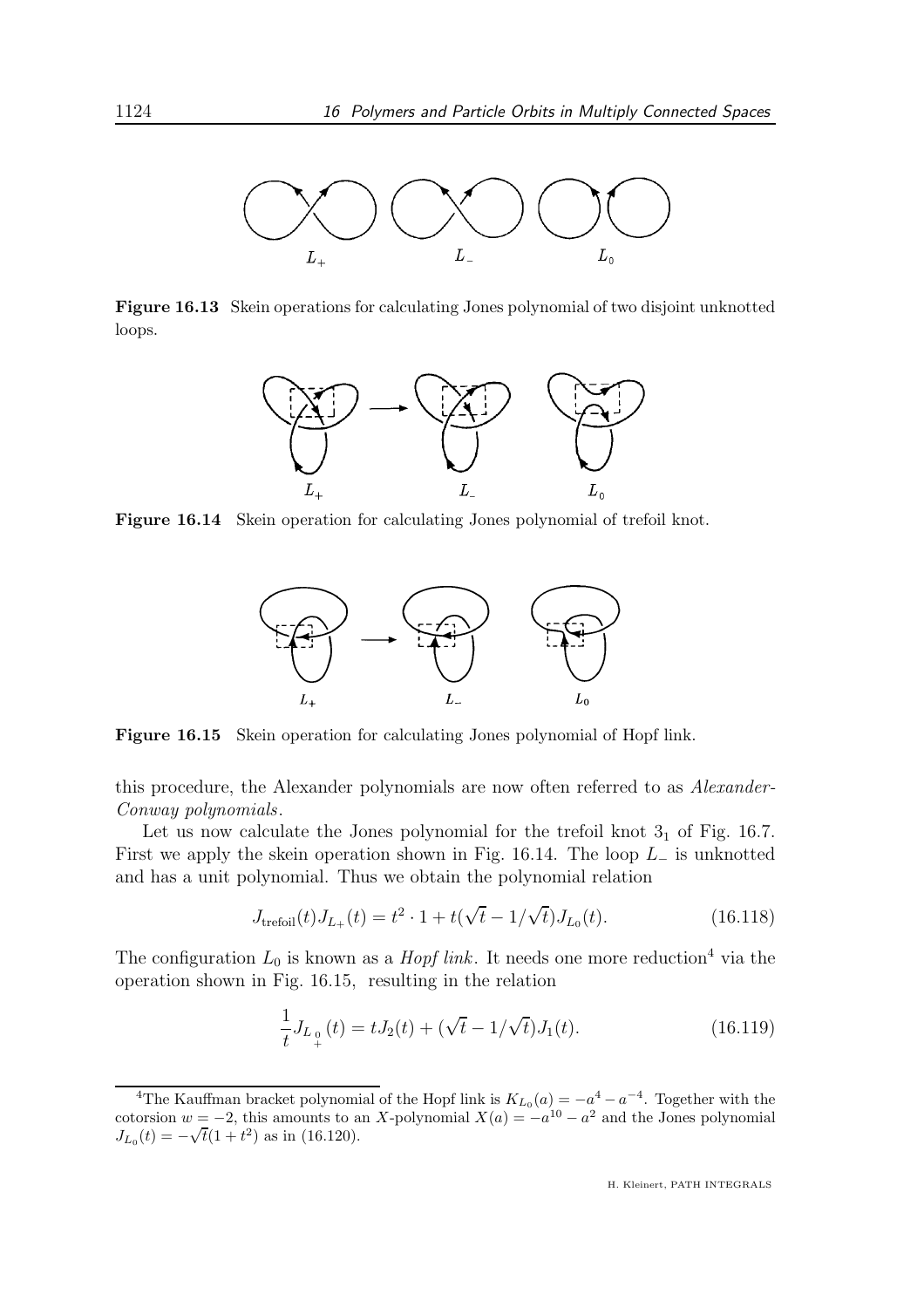Figure 16.13 Skein operations for calculating Jones polynomial of two disjoint unknotted loops.

Figure 16.14 Skein operation for calculating Jones polynomial of trefoil knot.

Figure 16.15 Skein operation for calculating Jones polynomial of Hopf link.

this procedure, the Alexander polynomials are now often referred to as *Alexander-Conway polynomials*.

Let us now calculate the Jones polynomial for the trefoil knot $3_1$ of Fig. 16.7. First we apply the skein operation shown in Fig. 16.14. The loop $L_-$ is unknotted and has a unit polynomial. Thus we obtain the polynomial relation

$$J_{\text{trefoil}}(t)J_{L_+}(t) = t^2 \cdot 1 + t(\sqrt{t} - 1/\sqrt{t})J_{L_0}(t). \tag{16.118}$$

The configuration $L_0$ is known as a *Hopf link*. It needs one more reduction[4] via the operation shown in Fig. 16.15, resulting in the relation

$$\frac{1}{t}J_{L_+^0}(t) = tJ_2(t) + (\sqrt{t} - 1/\sqrt{t})J_1(t). \tag{16.119}$$

[4]The Kauffman bracket polynomial of the Hopf link is $K_{L_0}(a) = -a^4 - a^{-4}$. Together with the cotorsion $w = -2$, this amounts to an $X$-polynomial $X(a) = -a^{10} - a^2$ and the Jones polynomial $J_{L_0}(t) = -\sqrt{t}(1 + t^2)$ as in (16.120).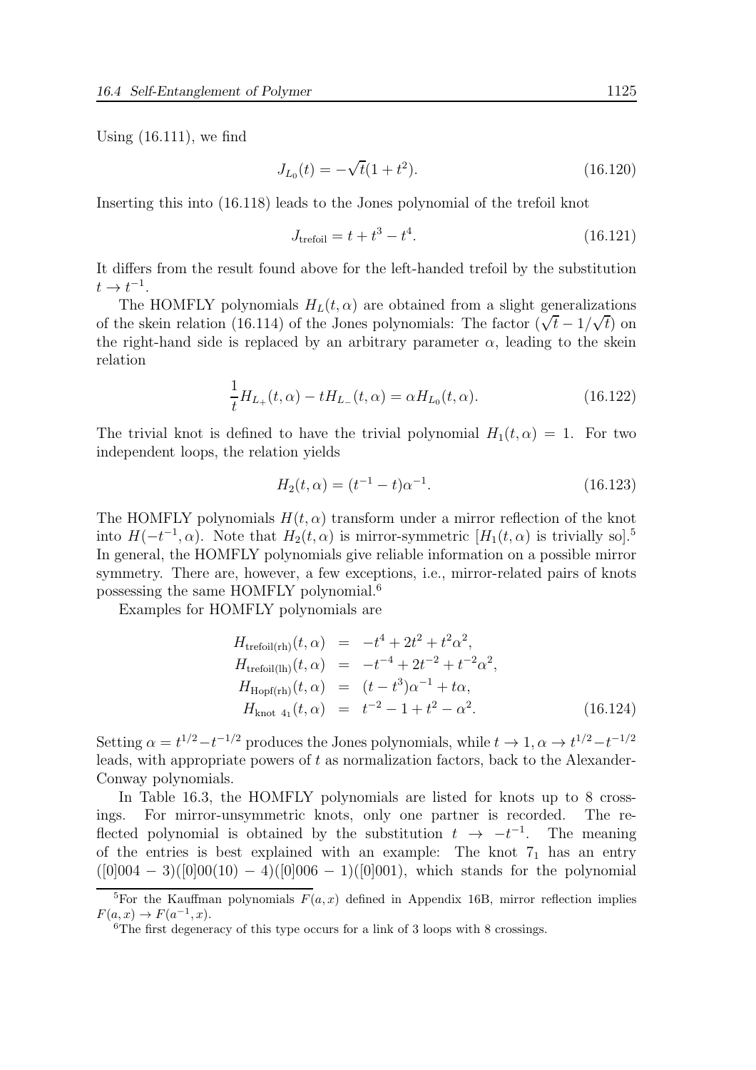Using (16.111), we find

$$J_{L_0}(t) = -\sqrt{t}(1 + t^2). \tag{16.120}$$

Inserting this into (16.118) leads to the Jones polynomial of the trefoil knot

$$J_{\text{trefoil}} = t + t^3 - t^4. \tag{16.121}$$

It differs from the result found above for the left-handed trefoil by the substitution $t \to t^{-1}$.

The HOMFLY polynomials $H_L(t, \alpha)$ are obtained from a slight generalizations of the skein relation (16.114) of the Jones polynomials: The factor $(\sqrt{t} - 1/\sqrt{t})$ on the right-hand side is replaced by an arbitrary parameter $\alpha$, leading to the skein relation

$$\frac{1}{t} H_{L_+}(t, \alpha) - t H_{L_-}(t, \alpha) = \alpha H_{L_0}(t, \alpha). \tag{16.122}$$

The trivial knot is defined to have the trivial polynomial $H_1(t, \alpha) = 1$. For two independent loops, the relation yields

$$H_2(t, \alpha) = (t^{-1} - t)\alpha^{-1}. \tag{16.123}$$

The HOMFLY polynomials $H(t, \alpha)$ transform under a mirror reflection of the knot into $H(-t^{-1}, \alpha)$. Note that $H_2(t, \alpha)$ is mirror-symmetric $[H_1(t, \alpha)$ is trivially so$]$.[5] In general, the HOMFLY polynomials give reliable information on a possible mirror symmetry. There are, however, a few exceptions, i.e., mirror-related pairs of knots possessing the same HOMFLY polynomial.[6]

Examples for HOMFLY polynomials are

$$\begin{aligned}
H_{\text{trefoil(rh)}}(t, \alpha) &= -t^4 + 2t^2 + t^2\alpha^2, \\
H_{\text{trefoil(lh)}}(t, \alpha) &= -t^{-4} + 2t^{-2} + t^{-2}\alpha^2, \\
H_{\text{Hopf(rh)}}(t, \alpha) &= (t - t^3)\alpha^{-1} + t\alpha, \\
H_{\text{knot } 4_1}(t, \alpha) &= t^{-2} - 1 + t^2 - \alpha^2.
\end{aligned} \tag{16.124}$$

Setting $\alpha = t^{1/2} - t^{-1/2}$ produces the Jones polynomials, while $t \to 1, \alpha \to t^{1/2} - t^{-1/2}$ leads, with appropriate powers of $t$ as normalization factors, back to the Alexander-Conway polynomials.

In Table 16.3, the HOMFLY polynomials are listed for knots up to 8 crossings. For mirror-unsymmetric knots, only one partner is recorded. The reflected polynomial is obtained by the substitution $t \to -t^{-1}$. The meaning of the entries is best explained with an example: The knot $7_1$ has an entry ([0]004 − 3)([0]00(10) − 4)([0]006 − 1)([0]001), which stands for the polynomial

---

[5] For the Kauffman polynomials $F(a, x)$ defined in Appendix 16B, mirror reflection implies $F(a, x) \to F(a^{-1}, x)$.

[6] The first degeneracy of this type occurs for a link of 3 loops with 8 crossings.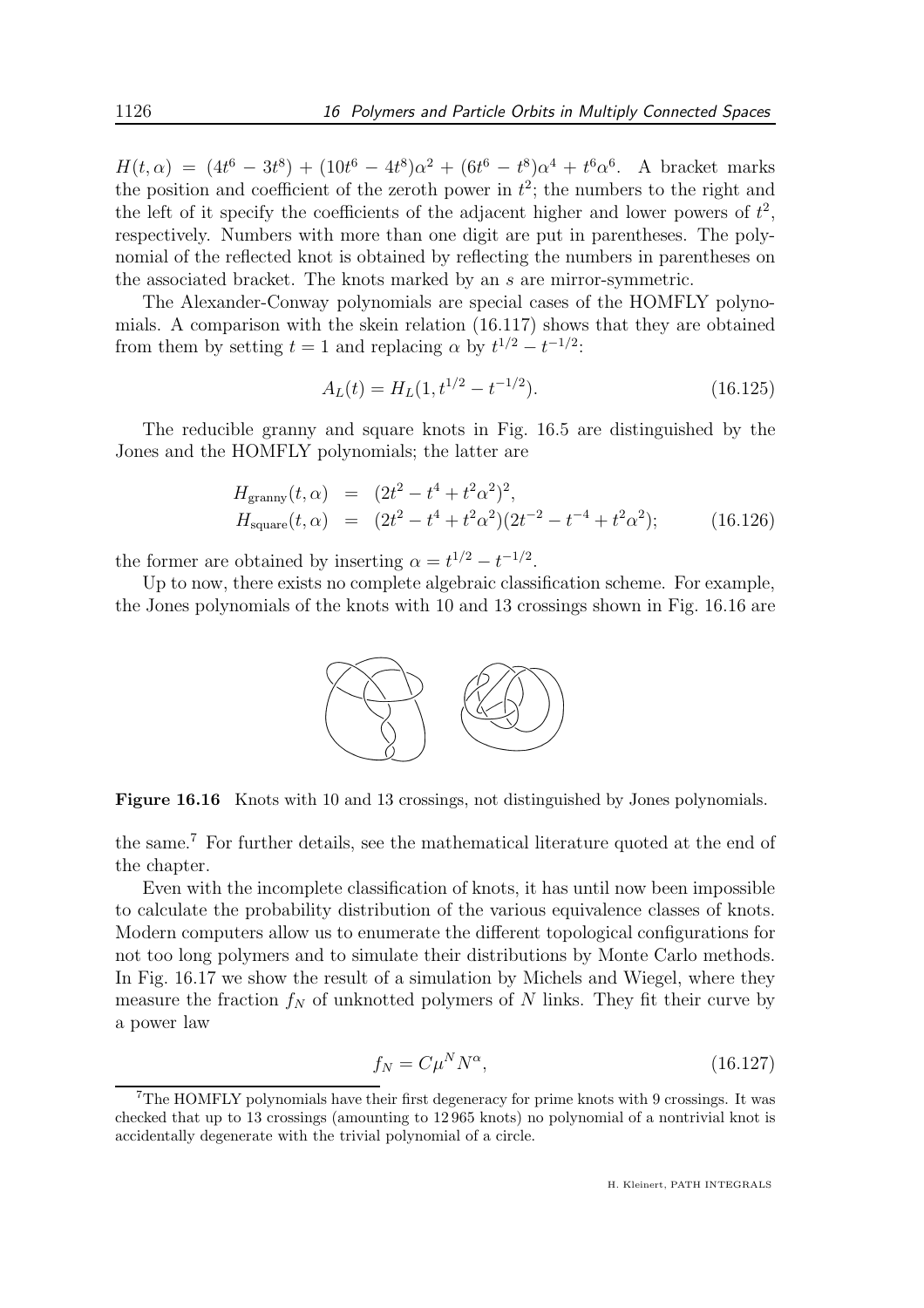$H(t,\alpha) = (4t^6 - 3t^8) + (10t^6 - 4t^8)\alpha^2 + (6t^6 - t^8)\alpha^4 + t^6\alpha^6$. A bracket marks the position and coefficient of the zeroth power in $t^2$; the numbers to the right and the left of it specify the coefficients of the adjacent higher and lower powers of $t^2$, respectively. Numbers with more than one digit are put in parentheses. The polynomial of the reflected knot is obtained by reflecting the numbers in parentheses on the associated bracket. The knots marked by an $s$ are mirror-symmetric.

The Alexander-Conway polynomials are special cases of the HOMFLY polynomials. A comparison with the skein relation (16.117) shows that they are obtained from them by setting $t = 1$ and replacing $\alpha$ by $t^{1/2} - t^{-1/2}$:

$$A_L(t) = H_L(1, t^{1/2} - t^{-1/2}). \tag{16.125}$$

The reducible granny and square knots in Fig. 16.5 are distinguished by the Jones and the HOMFLY polynomials; the latter are

$$\begin{aligned} H_{\text{granny}}(t,\alpha) &= (2t^2 - t^4 + t^2\alpha^2)^2, \\ H_{\text{square}}(t,\alpha) &= (2t^2 - t^4 + t^2\alpha^2)(2t^{-2} - t^{-4} + t^2\alpha^2); \end{aligned} \tag{16.126}$$

the former are obtained by inserting $\alpha = t^{1/2} - t^{-1/2}$.

Up to now, there exists no complete algebraic classification scheme. For example, the Jones polynomials of the knots with 10 and 13 crossings shown in Fig. 16.16 are

**Figure 16.16** Knots with 10 and 13 crossings, not distinguished by Jones polynomials.

the same.[7] For further details, see the mathematical literature quoted at the end of the chapter.

Even with the incomplete classification of knots, it has until now been impossible to calculate the probability distribution of the various equivalence classes of knots. Modern computers allow us to enumerate the different topological configurations for not too long polymers and to simulate their distributions by Monte Carlo methods. In Fig. 16.17 we show the result of a simulation by Michels and Wiegel, where they measure the fraction $f_N$ of unknotted polymers of $N$ links. They fit their curve by a power law

$$f_N = C\mu^N N^\alpha, \tag{16.127}$$

[7] The HOMFLY polynomials have their first degeneracy for prime knots with 9 crossings. It was checked that up to 13 crossings (amounting to 12 965 knots) no polynomial of a nontrivial knot is accidentally degenerate with the trivial polynomial of a circle.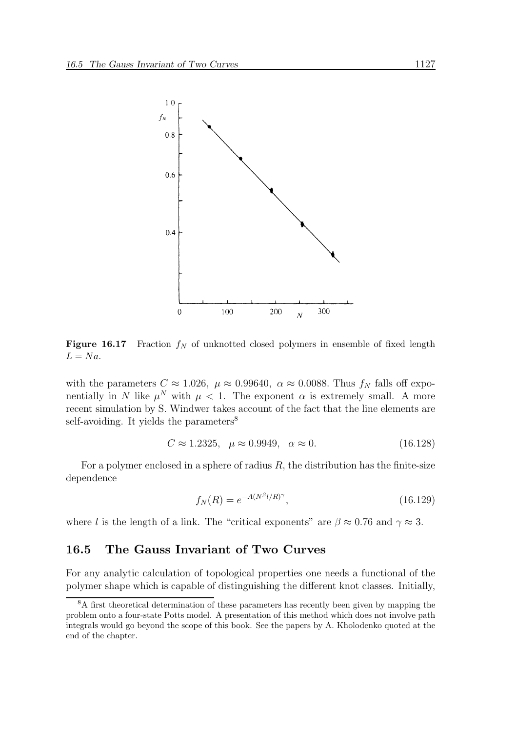**Figure 16.17** Fraction $f_N$ of unknotted closed polymers in ensemble of fixed length $L = Na$.

with the parameters $C \approx 1.026$, $\mu \approx 0.99640$, $\alpha \approx 0.0088$. Thus $f_N$ falls off exponentially in $N$ like $\mu^N$ with $\mu < 1$. The exponent $\alpha$ is extremely small. A more recent simulation by S. Windwer takes account of the fact that the line elements are self-avoiding. It yields the parameters[8]

$$C \approx 1.2325, \quad \mu \approx 0.9949, \quad \alpha \approx 0. \tag{16.128}$$

For a polymer enclosed in a sphere of radius $R$, the distribution has the finite-size dependence

$$f_N(R) = e^{-A(N^\beta l/R)^\gamma}, \tag{16.129}$$

where $l$ is the length of a link. The "critical exponents" are $\beta \approx 0.76$ and $\gamma \approx 3$.

## 16.5 The Gauss Invariant of Two Curves

For any analytic calculation of topological properties one needs a functional of the polymer shape which is capable of distinguishing the different knot classes. Initially,

[8] A first theoretical determination of these parameters has recently been given by mapping the problem onto a four-state Potts model. A presentation of this method which does not involve path integrals would go beyond the scope of this book. See the papers by A. Kholodenko quoted at the end of the chapter.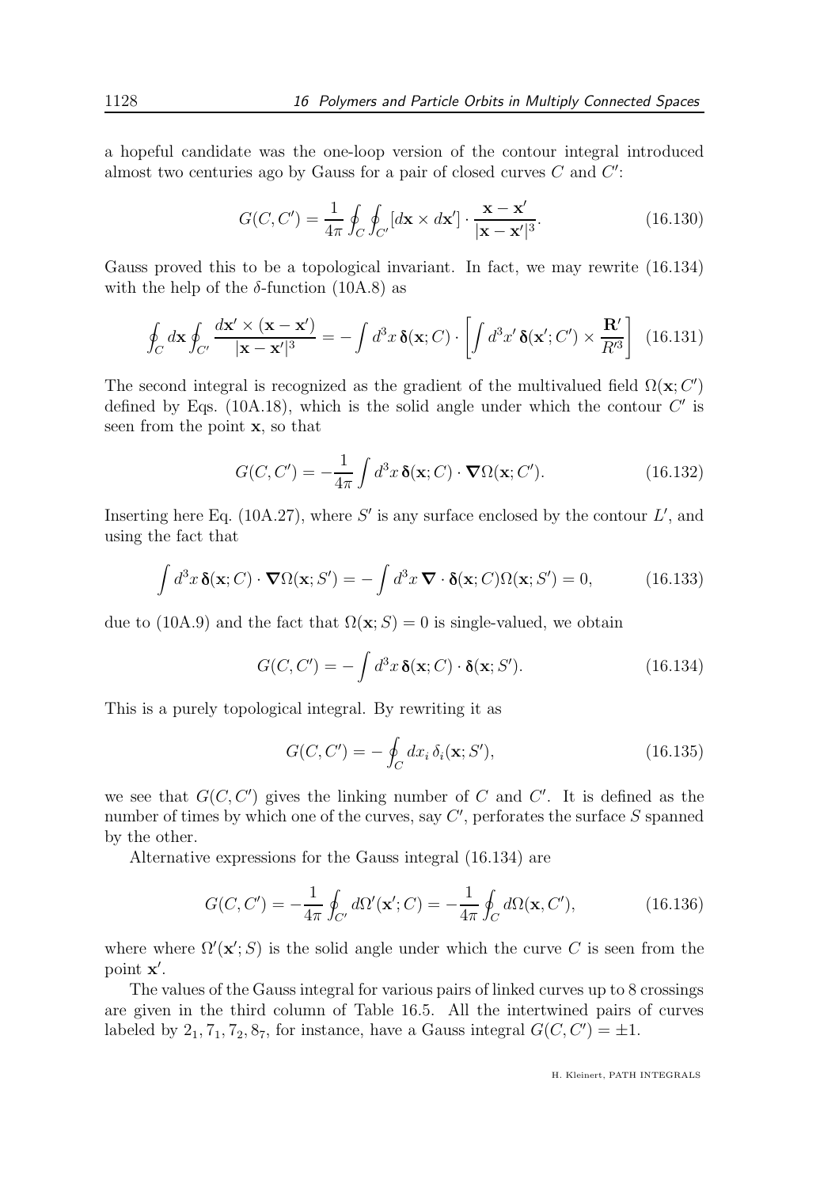a hopeful candidate was the one-loop version of the contour integral introduced almost two centuries ago by Gauss for a pair of closed curves $C$ and $C'$:

$$G(C,C') = \frac{1}{4\pi}\oint_C \oint_{C'} [d\mathbf{x} \times d\mathbf{x}'] \cdot \frac{\mathbf{x}-\mathbf{x}'}{|\mathbf{x}-\mathbf{x}'|^3}. \tag{16.130}$$

Gauss proved this to be a topological invariant. In fact, we may rewrite (16.134) with the help of the $\delta$-function (10A.8) as

$$\oint_C d\mathbf{x} \oint_{C'} \frac{d\mathbf{x}' \times (\mathbf{x}-\mathbf{x}')}{|\mathbf{x}-\mathbf{x}'|^3} = -\int d^3x \, \boldsymbol{\delta}(\mathbf{x};C) \cdot \left[\int d^3x' \, \boldsymbol{\delta}(\mathbf{x}';C') \times \frac{\mathbf{R}'}{R'^3}\right] \tag{16.131}$$

The second integral is recognized as the gradient of the multivalued field $\Omega(\mathbf{x};C')$ defined by Eqs. (10A.18), which is the solid angle under which the contour $C'$ is seen from the point $\mathbf{x}$, so that

$$G(C,C') = -\frac{1}{4\pi}\int d^3x \, \boldsymbol{\delta}(\mathbf{x};C) \cdot \boldsymbol{\nabla}\Omega(\mathbf{x};C'). \tag{16.132}$$

Inserting here Eq. (10A.27), where $S'$ is any surface enclosed by the contour $L'$, and using the fact that

$$\int d^3x \, \boldsymbol{\delta}(\mathbf{x};C) \cdot \boldsymbol{\nabla}\Omega(\mathbf{x};S') = -\int d^3x \, \boldsymbol{\nabla} \cdot \boldsymbol{\delta}(\mathbf{x};C)\Omega(\mathbf{x};S') = 0, \tag{16.133}$$

due to (10A.9) and the fact that $\Omega(\mathbf{x};S) = 0$ is single-valued, we obtain

$$G(C,C') = -\int d^3x \, \boldsymbol{\delta}(\mathbf{x};C) \cdot \boldsymbol{\delta}(\mathbf{x};S'). \tag{16.134}$$

This is a purely topological integral. By rewriting it as

$$G(C,C') = -\oint_C dx_i \, \delta_i(\mathbf{x};S'), \tag{16.135}$$

we see that $G(C,C')$ gives the linking number of $C$ and $C'$. It is defined as the number of times by which one of the curves, say $C'$, perforates the surface $S$ spanned by the other.

Alternative expressions for the Gauss integral (16.134) are

$$G(C,C') = -\frac{1}{4\pi}\oint_{C'} d\Omega'(\mathbf{x}';C) = -\frac{1}{4\pi}\oint_C d\Omega(\mathbf{x},C'), \tag{16.136}$$

where where $\Omega'(\mathbf{x}';S)$ is the solid angle under which the curve $C$ is seen from the point $\mathbf{x}'$.

The values of the Gauss integral for various pairs of linked curves up to 8 crossings are given in the third column of Table 16.5. All the intertwined pairs of curves labeled by $2_1, 7_1, 7_2, 8_7$, for instance, have a Gauss integral $G(C,C') = \pm 1$.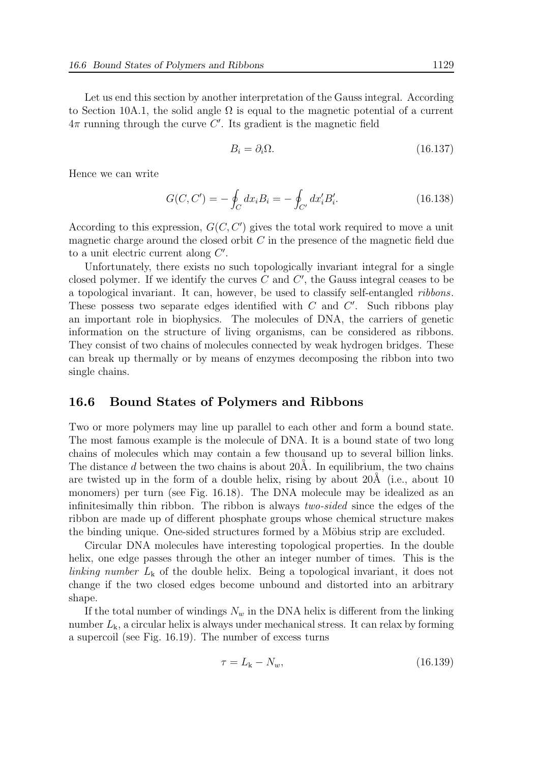Let us end this section by another interpretation of the Gauss integral. According to Section 10A.1, the solid angle $\Omega$ is equal to the magnetic potential of a current $4\pi$ running through the curve $C'$. Its gradient is the magnetic field

$$B_i = \partial_i \Omega. \tag{16.137}$$

Hence we can write

$$G(C, C') = -\oint_C dx_i B_i = -\oint_{C'} dx'_i B'_i. \tag{16.138}$$

According to this expression, $G(C, C')$ gives the total work required to move a unit magnetic charge around the closed orbit $C$ in the presence of the magnetic field due to a unit electric current along $C'$.

Unfortunately, there exists no such topologically invariant integral for a single closed polymer. If we identify the curves $C$ and $C'$, the Gauss integral ceases to be a topological invariant. It can, however, be used to classify self-entangled *ribbons*. These possess two separate edges identified with $C$ and $C'$. Such ribbons play an important role in biophysics. The molecules of DNA, the carriers of genetic information on the structure of living organisms, can be considered as ribbons. They consist of two chains of molecules connected by weak hydrogen bridges. These can break up thermally or by means of enzymes decomposing the ribbon into two single chains.

## 16.6 Bound States of Polymers and Ribbons

Two or more polymers may line up parallel to each other and form a bound state. The most famous example is the molecule of DNA. It is a bound state of two long chains of molecules which may contain a few thousand up to several billion links. The distance $d$ between the two chains is about 20Å. In equilibrium, the two chains are twisted up in the form of a double helix, rising by about 20Å (i.e., about 10 monomers) per turn (see Fig. 16.18). The DNA molecule may be idealized as an infinitesimally thin ribbon. The ribbon is always *two-sided* since the edges of the ribbon are made up of different phosphate groups whose chemical structure makes the binding unique. One-sided structures formed by a Möbius strip are excluded.

Circular DNA molecules have interesting topological properties. In the double helix, one edge passes through the other an integer number of times. This is the *linking number* $L_{\rm k}$ of the double helix. Being a topological invariant, it does not change if the two closed edges become unbound and distorted into an arbitrary shape.

If the total number of windings $N_w$ in the DNA helix is different from the linking number $L_{\rm k}$, a circular helix is always under mechanical stress. It can relax by forming a supercoil (see Fig. 16.19). The number of excess turns

$$\tau = L_{\rm k} - N_w, \tag{16.139}$$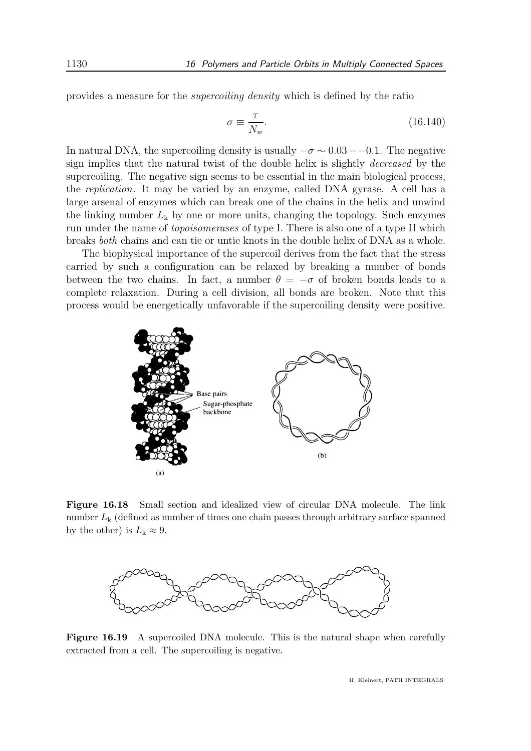provides a measure for the *supercoiling density* which is defined by the ratio

$$\sigma \equiv \frac{\tau}{N_w}. \tag{16.140}$$

In natural DNA, the supercoiling density is usually $-\sigma \sim 0.03 - -0.1$. The negative sign implies that the natural twist of the double helix is slightly *decreased* by the supercoiling. The negative sign seems to be essential in the main biological process, the *replication*. It may be varied by an enzyme, called DNA gyrase. A cell has a large arsenal of enzymes which can break one of the chains in the helix and unwind the linking number $L_{\rm k}$ by one or more units, changing the topology. Such enzymes run under the name of *topoisomerases* of type I. There is also one of a type II which breaks *both* chains and can tie or untie knots in the double helix of DNA as a whole.

The biophysical importance of the supercoil derives from the fact that the stress carried by such a configuration can be relaxed by breaking a number of bonds between the two chains. In fact, a number $\theta = -\sigma$ of broken bonds leads to a complete relaxation. During a cell division, all bonds are broken. Note that this process would be energetically unfavorable if the supercoiling density were positive.

**Figure 16.18** Small section and idealized view of circular DNA molecule. The link number $L_{\rm k}$ (defined as number of times one chain passes through arbitrary surface spanned by the other) is $L_{\rm k} \approx 9$.

**Figure 16.19** A supercoiled DNA molecule. This is the natural shape when carefully extracted from a cell. The supercoiling is negative.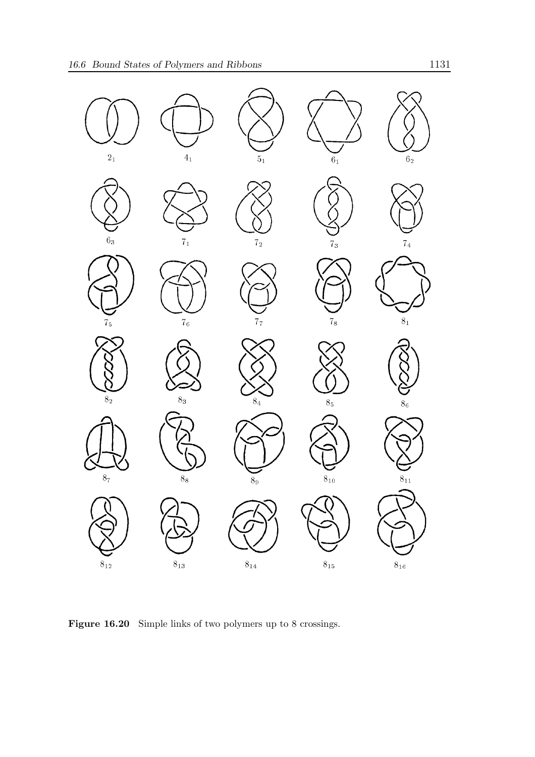$2_1$ $4_1$ $5_1$ $6_1$ $6_2$

$6_3$ $7_1$ $7_2$ $7_3$ $7_4$

$7_5$ $7_6$ $7_7$ $7_8$ $8_1$

$8_2$ $8_3$ $8_4$ $8_5$ $8_6$

$8_7$ $8_8$ $8_9$ $8_{10}$ $8_{11}$

$8_{12}$ $8_{13}$ $8_{14}$ $8_{15}$ $8_{16}$

**Figure 16.20** Simple links of two polymers up to 8 crossings.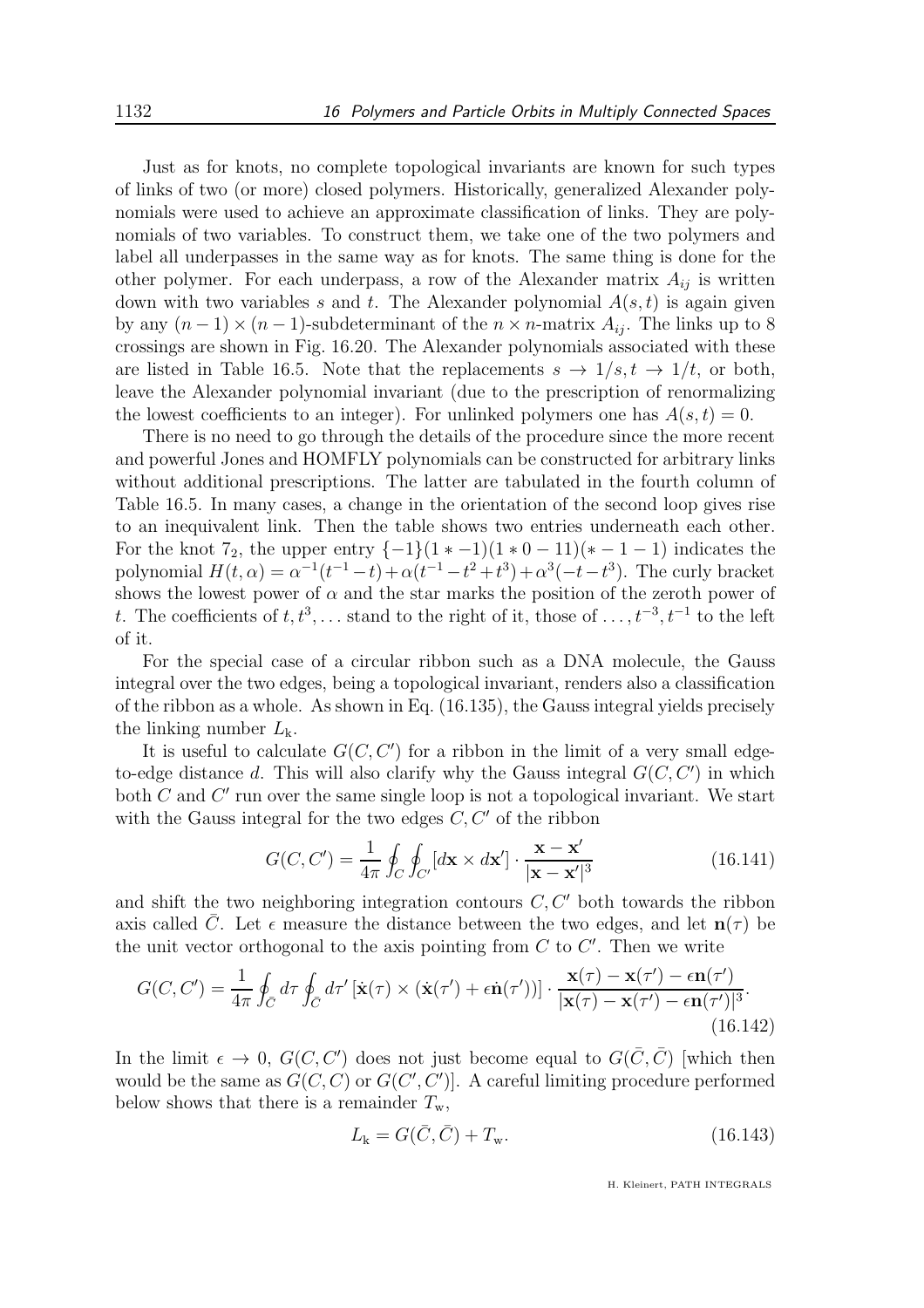Just as for knots, no complete topological invariants are known for such types of links of two (or more) closed polymers. Historically, generalized Alexander polynomials were used to achieve an approximate classification of links. They are polynomials of two variables. To construct them, we take one of the two polymers and label all underpasses in the same way as for knots. The same thing is done for the other polymer. For each underpass, a row of the Alexander matrix $A_{ij}$ is written down with two variables $s$ and $t$. The Alexander polynomial $A(s,t)$ is again given by any $(n-1)\times(n-1)$-subdeterminant of the $n\times n$-matrix $A_{ij}$. The links up to 8 crossings are shown in Fig. 16.20. The Alexander polynomials associated with these are listed in Table 16.5. Note that the replacements $s \to 1/s, t \to 1/t$, or both, leave the Alexander polynomial invariant (due to the prescription of renormalizing the lowest coefficients to an integer). For unlinked polymers one has $A(s,t) = 0$.

There is no need to go through the details of the procedure since the more recent and powerful Jones and HOMFLY polynomials can be constructed for arbitrary links without additional prescriptions. The latter are tabulated in the fourth column of Table 16.5. In many cases, a change in the orientation of the second loop gives rise to an inequivalent link. Then the table shows two entries underneath each other. For the knot $7_2$, the upper entry $\{-1\}(1*-1)(1*0-11)(*-1-1)$ indicates the polynomial $H(t,\alpha) = \alpha^{-1}(t^{-1}-t)+\alpha(t^{-1}-t^2+t^3)+\alpha^3(-t-t^3)$. The curly bracket shows the lowest power of $\alpha$ and the star marks the position of the zeroth power of $t$. The coefficients of $t, t^3, \ldots$ stand to the right of it, those of $\ldots, t^{-3}, t^{-1}$ to the left of it.

For the special case of a circular ribbon such as a DNA molecule, the Gauss integral over the two edges, being a topological invariant, renders also a classification of the ribbon as a whole. As shown in Eq. (16.135), the Gauss integral yields precisely the linking number $L_{\rm k}$.

It is useful to calculate $G(C, C')$ for a ribbon in the limit of a very small edge-to-edge distance $d$. This will also clarify why the Gauss integral $G(C, C')$ in which both $C$ and $C'$ run over the same single loop is not a topological invariant. We start with the Gauss integral for the two edges $C, C'$ of the ribbon

$$G(C,C') = \frac{1}{4\pi}\oint_C \oint_{C'} [d\mathbf{x}\times d\mathbf{x}']\cdot\frac{\mathbf{x}-\mathbf{x}'}{|\mathbf{x}-\mathbf{x}'|^3} \tag{16.141}$$

and shift the two neighboring integration contours $C, C'$ both towards the ribbon axis called $\bar{C}$. Let $\epsilon$ measure the distance between the two edges, and let $\mathbf{n}(\tau)$ be the unit vector orthogonal to the axis pointing from $C$ to $C'$. Then we write

$$G(C,C') = \frac{1}{4\pi}\oint_{\bar{C}} d\tau \oint_{\bar{C}} d\tau' \left[\dot{\mathbf{x}}(\tau)\times(\dot{\mathbf{x}}(\tau')+\epsilon\dot{\mathbf{n}}(\tau'))\right]\cdot\frac{\mathbf{x}(\tau)-\mathbf{x}(\tau')-\epsilon\mathbf{n}(\tau')}{|\mathbf{x}(\tau)-\mathbf{x}(\tau')-\epsilon\mathbf{n}(\tau')|^3}. \tag{16.142}$$

In the limit $\epsilon \to 0$, $G(C,C')$ does not just become equal to $G(\bar{C},\bar{C})$ [which then would be the same as $G(C,C)$ or $G(C',C')$]. A careful limiting procedure performed below shows that there is a remainder $T_{\rm w}$,

$$L_{\rm k} = G(\bar{C},\bar{C}) + T_{\rm w}. \tag{16.143}$$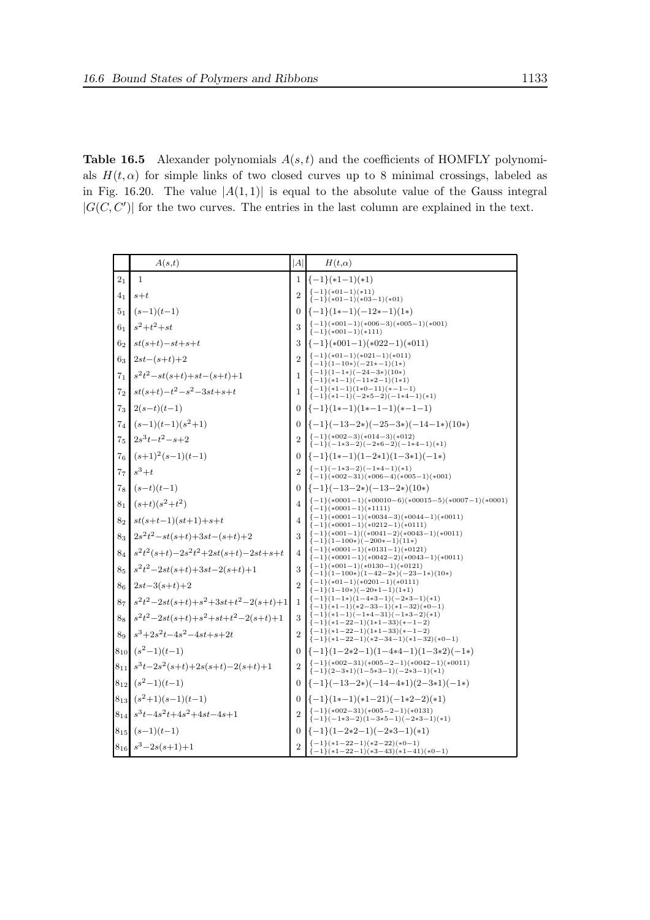**Table 16.5** Alexander polynomials $A(s,t)$ and the coefficients of HOMFLY polynomials $H(t,\alpha)$ for simple links of two closed curves up to 8 minimal crossings, labeled as in Fig. 16.20. The value $|A(1,1)|$ is equal to the absolute value of the Gauss integral $|G(C,C')|$ for the two curves. The entries in the last column are explained in the text.

| | $A(s,t)$ | $\vert A\vert$ | $H(t,\alpha)$ |
|---|---|---|---|
| $2_1$ | $1$ | 1 | {−1}(*1−1)(*1) |
| $4_1$ | $s+t$ | 2 | {−1}(*01−1)(*11) <br> {−1}(*01−1)(*03−1)(*01) |
| $5_1$ | $(s-1)(t-1)$ | 0 | {−1}(1*−1)(−12*−1)(1*) |
| $6_1$ | $s^2+t^2+st$ | 3 | {−1}(*001−1)(*006−3)(*005−1)(*001) <br> {−1}(*001−1)(*111) |
| $6_2$ | $st(s+t)-st+s+t$ | 3 | {−1}(*001−1)(*022−1)(*011) |
| $6_3$ | $2st-(s+t)+2$ | 2 | {−1}(*01−1)(*021−1)(*011) <br> {−1}(1−10*)(−21*−1)(1*) |
| $7_1$ | $s^2t^2-st(s+t)+st-(s+t)+1$ | 1 | {−1}(1−1*)(−24−3*)(10*) <br> {−1}(*1−1)(−11*2−1)(1*1) |
| $7_2$ | $st(s+t)-t^2-s^2-3st+s+t$ | 1 | {−1}(*1−1)(1*0−11)(*−1−1) <br> {−1}(*1−1)(−2*5−2)(−1*4−1)(*1) |
| $7_3$ | $2(s-t)(t-1)$ | 0 | {−1}(1*−1)(1*−1−1)(*−1−1) |
| $7_4$ | $(s-1)(t-1)(s^2+1)$ | 0 | {−1}(−13−2*)(−25−3*)(−14−1*)(10*) |
| $7_5$ | $2s^3t-t^2-s+2$ | 2 | {−1}(*002−3)(*014−3)(*012) <br> {−1}(−1*3−2)(−2*6−2)(−1*4−1)(*1) |
| $7_6$ | $(s+1)^2(s-1)(t-1)$ | 0 | {−1}(1*−1)(1−2*1)(1−3*1)(−1*) |
| $7_7$ | $s^3+t$ | 2 | {−1}(−1*3−2)(−1*4−1)(*1) <br> {−1}(*002−31)(*006−4)(*005−1)(*001) |
| $7_8$ | $(s-t)(t-1)$ | 0 | {−1}(−13−2*)(−13−2*)(10*) |
| $8_1$ | $(s+t)(s^2+t^2)$ | 4 | {−1}(*0001−1)(*00010−6)(*00015−5)(*0007−1)(*0001) <br> {−1}(*0001−1)(*1111) |
| $8_2$ | $st(s+t-1)(st+1)+s+t$ | 4 | {−1}(*0001−1)(*0034−3)(*0044−1)(*0011) <br> {−1}(*0001−1)(*0212−1)(*0111) |
| $8_3$ | $2s^2t^2-st(s+t)+3st-(s+t)+2$ | 3 | {−1}(*001−1)((*0041−2)(*0043−1)(*0011) <br> {−1}(1−100*)(−200*−1)(11*) |
| $8_4$ | $s^2t^2(s+t)-2s^2t^2+2st(s+t)-2st+s+t$ | 4 | {−1}(*0001−1)(*0131−1)(*0121) <br> {−1}(*0001−1)(*0042−2)(*0043−1)(*0011) |
| $8_5$ | $s^2t^2-2st(s+t)+3st-2(s+t)+1$ | 3 | {−1}(*001−1)(*0130−1)(*0121) <br> {−1}(1−100*)(1−42−2*)(−23−1*)(10*) |
| $8_6$ | $2st-3(s+t)+2$ | 2 | {−1}(*01−1)(*0201−1)(*0111) <br> {−1}(1−10*)(−20*1−1)(1*1) |
| $8_7$ | $s^2t^2-2st(s+t)+s^2+3st+t^2-2(s+t)+1$ | 1 | {−1}(1−1*)(1−4*3−1)(−2*3−1)(*1) <br> {−1}(*1−1)(*2−33−1)(*1−32)(*0−1) |
| $8_8$ | $s^2t^2-2st(s+t)+s^2+st+t^2-2(s+t)+1$ | 3 | {−1}(*1−1)(−1*4−31)(−1*3−2)(*1) <br> {−1}(*1−22−1)(1*1−33)(*−1−2) |
| $8_9$ | $s^3+2s^2t-4s^2-4st+s+2t$ | 2 | {−1}(*1−22−1)(1*1−33)(*−1−2) <br> {−1}(*1−22−1)(*2−34−1)(*1−32)(*0−1) |
| $8_{10}$ | $(s^2-1)(t-1)$ | 0 | {−1}(1−2*2−1)(1−4*4−1)(1−3*2)(−1*) |
| $8_{11}$ | $s^3t-2s^2(s+t)+2s(s+t)-2(s+t)+1$ | 2 | {−1}(*002−31)(*005−2−1)(*0042−1)(*0011) <br> {−1}(2−3*1)(1−5*3−1)(−2*3−1)(*1) |
| $8_{12}$ | $(s^2-1)(t-1)$ | 0 | {−1}(−13−2*)(−14−4*1)(2−3*1)(−1*) |
| $8_{13}$ | $(s^2+1)(s-1)(t-1)$ | 0 | {−1}(1*−1)(*1−21)(−1*2−2)(*1) |
| $8_{14}$ | $s^3t-4s^2t+4s^2+4st-4s+1$ | 2 | {−1}(*002−31)(*005−2−1)(*0131) <br> {−1}(−1*3−2)(1−3*5−1)(−2*3−1)(*1) |
| $8_{15}$ | $(s-1)(t-1)$ | 0 | {−1}(1−2*2−1)(−2*3−1)(*1) |
| $8_{16}$ | $s^3-2s(s+1)+1$ | 2 | {−1}(*1−22)(*2−22)(*0−1) <br> {−1}(*1−22−1)(*3−43)(*1−41)(*0−1) |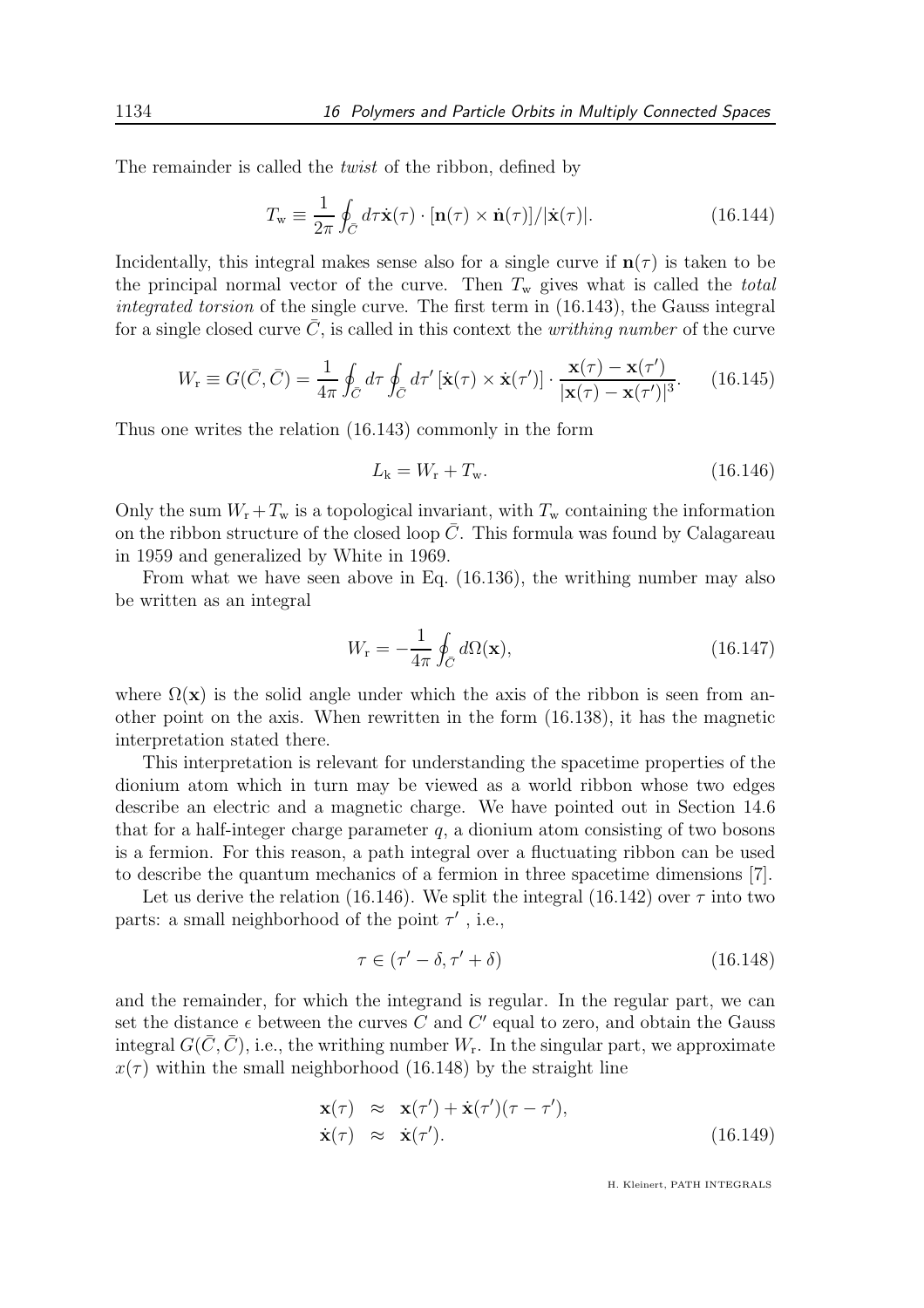The remainder is called the *twist* of the ribbon, defined by

$$T_{\rm w} \equiv \frac{1}{2\pi} \oint_{\bar{C}} d\tau \dot{\mathbf{x}}(\tau) \cdot [\mathbf{n}(\tau) \times \dot{\mathbf{n}}(\tau)]/|\dot{\mathbf{x}}(\tau)|. \tag{16.144}$$

Incidentally, this integral makes sense also for a single curve if $\mathbf{n}(\tau)$ is taken to be the principal normal vector of the curve. Then $T_{\rm w}$ gives what is called the *total integrated torsion* of the single curve. The first term in (16.143), the Gauss integral for a single closed curve $\bar{C}$, is called in this context the *writhing number* of the curve

$$W_{\rm r} \equiv G(\bar{C}, \bar{C}) = \frac{1}{4\pi} \oint_{\bar{C}} d\tau \oint_{\bar{C}} d\tau' \, [\dot{\mathbf{x}}(\tau) \times \dot{\mathbf{x}}(\tau')] \cdot \frac{\mathbf{x}(\tau) - \mathbf{x}(\tau')}{|\mathbf{x}(\tau) - \mathbf{x}(\tau')|^3}. \tag{16.145}$$

Thus one writes the relation (16.143) commonly in the form

$$L_{\rm k} = W_{\rm r} + T_{\rm w}. \tag{16.146}$$

Only the sum $W_{\rm r} + T_{\rm w}$ is a topological invariant, with $T_{\rm w}$ containing the information on the ribbon structure of the closed loop $\bar{C}$. This formula was found by Calagareau in 1959 and generalized by White in 1969.

From what we have seen above in Eq. (16.136), the writhing number may also be written as an integral

$$W_{\rm r} = -\frac{1}{4\pi} \oint_{\bar{C}} d\Omega(\mathbf{x}), \tag{16.147}$$

where $\Omega(\mathbf{x})$ is the solid angle under which the axis of the ribbon is seen from another point on the axis. When rewritten in the form (16.138), it has the magnetic interpretation stated there.

This interpretation is relevant for understanding the spacetime properties of the dionium atom which in turn may be viewed as a world ribbon whose two edges describe an electric and a magnetic charge. We have pointed out in Section 14.6 that for a half-integer charge parameter $q$, a dionium atom consisting of two bosons is a fermion. For this reason, a path integral over a fluctuating ribbon can be used to describe the quantum mechanics of a fermion in three spacetime dimensions [7].

Let us derive the relation (16.146). We split the integral (16.142) over $\tau$ into two parts: a small neighborhood of the point $\tau'$ , i.e.,

$$\tau \in (\tau' - \delta, \tau' + \delta) \tag{16.148}$$

and the remainder, for which the integrand is regular. In the regular part, we can set the distance $\epsilon$ between the curves $C$ and $C'$ equal to zero, and obtain the Gauss integral $G(\bar{C}, \bar{C})$, i.e., the writhing number $W_{\rm r}$. In the singular part, we approximate $x(\tau)$ within the small neighborhood (16.148) by the straight line

$$\begin{aligned} \mathbf{x}(\tau) &\approx \mathbf{x}(\tau') + \dot{\mathbf{x}}(\tau')(\tau - \tau'), \\ \dot{\mathbf{x}}(\tau) &\approx \dot{\mathbf{x}}(\tau'). \end{aligned} \tag{16.149}$$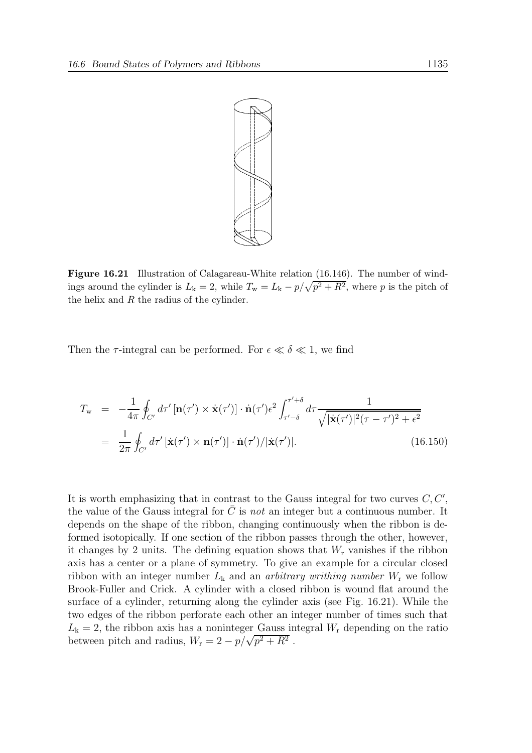**Figure 16.21** Illustration of Calagareau-White relation (16.146). The number of windings around the cylinder is $L_{\rm k} = 2$, while $T_{\rm w} = L_{\rm k} - p/\sqrt{p^2 + R^2}$, where $p$ is the pitch of the helix and $R$ the radius of the cylinder.

Then the $\tau$-integral can be performed. For $\epsilon \ll \delta \ll 1$, we find

$$
\begin{aligned}
T_{\rm w} &= -\frac{1}{4\pi} \oint_{C'} d\tau' \, [\mathbf{n}(\tau') \times \dot{\mathbf{x}}(\tau')] \cdot \dot{\mathbf{n}}(\tau') \epsilon^2 \int_{\tau'-\delta}^{\tau'+\delta} d\tau \frac{1}{\sqrt{|\dot{\mathbf{x}}(\tau')|^2 (\tau - \tau')^2 + \epsilon^2}} \\
&= \frac{1}{2\pi} \oint_{C'} d\tau' \, [\dot{\mathbf{x}}(\tau') \times \mathbf{n}(\tau')] \cdot \dot{\mathbf{n}}(\tau') / |\dot{\mathbf{x}}(\tau')|. \qquad (16.150)
\end{aligned}
$$

It is worth emphasizing that in contrast to the Gauss integral for two curves $C, C'$, the value of the Gauss integral for $\bar{C}$ is *not* an integer but a continuous number. It depends on the shape of the ribbon, changing continuously when the ribbon is deformed isotopically. If one section of the ribbon passes through the other, however, it changes by 2 units. The defining equation shows that $W_{\rm r}$ vanishes if the ribbon axis has a center or a plane of symmetry. To give an example for a circular closed ribbon with an integer number $L_{\rm k}$ and an *arbitrary writhing number* $W_{\rm r}$ we follow Brook-Fuller and Crick. A cylinder with a closed ribbon is wound flat around the surface of a cylinder, returning along the cylinder axis (see Fig. 16.21). While the two edges of the ribbon perforate each other an integer number of times such that $L_{\rm k} = 2$, the ribbon axis has a noninteger Gauss integral $W_{\rm r}$ depending on the ratio between pitch and radius, $W_{\rm r} = 2 - p/\sqrt{p^2 + R^2}$ .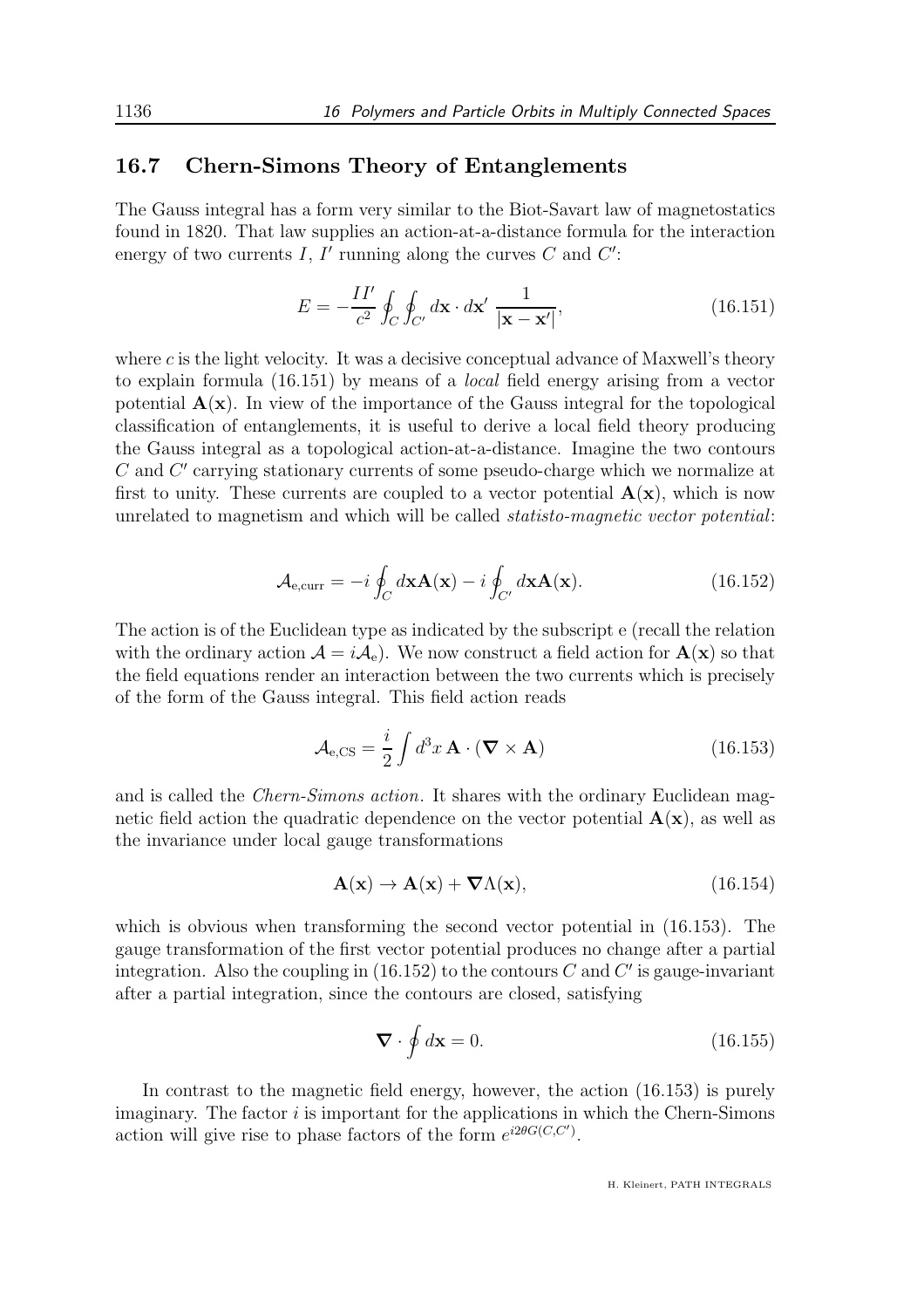## 16.7 Chern-Simons Theory of Entanglements

The Gauss integral has a form very similar to the Biot-Savart law of magnetostatics found in 1820. That law supplies an action-at-a-distance formula for the interaction energy of two currents $I$, $I'$ running along the curves $C$ and $C'$:

$$E = -\frac{II'}{c^2} \oint_C \oint_{C'} d\mathbf{x} \cdot d\mathbf{x}' \, \frac{1}{|\mathbf{x} - \mathbf{x}'|}, \tag{16.151}$$

where $c$ is the light velocity. It was a decisive conceptual advance of Maxwell's theory to explain formula (16.151) by means of a *local* field energy arising from a vector potential $\mathbf{A}(\mathbf{x})$. In view of the importance of the Gauss integral for the topological classification of entanglements, it is useful to derive a local field theory producing the Gauss integral as a topological action-at-a-distance. Imagine the two contours $C$ and $C'$ carrying stationary currents of some pseudo-charge which we normalize at first to unity. These currents are coupled to a vector potential $\mathbf{A}(\mathbf{x})$, which is now unrelated to magnetism and which will be called *statisto-magnetic vector potential*:

$$\mathcal{A}_{\text{e,curr}} = -i \oint_C d\mathbf{x} \mathbf{A}(\mathbf{x}) - i \oint_{C'} d\mathbf{x} \mathbf{A}(\mathbf{x}). \tag{16.152}$$

The action is of the Euclidean type as indicated by the subscript e (recall the relation with the ordinary action $\mathcal{A} = i\mathcal{A}_{\text{e}}$). We now construct a field action for $\mathbf{A}(\mathbf{x})$ so that the field equations render an interaction between the two currents which is precisely of the form of the Gauss integral. This field action reads

$$\mathcal{A}_{\text{e,CS}} = \frac{i}{2} \int d^3x \, \mathbf{A} \cdot (\boldsymbol{\nabla} \times \mathbf{A}) \tag{16.153}$$

and is called the *Chern-Simons action*. It shares with the ordinary Euclidean magnetic field action the quadratic dependence on the vector potential $\mathbf{A}(\mathbf{x})$, as well as the invariance under local gauge transformations

$$\mathbf{A}(\mathbf{x}) \to \mathbf{A}(\mathbf{x}) + \boldsymbol{\nabla}\Lambda(\mathbf{x}), \tag{16.154}$$

which is obvious when transforming the second vector potential in (16.153). The gauge transformation of the first vector potential produces no change after a partial integration. Also the coupling in (16.152) to the contours $C$ and $C'$ is gauge-invariant after a partial integration, since the contours are closed, satisfying

$$\boldsymbol{\nabla} \cdot \oint d\mathbf{x} = 0. \tag{16.155}$$

In contrast to the magnetic field energy, however, the action (16.153) is purely imaginary. The factor $i$ is important for the applications in which the Chern-Simons action will give rise to phase factors of the form $e^{i2\theta G(C,C')}$.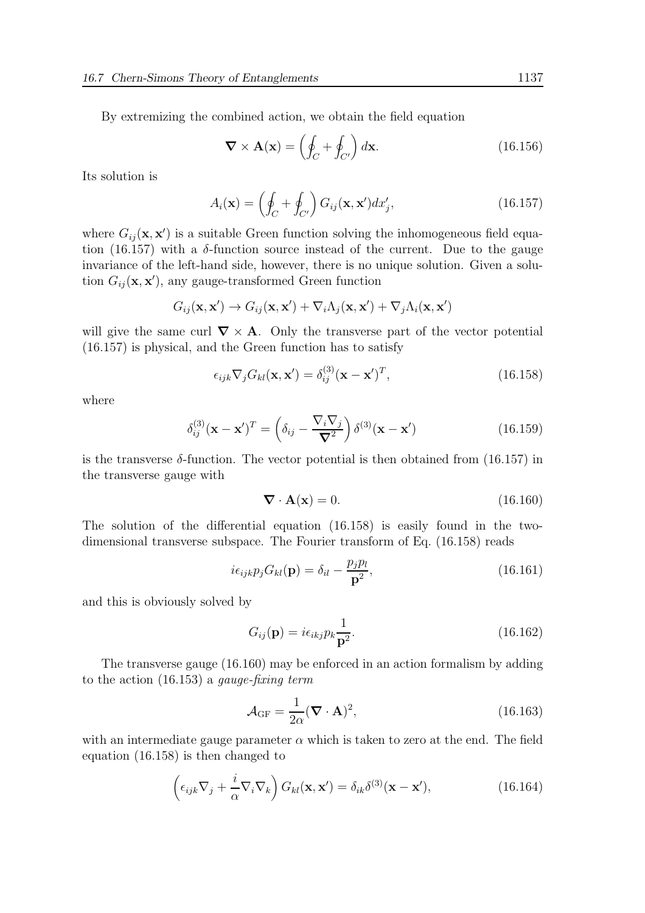By extremizing the combined action, we obtain the field equation

$$\boldsymbol{\nabla} \times \mathbf{A}(\mathbf{x}) = \left( \oint_C + \oint_{C'} \right) d\mathbf{x}. \tag{16.156}$$

Its solution is

$$A_i(\mathbf{x}) = \left( \oint_C + \oint_{C'} \right) G_{ij}(\mathbf{x}, \mathbf{x}') dx'_j, \tag{16.157}$$

where $G_{ij}(\mathbf{x}, \mathbf{x}')$ is a suitable Green function solving the inhomogeneous field equation (16.157) with a $\delta$-function source instead of the current. Due to the gauge invariance of the left-hand side, however, there is no unique solution. Given a solution $G_{ij}(\mathbf{x}, \mathbf{x}')$, any gauge-transformed Green function

$$G_{ij}(\mathbf{x}, \mathbf{x}') \to G_{ij}(\mathbf{x}, \mathbf{x}') + \nabla_i \Lambda_j(\mathbf{x}, \mathbf{x}') + \nabla_j \Lambda_i(\mathbf{x}, \mathbf{x}')$$

will give the same curl $\boldsymbol{\nabla} \times \mathbf{A}$. Only the transverse part of the vector potential (16.157) is physical, and the Green function has to satisfy

$$\epsilon_{ijk} \nabla_j G_{kl}(\mathbf{x}, \mathbf{x}') = \delta^{(3)}_{ij}(\mathbf{x} - \mathbf{x}')^T, \tag{16.158}$$

where

$$\delta^{(3)}_{ij}(\mathbf{x} - \mathbf{x}')^T = \left( \delta_{ij} - \frac{\nabla_i \nabla_j}{\boldsymbol{\nabla}^2} \right) \delta^{(3)}(\mathbf{x} - \mathbf{x}') \tag{16.159}$$

is the transverse $\delta$-function. The vector potential is then obtained from (16.157) in the transverse gauge with

$$\boldsymbol{\nabla} \cdot \mathbf{A}(\mathbf{x}) = 0. \tag{16.160}$$

The solution of the differential equation (16.158) is easily found in the two-dimensional transverse subspace. The Fourier transform of Eq. (16.158) reads

$$i \epsilon_{ijk} p_j G_{kl}(\mathbf{p}) = \delta_{il} - \frac{p_j p_l}{\mathbf{p}^2}, \tag{16.161}$$

and this is obviously solved by

$$G_{ij}(\mathbf{p}) = i \epsilon_{ikj} p_k \frac{1}{\mathbf{p}^2}. \tag{16.162}$$

The transverse gauge (16.160) may be enforced in an action formalism by adding to the action (16.153) a *gauge-fixing term*

$$\mathcal{A}_{\rm GF} = \frac{1}{2\alpha} (\boldsymbol{\nabla} \cdot \mathbf{A})^2, \tag{16.163}$$

with an intermediate gauge parameter $\alpha$ which is taken to zero at the end. The field equation (16.158) is then changed to

$$\left( \epsilon_{ijk} \nabla_j + \frac{i}{\alpha} \nabla_i \nabla_k \right) G_{kl}(\mathbf{x}, \mathbf{x}') = \delta_{ik} \delta^{(3)}(\mathbf{x} - \mathbf{x}'), \tag{16.164}$$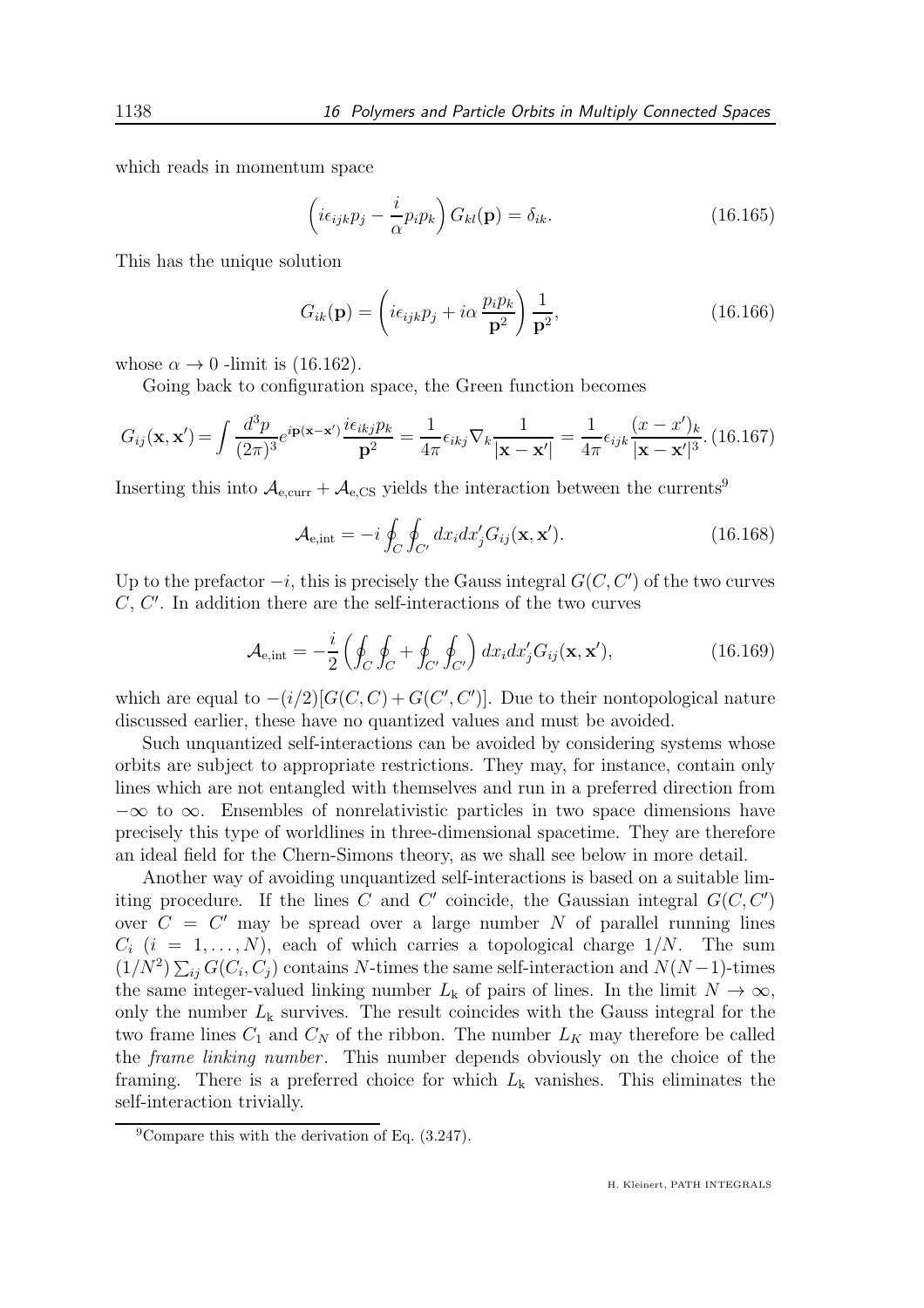which reads in momentum space

$$\left(i\epsilon_{ijk}p_j - \frac{i}{\alpha}p_i p_k\right) G_{kl}(\mathbf{p}) = \delta_{ik}. \tag{16.165}$$

This has the unique solution

$$G_{ik}(\mathbf{p}) = \left(i\epsilon_{ijk}p_j + i\alpha\,\frac{p_i p_k}{\mathbf{p}^2}\right)\frac{1}{\mathbf{p}^2}, \tag{16.166}$$

whose $\alpha \to 0$ -limit is (16.162).

Going back to configuration space, the Green function becomes

$$G_{ij}(\mathbf{x},\mathbf{x}') = \int \frac{d^3p}{(2\pi)^3} e^{i\mathbf{p}(\mathbf{x}-\mathbf{x}')} \frac{i\epsilon_{ikj}p_k}{\mathbf{p}^2} = \frac{1}{4\pi}\epsilon_{ikj}\nabla_k \frac{1}{|\mathbf{x}-\mathbf{x}'|} = \frac{1}{4\pi}\epsilon_{ijk}\frac{(x-x')_k}{|\mathbf{x}-\mathbf{x}'|^3}. \tag{16.167}$$

Inserting this into $\mathcal{A}_{\mathrm{e,curr}} + \mathcal{A}_{\mathrm{e,CS}}$ yields the interaction between the currents[9]

$$\mathcal{A}_{\mathrm{e,int}} = -i\oint_C \oint_{C'} dx_i dx'_j G_{ij}(\mathbf{x},\mathbf{x}'). \tag{16.168}$$

Up to the prefactor $-i$, this is precisely the Gauss integral $G(C,C')$ of the two curves $C$, $C'$. In addition there are the self-interactions of the two curves

$$\mathcal{A}_{\mathrm{e,int}} = -\frac{i}{2}\left(\oint_C \oint_C + \oint_{C'}\oint_{C'}\right) dx_i dx'_j G_{ij}(\mathbf{x},\mathbf{x}'), \tag{16.169}$$

which are equal to $-(i/2)[G(C,C)+G(C',C')]$. Due to their nontopological nature discussed earlier, these have no quantized values and must be avoided.

Such unquantized self-interactions can be avoided by considering systems whose orbits are subject to appropriate restrictions. They may, for instance, contain only lines which are not entangled with themselves and run in a preferred direction from $-\infty$ to $\infty$. Ensembles of nonrelativistic particles in two space dimensions have precisely this type of worldlines in three-dimensional spacetime. They are therefore an ideal field for the Chern-Simons theory, as we shall see below in more detail.

Another way of avoiding unquantized self-interactions is based on a suitable limiting procedure. If the lines $C$ and $C'$ coincide, the Gaussian integral $G(C,C')$ over $C = C'$ may be spread over a large number $N$ of parallel running lines $C_i$ $(i = 1,\ldots,N)$, each of which carries a topological charge $1/N$. The sum $(1/N^2)\sum_{ij} G(C_i,C_j)$ contains $N$-times the same self-interaction and $N(N-1)$-times the same integer-valued linking number $L_{\mathrm{k}}$ of pairs of lines. In the limit $N\to\infty$, only the number $L_{\mathrm{k}}$ survives. The result coincides with the Gauss integral for the two frame lines $C_1$ and $C_N$ of the ribbon. The number $L_K$ may therefore be called the *frame linking number*. This number depends obviously on the choice of the framing. There is a preferred choice for which $L_{\mathrm{k}}$ vanishes. This eliminates the self-interaction trivially.

[9] Compare this with the derivation of Eq. (3.247).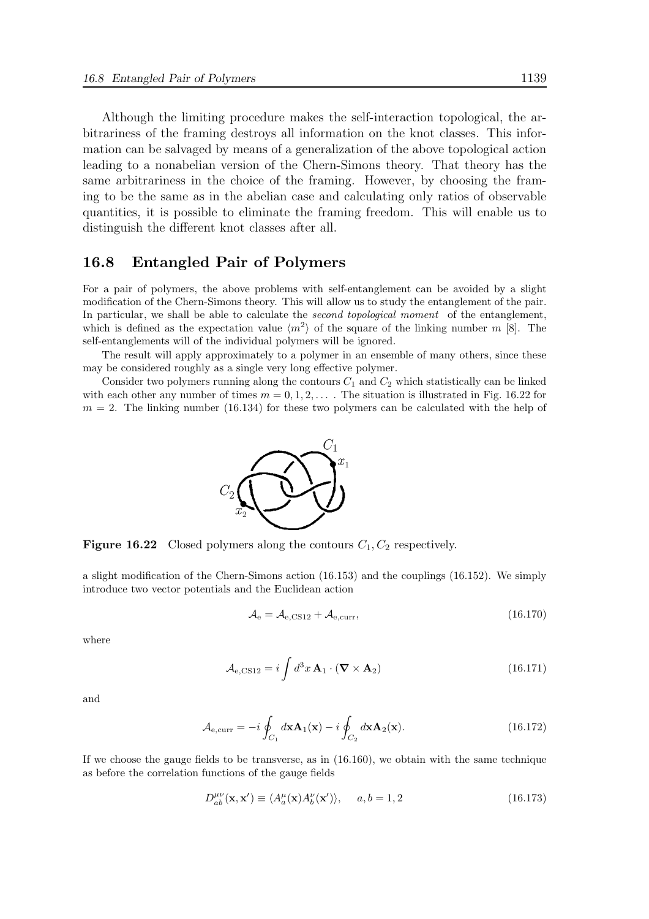Although the limiting procedure makes the self-interaction topological, the arbitrariness of the framing destroys all information on the knot classes. This information can be salvaged by means of a generalization of the above topological action leading to a nonabelian version of the Chern-Simons theory. That theory has the same arbitrariness in the choice of the framing. However, by choosing the framing to be the same as in the abelian case and calculating only ratios of observable quantities, it is possible to eliminate the framing freedom. This will enable us to distinguish the different knot classes after all.

## 16.8 Entangled Pair of Polymers

For a pair of polymers, the above problems with self-entanglement can be avoided by a slight modification of the Chern-Simons theory. This will allow us to study the entanglement of the pair. In particular, we shall be able to calculate the *second topological moment* of the entanglement, which is defined as the expectation value $\langle m^2 \rangle$ of the square of the linking number $m$ [8]. The self-entanglements will of the individual polymers will be ignored.

The result will apply approximately to a polymer in an ensemble of many others, since these may be considered roughly as a single very long effective polymer.

Consider two polymers running along the contours $C_1$ and $C_2$ which statistically can be linked with each other any number of times $m = 0, 1, 2, \dots$ . The situation is illustrated in Fig. 16.22 for $m = 2$. The linking number (16.134) for these two polymers can be calculated with the help of

**Figure 16.22** Closed polymers along the contours $C_1, C_2$ respectively.

a slight modification of the Chern-Simons action (16.153) and the couplings (16.152). We simply introduce two vector potentials and the Euclidean action

$$\mathcal{A}_{\rm e} = \mathcal{A}_{\rm e,CS12} + \mathcal{A}_{\rm e,curr}, \tag{16.170}$$

where

$$\mathcal{A}_{\rm e,CS12} = i \int d^3x \, \mathbf{A}_1 \cdot (\boldsymbol{\nabla} \times \mathbf{A}_2) \tag{16.171}$$

and

$$\mathcal{A}_{\rm e,curr} = -i \oint_{C_1} d\mathbf{x}\mathbf{A}_1(\mathbf{x}) - i \oint_{C_2} d\mathbf{x}\mathbf{A}_2(\mathbf{x}). \tag{16.172}$$

If we choose the gauge fields to be transverse, as in (16.160), we obtain with the same technique as before the correlation functions of the gauge fields

$$D^{\mu\nu}_{ab}(\mathbf{x}, \mathbf{x}') \equiv \langle A^\mu_a(\mathbf{x}) A^\nu_b(\mathbf{x}') \rangle, \quad a, b = 1, 2 \tag{16.173}$$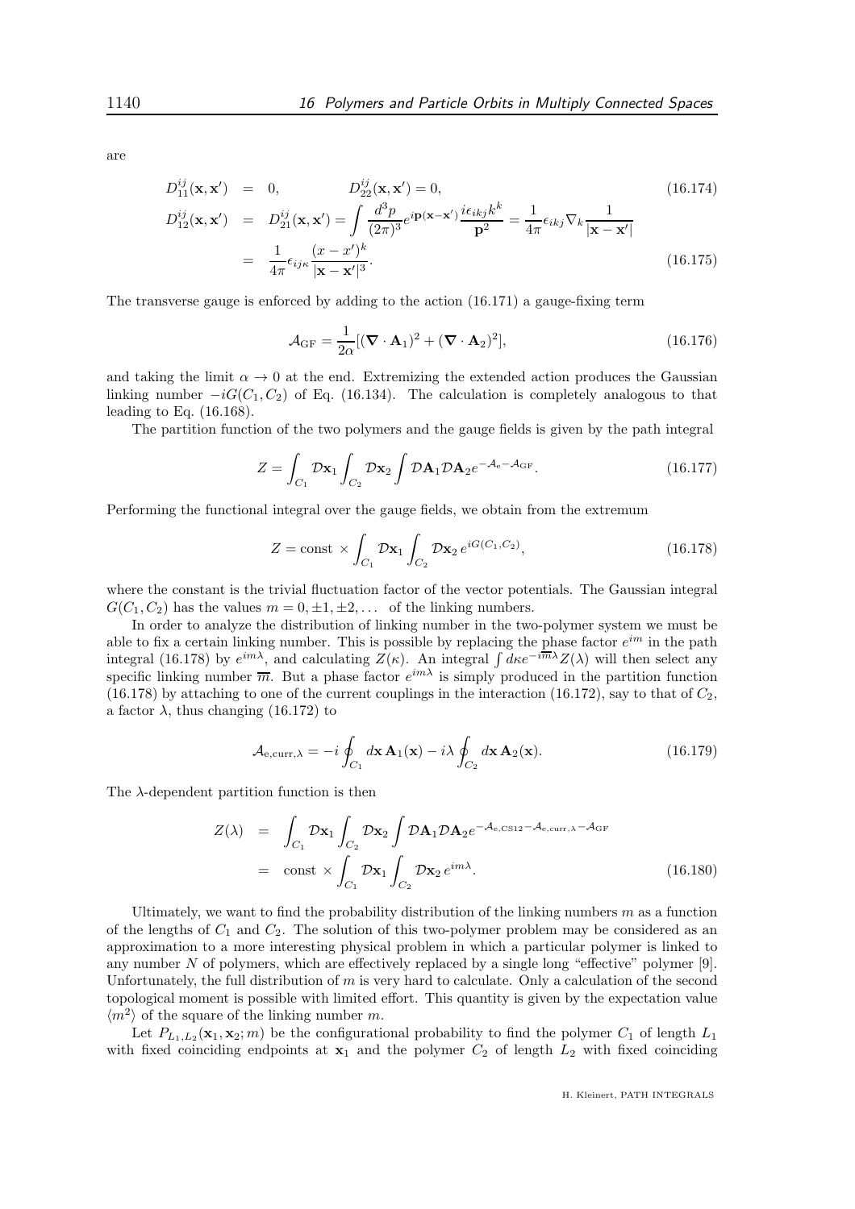are

$$
\begin{aligned}
D_{11}^{ij}(\mathbf{x},\mathbf{x}') &= 0, \qquad\qquad D_{22}^{ij}(\mathbf{x},\mathbf{x}') = 0, & (16.174)\\
D_{12}^{ij}(\mathbf{x},\mathbf{x}') &= D_{21}^{ij}(\mathbf{x},\mathbf{x}') = \int \frac{d^3p}{(2\pi)^3} e^{i\mathbf{p}(\mathbf{x}-\mathbf{x}')} \frac{i\epsilon_{ikj}k^k}{\mathbf{p}^2} = \frac{1}{4\pi}\epsilon_{ikj}\nabla_k \frac{1}{|\mathbf{x}-\mathbf{x}'|}\\
&= \frac{1}{4\pi}\epsilon_{ij\kappa}\frac{(x-x')^k}{|\mathbf{x}-\mathbf{x}'|^3}. & (16.175)
\end{aligned}
$$

The transverse gauge is enforced by adding to the action (16.171) a gauge-fixing term

$$
\mathcal{A}_{\rm GF} = \frac{1}{2\alpha}[(\boldsymbol{\nabla}\cdot\mathbf{A}_1)^2 + (\boldsymbol{\nabla}\cdot\mathbf{A}_2)^2], \tag{16.176}
$$

and taking the limit $\alpha \to 0$ at the end. Extremizing the extended action produces the Gaussian linking number $-iG(C_1, C_2)$ of Eq. (16.134). The calculation is completely analogous to that leading to Eq. (16.168).

The partition function of the two polymers and the gauge fields is given by the path integral

$$
Z = \int_{C_1} \mathcal{D}\mathbf{x}_1 \int_{C_2} \mathcal{D}\mathbf{x}_2 \int \mathcal{D}\mathbf{A}_1 \mathcal{D}\mathbf{A}_2 e^{-\mathcal{A}_{\rm e}-\mathcal{A}_{\rm GF}}. \tag{16.177}
$$

Performing the functional integral over the gauge fields, we obtain from the extremum

$$
Z = \text{const} \times \int_{C_1} \mathcal{D}\mathbf{x}_1 \int_{C_2} \mathcal{D}\mathbf{x}_2 \, e^{iG(C_1,C_2)}, \tag{16.178}
$$

where the constant is the trivial fluctuation factor of the vector potentials. The Gaussian integral $G(C_1, C_2)$ has the values $m = 0, \pm 1, \pm 2, \ldots$ of the linking numbers.

In order to analyze the distribution of linking number in the two-polymer system we must be able to fix a certain linking number. This is possible by replacing the phase factor $e^{im}$ in the path integral (16.178) by $e^{im\lambda}$, and calculating $Z(\kappa)$. An integral $\int d\kappa e^{-i\overline{m}\lambda} Z(\lambda)$ will then select any specific linking number $\overline{m}$. But a phase factor $e^{im\lambda}$ is simply produced in the partition function (16.178) by attaching to one of the current couplings in the interaction (16.172), say to that of $C_2$, a factor $\lambda$, thus changing (16.172) to

$$
\mathcal{A}_{\rm e,curr,\lambda} = -i\oint_{C_1} d\mathbf{x}\,\mathbf{A}_1(\mathbf{x}) - i\lambda \oint_{C_2} d\mathbf{x}\,\mathbf{A}_2(\mathbf{x}). \tag{16.179}
$$

The $\lambda$-dependent partition function is then

$$
\begin{aligned}
Z(\lambda) &= \int_{C_1} \mathcal{D}\mathbf{x}_1 \int_{C_2} \mathcal{D}\mathbf{x}_2 \int \mathcal{D}\mathbf{A}_1 \mathcal{D}\mathbf{A}_2 e^{-\mathcal{A}_{\rm e,CS12}-\mathcal{A}_{\rm e,curr,\lambda}-\mathcal{A}_{\rm GF}}\\
&= \text{const} \times \int_{C_1} \mathcal{D}\mathbf{x}_1 \int_{C_2} \mathcal{D}\mathbf{x}_2 \, e^{im\lambda}. & (16.180)
\end{aligned}
$$

Ultimately, we want to find the probability distribution of the linking numbers $m$ as a function of the lengths of $C_1$ and $C_2$. The solution of this two-polymer problem may be considered as an approximation to a more interesting physical problem in which a particular polymer is linked to any number $N$ of polymers, which are effectively replaced by a single long "effective" polymer [9]. Unfortunately, the full distribution of $m$ is very hard to calculate. Only a calculation of the second topological moment is possible with limited effort. This quantity is given by the expectation value $\langle m^2 \rangle$ of the square of the linking number $m$.

Let $P_{L_1,L_2}(\mathbf{x}_1, \mathbf{x}_2; m)$ be the configurational probability to find the polymer $C_1$ of length $L_1$ with fixed coinciding endpoints at $\mathbf{x}_1$ and the polymer $C_2$ of length $L_2$ with fixed coinciding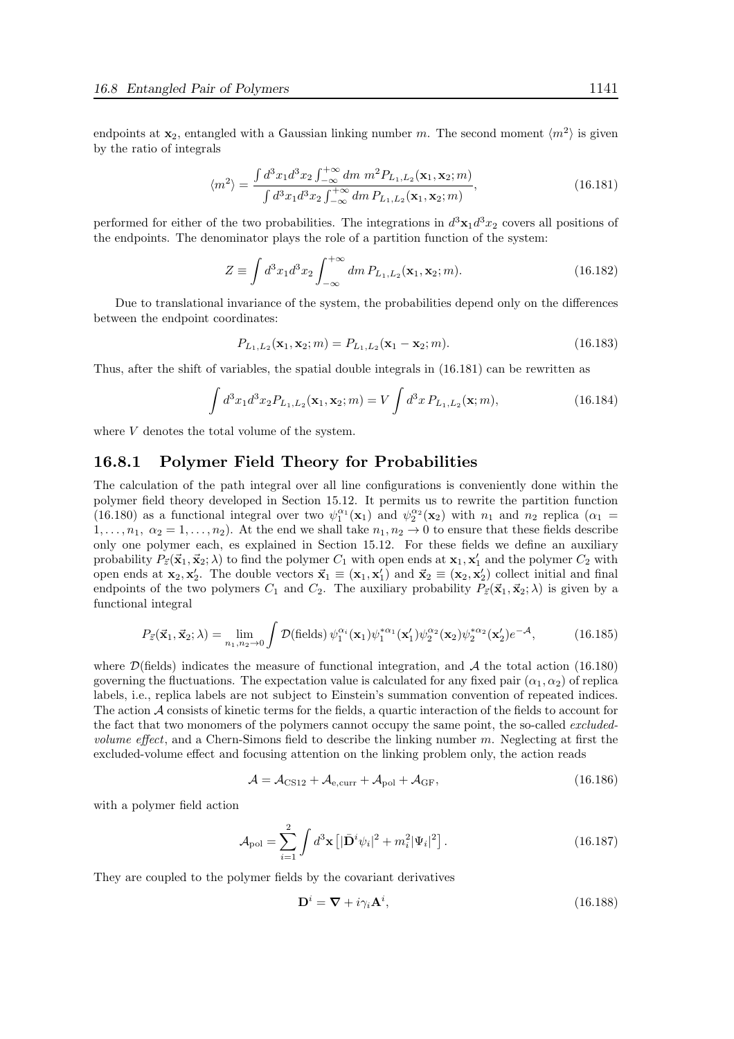endpoints at $\mathbf{x}_2$, entangled with a Gaussian linking number $m$. The second moment $\langle m^2 \rangle$ is given by the ratio of integrals

$$\langle m^2 \rangle = \frac{\int d^3x_1 d^3x_2 \int_{-\infty}^{+\infty} dm \; m^2 P_{L_1,L_2}(\mathbf{x}_1, \mathbf{x}_2; m)}{\int d^3x_1 d^3x_2 \int_{-\infty}^{+\infty} dm \, P_{L_1,L_2}(\mathbf{x}_1, \mathbf{x}_2; m)}, \tag{16.181}$$

performed for either of the two probabilities. The integrations in $d^3\mathbf{x}_1 d^3x_2$ covers all positions of the endpoints. The denominator plays the role of a partition function of the system:

$$Z \equiv \int d^3x_1 d^3x_2 \int_{-\infty}^{+\infty} dm \, P_{L_1,L_2}(\mathbf{x}_1, \mathbf{x}_2; m). \tag{16.182}$$

Due to translational invariance of the system, the probabilities depend only on the differences between the endpoint coordinates:

$$P_{L_1,L_2}(\mathbf{x}_1, \mathbf{x}_2; m) = P_{L_1,L_2}(\mathbf{x}_1 - \mathbf{x}_2; m). \tag{16.183}$$

Thus, after the shift of variables, the spatial double integrals in (16.181) can be rewritten as

$$\int d^3x_1 d^3x_2 P_{L_1,L_2}(\mathbf{x}_1, \mathbf{x}_2; m) = V \int d^3x \, P_{L_1,L_2}(\mathbf{x}; m), \tag{16.184}$$

where $V$ denotes the total volume of the system.

### 16.8.1 Polymer Field Theory for Probabilities

The calculation of the path integral over all line configurations is conveniently done within the polymer field theory developed in Section 15.12. It permits us to rewrite the partition function (16.180) as a functional integral over two $\psi_1^{\alpha_1}(\mathbf{x}_1)$ and $\psi_2^{\alpha_2}(\mathbf{x}_2)$ with $n_1$ and $n_2$ replica ($\alpha_1 = 1, \ldots, n_1, \; \alpha_2 = 1, \ldots, n_2$). At the end we shall take $n_1, n_2 \to 0$ to ensure that these fields describe only one polymer each, es explained in Section 15.12. For these fields we define an auxiliary probability $P_{\vec{z}}(\vec{\mathbf{x}}_1, \vec{\mathbf{x}}_2; \lambda)$ to find the polymer $C_1$ with open ends at $\mathbf{x}_1, \mathbf{x}_1'$ and the polymer $C_2$ with open ends at $\mathbf{x}_2, \mathbf{x}_2'$. The double vectors $\vec{\mathbf{x}}_1 \equiv (\mathbf{x}_1, \mathbf{x}_1')$ and $\vec{\mathbf{x}}_2 \equiv (\mathbf{x}_2, \mathbf{x}_2')$ collect initial and final endpoints of the two polymers $C_1$ and $C_2$. The auxiliary probability $P_{\vec{z}}(\vec{\mathbf{x}}_1, \vec{\mathbf{x}}_2; \lambda)$ is given by a functional integral

$$P_{\vec{z}}(\vec{\mathbf{x}}_1, \vec{\mathbf{x}}_2; \lambda) = \lim_{n_1, n_2 \to 0} \int \mathcal{D}(\text{fields}) \, \psi_1^{\alpha_i}(\mathbf{x}_1) \psi_1^{*\alpha_1}(\mathbf{x}_1') \psi_2^{\alpha_2}(\mathbf{x}_2) \psi_2^{*\alpha_2}(\mathbf{x}_2') e^{-\mathcal{A}}, \tag{16.185}$$

where $\mathcal{D}$(fields) indicates the measure of functional integration, and $\mathcal{A}$ the total action (16.180) governing the fluctuations. The expectation value is calculated for any fixed pair $(\alpha_1, \alpha_2)$ of replica labels, i.e., replica labels are not subject to Einstein's summation convention of repeated indices. The action $\mathcal{A}$ consists of kinetic terms for the fields, a quartic interaction of the fields to account for the fact that two monomers of the polymers cannot occupy the same point, the so-called *excluded-volume effect*, and a Chern-Simons field to describe the linking number $m$. Neglecting at first the excluded-volume effect and focusing attention on the linking problem only, the action reads

$$\mathcal{A} = \mathcal{A}_{\text{CS12}} + \mathcal{A}_{\text{e,curr}} + \mathcal{A}_{\text{pol}} + \mathcal{A}_{\text{GF}}, \tag{16.186}$$

with a polymer field action

$$\mathcal{A}_{\text{pol}} = \sum_{i=1}^{2} \int d^3\mathbf{x} \left[ |\bar{\mathbf{D}}^i \psi_i|^2 + m_i^2 |\Psi_i|^2 \right]. \tag{16.187}$$

They are coupled to the polymer fields by the covariant derivatives

$$\mathbf{D}^i = \boldsymbol{\nabla} + i\gamma_i \mathbf{A}^i, \tag{16.188}$$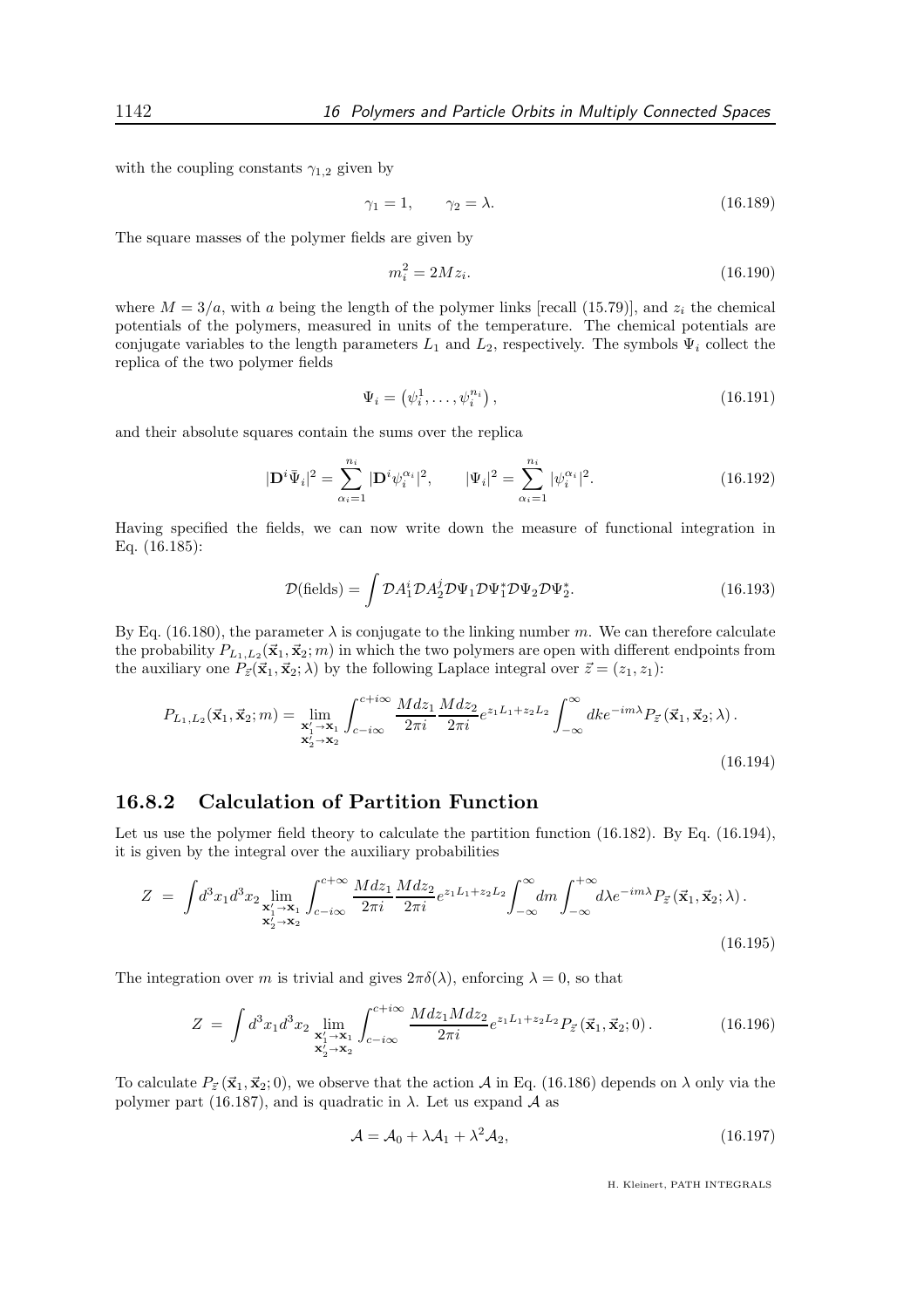with the coupling constants $\gamma_{1,2}$ given by

$$\gamma_1 = 1, \qquad \gamma_2 = \lambda. \tag{16.189}$$

The square masses of the polymer fields are given by

$$m_i^2 = 2Mz_i. \tag{16.190}$$

where $M = 3/a$, with $a$ being the length of the polymer links [recall (15.79)], and $z_i$ the chemical potentials of the polymers, measured in units of the temperature. The chemical potentials are conjugate variables to the length parameters $L_1$ and $L_2$, respectively. The symbols $\Psi_i$ collect the replica of the two polymer fields

$$\Psi_i = \left(\psi_i^1, \ldots, \psi_i^{n_i}\right), \tag{16.191}$$

and their absolute squares contain the sums over the replica

$$|\mathbf{D}^i \bar{\Psi}_i|^2 = \sum_{\alpha_i=1}^{n_i} |\mathbf{D}^i \psi_i^{\alpha_i}|^2, \qquad |\Psi_i|^2 = \sum_{\alpha_i=1}^{n_i} |\psi_i^{\alpha_i}|^2. \tag{16.192}$$

Having specified the fields, we can now write down the measure of functional integration in Eq. (16.185):

$$\mathcal{D}(\text{fields}) = \int \mathcal{D}A_1^i \mathcal{D}A_2^j \mathcal{D}\Psi_1 \mathcal{D}\Psi_1^* \mathcal{D}\Psi_2 \mathcal{D}\Psi_2^*. \tag{16.193}$$

By Eq. (16.180), the parameter $\lambda$ is conjugate to the linking number $m$. We can therefore calculate the probability $P_{L_1,L_2}(\vec{\mathbf{x}}_1, \vec{\mathbf{x}}_2; m)$ in which the two polymers are open with different endpoints from the auxiliary one $P_{\vec{z}}(\vec{\mathbf{x}}_1, \vec{\mathbf{x}}_2; \lambda)$ by the following Laplace integral over $\vec{z} = (z_1, z_1)$:

$$P_{L_1,L_2}(\vec{\mathbf{x}}_1, \vec{\mathbf{x}}_2; m) = \lim_{\substack{\mathbf{x}_1' \to \mathbf{x}_1 \\ \mathbf{x}_2' \to \mathbf{x}_2}} \int_{c-i\infty}^{c+i\infty} \frac{Mdz_1}{2\pi i} \frac{Mdz_2}{2\pi i} e^{z_1 L_1 + z_2 L_2} \int_{-\infty}^{\infty} dk e^{-im\lambda} P_{\vec{z}}(\vec{\mathbf{x}}_1, \vec{\mathbf{x}}_2; \lambda). \tag{16.194}$$

## 16.8.2 Calculation of Partition Function

Let us use the polymer field theory to calculate the partition function (16.182). By Eq. (16.194), it is given by the integral over the auxiliary probabilities

$$Z = \int d^3x_1 d^3x_2 \lim_{\substack{\mathbf{x}_1' \to \mathbf{x}_1 \\ \mathbf{x}_2' \to \mathbf{x}_2}} \int_{c-i\infty}^{c+\infty} \frac{Mdz_1}{2\pi i} \frac{Mdz_2}{2\pi i} e^{z_1 L_1 + z_2 L_2} \int_{-\infty}^{\infty} dm \int_{-\infty}^{+\infty} d\lambda e^{-im\lambda} P_{\vec{z}}(\vec{\mathbf{x}}_1, \vec{\mathbf{x}}_2; \lambda). \tag{16.195}$$

The integration over $m$ is trivial and gives $2\pi\delta(\lambda)$, enforcing $\lambda = 0$, so that

$$Z = \int d^3x_1 d^3x_2 \lim_{\substack{\mathbf{x}_1' \to \mathbf{x}_1 \\ \mathbf{x}_2' \to \mathbf{x}_2}} \int_{c-i\infty}^{c+i\infty} \frac{Mdz_1 Mdz_2}{2\pi i} e^{z_1 L_1 + z_2 L_2} P_{\vec{z}}(\vec{\mathbf{x}}_1, \vec{\mathbf{x}}_2; 0). \tag{16.196}$$

To calculate $P_{\vec{z}}(\vec{\mathbf{x}}_1, \vec{\mathbf{x}}_2; 0)$, we observe that the action $\mathcal{A}$ in Eq. (16.186) depends on $\lambda$ only via the polymer part (16.187), and is quadratic in $\lambda$. Let us expand $\mathcal{A}$ as

$$\mathcal{A} = \mathcal{A}_0 + \lambda \mathcal{A}_1 + \lambda^2 \mathcal{A}_2, \tag{16.197}$$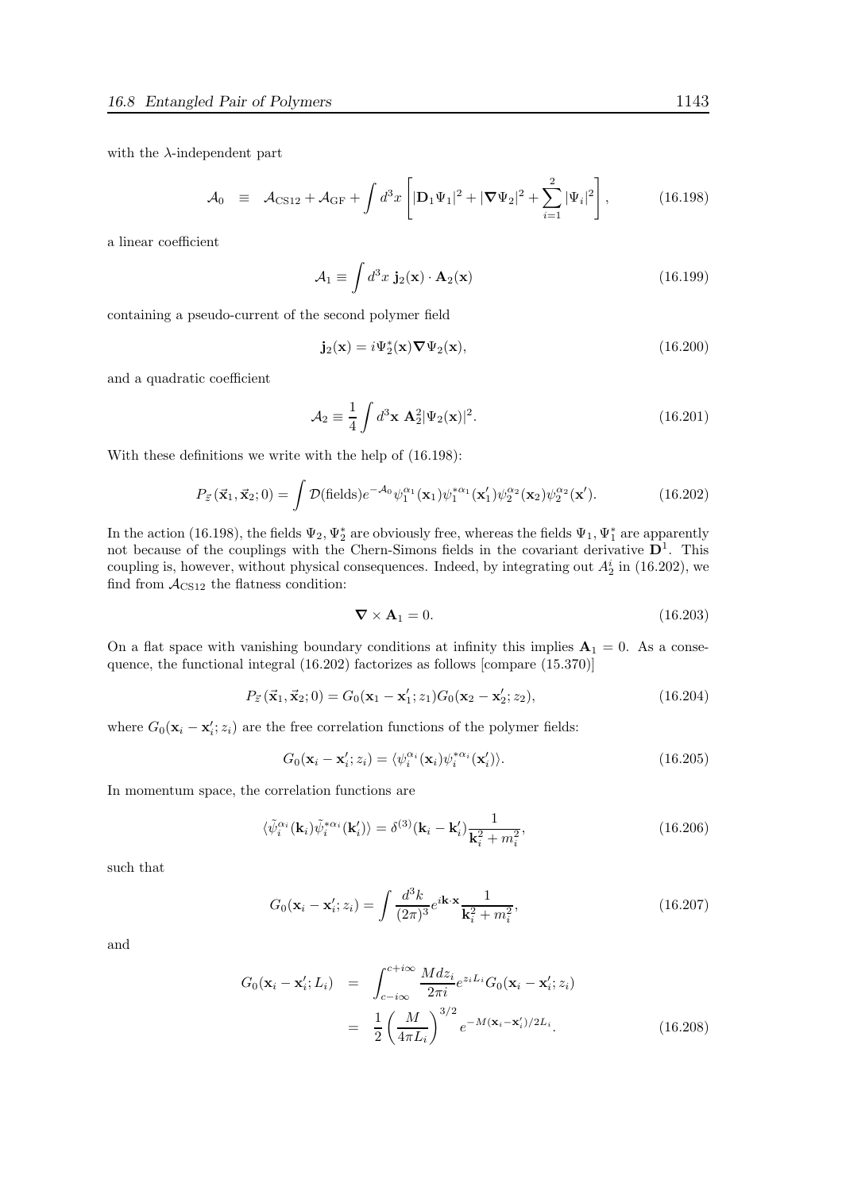with the $\lambda$-independent part

$$
\mathcal{A}_0 \equiv \mathcal{A}_{\rm CS12} + \mathcal{A}_{\rm GF} + \int d^3x \left[ |\mathbf{D}_1\Psi_1|^2 + |\boldsymbol{\nabla}\Psi_2|^2 + \sum_{i=1}^{2} |\Psi_i|^2 \right], \tag{16.198}
$$

a linear coefficient

$$
\mathcal{A}_1 \equiv \int d^3x \; \mathbf{j}_2(\mathbf{x}) \cdot \mathbf{A}_2(\mathbf{x}) \tag{16.199}
$$

containing a pseudo-current of the second polymer field

$$
\mathbf{j}_2(\mathbf{x}) = i\Psi_2^*(\mathbf{x})\boldsymbol{\nabla}\Psi_2(\mathbf{x}), \tag{16.200}
$$

and a quadratic coefficient

$$
\mathcal{A}_2 \equiv \frac{1}{4} \int d^3\mathbf{x} \; \mathbf{A}_2^2 |\Psi_2(\mathbf{x})|^2. \tag{16.201}
$$

With these definitions we write with the help of (16.198):

$$
P_{\vec{z}}(\vec{\mathbf{x}}_1, \vec{\mathbf{x}}_2; 0) = \int \mathcal{D}(\text{fields}) e^{-\mathcal{A}_0} \psi_1^{\alpha_1}(\mathbf{x}_1)\psi_1^{*\alpha_1}(\mathbf{x}_1')\psi_2^{\alpha_2}(\mathbf{x}_2)\psi_2^{\alpha_2}(\mathbf{x}'). \tag{16.202}
$$

In the action (16.198), the fields $\Psi_2, \Psi_2^*$ are obviously free, whereas the fields $\Psi_1, \Psi_1^*$ are apparently not because of the couplings with the Chern-Simons fields in the covariant derivative $\mathbf{D}^1$. This coupling is, however, without physical consequences. Indeed, by integrating out $A_2^i$ in (16.202), we find from $\mathcal{A}_{\rm CS12}$ the flatness condition:

$$
\boldsymbol{\nabla} \times \mathbf{A}_1 = 0. \tag{16.203}
$$

On a flat space with vanishing boundary conditions at infinity this implies $\mathbf{A}_1 = 0$. As a consequence, the functional integral (16.202) factorizes as follows [compare (15.370)]

$$
P_{\vec{z}}(\vec{\mathbf{x}}_1, \vec{\mathbf{x}}_2; 0) = G_0(\mathbf{x}_1 - \mathbf{x}_1'; z_1) G_0(\mathbf{x}_2 - \mathbf{x}_2'; z_2), \tag{16.204}
$$

where $G_0(\mathbf{x}_i - \mathbf{x}_i'; z_i)$ are the free correlation functions of the polymer fields:

$$
G_0(\mathbf{x}_i - \mathbf{x}_i'; z_i) = \langle \psi_i^{\alpha_i}(\mathbf{x}_i)\psi_i^{*\alpha_i}(\mathbf{x}_i')\rangle. \tag{16.205}
$$

In momentum space, the correlation functions are

$$
\langle \tilde{\psi}_i^{\alpha_i}(\mathbf{k}_i)\tilde{\psi}_i^{*\alpha_i}(\mathbf{k}_i')\rangle = \delta^{(3)}(\mathbf{k}_i - \mathbf{k}_i')\frac{1}{\mathbf{k}_i^2 + m_i^2}, \tag{16.206}
$$

such that

$$
G_0(\mathbf{x}_i - \mathbf{x}_i'; z_i) = \int \frac{d^3k}{(2\pi)^3} e^{i\mathbf{k}\cdot\mathbf{x}} \frac{1}{\mathbf{k}_i^2 + m_i^2}, \tag{16.207}
$$

and

$$
\begin{aligned}
G_0(\mathbf{x}_i - \mathbf{x}_i'; L_i) &= \int_{c-i\infty}^{c+i\infty} \frac{M dz_i}{2\pi i} e^{z_i L_i} G_0(\mathbf{x}_i - \mathbf{x}_i'; z_i) \\
&= \frac{1}{2}\left(\frac{M}{4\pi L_i}\right)^{3/2} e^{-M(\mathbf{x}_i - \mathbf{x}_i')/2L_i}.
\end{aligned} \tag{16.208}
$$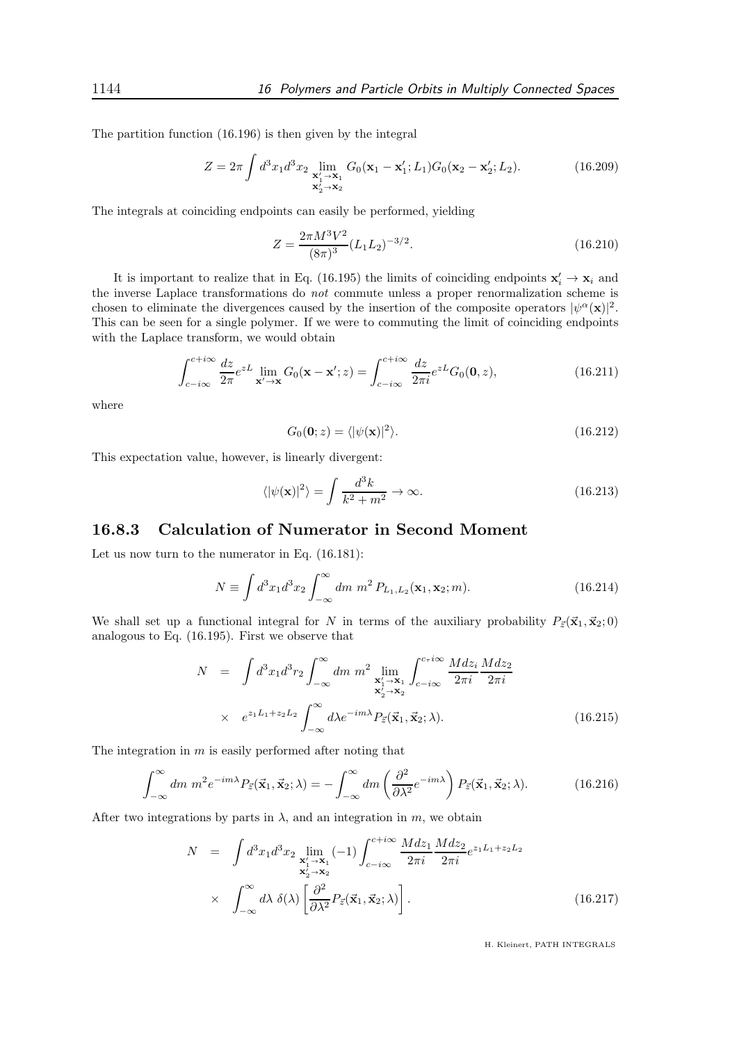The partition function (16.196) is then given by the integral

$$Z = 2\pi \int d^3x_1 d^3x_2 \lim_{\substack{\mathbf{x}_1' \to \mathbf{x}_1 \\ \mathbf{x}_2' \to \mathbf{x}_2}} G_0(\mathbf{x}_1 - \mathbf{x}_1'; L_1) G_0(\mathbf{x}_2 - \mathbf{x}_2'; L_2). \tag{16.209}$$

The integrals at coinciding endpoints can easily be performed, yielding

$$Z = \frac{2\pi M^3 V^2}{(8\pi)^3} (L_1 L_2)^{-3/2}. \tag{16.210}$$

It is important to realize that in Eq. (16.195) the limits of coinciding endpoints $\mathbf{x}_i' \to \mathbf{x}_i$ and the inverse Laplace transformations do *not* commute unless a proper renormalization scheme is chosen to eliminate the divergences caused by the insertion of the composite operators $|\psi^\alpha(\mathbf{x})|^2$. This can be seen for a single polymer. If we were to commuting the limit of coinciding endpoints with the Laplace transform, we would obtain

$$\int_{c-i\infty}^{c+i\infty} \frac{dz}{2\pi} e^{zL} \lim_{\mathbf{x}' \to \mathbf{x}} G_0(\mathbf{x} - \mathbf{x}'; z) = \int_{c-i\infty}^{c+i\infty} \frac{dz}{2\pi i} e^{zL} G_0(\mathbf{0}, z), \tag{16.211}$$

where

$$G_0(\mathbf{0}; z) = \langle |\psi(\mathbf{x})|^2 \rangle. \tag{16.212}$$

This expectation value, however, is linearly divergent:

$$\langle |\psi(\mathbf{x})|^2 \rangle = \int \frac{d^3k}{k^2 + m^2} \to \infty. \tag{16.213}$$

### 16.8.3 Calculation of Numerator in Second Moment

Let us now turn to the numerator in Eq. (16.181):

$$N \equiv \int d^3x_1 d^3x_2 \int_{-\infty}^{\infty} dm \; m^2 \, P_{L_1, L_2}(\mathbf{x}_1, \mathbf{x}_2; m). \tag{16.214}$$

We shall set up a functional integral for $N$ in terms of the auxiliary probability $P_{\vec{z}}(\vec{x}_1, \vec{x}_2; 0)$ analogous to Eq. (16.195). First we observe that

$$\begin{aligned} N &= \int d^3x_1 d^3r_2 \int_{-\infty}^{\infty} dm \; m^2 \lim_{\substack{\mathbf{x}_1' \to \mathbf{x}_1 \\ \mathbf{x}_2' \to \mathbf{x}_2}} \int_{c-i\infty}^{c_\tau i\infty} \frac{M dz_i}{2\pi i} \frac{M dz_2}{2\pi i} \\ &\times \; e^{z_1 L_1 + z_2 L_2} \int_{-\infty}^{\infty} d\lambda e^{-im\lambda} P_{\vec{z}}(\vec{x}_1, \vec{x}_2; \lambda). \end{aligned} \tag{16.215}$$

The integration in $m$ is easily performed after noting that

$$\int_{-\infty}^{\infty} dm \; m^2 e^{-im\lambda} P_{\vec{z}}(\vec{x}_1, \vec{x}_2; \lambda) = -\int_{-\infty}^{\infty} dm \left( \frac{\partial^2}{\partial \lambda^2} e^{-im\lambda} \right) P_{\vec{z}}(\vec{x}_1, \vec{x}_2; \lambda). \tag{16.216}$$

After two integrations by parts in $\lambda$, and an integration in $m$, we obtain

$$\begin{aligned} N &= \int d^3x_1 d^3x_2 \lim_{\substack{\mathbf{x}_1' \to \mathbf{x}_1 \\ \mathbf{x}_2' \to \mathbf{x}_2}} (-1) \int_{c-i\infty}^{c+i\infty} \frac{M dz_1}{2\pi i} \frac{M dz_2}{2\pi i} e^{z_1 L_1 + z_2 L_2} \\ &\times \; \int_{-\infty}^{\infty} d\lambda \; \delta(\lambda) \left[ \frac{\partial^2}{\partial \lambda^2} P_{\vec{z}}(\vec{x}_1, \vec{x}_2; \lambda) \right]. \end{aligned} \tag{16.217}$$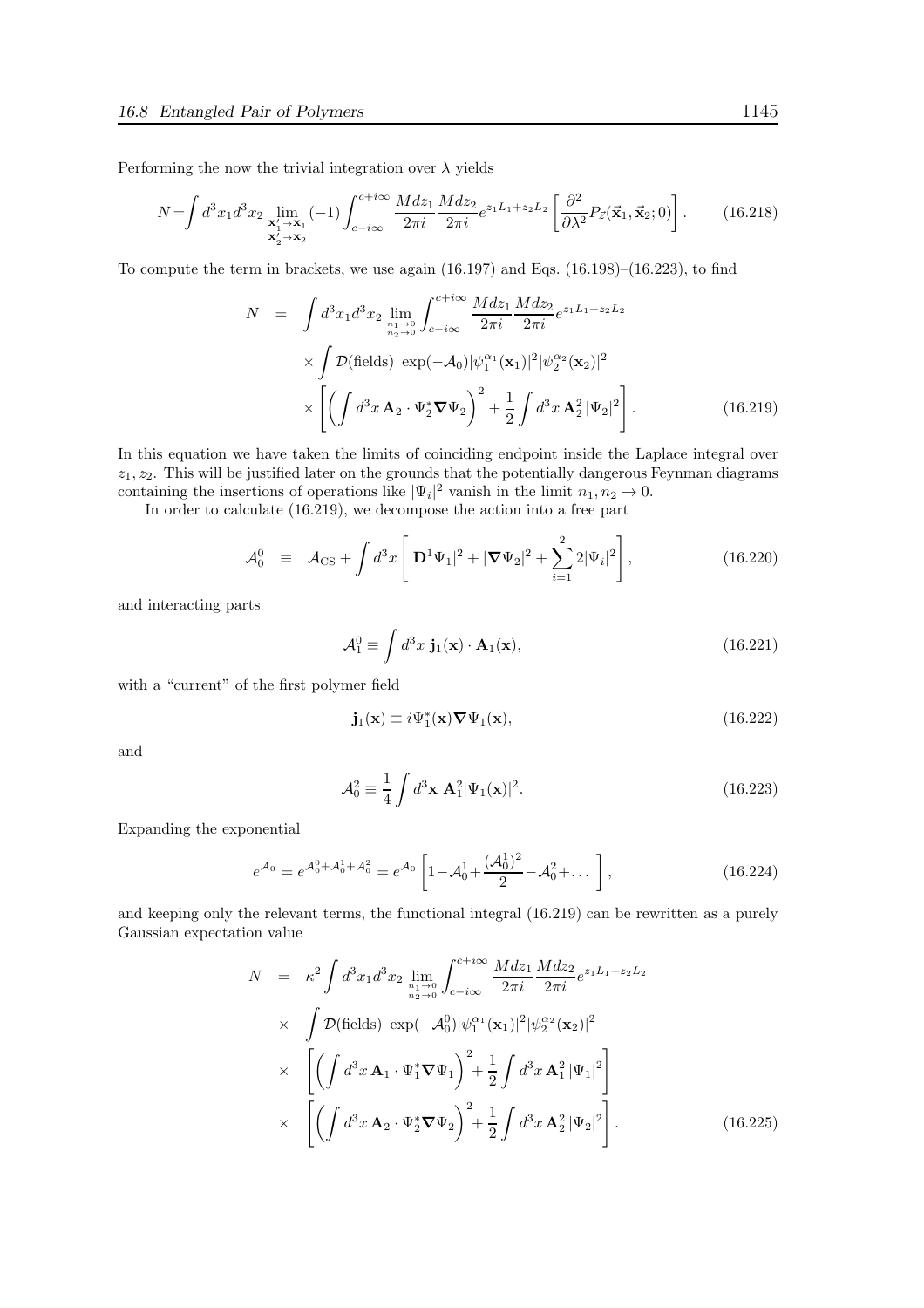Performing the now the trivial integration over $\lambda$ yields

$$N=\int d^3x_1 d^3x_2 \lim_{\substack{\mathbf{x}_1'\to\mathbf{x}_1\\ \mathbf{x}_2'\to\mathbf{x}_2}} (-1)\int_{c-i\infty}^{c+i\infty} \frac{Mdz_1}{2\pi i}\frac{Mdz_2}{2\pi i} e^{z_1L_1+z_2L_2}\left[\frac{\partial^2}{\partial\lambda^2}P_{\vec{z}}(\vec{\mathbf{x}}_1,\vec{\mathbf{x}}_2;0)\right]. \tag{16.218}$$

To compute the term in brackets, we use again (16.197) and Eqs. (16.198)–(16.223), to find

$$\begin{aligned} N &= \int d^3x_1 d^3x_2 \lim_{\substack{n_1\to 0\\ n_2\to 0}} \int_{c-i\infty}^{c+i\infty} \frac{Mdz_1}{2\pi i}\frac{Mdz_2}{2\pi i} e^{z_1L_1+z_2L_2} \\ &\quad\times \int \mathcal{D}(\text{fields})\ \exp(-\mathcal{A}_0)|\psi_1^{\alpha_1}(\mathbf{x}_1)|^2|\psi_2^{\alpha_2}(\mathbf{x}_2)|^2 \\ &\quad\times \left[\left(\int d^3x\,\mathbf{A}_2\cdot\Psi_2^*\boldsymbol{\nabla}\Psi_2\right)^2+\frac{1}{2}\int d^3x\,\mathbf{A}_2^2\,|\Psi_2|^2\right]. \end{aligned} \tag{16.219}$$

In this equation we have taken the limits of coinciding endpoint inside the Laplace integral over $z_1, z_2$. This will be justified later on the grounds that the potentially dangerous Feynman diagrams containing the insertions of operations like $|\Psi_i|^2$ vanish in the limit $n_1, n_2 \to 0$.

In order to calculate (16.219), we decompose the action into a free part

$$\mathcal{A}_0^0 \ \equiv\ \mathcal{A}_{\rm CS}+\int d^3x\left[|\mathbf{D}^1\Psi_1|^2+|\boldsymbol{\nabla}\Psi_2|^2+\sum_{i=1}^{2}2|\Psi_i|^2\right], \tag{16.220}$$

and interacting parts

$$\mathcal{A}_1^0 \equiv \int d^3x\ \mathbf{j}_1(\mathbf{x})\cdot\mathbf{A}_1(\mathbf{x}), \tag{16.221}$$

with a "current" of the first polymer field

$$\mathbf{j}_1(\mathbf{x}) \equiv i\Psi_1^*(\mathbf{x})\boldsymbol{\nabla}\Psi_1(\mathbf{x}), \tag{16.222}$$

and

$$\mathcal{A}_0^2 \equiv \frac{1}{4}\int d^3\mathbf{x}\ \mathbf{A}_1^2|\Psi_1(\mathbf{x})|^2. \tag{16.223}$$

Expanding the exponential

$$e^{\mathcal{A}_0}=e^{\mathcal{A}_0^0+\mathcal{A}_0^1+\mathcal{A}_0^2}=e^{\mathcal{A}_0}\left[1-\mathcal{A}_0^1+\frac{(\mathcal{A}_0^1)^2}{2}-\mathcal{A}_0^2+\dots\ \right], \tag{16.224}$$

and keeping only the relevant terms, the functional integral (16.219) can be rewritten as a purely Gaussian expectation value

$$\begin{aligned} N &= \kappa^2\int d^3x_1 d^3x_2 \lim_{\substack{n_1\to 0\\ n_2\to 0}} \int_{c-i\infty}^{c+i\infty} \frac{Mdz_1}{2\pi i}\frac{Mdz_2}{2\pi i} e^{z_1L_1+z_2L_2} \\ &\times \int \mathcal{D}(\text{fields})\ \exp(-\mathcal{A}_0^0)|\psi_1^{\alpha_1}(\mathbf{x}_1)|^2|\psi_2^{\alpha_2}(\mathbf{x}_2)|^2 \\ &\times \left[\left(\int d^3x\,\mathbf{A}_1\cdot\Psi_1^*\boldsymbol{\nabla}\Psi_1\right)^2+\frac{1}{2}\int d^3x\,\mathbf{A}_1^2\,|\Psi_1|^2\right] \\ &\times \left[\left(\int d^3x\,\mathbf{A}_2\cdot\Psi_2^*\boldsymbol{\nabla}\Psi_2\right)^2+\frac{1}{2}\int d^3x\,\mathbf{A}_2^2\,|\Psi_2|^2\right]. \end{aligned} \tag{16.225}$$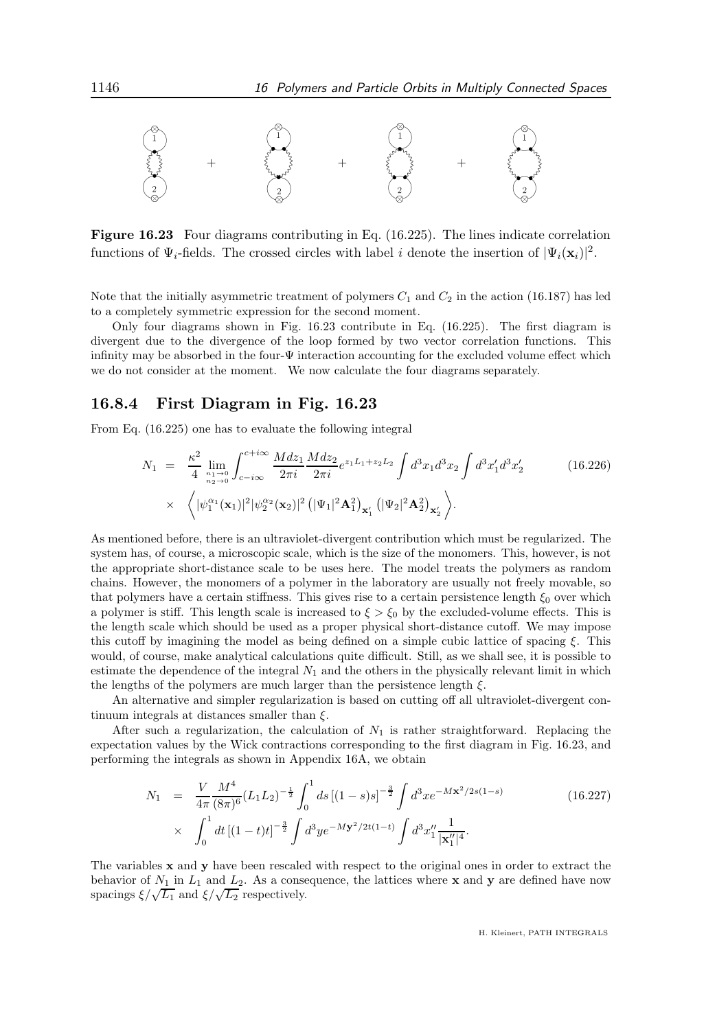**Figure 16.23** Four diagrams contributing in Eq. (16.225). The lines indicate correlation functions of $\Psi_i$-fields. The crossed circles with label $i$ denote the insertion of $|\Psi_i(\mathbf{x}_i)|^2$.

Note that the initially asymmetric treatment of polymers $C_1$ and $C_2$ in the action (16.187) has led to a completely symmetric expression for the second moment.

Only four diagrams shown in Fig. 16.23 contribute in Eq. (16.225). The first diagram is divergent due to the divergence of the loop formed by two vector correlation functions. This infinity may be absorbed in the four-$\Psi$ interaction accounting for the excluded volume effect which we do not consider at the moment. We now calculate the four diagrams separately.

### 16.8.4 First Diagram in Fig. 16.23

From Eq. (16.225) one has to evaluate the following integral

$$N_1 = \frac{\kappa^2}{4} \lim_{\substack{n_1 \to 0 \\ n_2 \to 0}} \int_{c-i\infty}^{c+i\infty} \frac{M dz_1}{2\pi i} \frac{M dz_2}{2\pi i} e^{z_1 L_1 + z_2 L_2} \int d^3x_1 d^3x_2 \int d^3x_1' d^3x_2' \times \left\langle |\psi_1^{\alpha_1}(\mathbf{x}_1)|^2 |\psi_2^{\alpha_2}(\mathbf{x}_2)|^2 \left(|\Psi_1|^2 \mathbf{A}_1^2\right)_{\mathbf{x}_1'} \left(|\Psi_2|^2 \mathbf{A}_2^2\right)_{\mathbf{x}_2'} \right\rangle. \tag{16.226}$$

As mentioned before, there is an ultraviolet-divergent contribution which must be regularized. The system has, of course, a microscopic scale, which is the size of the monomers. This, however, is not the appropriate short-distance scale to be uses here. The model treats the polymers as random chains. However, the monomers of a polymer in the laboratory are usually not freely movable, so that polymers have a certain stiffness. This gives rise to a certain persistence length $\xi_0$ over which a polymer is stiff. This length scale is increased to $\xi > \xi_0$ by the excluded-volume effects. This is the length scale which should be used as a proper physical short-distance cutoff. We may impose this cutoff by imagining the model as being defined on a simple cubic lattice of spacing $\xi$. This would, of course, make analytical calculations quite difficult. Still, as we shall see, it is possible to estimate the dependence of the integral $N_1$ and the others in the physically relevant limit in which the lengths of the polymers are much larger than the persistence length $\xi$.

An alternative and simpler regularization is based on cutting off all ultraviolet-divergent continuum integrals at distances smaller than $\xi$.

After such a regularization, the calculation of $N_1$ is rather straightforward. Replacing the expectation values by the Wick contractions corresponding to the first diagram in Fig. 16.23, and performing the integrals as shown in Appendix 16A, we obtain

$$N_1 = \frac{V}{4\pi} \frac{M^4}{(8\pi)^6} (L_1 L_2)^{-\frac{1}{2}} \int_0^1 ds \, [(1-s)s]^{-\frac{3}{2}} \int d^3x e^{-M\mathbf{x}^2/2s(1-s)} \times \int_0^1 dt \, [(1-t)t]^{-\frac{3}{2}} \int d^3y e^{-M\mathbf{y}^2/2t(1-t)} \int d^3x_1'' \frac{1}{|\mathbf{x}_1''|^4}. \tag{16.227}$$

The variables $\mathbf{x}$ and $\mathbf{y}$ have been rescaled with respect to the original ones in order to extract the behavior of $N_1$ in $L_1$ and $L_2$. As a consequence, the lattices where $\mathbf{x}$ and $\mathbf{y}$ are defined have now spacings $\xi/\sqrt{L_1}$ and $\xi/\sqrt{L_2}$ respectively.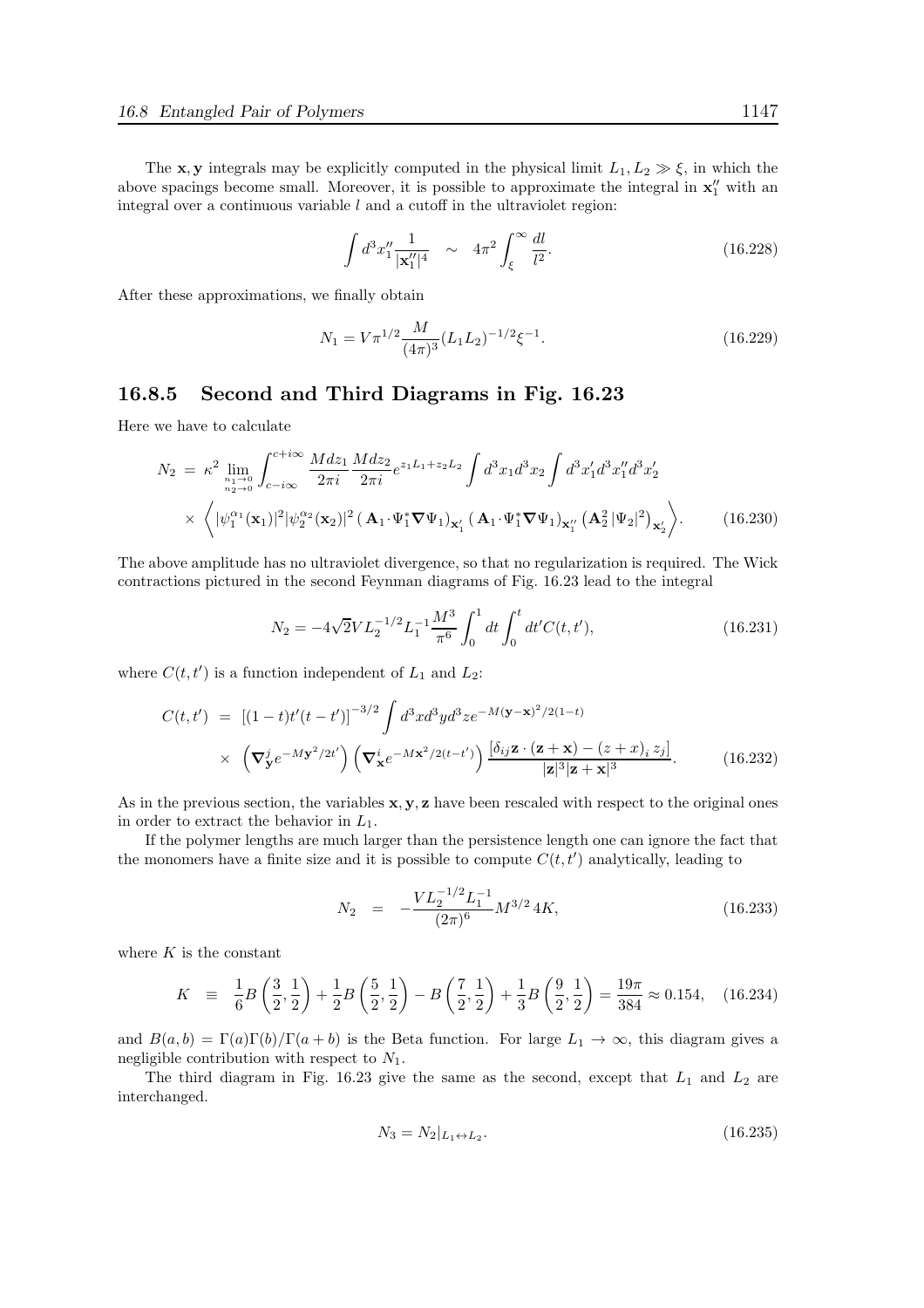The $\mathbf{x}, \mathbf{y}$ integrals may be explicitly computed in the physical limit $L_1, L_2 \gg \xi$, in which the above spacings become small. Moreover, it is possible to approximate the integral in $\mathbf{x}_1''$ with an integral over a continuous variable $l$ and a cutoff in the ultraviolet region:

$$\int d^3x_1'' \frac{1}{|\mathbf{x}_1''|^4} \quad \sim \quad 4\pi^2 \int_\xi^\infty \frac{dl}{l^2}. \tag{16.228}$$

After these approximations, we finally obtain

$$N_1 = V\pi^{1/2} \frac{M}{(4\pi)^3} (L_1 L_2)^{-1/2} \xi^{-1}. \tag{16.229}$$

### 16.8.5 Second and Third Diagrams in Fig. 16.23

Here we have to calculate

$$\begin{aligned} N_2 \;=\; & \kappa^2 \lim_{\substack{n_1 \to 0 \\ n_2 \to 0}} \int_{c-i\infty}^{c+i\infty} \frac{M dz_1}{2\pi i} \frac{M dz_2}{2\pi i} e^{z_1 L_1 + z_2 L_2} \int d^3x_1 d^3x_2 \int d^3x_1' d^3x_1'' d^3x_2' \\ & \times \left\langle |\psi_1^{\alpha_1}(\mathbf{x}_1)|^2 |\psi_2^{\alpha_2}(\mathbf{x}_2)|^2 \left( \mathbf{A}_1 \cdot \Psi_1^* \boldsymbol{\nabla} \Psi_1 \right)_{\mathbf{x}_1'} \left( \mathbf{A}_1 \cdot \Psi_1^* \boldsymbol{\nabla} \Psi_1 \right)_{\mathbf{x}_1''} \left( \mathbf{A}_2^2 |\Psi_2|^2 \right)_{\mathbf{x}_2'} \right\rangle . \end{aligned} \tag{16.230}$$

The above amplitude has no ultraviolet divergence, so that no regularization is required. The Wick contractions pictured in the second Feynman diagrams of Fig. 16.23 lead to the integral

$$N_2 = -4\sqrt{2} V L_2^{-1/2} L_1^{-1} \frac{M^3}{\pi^6} \int_0^1 dt \int_0^t dt' C(t, t'), \tag{16.231}$$

where $C(t,t')$ is a function independent of $L_1$ and $L_2$:

$$\begin{aligned} C(t,t') \;=\; & \left[ (1-t) t' (t-t') \right]^{-3/2} \int d^3x d^3y d^3z e^{-M(\mathbf{y}-\mathbf{x})^2/2(1-t)} \\ & \times \left( \boldsymbol{\nabla}_{\mathbf{y}}^j e^{-M\mathbf{y}^2/2t'} \right) \left( \boldsymbol{\nabla}_{\mathbf{x}}^i e^{-M\mathbf{x}^2/2(t-t')} \right) \frac{\left[ \delta_{ij} \mathbf{z} \cdot (\mathbf{z}+\mathbf{x}) - (z+x)_i \, z_j \right]}{|\mathbf{z}|^3 |\mathbf{z}+\mathbf{x}|^3}. \end{aligned} \tag{16.232}$$

As in the previous section, the variables $\mathbf{x}, \mathbf{y}, \mathbf{z}$ have been rescaled with respect to the original ones in order to extract the behavior in $L_1$.

If the polymer lengths are much larger than the persistence length one can ignore the fact that the monomers have a finite size and it is possible to compute $C(t,t')$ analytically, leading to

$$N_2 \;=\; -\frac{V L_2^{-1/2} L_1^{-1}}{(2\pi)^6} M^{3/2} \, 4K, \tag{16.233}$$

where $K$ is the constant

$$K \;\equiv\; \frac{1}{6} B\left(\frac{3}{2}, \frac{1}{2}\right) + \frac{1}{2} B\left(\frac{5}{2}, \frac{1}{2}\right) - B\left(\frac{7}{2}, \frac{1}{2}\right) + \frac{1}{3} B\left(\frac{9}{2}, \frac{1}{2}\right) = \frac{19\pi}{384} \approx 0.154, \tag{16.234}$$

and $B(a,b) = \Gamma(a)\Gamma(b)/\Gamma(a+b)$ is the Beta function. For large $L_1 \to \infty$, this diagram gives a negligible contribution with respect to $N_1$.

The third diagram in Fig. 16.23 give the same as the second, except that $L_1$ and $L_2$ are interchanged.

$$N_3 = N_2|_{L_1 \leftrightarrow L_2}. \tag{16.235}$$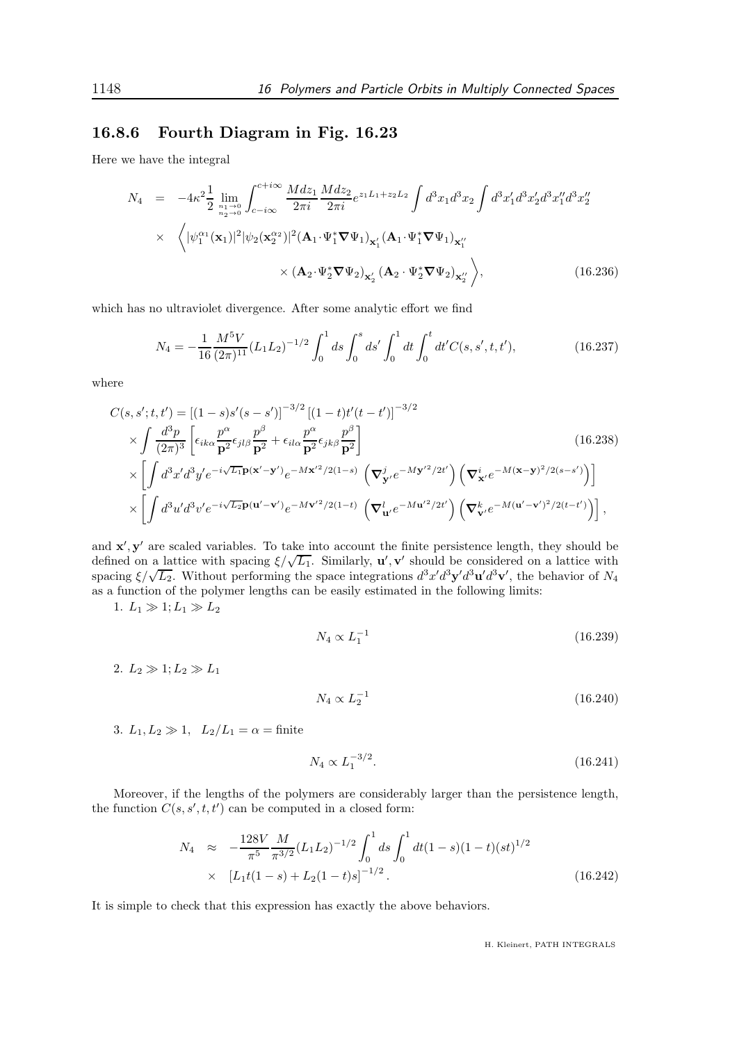### 16.8.6 Fourth Diagram in Fig. 16.23

Here we have the integral

$$
\begin{aligned}
N_4 &= -4\kappa^2 \frac{1}{2} \lim_{\substack{n_1\to 0\\ n_2\to 0}} \int_{c-i\infty}^{c+i\infty} \frac{Mdz_1}{2\pi i}\frac{Mdz_2}{2\pi i} e^{z_1L_1+z_2L_2} \int d^3x_1 d^3x_2 \int d^3x_1' d^3x_2' d^3x_1'' d^3x_2'' \\
&\times \Big\langle |\psi_1^{\alpha_1}(\mathbf{x}_1)|^2 |\psi_2(\mathbf{x}_2^{\alpha_2})|^2 (\mathbf{A}_1\cdot\Psi_1^*\boldsymbol{\nabla}\Psi_1)_{\mathbf{x}_1'} (\mathbf{A}_1\cdot\Psi_1^*\boldsymbol{\nabla}\Psi_1)_{\mathbf{x}_1''} \\
&\qquad\qquad \times (\mathbf{A}_2\cdot\Psi_2^*\boldsymbol{\nabla}\Psi_2)_{\mathbf{x}_2'} (\mathbf{A}_2\cdot\Psi_2^*\boldsymbol{\nabla}\Psi_2)_{\mathbf{x}_2''} \Big\rangle,
\end{aligned}
\tag{16.236}
$$

which has no ultraviolet divergence. After some analytic effort we find

$$
N_4 = -\frac{1}{16}\frac{M^5 V}{(2\pi)^{11}}(L_1L_2)^{-1/2} \int_0^1 ds \int_0^s ds' \int_0^1 dt \int_0^t dt' C(s,s',t,t'),
\tag{16.237}
$$

where

$$
\begin{aligned}
C(s,s';t,t') &= \left[(1-s)s'(s-s')\right]^{-3/2}\left[(1-t)t'(t-t')\right]^{-3/2} \\
&\times \int \frac{d^3p}{(2\pi)^3}\left[\epsilon_{ik\alpha}\frac{p^\alpha}{\mathbf{p}^2}\epsilon_{jl\beta}\frac{p^\beta}{\mathbf{p}^2} + \epsilon_{il\alpha}\frac{p^\alpha}{\mathbf{p}^2}\epsilon_{jk\beta}\frac{p^\beta}{\mathbf{p}^2}\right] \\
&\times \left[\int d^3x' d^3y' e^{-i\sqrt{L_1}\mathbf{p}(\mathbf{x}'-\mathbf{y}')} e^{-M\mathbf{x}'^2/2(1-s)} \left(\boldsymbol{\nabla}^j_{\mathbf{y}'} e^{-M\mathbf{y}'^2/2t'}\right)\left(\boldsymbol{\nabla}^i_{\mathbf{x}'} e^{-M(\mathbf{x}-\mathbf{y})^2/2(s-s')}\right)\right] \\
&\times \left[\int d^3u' d^3v' e^{-i\sqrt{L_2}\mathbf{p}(\mathbf{u}'-\mathbf{v}')} e^{-M\mathbf{v}'^2/2(1-t)} \left(\boldsymbol{\nabla}^l_{\mathbf{u}'} e^{-M\mathbf{u}'^2/2t'}\right)\left(\boldsymbol{\nabla}^k_{\mathbf{v}'} e^{-M(\mathbf{u}'-\mathbf{v}')^2/2(t-t')}\right)\right],
\end{aligned}
\tag{16.238}
$$

and $\mathbf{x}', \mathbf{y}'$ are scaled variables. To take into account the finite persistence length, they should be defined on a lattice with spacing $\xi/\sqrt{L_1}$. Similarly, $\mathbf{u}', \mathbf{v}'$ should be considered on a lattice with spacing $\xi/\sqrt{L_2}$. Without performing the space integrations $d^3x'd^3\mathbf{y}'d^3\mathbf{u}'d^3\mathbf{v}'$, the behavior of $N_4$ as a function of the polymer lengths can be easily estimated in the following limits:

1. $L_1 \gg 1; L_1 \gg L_2$

$$
N_4 \propto L_1^{-1}
\tag{16.239}
$$

2. $L_2 \gg 1; L_2 \gg L_1$

$$
N_4 \propto L_2^{-1}
\tag{16.240}
$$

3. $L_1, L_2 \gg 1, \quad L_2/L_1 = \alpha = \text{finite}$

$$
N_4 \propto L_1^{-3/2}.
\tag{16.241}
$$

Moreover, if the lengths of the polymers are considerably larger than the persistence length, the function $C(s,s',t,t')$ can be computed in a closed form:

$$
\begin{aligned}
N_4 &\approx -\frac{128V}{\pi^5}\frac{M}{\pi^{3/2}}(L_1L_2)^{-1/2}\int_0^1 ds \int_0^1 dt (1-s)(1-t)(st)^{1/2} \\
&\times \left[L_1 t(1-s) + L_2(1-t)s\right]^{-1/2}.
\end{aligned}
\tag{16.242}
$$

It is simple to check that this expression has exactly the above behaviors.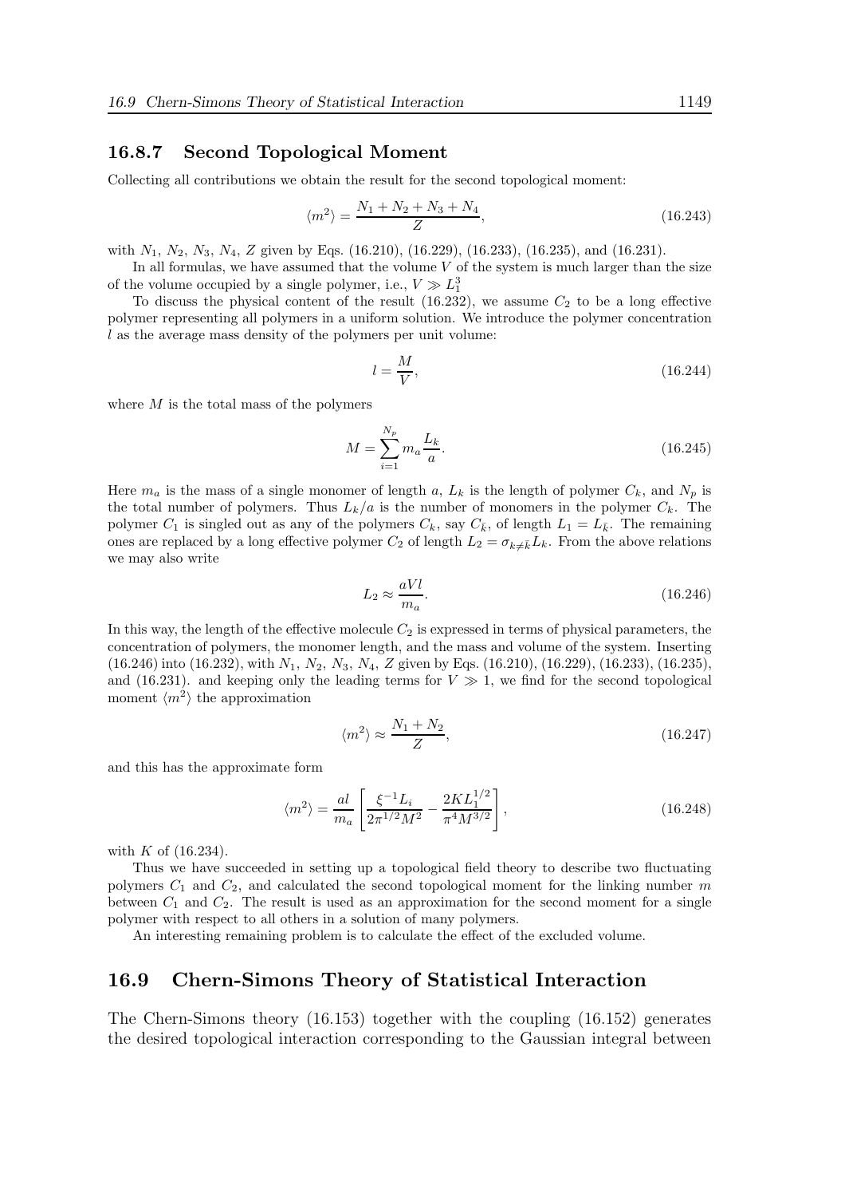### 16.8.7 Second Topological Moment

Collecting all contributions we obtain the result for the second topological moment:

$$\langle m^2 \rangle = \frac{N_1 + N_2 + N_3 + N_4}{Z}, \tag{16.243}$$

with $N_1$, $N_2$, $N_3$, $N_4$, $Z$ given by Eqs. (16.210), (16.229), (16.233), (16.235), and (16.231).

In all formulas, we have assumed that the volume $V$ of the system is much larger than the size of the volume occupied by a single polymer, i.e., $V \gg L_1^3$

To discuss the physical content of the result (16.232), we assume $C_2$ to be a long effective polymer representing all polymers in a uniform solution. We introduce the polymer concentration $l$ as the average mass density of the polymers per unit volume:

$$l = \frac{M}{V}, \tag{16.244}$$

where $M$ is the total mass of the polymers

$$M = \sum_{i=1}^{N_p} m_a \frac{L_k}{a}. \tag{16.245}$$

Here $m_a$ is the mass of a single monomer of length $a$, $L_k$ is the length of polymer $C_k$, and $N_p$ is the total number of polymers. Thus $L_k/a$ is the number of monomers in the polymer $C_k$. The polymer $C_1$ is singled out as any of the polymers $C_k$, say $C_{\bar{k}}$, of length $L_1 = L_{\bar{k}}$. The remaining ones are replaced by a long effective polymer $C_2$ of length $L_2 = \sigma_{k \neq \bar{k}} L_k$. From the above relations we may also write

$$L_2 \approx \frac{aVl}{m_a}. \tag{16.246}$$

In this way, the length of the effective molecule $C_2$ is expressed in terms of physical parameters, the concentration of polymers, the monomer length, and the mass and volume of the system. Inserting (16.246) into (16.232), with $N_1$, $N_2$, $N_3$, $N_4$, $Z$ given by Eqs. (16.210), (16.229), (16.233), (16.235), and (16.231). and keeping only the leading terms for $V \gg 1$, we find for the second topological moment $\langle m^2 \rangle$ the approximation

$$\langle m^2 \rangle \approx \frac{N_1 + N_2}{Z}, \tag{16.247}$$

and this has the approximate form

$$\langle m^2 \rangle = \frac{al}{m_a} \left[ \frac{\xi^{-1} L_i}{2\pi^{1/2} M^2} - \frac{2K L_1^{1/2}}{\pi^4 M^{3/2}} \right], \tag{16.248}$$

with $K$ of (16.234).

Thus we have succeeded in setting up a topological field theory to describe two fluctuating polymers $C_1$ and $C_2$, and calculated the second topological moment for the linking number $m$ between $C_1$ and $C_2$. The result is used as an approximation for the second moment for a single polymer with respect to all others in a solution of many polymers.

An interesting remaining problem is to calculate the effect of the excluded volume.

## 16.9 Chern-Simons Theory of Statistical Interaction

The Chern-Simons theory (16.153) together with the coupling (16.152) generates the desired topological interaction corresponding to the Gaussian integral between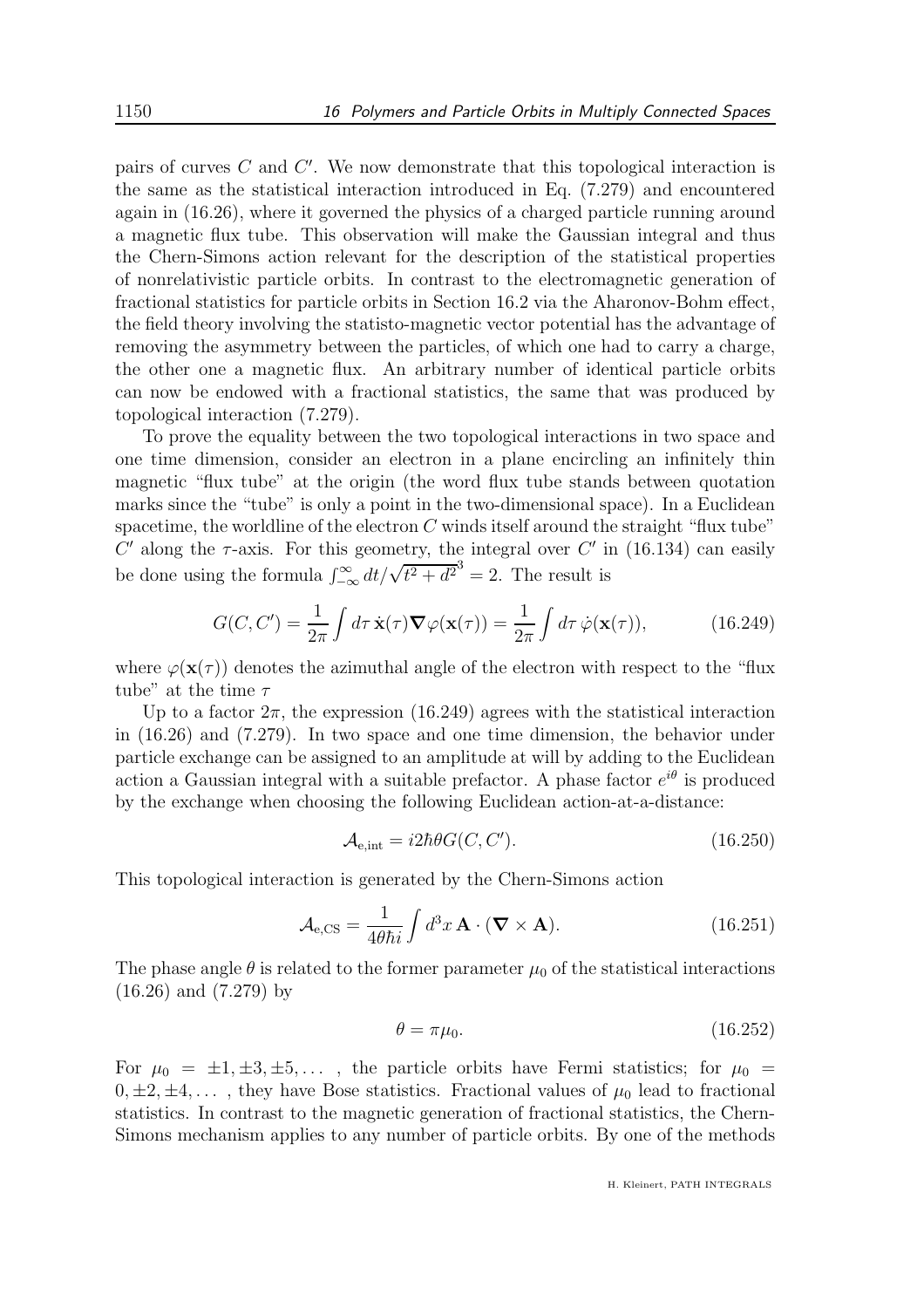pairs of curves $C$ and $C'$. We now demonstrate that this topological interaction is the same as the statistical interaction introduced in Eq. (7.279) and encountered again in (16.26), where it governed the physics of a charged particle running around a magnetic flux tube. This observation will make the Gaussian integral and thus the Chern-Simons action relevant for the description of the statistical properties of nonrelativistic particle orbits. In contrast to the electromagnetic generation of fractional statistics for particle orbits in Section 16.2 via the Aharonov-Bohm effect, the field theory involving the statisto-magnetic vector potential has the advantage of removing the asymmetry between the particles, of which one had to carry a charge, the other one a magnetic flux. An arbitrary number of identical particle orbits can now be endowed with a fractional statistics, the same that was produced by topological interaction (7.279).

To prove the equality between the two topological interactions in two space and one time dimension, consider an electron in a plane encircling an infinitely thin magnetic "flux tube" at the origin (the word flux tube stands between quotation marks since the "tube" is only a point in the two-dimensional space). In a Euclidean spacetime, the worldline of the electron $C$ winds itself around the straight "flux tube" $C'$ along the $\tau$-axis. For this geometry, the integral over $C'$ in (16.134) can easily be done using the formula $\int_{-\infty}^{\infty} dt/\sqrt{t^2+d^2}^3 = 2$. The result is

$$G(C, C') = \frac{1}{2\pi} \int d\tau \, \dot{\mathbf{x}}(\tau) \boldsymbol{\nabla} \varphi(\mathbf{x}(\tau)) = \frac{1}{2\pi} \int d\tau \, \dot{\varphi}(\mathbf{x}(\tau)), \tag{16.249}$$

where $\varphi(\mathbf{x}(\tau))$ denotes the azimuthal angle of the electron with respect to the "flux tube" at the time $\tau$

Up to a factor $2\pi$, the expression (16.249) agrees with the statistical interaction in (16.26) and (7.279). In two space and one time dimension, the behavior under particle exchange can be assigned to an amplitude at will by adding to the Euclidean action a Gaussian integral with a suitable prefactor. A phase factor $e^{i\theta}$ is produced by the exchange when choosing the following Euclidean action-at-a-distance:

$$\mathcal{A}_{\rm e,int} = i2\hbar\theta G(C, C'). \tag{16.250}$$

This topological interaction is generated by the Chern-Simons action

$$\mathcal{A}_{\rm e,CS} = \frac{1}{4\theta\hbar i} \int d^3x \, \mathbf{A} \cdot (\boldsymbol{\nabla} \times \mathbf{A}). \tag{16.251}$$

The phase angle $\theta$ is related to the former parameter $\mu_0$ of the statistical interactions (16.26) and (7.279) by

$$\theta = \pi\mu_0. \tag{16.252}$$

For $\mu_0 = \pm 1, \pm 3, \pm 5, \ldots$ , the particle orbits have Fermi statistics; for $\mu_0 = 0, \pm 2, \pm 4, \ldots$ , they have Bose statistics. Fractional values of $\mu_0$ lead to fractional statistics. In contrast to the magnetic generation of fractional statistics, the Chern-Simons mechanism applies to any number of particle orbits. By one of the methods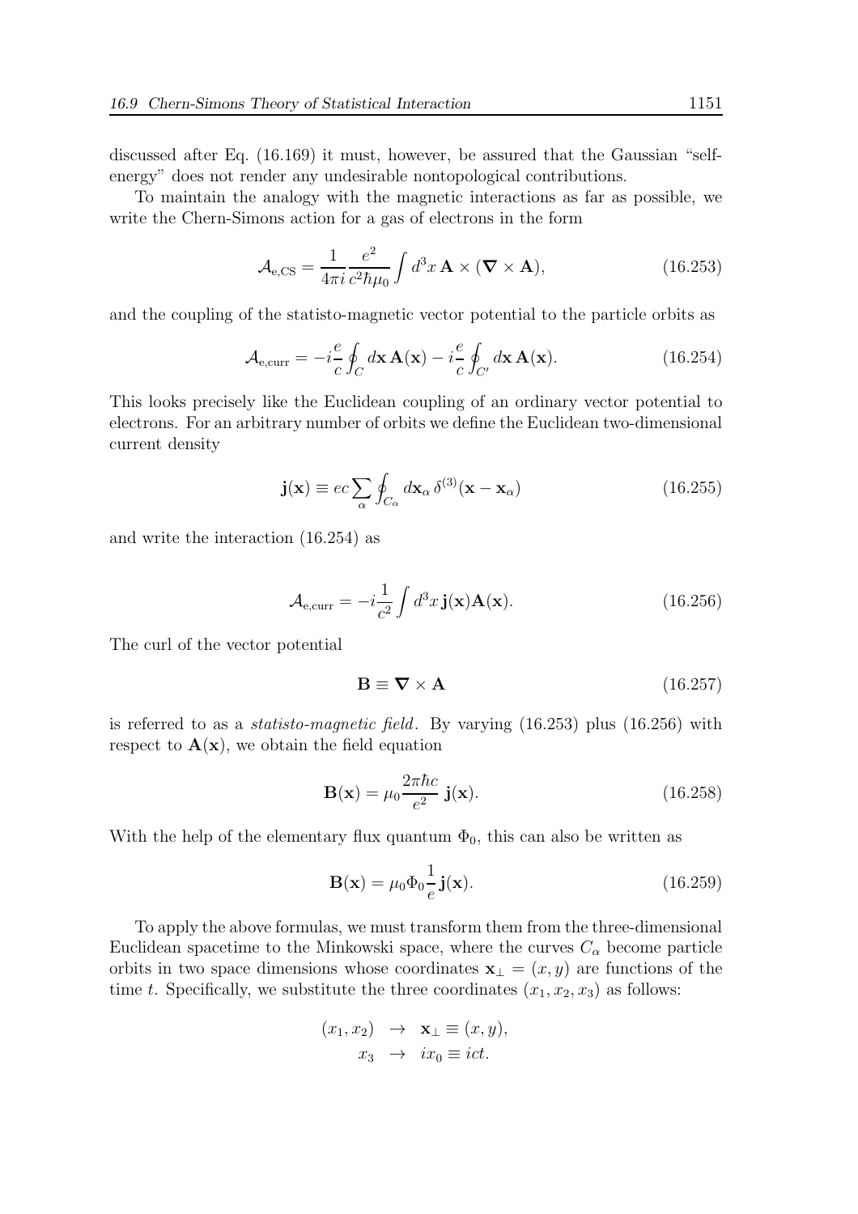discussed after Eq. (16.169) it must, however, be assured that the Gaussian "self-energy" does not render any undesirable nontopological contributions.

To maintain the analogy with the magnetic interactions as far as possible, we write the Chern-Simons action for a gas of electrons in the form

$$\mathcal{A}_{\rm e,CS} = \frac{1}{4\pi i}\frac{e^2}{c^2\hbar\mu_0}\int d^3x\, \mathbf{A}\times(\boldsymbol{\nabla}\times\mathbf{A}), \tag{16.253}$$

and the coupling of the statisto-magnetic vector potential to the particle orbits as

$$\mathcal{A}_{\rm e,curr} = -i\frac{e}{c}\oint_C d\mathbf{x}\,\mathbf{A}(\mathbf{x}) - i\frac{e}{c}\oint_{C'} d\mathbf{x}\,\mathbf{A}(\mathbf{x}). \tag{16.254}$$

This looks precisely like the Euclidean coupling of an ordinary vector potential to electrons. For an arbitrary number of orbits we define the Euclidean two-dimensional current density

$$\mathbf{j}(\mathbf{x}) \equiv ec\sum_\alpha \oint_{C_\alpha} d\mathbf{x}_\alpha\, \delta^{(3)}(\mathbf{x}-\mathbf{x}_\alpha) \tag{16.255}$$

and write the interaction (16.254) as

$$\mathcal{A}_{\rm e,curr} = -i\frac{1}{c^2}\int d^3x\, \mathbf{j}(\mathbf{x})\mathbf{A}(\mathbf{x}). \tag{16.256}$$

The curl of the vector potential

$$\mathbf{B} \equiv \boldsymbol{\nabla}\times\mathbf{A} \tag{16.257}$$

is referred to as a *statisto-magnetic field*. By varying (16.253) plus (16.256) with respect to $\mathbf{A}(\mathbf{x})$, we obtain the field equation

$$\mathbf{B}(\mathbf{x}) = \mu_0\frac{2\pi\hbar c}{e^2}\,\mathbf{j}(\mathbf{x}). \tag{16.258}$$

With the help of the elementary flux quantum $\Phi_0$, this can also be written as

$$\mathbf{B}(\mathbf{x}) = \mu_0\Phi_0\frac{1}{e}\mathbf{j}(\mathbf{x}). \tag{16.259}$$

To apply the above formulas, we must transform them from the three-dimensional Euclidean spacetime to the Minkowski space, where the curves $C_\alpha$ become particle orbits in two space dimensions whose coordinates $\mathbf{x}_\perp = (x, y)$ are functions of the time $t$. Specifically, we substitute the three coordinates $(x_1, x_2, x_3)$ as follows:

$$\begin{aligned}(x_1, x_2) &\rightarrow \mathbf{x}_\perp \equiv (x, y),\\ x_3 &\rightarrow ix_0 \equiv ict.\end{aligned}$$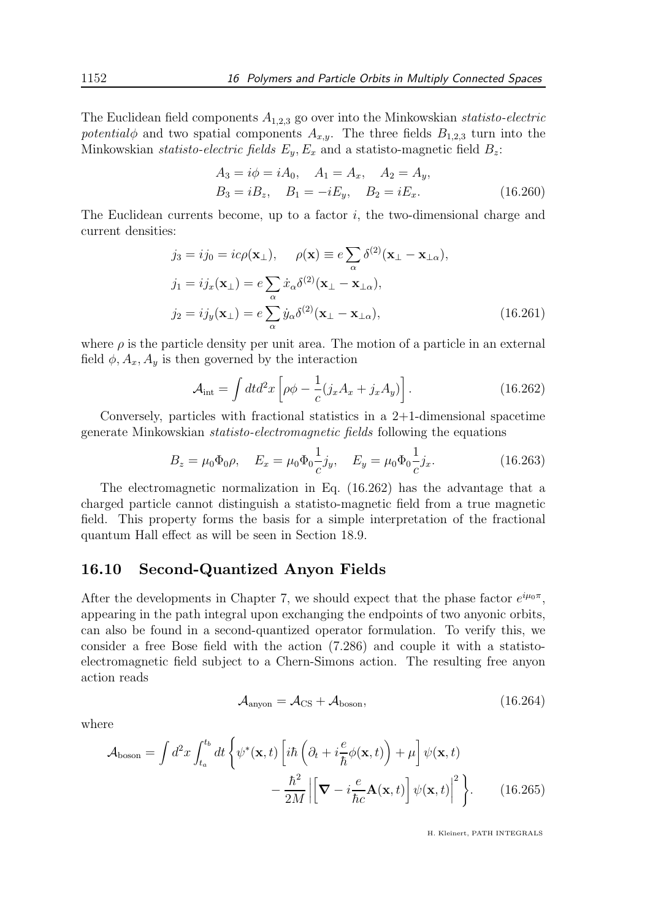The Euclidean field components $A_{1,2,3}$ go over into the Minkowskian *statisto-electric potential*$\phi$ and two spatial components $A_{x,y}$. The three fields $B_{1,2,3}$ turn into the Minkowskian *statisto-electric fields* $E_y, E_x$ and a statisto-magnetic field $B_z$:

$$
\begin{aligned}
A_3 &= i\phi = iA_0, \quad A_1 = A_x, \quad A_2 = A_y, \\
B_3 &= iB_z, \quad B_1 = -iE_y, \quad B_2 = iE_x.
\end{aligned} \tag{16.260}
$$

The Euclidean currents become, up to a factor $i$, the two-dimensional charge and current densities:

$$
\begin{aligned}
j_3 &= ij_0 = ic\rho(\mathbf{x}_\perp), \qquad \rho(\mathbf{x}) \equiv e\sum_\alpha \delta^{(2)}(\mathbf{x}_\perp - \mathbf{x}_{\perp\alpha}), \\
j_1 &= ij_x(\mathbf{x}_\perp) = e\sum_\alpha \dot{x}_\alpha \delta^{(2)}(\mathbf{x}_\perp - \mathbf{x}_{\perp\alpha}), \\
j_2 &= ij_y(\mathbf{x}_\perp) = e\sum_\alpha \dot{y}_\alpha \delta^{(2)}(\mathbf{x}_\perp - \mathbf{x}_{\perp\alpha}),
\end{aligned} \tag{16.261}
$$

where $\rho$ is the particle density per unit area. The motion of a particle in an external field $\phi, A_x, A_y$ is then governed by the interaction

$$
\mathcal{A}_{\text{int}} = \int dt d^2x \left[\rho\phi - \frac{1}{c}(j_x A_x + j_x A_y)\right]. \tag{16.262}
$$

Conversely, particles with fractional statistics in a 2+1-dimensional spacetime generate Minkowskian *statisto-electromagnetic fields* following the equations

$$
B_z = \mu_0 \Phi_0 \rho, \quad E_x = \mu_0 \Phi_0 \frac{1}{c} j_y, \quad E_y = \mu_0 \Phi_0 \frac{1}{c} j_x. \tag{16.263}
$$

The electromagnetic normalization in Eq. (16.262) has the advantage that a charged particle cannot distinguish a statisto-magnetic field from a true magnetic field. This property forms the basis for a simple interpretation of the fractional quantum Hall effect as will be seen in Section 18.9.

## 16.10 Second-Quantized Anyon Fields

After the developments in Chapter 7, we should expect that the phase factor $e^{i\mu_0\pi}$, appearing in the path integral upon exchanging the endpoints of two anyonic orbits, can also be found in a second-quantized operator formulation. To verify this, we consider a free Bose field with the action (7.286) and couple it with a statisto-electromagnetic field subject to a Chern-Simons action. The resulting free anyon action reads

$$
\mathcal{A}_{\text{anyon}} = \mathcal{A}_{\text{CS}} + \mathcal{A}_{\text{boson}}, \tag{16.264}
$$

where

$$
\begin{aligned}
\mathcal{A}_{\text{boson}} = \int d^2x \int_{t_a}^{t_b} dt \bigg\{ &\psi^*(\mathbf{x}, t) \left[i\hbar\left(\partial_t + i\frac{e}{\hbar}\phi(\mathbf{x}, t)\right) + \mu\right]\psi(\mathbf{x}, t) \\
&- \frac{\hbar^2}{2M}\left|\left[\boldsymbol{\nabla} - i\frac{e}{\hbar c}\mathbf{A}(\mathbf{x}, t)\right]\psi(\mathbf{x}, t)\right|^2\bigg\}.
\end{aligned} \tag{16.265}
$$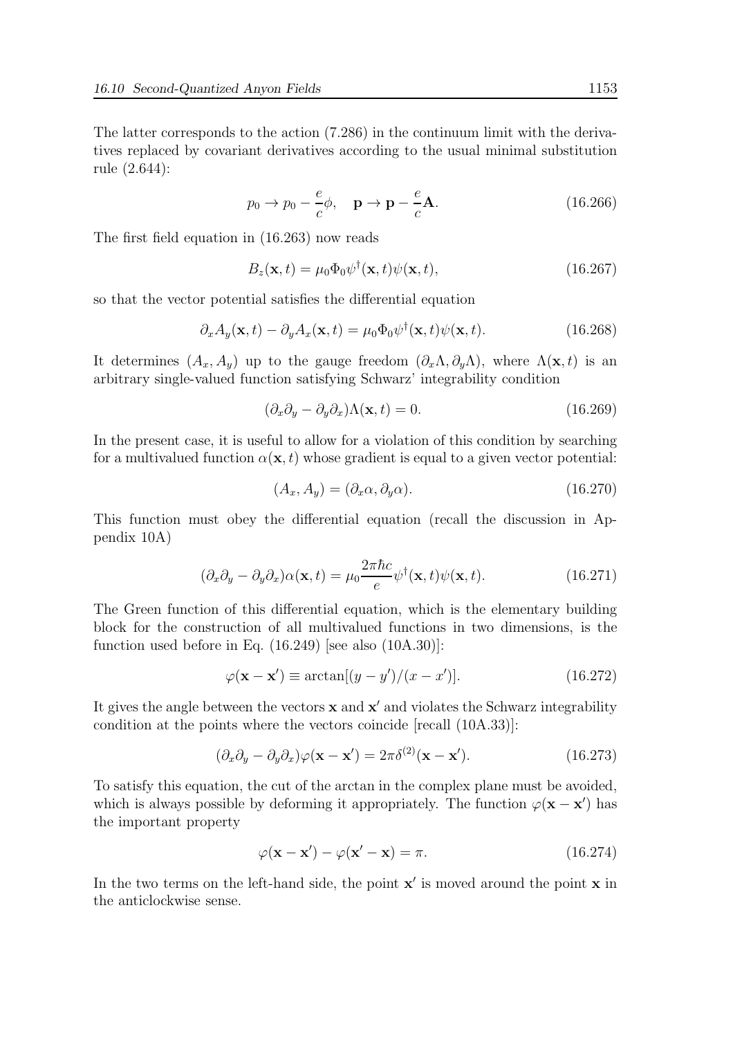The latter corresponds to the action (7.286) in the continuum limit with the derivatives replaced by covariant derivatives according to the usual minimal substitution rule (2.644):

$$p_0 \to p_0 - \frac{e}{c}\phi, \quad \mathbf{p} \to \mathbf{p} - \frac{e}{c}\mathbf{A}. \tag{16.266}$$

The first field equation in (16.263) now reads

$$B_z(\mathbf{x}, t) = \mu_0 \Phi_0 \psi^\dagger(\mathbf{x}, t)\psi(\mathbf{x}, t), \tag{16.267}$$

so that the vector potential satisfies the differential equation

$$\partial_x A_y(\mathbf{x}, t) - \partial_y A_x(\mathbf{x}, t) = \mu_0 \Phi_0 \psi^\dagger(\mathbf{x}, t)\psi(\mathbf{x}, t). \tag{16.268}$$

It determines $(A_x, A_y)$ up to the gauge freedom $(\partial_x \Lambda, \partial_y \Lambda)$, where $\Lambda(\mathbf{x}, t)$ is an arbitrary single-valued function satisfying Schwarz' integrability condition

$$(\partial_x \partial_y - \partial_y \partial_x)\Lambda(\mathbf{x}, t) = 0. \tag{16.269}$$

In the present case, it is useful to allow for a violation of this condition by searching for a multivalued function $\alpha(\mathbf{x}, t)$ whose gradient is equal to a given vector potential:

$$(A_x, A_y) = (\partial_x \alpha, \partial_y \alpha). \tag{16.270}$$

This function must obey the differential equation (recall the discussion in Appendix 10A)

$$(\partial_x \partial_y - \partial_y \partial_x)\alpha(\mathbf{x}, t) = \mu_0 \frac{2\pi\hbar c}{e} \psi^\dagger(\mathbf{x}, t)\psi(\mathbf{x}, t). \tag{16.271}$$

The Green function of this differential equation, which is the elementary building block for the construction of all multivalued functions in two dimensions, is the function used before in Eq. (16.249) [see also (10A.30)]:

$$\varphi(\mathbf{x} - \mathbf{x}') \equiv \arctan[(y - y')/(x - x')]. \tag{16.272}$$

It gives the angle between the vectors $\mathbf{x}$ and $\mathbf{x}'$ and violates the Schwarz integrability condition at the points where the vectors coincide [recall (10A.33)]:

$$(\partial_x \partial_y - \partial_y \partial_x)\varphi(\mathbf{x} - \mathbf{x}') = 2\pi\delta^{(2)}(\mathbf{x} - \mathbf{x}'). \tag{16.273}$$

To satisfy this equation, the cut of the arctan in the complex plane must be avoided, which is always possible by deforming it appropriately. The function $\varphi(\mathbf{x} - \mathbf{x}')$ has the important property

$$\varphi(\mathbf{x} - \mathbf{x}') - \varphi(\mathbf{x}' - \mathbf{x}) = \pi. \tag{16.274}$$

In the two terms on the left-hand side, the point $\mathbf{x}'$ is moved around the point $\mathbf{x}$ in the anticlockwise sense.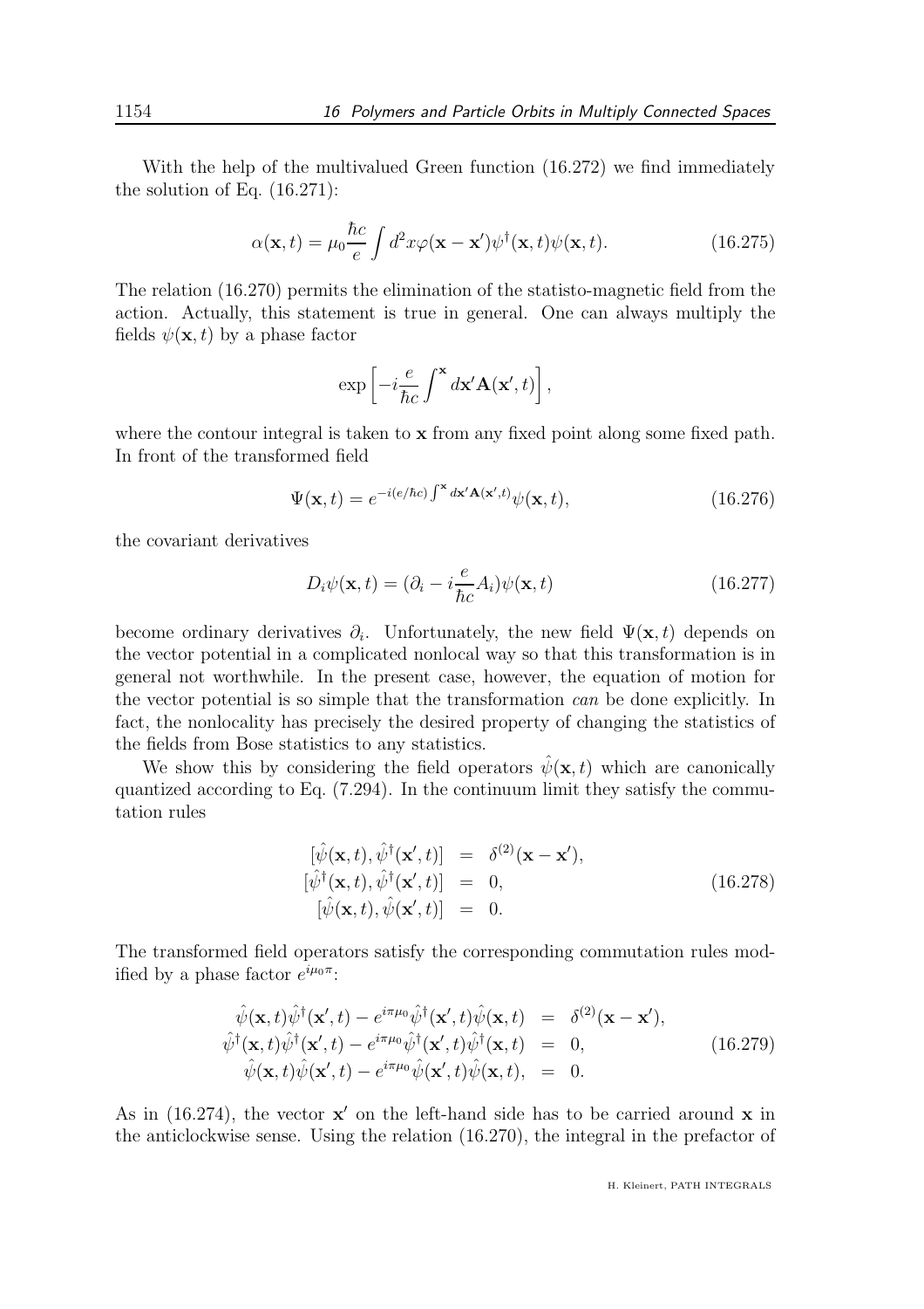With the help of the multivalued Green function (16.272) we find immediately the solution of Eq. (16.271):

$$\alpha(\mathbf{x},t) = \mu_0 \frac{\hbar c}{e} \int d^2x \varphi(\mathbf{x}-\mathbf{x}')\psi^\dagger(\mathbf{x},t)\psi(\mathbf{x},t). \tag{16.275}$$

The relation (16.270) permits the elimination of the statisto-magnetic field from the action. Actually, this statement is true in general. One can always multiply the fields $\psi(\mathbf{x},t)$ by a phase factor

$$\exp\left[-i\frac{e}{\hbar c}\int^{\mathbf{x}} d\mathbf{x}'\mathbf{A}(\mathbf{x}',t)\right],$$

where the contour integral is taken to $\mathbf{x}$ from any fixed point along some fixed path. In front of the transformed field

$$\Psi(\mathbf{x},t) = e^{-i(e/\hbar c)\int^{\mathbf{x}} d\mathbf{x}'\mathbf{A}(\mathbf{x}',t)}\psi(\mathbf{x},t), \tag{16.276}$$

the covariant derivatives

$$D_i\psi(\mathbf{x},t) = (\partial_i - i\frac{e}{\hbar c}A_i)\psi(\mathbf{x},t) \tag{16.277}$$

become ordinary derivatives $\partial_i$. Unfortunately, the new field $\Psi(\mathbf{x},t)$ depends on the vector potential in a complicated nonlocal way so that this transformation is in general not worthwhile. In the present case, however, the equation of motion for the vector potential is so simple that the transformation *can* be done explicitly. In fact, the nonlocality has precisely the desired property of changing the statistics of the fields from Bose statistics to any statistics.

We show this by considering the field operators $\hat{\psi}(\mathbf{x},t)$ which are canonically quantized according to Eq. (7.294). In the continuum limit they satisfy the commutation rules

$$\begin{aligned}
[\hat{\psi}(\mathbf{x},t),\hat{\psi}^\dagger(\mathbf{x}',t)] &= \delta^{(2)}(\mathbf{x}-\mathbf{x}'),\\
[\hat{\psi}^\dagger(\mathbf{x},t),\hat{\psi}^\dagger(\mathbf{x}',t)] &= 0,\\
[\hat{\psi}(\mathbf{x},t),\hat{\psi}(\mathbf{x}',t)] &= 0.
\end{aligned} \tag{16.278}$$

The transformed field operators satisfy the corresponding commutation rules modified by a phase factor $e^{i\mu_0\pi}$:

$$\begin{aligned}
\hat{\psi}(\mathbf{x},t)\hat{\psi}^\dagger(\mathbf{x}',t) - e^{i\pi\mu_0}\hat{\psi}^\dagger(\mathbf{x}',t)\hat{\psi}(\mathbf{x},t) &= \delta^{(2)}(\mathbf{x}-\mathbf{x}'),\\
\hat{\psi}^\dagger(\mathbf{x},t)\hat{\psi}^\dagger(\mathbf{x}',t) - e^{i\pi\mu_0}\hat{\psi}^\dagger(\mathbf{x}',t)\hat{\psi}^\dagger(\mathbf{x},t) &= 0,\\
\hat{\psi}(\mathbf{x},t)\hat{\psi}(\mathbf{x}',t) - e^{i\pi\mu_0}\hat{\psi}(\mathbf{x}',t)\hat{\psi}(\mathbf{x},t), &= 0.
\end{aligned} \tag{16.279}$$

As in (16.274), the vector $\mathbf{x}'$ on the left-hand side has to be carried around $\mathbf{x}$ in the anticlockwise sense. Using the relation (16.270), the integral in the prefactor of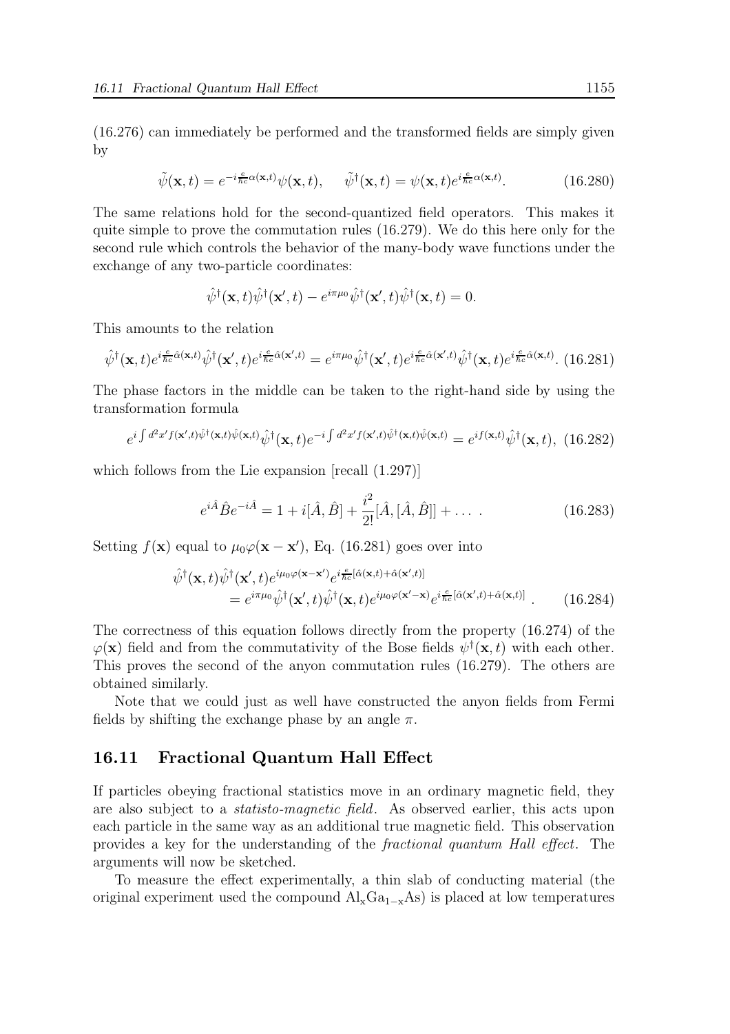(16.276) can immediately be performed and the transformed fields are simply given by

$$\tilde{\psi}(\mathbf{x},t) = e^{-i\frac{e}{\hbar c}\alpha(\mathbf{x},t)}\psi(\mathbf{x},t), \qquad \tilde{\psi}^\dagger(\mathbf{x},t) = \psi(\mathbf{x},t)e^{i\frac{e}{\hbar c}\alpha(\mathbf{x},t)}. \tag{16.280}$$

The same relations hold for the second-quantized field operators. This makes it quite simple to prove the commutation rules (16.279). We do this here only for the second rule which controls the behavior of the many-body wave functions under the exchange of any two-particle coordinates:

$$\hat{\tilde{\psi}}^\dagger(\mathbf{x},t)\hat{\tilde{\psi}}^\dagger(\mathbf{x}',t) - e^{i\pi\mu_0}\hat{\tilde{\psi}}^\dagger(\mathbf{x}',t)\hat{\tilde{\psi}}^\dagger(\mathbf{x},t) = 0.$$

This amounts to the relation

$$\hat{\psi}^\dagger(\mathbf{x},t)e^{i\frac{e}{\hbar c}\hat{\alpha}(\mathbf{x},t)}\hat{\psi}^\dagger(\mathbf{x}',t)e^{i\frac{e}{\hbar c}\hat{\alpha}(\mathbf{x}',t)} = e^{i\pi\mu_0}\hat{\psi}^\dagger(\mathbf{x}',t)e^{i\frac{e}{\hbar c}\hat{\alpha}(\mathbf{x}',t)}\hat{\psi}^\dagger(\mathbf{x},t)e^{i\frac{e}{\hbar c}\hat{\alpha}(\mathbf{x},t)}. \tag{16.281}$$

The phase factors in the middle can be taken to the right-hand side by using the transformation formula

$$e^{i\int d^2x' f(\mathbf{x}',t)\hat{\psi}^\dagger(\mathbf{x},t)\hat{\psi}(\mathbf{x},t)}\hat{\psi}^\dagger(\mathbf{x},t)e^{-i\int d^2x' f(\mathbf{x}',t)\hat{\psi}^\dagger(\mathbf{x},t)\hat{\psi}(\mathbf{x},t)} = e^{if(\mathbf{x},t)}\hat{\psi}^\dagger(\mathbf{x},t), \tag{16.282}$$

which follows from the Lie expansion [recall (1.297)]

$$e^{i\hat{A}}\hat{B}e^{-i\hat{A}} = 1 + i[\hat{A},\hat{B}] + \frac{i^2}{2!}[\hat{A},[\hat{A},\hat{B}]] + \dots\ . \tag{16.283}$$

Setting $f(\mathbf{x})$ equal to $\mu_0\varphi(\mathbf{x}-\mathbf{x}')$, Eq. (16.281) goes over into

$$\begin{aligned}\hat{\psi}^\dagger(\mathbf{x},t)\hat{\psi}^\dagger(\mathbf{x}',t)&e^{i\mu_0\varphi(\mathbf{x}-\mathbf{x}')}e^{i\frac{e}{\hbar c}[\hat{\alpha}(\mathbf{x},t)+\hat{\alpha}(\mathbf{x}',t)]}\\ &= e^{i\pi\mu_0}\hat{\psi}^\dagger(\mathbf{x}',t)\hat{\psi}^\dagger(\mathbf{x},t)e^{i\mu_0\varphi(\mathbf{x}'-\mathbf{x})}e^{i\frac{e}{\hbar c}[\hat{\alpha}(\mathbf{x}',t)+\hat{\alpha}(\mathbf{x},t)]}\ .\end{aligned} \tag{16.284}$$

The correctness of this equation follows directly from the property (16.274) of the $\varphi(\mathbf{x})$ field and from the commutativity of the Bose fields $\psi^\dagger(\mathbf{x},t)$ with each other. This proves the second of the anyon commutation rules (16.279). The others are obtained similarly.

Note that we could just as well have constructed the anyon fields from Fermi fields by shifting the exchange phase by an angle $\pi$.

## 16.11 Fractional Quantum Hall Effect

If particles obeying fractional statistics move in an ordinary magnetic field, they are also subject to a *statisto-magnetic field*. As observed earlier, this acts upon each particle in the same way as an additional true magnetic field. This observation provides a key for the understanding of the *fractional quantum Hall effect*. The arguments will now be sketched.

To measure the effect experimentally, a thin slab of conducting material (the original experiment used the compound $\mathrm{Al_xGa_{1-x}As}$) is placed at low temperatures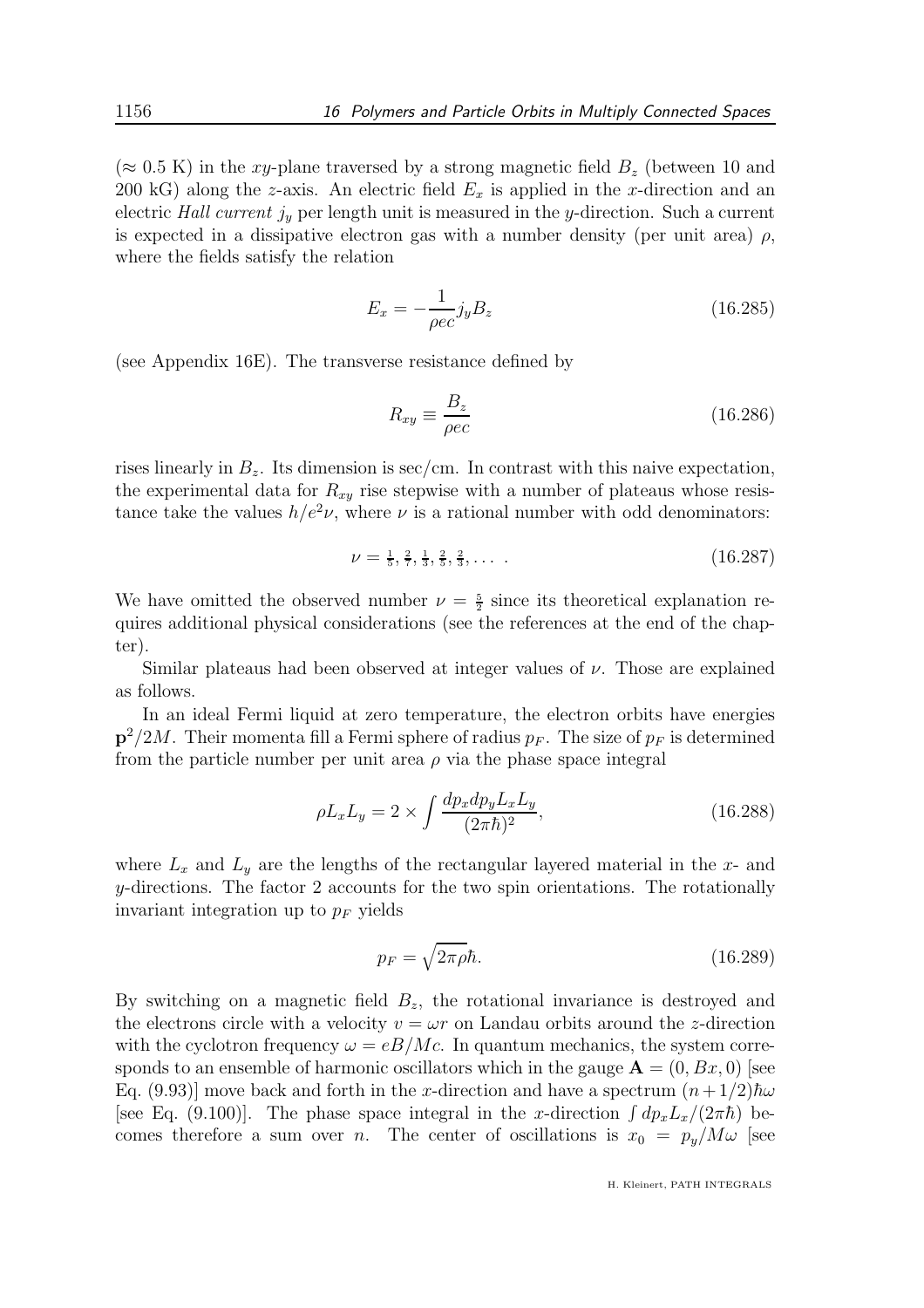($\approx 0.5$ K) in the $xy$-plane traversed by a strong magnetic field $B_z$ (between 10 and 200 kG) along the $z$-axis. An electric field $E_x$ is applied in the $x$-direction and an electric *Hall current* $j_y$ per length unit is measured in the $y$-direction. Such a current is expected in a dissipative electron gas with a number density (per unit area) $\rho$, where the fields satisfy the relation

$$E_x = -\frac{1}{\rho ec} j_y B_z \tag{16.285}$$

(see Appendix 16E). The transverse resistance defined by

$$R_{xy} \equiv \frac{B_z}{\rho ec} \tag{16.286}$$

rises linearly in $B_z$. Its dimension is sec/cm. In contrast with this naive expectation, the experimental data for $R_{xy}$ rise stepwise with a number of plateaus whose resistance take the values $h/e^2\nu$, where $\nu$ is a rational number with odd denominators:

$$\nu = \tfrac{1}{5}, \tfrac{2}{7}, \tfrac{1}{3}, \tfrac{2}{5}, \tfrac{2}{3}, \dots \; . \tag{16.287}$$

We have omitted the observed number $\nu = \frac{5}{2}$ since its theoretical explanation requires additional physical considerations (see the references at the end of the chapter).

Similar plateaus had been observed at integer values of $\nu$. Those are explained as follows.

In an ideal Fermi liquid at zero temperature, the electron orbits have energies $\mathbf{p}^2/2M$. Their momenta fill a Fermi sphere of radius $p_F$. The size of $p_F$ is determined from the particle number per unit area $\rho$ via the phase space integral

$$\rho L_x L_y = 2 \times \int \frac{dp_x dp_y L_x L_y}{(2\pi\hbar)^2}, \tag{16.288}$$

where $L_x$ and $L_y$ are the lengths of the rectangular layered material in the $x$- and $y$-directions. The factor 2 accounts for the two spin orientations. The rotationally invariant integration up to $p_F$ yields

$$p_F = \sqrt{2\pi\rho}\hbar. \tag{16.289}$$

By switching on a magnetic field $B_z$, the rotational invariance is destroyed and the electrons circle with a velocity $v = \omega r$ on Landau orbits around the $z$-direction with the cyclotron frequency $\omega = eB/Mc$. In quantum mechanics, the system corresponds to an ensemble of harmonic oscillators which in the gauge $\mathbf{A} = (0, Bx, 0)$ [see Eq. (9.93)] move back and forth in the $x$-direction and have a spectrum $(n+1/2)\hbar\omega$ [see Eq. (9.100)]. The phase space integral in the $x$-direction $\int dp_x L_x/(2\pi\hbar)$ becomes therefore a sum over $n$. The center of oscillations is $x_0 = p_y/M\omega$ [see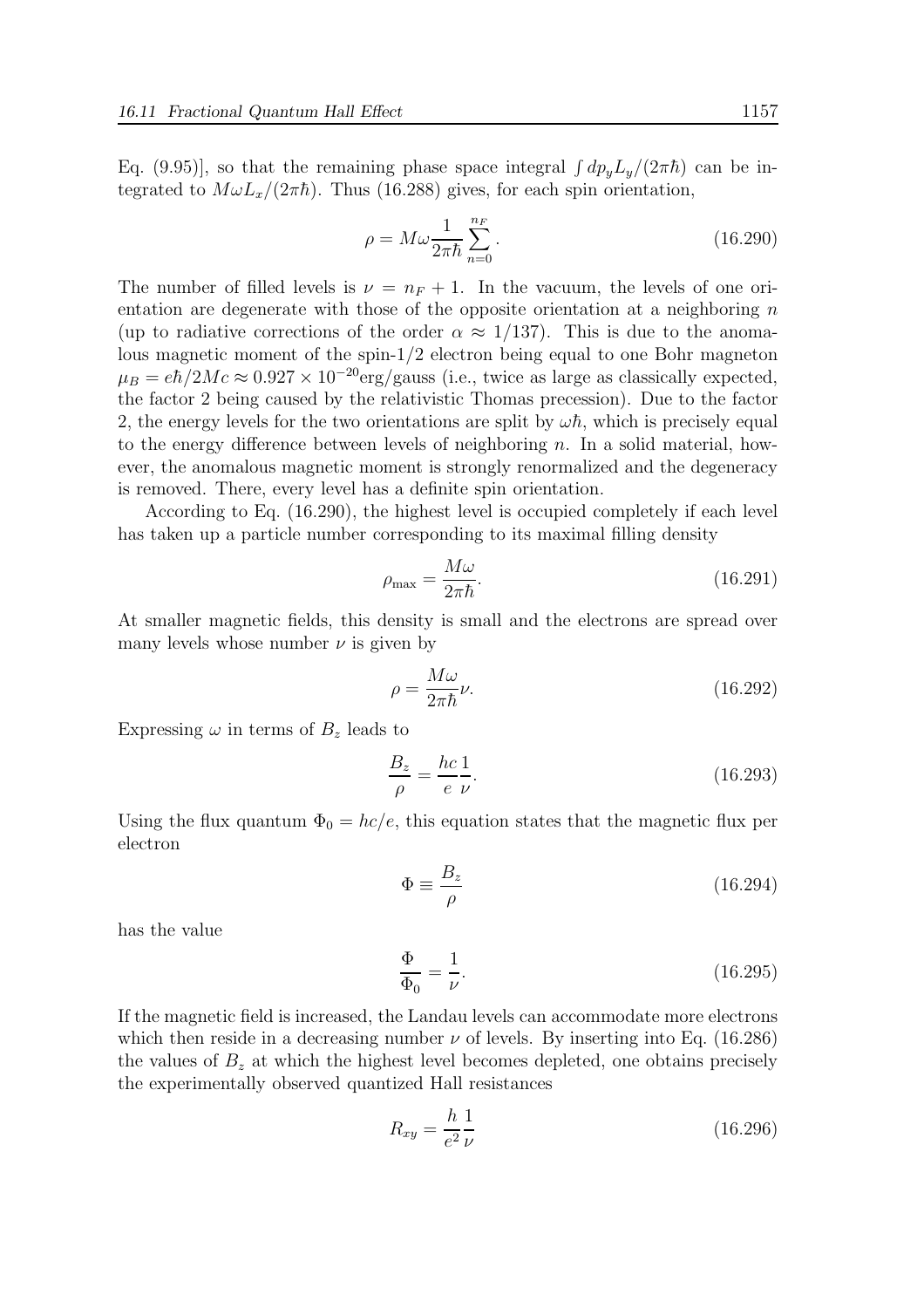Eq. (9.95)], so that the remaining phase space integral $\int dp_y L_y/(2\pi\hbar)$ can be integrated to $M\omega L_x/(2\pi\hbar)$. Thus (16.288) gives, for each spin orientation,

$$\rho = M\omega \frac{1}{2\pi\hbar} \sum_{n=0}^{n_F} . \tag{16.290}$$

The number of filled levels is $\nu = n_F + 1$. In the vacuum, the levels of one orientation are degenerate with those of the opposite orientation at a neighboring $n$ (up to radiative corrections of the order $\alpha \approx 1/137$). This is due to the anomalous magnetic moment of the spin-1/2 electron being equal to one Bohr magneton $\mu_B = e\hbar/2Mc \approx 0.927 \times 10^{-20}$erg/gauss (i.e., twice as large as classically expected, the factor 2 being caused by the relativistic Thomas precession). Due to the factor 2, the energy levels for the two orientations are split by $\omega\hbar$, which is precisely equal to the energy difference between levels of neighboring $n$. In a solid material, however, the anomalous magnetic moment is strongly renormalized and the degeneracy is removed. There, every level has a definite spin orientation.

According to Eq. (16.290), the highest level is occupied completely if each level has taken up a particle number corresponding to its maximal filling density

$$\rho_{\max} = \frac{M\omega}{2\pi\hbar}. \tag{16.291}$$

At smaller magnetic fields, this density is small and the electrons are spread over many levels whose number $\nu$ is given by

$$\rho = \frac{M\omega}{2\pi\hbar}\nu. \tag{16.292}$$

Expressing $\omega$ in terms of $B_z$ leads to

$$\frac{B_z}{\rho} = \frac{hc}{e}\frac{1}{\nu}. \tag{16.293}$$

Using the flux quantum $\Phi_0 = hc/e$, this equation states that the magnetic flux per electron

$$\Phi \equiv \frac{B_z}{\rho} \tag{16.294}$$

has the value

$$\frac{\Phi}{\Phi_0} = \frac{1}{\nu}. \tag{16.295}$$

If the magnetic field is increased, the Landau levels can accommodate more electrons which then reside in a decreasing number $\nu$ of levels. By inserting into Eq. (16.286) the values of $B_z$ at which the highest level becomes depleted, one obtains precisely the experimentally observed quantized Hall resistances

$$R_{xy} = \frac{h}{e^2}\frac{1}{\nu} \tag{16.296}$$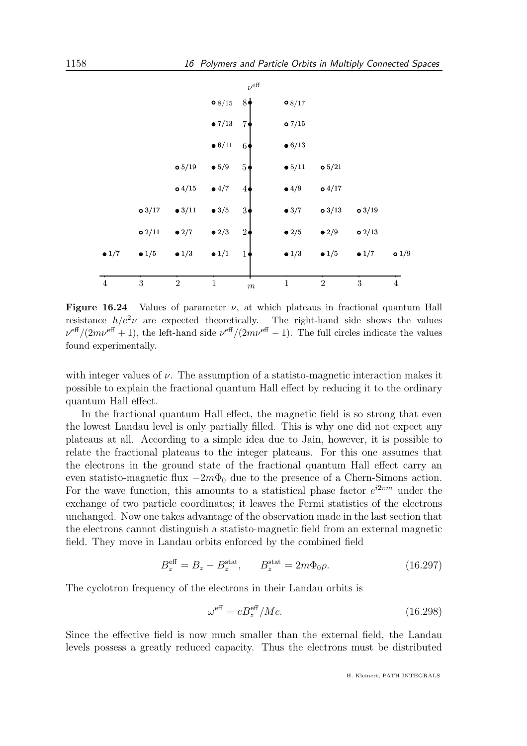**Figure 16.24** Values of parameter $\nu$, at which plateaus in fractional quantum Hall resistance $h/e^2\nu$ are expected theoretically. The right-hand side shows the values $\nu^{\rm eff}/(2m\nu^{\rm eff}+1)$, the left-hand side $\nu^{\rm eff}/(2m\nu^{\rm eff}-1)$. The full circles indicate the values found experimentally.

with integer values of $\nu$. The assumption of a statisto-magnetic interaction makes it possible to explain the fractional quantum Hall effect by reducing it to the ordinary quantum Hall effect.

In the fractional quantum Hall effect, the magnetic field is so strong that even the lowest Landau level is only partially filled. This is why one did not expect any plateaus at all. According to a simple idea due to Jain, however, it is possible to relate the fractional plateaus to the integer plateaus. For this one assumes that the electrons in the ground state of the fractional quantum Hall effect carry an even statisto-magnetic flux $-2m\Phi_0$ due to the presence of a Chern-Simons action. For the wave function, this amounts to a statistical phase factor $e^{i2\pi m}$ under the exchange of two particle coordinates; it leaves the Fermi statistics of the electrons unchanged. Now one takes advantage of the observation made in the last section that the electrons cannot distinguish a statisto-magnetic field from an external magnetic field. They move in Landau orbits enforced by the combined field

$$B_z^{\rm eff} = B_z - B_z^{\rm stat}, \qquad B_z^{\rm stat} = 2m\Phi_0\rho. \tag{16.297}$$

The cyclotron frequency of the electrons in their Landau orbits is

$$\omega^{\rm eff} = eB_z^{\rm eff}/Mc. \tag{16.298}$$

Since the effective field is now much smaller than the external field, the Landau levels possess a greatly reduced capacity. Thus the electrons must be distributed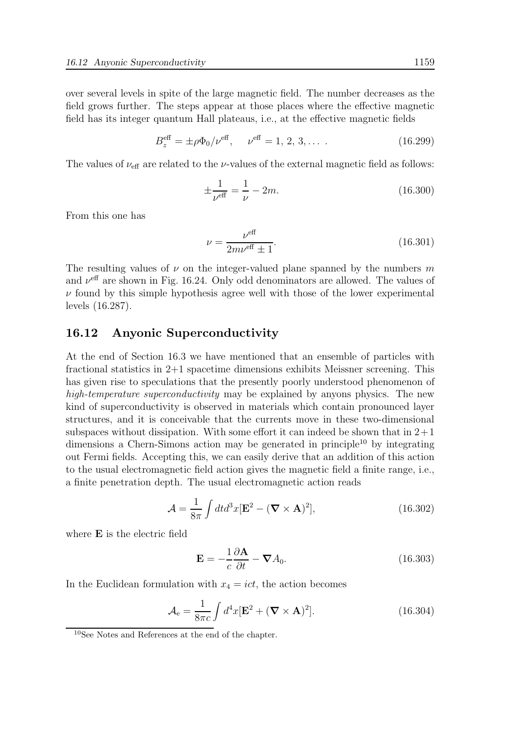over several levels in spite of the large magnetic field. The number decreases as the field grows further. The steps appear at those places where the effective magnetic field has its integer quantum Hall plateaus, i.e., at the effective magnetic fields

$$B_z^{\text{eff}} = \pm \rho \Phi_0 / \nu^{\text{eff}}, \quad \nu^{\text{eff}} = 1, 2, 3, \dots \, . \tag{16.299}$$

The values of $\nu_{\text{eff}}$ are related to the $\nu$-values of the external magnetic field as follows:

$$\pm \frac{1}{\nu^{\text{eff}}} = \frac{1}{\nu} - 2m. \tag{16.300}$$

From this one has

$$\nu = \frac{\nu^{\text{eff}}}{2m\nu^{\text{eff}} \pm 1}. \tag{16.301}$$

The resulting values of $\nu$ on the integer-valued plane spanned by the numbers $m$ and $\nu^{\text{eff}}$ are shown in Fig. 16.24. Only odd denominators are allowed. The values of $\nu$ found by this simple hypothesis agree well with those of the lower experimental levels (16.287).

## 16.12 Anyonic Superconductivity

At the end of Section 16.3 we have mentioned that an ensemble of particles with fractional statistics in 2+1 spacetime dimensions exhibits Meissner screening. This has given rise to speculations that the presently poorly understood phenomenon of *high-temperature superconductivity* may be explained by anyons physics. The new kind of superconductivity is observed in materials which contain pronounced layer structures, and it is conceivable that the currents move in these two-dimensional subspaces without dissipation. With some effort it can indeed be shown that in 2+1 dimensions a Chern-Simons action may be generated in principle[10] by integrating out Fermi fields. Accepting this, we can easily derive that an addition of this action to the usual electromagnetic field action gives the magnetic field a finite range, i.e., a finite penetration depth. The usual electromagnetic action reads

$$\mathcal{A} = \frac{1}{8\pi} \int dt d^3x [\mathbf{E}^2 - (\boldsymbol{\nabla} \times \mathbf{A})^2], \tag{16.302}$$

where $\mathbf{E}$ is the electric field

$$\mathbf{E} = -\frac{1}{c} \frac{\partial \mathbf{A}}{\partial t} - \boldsymbol{\nabla} A_0. \tag{16.303}$$

In the Euclidean formulation with $x_4 = ict$, the action becomes

$$\mathcal{A}_{\text{e}} = \frac{1}{8\pi c} \int d^4x [\mathbf{E}^2 + (\boldsymbol{\nabla} \times \mathbf{A})^2]. \tag{16.304}$$

[10] See Notes and References at the end of the chapter.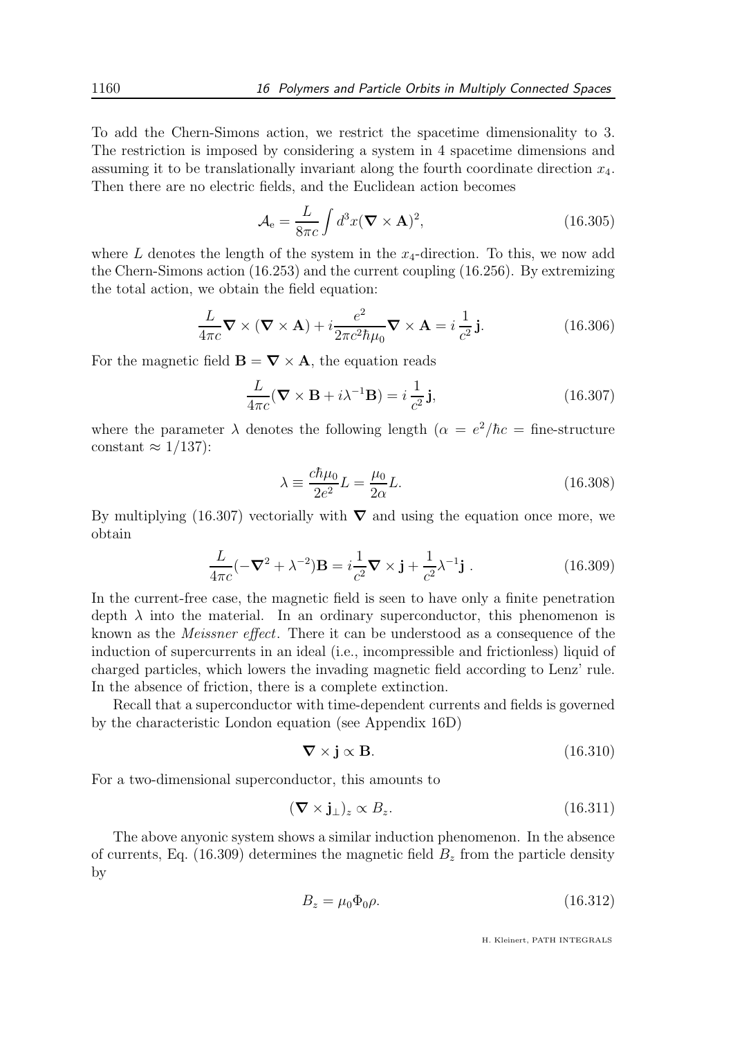To add the Chern-Simons action, we restrict the spacetime dimensionality to 3. The restriction is imposed by considering a system in 4 spacetime dimensions and assuming it to be translationally invariant along the fourth coordinate direction $x_4$. Then there are no electric fields, and the Euclidean action becomes

$$\mathcal{A}_{\rm e} = \frac{L}{8\pi c}\int d^3x(\boldsymbol{\nabla}\times\mathbf{A})^2, \tag{16.305}$$

where $L$ denotes the length of the system in the $x_4$-direction. To this, we now add the Chern-Simons action (16.253) and the current coupling (16.256). By extremizing the total action, we obtain the field equation:

$$\frac{L}{4\pi c}\boldsymbol{\nabla}\times(\boldsymbol{\nabla}\times\mathbf{A}) + i\frac{e^2}{2\pi c^2\hbar\mu_0}\boldsymbol{\nabla}\times\mathbf{A} = i\,\frac{1}{c^2}\,\mathbf{j}. \tag{16.306}$$

For the magnetic field $\mathbf{B}=\boldsymbol{\nabla}\times\mathbf{A}$, the equation reads

$$\frac{L}{4\pi c}(\boldsymbol{\nabla}\times\mathbf{B} + i\lambda^{-1}\mathbf{B}) = i\,\frac{1}{c^2}\,\mathbf{j}, \tag{16.307}$$

where the parameter $\lambda$ denotes the following length ($\alpha = e^2/\hbar c$ = fine-structure constant $\approx 1/137$):

$$\lambda \equiv \frac{c\hbar\mu_0}{2e^2}L = \frac{\mu_0}{2\alpha}L. \tag{16.308}$$

By multiplying (16.307) vectorially with $\boldsymbol{\nabla}$ and using the equation once more, we obtain

$$\frac{L}{4\pi c}(-\boldsymbol{\nabla}^2 + \lambda^{-2})\mathbf{B} = i\frac{1}{c^2}\boldsymbol{\nabla}\times\mathbf{j} + \frac{1}{c^2}\lambda^{-1}\mathbf{j}\,. \tag{16.309}$$

In the current-free case, the magnetic field is seen to have only a finite penetration depth $\lambda$ into the material. In an ordinary superconductor, this phenomenon is known as the *Meissner effect*. There it can be understood as a consequence of the induction of supercurrents in an ideal (i.e., incompressible and frictionless) liquid of charged particles, which lowers the invading magnetic field according to Lenz' rule. In the absence of friction, there is a complete extinction.

Recall that a superconductor with time-dependent currents and fields is governed by the characteristic London equation (see Appendix 16D)

$$\boldsymbol{\nabla}\times\mathbf{j} \propto \mathbf{B}. \tag{16.310}$$

For a two-dimensional superconductor, this amounts to

$$(\boldsymbol{\nabla}\times\mathbf{j}_\perp)_z \propto B_z. \tag{16.311}$$

The above anyonic system shows a similar induction phenomenon. In the absence of currents, Eq. (16.309) determines the magnetic field $B_z$ from the particle density by

$$B_z = \mu_0\Phi_0\rho. \tag{16.312}$$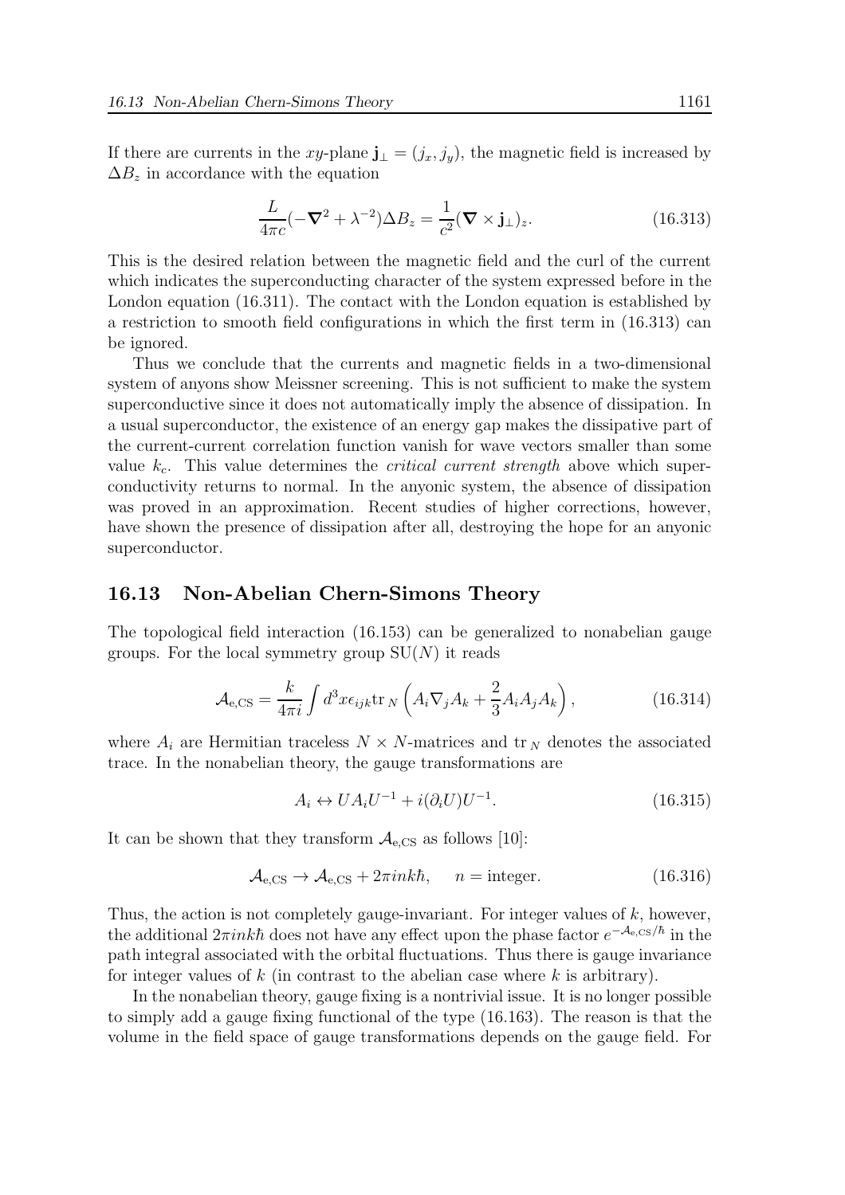If there are currents in the $xy$-plane $\mathbf{j}_\perp = (j_x, j_y)$, the magnetic field is increased by $\Delta B_z$ in accordance with the equation

$$\frac{L}{4\pi c}(-\boldsymbol{\nabla}^2 + \lambda^{-2})\Delta B_z = \frac{1}{c^2}(\boldsymbol{\nabla} \times \mathbf{j}_\perp)_z. \tag{16.313}$$

This is the desired relation between the magnetic field and the curl of the current which indicates the superconducting character of the system expressed before in the London equation (16.311). The contact with the London equation is established by a restriction to smooth field configurations in which the first term in (16.313) can be ignored.

Thus we conclude that the currents and magnetic fields in a two-dimensional system of anyons show Meissner screening. This is not sufficient to make the system superconductive since it does not automatically imply the absence of dissipation. In a usual superconductor, the existence of an energy gap makes the dissipative part of the current-current correlation function vanish for wave vectors smaller than some value $k_c$. This value determines the *critical current strength* above which superconductivity returns to normal. In the anyonic system, the absence of dissipation was proved in an approximation. Recent studies of higher corrections, however, have shown the presence of dissipation after all, destroying the hope for an anyonic superconductor.

## 16.13 Non-Abelian Chern-Simons Theory

The topological field interaction (16.153) can be generalized to nonabelian gauge groups. For the local symmetry group $\mathrm{SU}(N)$ it reads

$$\mathcal{A}_{\mathrm{e,CS}} = \frac{k}{4\pi i}\int d^3x \epsilon_{ijk} \mathrm{tr}_N \left( A_i \nabla_j A_k + \frac{2}{3} A_i A_j A_k \right), \tag{16.314}$$

where $A_i$ are Hermitian traceless $N \times N$-matrices and $\mathrm{tr}_N$ denotes the associated trace. In the nonabelian theory, the gauge transformations are

$$A_i \leftrightarrow U A_i U^{-1} + i(\partial_i U)U^{-1}. \tag{16.315}$$

It can be shown that they transform $\mathcal{A}_{\mathrm{e,CS}}$ as follows [10]:

$$\mathcal{A}_{\mathrm{e,CS}} \to \mathcal{A}_{\mathrm{e,CS}} + 2\pi i n k \hbar, \qquad n = \text{integer}. \tag{16.316}$$

Thus, the action is not completely gauge-invariant. For integer values of $k$, however, the additional $2\pi i n k\hbar$ does not have any effect upon the phase factor $e^{-\mathcal{A}_{\mathrm{e,CS}}/\hbar}$ in the path integral associated with the orbital fluctuations. Thus there is gauge invariance for integer values of $k$ (in contrast to the abelian case where $k$ is arbitrary).

In the nonabelian theory, gauge fixing is a nontrivial issue. It is no longer possible to simply add a gauge fixing functional of the type (16.163). The reason is that the volume in the field space of gauge transformations depends on the gauge field. For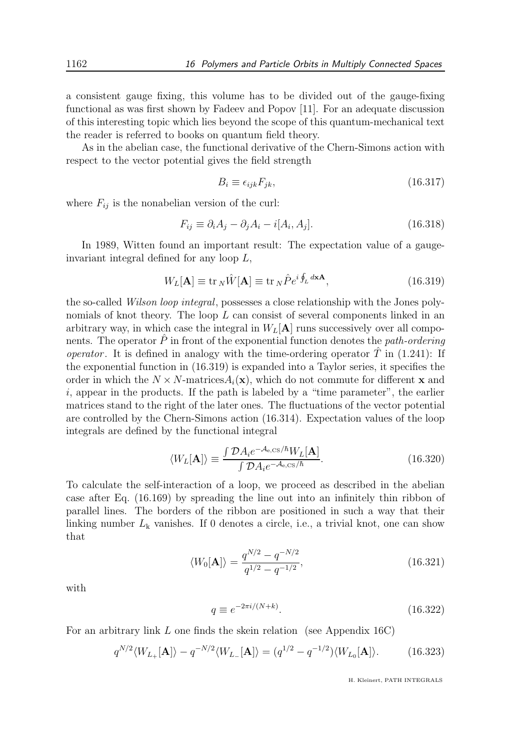a consistent gauge fixing, this volume has to be divided out of the gauge-fixing functional as was first shown by Fadeev and Popov [11]. For an adequate discussion of this interesting topic which lies beyond the scope of this quantum-mechanical text the reader is referred to books on quantum field theory.

As in the abelian case, the functional derivative of the Chern-Simons action with respect to the vector potential gives the field strength

$$B_i \equiv \epsilon_{ijk} F_{jk}, \tag{16.317}$$

where $F_{ij}$ is the nonabelian version of the curl:

$$F_{ij} \equiv \partial_i A_j - \partial_j A_i - i[A_i, A_j]. \tag{16.318}$$

In 1989, Witten found an important result: The expectation value of a gauge-invariant integral defined for any loop $L$,

$$W_L[\mathbf{A}] \equiv \mathrm{tr}_N \hat{W}[\mathbf{A}] \equiv \mathrm{tr}_N \hat{P} e^{i \oint_L d\mathbf{x} \mathbf{A}}, \tag{16.319}$$

the so-called *Wilson loop integral*, possesses a close relationship with the Jones polynomials of knot theory. The loop $L$ can consist of several components linked in an arbitrary way, in which case the integral in $W_L[\mathbf{A}]$ runs successively over all components. The operator $\hat{P}$ in front of the exponential function denotes the *path-ordering operator*. It is defined in analogy with the time-ordering operator $\hat{T}$ in (1.241): If the exponential function in (16.319) is expanded into a Taylor series, it specifies the order in which the $N \times N$-matrices$A_i(\mathbf{x})$, which do not commute for different $\mathbf{x}$ and $i$, appear in the products. If the path is labeled by a "time parameter", the earlier matrices stand to the right of the later ones. The fluctuations of the vector potential are controlled by the Chern-Simons action (16.314). Expectation values of the loop integrals are defined by the functional integral

$$\langle W_L[\mathbf{A}] \rangle \equiv \frac{\int \mathcal{D}A_i e^{-\mathcal{A}_{\mathrm{e,CS}}/\hbar} W_L[\mathbf{A}]}{\int \mathcal{D}A_i e^{-\mathcal{A}_{\mathrm{e,CS}}/\hbar}}. \tag{16.320}$$

To calculate the self-interaction of a loop, we proceed as described in the abelian case after Eq. (16.169) by spreading the line out into an infinitely thin ribbon of parallel lines. The borders of the ribbon are positioned in such a way that their linking number $L_{\mathrm{k}}$ vanishes. If 0 denotes a circle, i.e., a trivial knot, one can show that

$$\langle W_0[\mathbf{A}] \rangle = \frac{q^{N/2} - q^{-N/2}}{q^{1/2} - q^{-1/2}}, \tag{16.321}$$

with

$$q \equiv e^{-2\pi i/(N+k)}. \tag{16.322}$$

For an arbitrary link $L$ one finds the skein relation (see Appendix 16C)

$$q^{N/2} \langle W_{L_+}[\mathbf{A}] \rangle - q^{-N/2} \langle W_{L_-}[\mathbf{A}] \rangle = (q^{1/2} - q^{-1/2}) \langle W_{L_0}[\mathbf{A}] \rangle. \tag{16.323}$$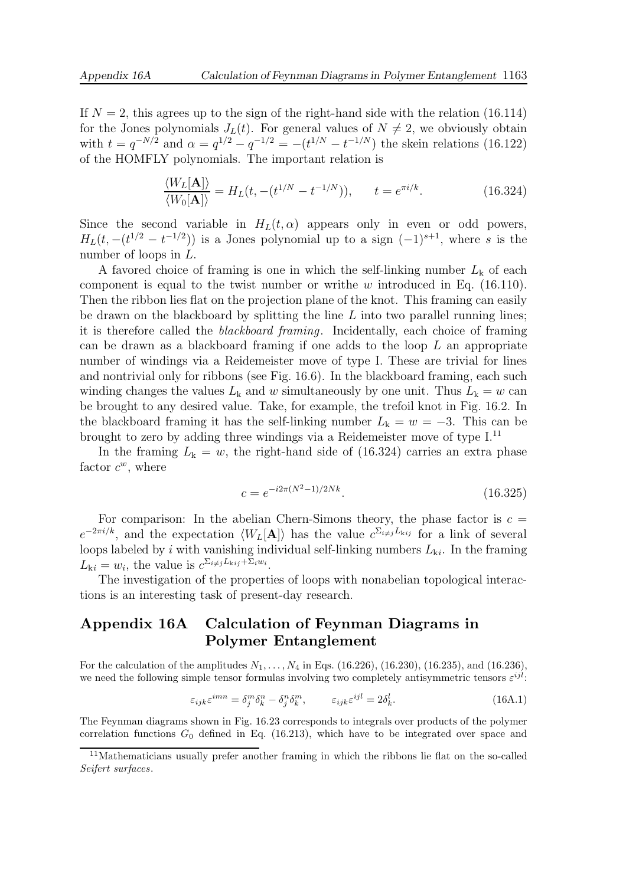If $N = 2$, this agrees up to the sign of the right-hand side with the relation (16.114) for the Jones polynomials $J_L(t)$. For general values of $N \neq 2$, we obviously obtain with $t = q^{-N/2}$ and $\alpha = q^{1/2} - q^{-1/2} = -(t^{1/N} - t^{-1/N})$ the skein relations (16.122) of the HOMFLY polynomials. The important relation is

$$\frac{\langle W_L[\mathbf{A}]\rangle}{\langle W_0[\mathbf{A}]\rangle} = H_L(t, -(t^{1/N} - t^{-1/N})), \qquad t = e^{\pi i/k}. \tag{16.324}$$

Since the second variable in $H_L(t, \alpha)$ appears only in even or odd powers, $H_L(t, -(t^{1/2} - t^{-1/2}))$ is a Jones polynomial up to a sign $(-1)^{s+1}$, where $s$ is the number of loops in $L$.

A favored choice of framing is one in which the self-linking number $L_{\rm k}$ of each component is equal to the twist number or writhe $w$ introduced in Eq. (16.110). Then the ribbon lies flat on the projection plane of the knot. This framing can easily be drawn on the blackboard by splitting the line $L$ into two parallel running lines; it is therefore called the *blackboard framing*. Incidentally, each choice of framing can be drawn as a blackboard framing if one adds to the loop $L$ an appropriate number of windings via a Reidemeister move of type I. These are trivial for lines and nontrivial only for ribbons (see Fig. 16.6). In the blackboard framing, each such winding changes the values $L_{\rm k}$ and $w$ simultaneously by one unit. Thus $L_{\rm k} = w$ can be brought to any desired value. Take, for example, the trefoil knot in Fig. 16.2. In the blackboard framing it has the self-linking number $L_{\rm k} = w = -3$. This can be brought to zero by adding three windings via a Reidemeister move of type I.[11]

In the framing $L_{\rm k} = w$, the right-hand side of (16.324) carries an extra phase factor $c^w$, where

$$c = e^{-i2\pi(N^2-1)/2Nk}. \tag{16.325}$$

For comparison: In the abelian Chern-Simons theory, the phase factor is $c = e^{-2\pi i/k}$, and the expectation $\langle W_L[\mathbf{A}]\rangle$ has the value $c^{\Sigma_{i\neq j} L_{{\rm k}ij}}$ for a link of several loops labeled by $i$ with vanishing individual self-linking numbers $L_{{\rm k}i}$. In the framing $L_{{\rm k}i} = w_i$, the value is $c^{\Sigma_{i\neq j} L_{{\rm k}ij} + \Sigma_i w_i}$.

The investigation of the properties of loops with nonabelian topological interactions is an interesting task of present-day research.

## Appendix 16A Calculation of Feynman Diagrams in Polymer Entanglement

For the calculation of the amplitudes $N_1, \ldots, N_4$ in Eqs. (16.226), (16.230), (16.235), and (16.236), we need the following simple tensor formulas involving two completely antisymmetric tensors $\varepsilon^{ijl}$:

$$\varepsilon_{ijk}\varepsilon^{imn} = \delta_j^m \delta_k^n - \delta_j^n \delta_k^m, \qquad \varepsilon_{ijk}\varepsilon^{ijl} = 2\delta_k^l. \tag{16A.1}$$

The Feynman diagrams shown in Fig. 16.23 corresponds to integrals over products of the polymer correlation functions $G_0$ defined in Eq. (16.213), which have to be integrated over space and

[11] Mathematicians usually prefer another framing in which the ribbons lie flat on the so-called *Seifert surfaces*.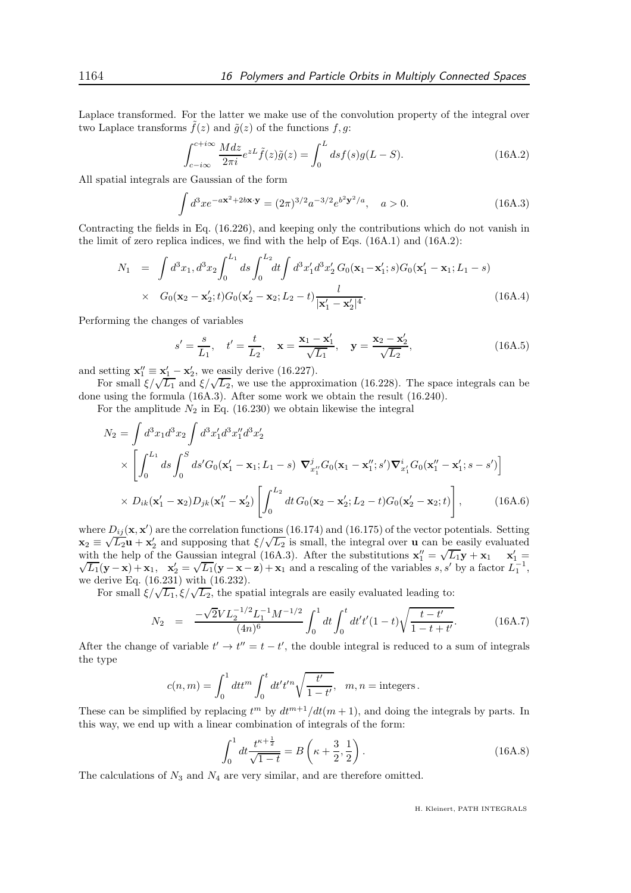Laplace transformed. For the latter we make use of the convolution property of the integral over two Laplace transforms $\tilde{f}(z)$ and $\tilde{g}(z)$ of the functions $f, g$:

$$\int_{c-i\infty}^{c+i\infty} \frac{Mdz}{2\pi i} e^{zL} \tilde{f}(z)\tilde{g}(z) = \int_0^L ds f(s) g(L-S). \tag{16A.2}$$

All spatial integrals are Gaussian of the form

$$\int d^3x e^{-a\mathbf{x}^2 + 2b\mathbf{x}\cdot\mathbf{y}} = (2\pi)^{3/2} a^{-3/2} e^{b^2\mathbf{y}^2/a}, \quad a > 0. \tag{16A.3}$$

Contracting the fields in Eq. (16.226), and keeping only the contributions which do not vanish in the limit of zero replica indices, we find with the help of Eqs. (16A.1) and (16A.2):

$$\begin{aligned} N_1 &= \int d^3x_1, d^3x_2 \int_0^{L_1} ds \int_0^{L_2} dt \int d^3x_1' d^3x_2' \, G_0(\mathbf{x}_1 - \mathbf{x}_1'; s) G_0(\mathbf{x}_1' - \mathbf{x}_1; L_1 - s) \\ &\times \; G_0(\mathbf{x}_2 - \mathbf{x}_2'; t) G_0(\mathbf{x}_2' - \mathbf{x}_2; L_2 - t) \frac{l}{|\mathbf{x}_1' - \mathbf{x}_2'|^4}. \end{aligned} \tag{16A.4}$$

Performing the changes of variables

$$s' = \frac{s}{L_1}, \quad t' = \frac{t}{L_2}, \quad \mathbf{x} = \frac{\mathbf{x}_1 - \mathbf{x}_1'}{\sqrt{L_1}}, \quad \mathbf{y} = \frac{\mathbf{x}_2 - \mathbf{x}_2'}{\sqrt{L_2}}, \tag{16A.5}$$

and setting $\mathbf{x}_1'' \equiv \mathbf{x}_1' - \mathbf{x}_2'$, we easily derive (16.227).

For small $\xi/\sqrt{L_1}$ and $\xi/\sqrt{L_2}$, we use the approximation (16.228). The space integrals can be done using the formula (16A.3). After some work we obtain the result (16.240).

For the amplitude $N_2$ in Eq. (16.230) we obtain likewise the integral

$$\begin{aligned} N_2 &= \int d^3x_1 d^3x_2 \int d^3x_1' d^3x_1'' d^3x_2' \\ &\times \left[ \int_0^{L_1} ds \int_0^S ds' G_0(\mathbf{x}_1' - \mathbf{x}_1; L_1 - s) \; \boldsymbol{\nabla}^j_{x_1''} G_0(\mathbf{x}_1 - \mathbf{x}_1''; s') \boldsymbol{\nabla}^i_{x_1'} G_0(\mathbf{x}_1'' - \mathbf{x}_1'; s - s') \right] \\ &\times D_{ik}(\mathbf{x}_1' - \mathbf{x}_2) D_{jk}(\mathbf{x}_1'' - \mathbf{x}_2') \left[ \int_0^{L_2} dt \, G_0(\mathbf{x}_2 - \mathbf{x}_2'; L_2 - t) G_0(\mathbf{x}_2' - \mathbf{x}_2; t) \right], \end{aligned} \tag{16A.6}$$

where $D_{ij}(\mathbf{x}, \mathbf{x}')$ are the correlation functions (16.174) and (16.175) of the vector potentials. Setting $\mathbf{x}_2 \equiv \sqrt{L_2}\mathbf{u} + \mathbf{x}_2'$ and supposing that $\xi/\sqrt{L_2}$ is small, the integral over $\mathbf{u}$ can be easily evaluated with the help of the Gaussian integral (16A.3). After the substitutions $\mathbf{x}_1'' = \sqrt{L_1}\mathbf{y} + \mathbf{x}_1 \quad \mathbf{x}_1' = \sqrt{L_1}(\mathbf{y} - \mathbf{x}) + \mathbf{x}_1$, $\quad \mathbf{x}_2' = \sqrt{L_1}(\mathbf{y} - \mathbf{x} - \mathbf{z}) + \mathbf{x}_1$ and a rescaling of the variables $s, s'$ by a factor $L_1^{-1}$, we derive Eq. (16.231) with (16.232).

For small $\xi/\sqrt{L_1}, \xi/\sqrt{L_2}$, the spatial integrals are easily evaluated leading to:

$$N_2 \;\; = \;\; \frac{-\sqrt{2}VL_2^{-1/2}L_1^{-1}M^{-1/2}}{(4n)^6} \int_0^1 dt \int_0^t dt' t'(1-t) \sqrt{\frac{t - t'}{1 - t + t'}}. \tag{16A.7}$$

After the change of variable $t' \to t'' = t - t'$, the double integral is reduced to a sum of integrals the type

$$c(n, m) = \int_0^1 dt t^m \int_0^t dt' t'^n \sqrt{\frac{t'}{1 - t'}}, \quad m, n = \text{integers}.$$

These can be simplified by replacing $t^m$ by $dt^{m+1}/dt(m+1)$, and doing the integrals by parts. In this way, we end up with a linear combination of integrals of the form:

$$\int_0^1 dt \frac{t^{\kappa + \frac{1}{2}}}{\sqrt{1 - t}} = B\left(\kappa + \frac{3}{2}, \frac{1}{2}\right). \tag{16A.8}$$

The calculations of $N_3$ and $N_4$ are very similar, and are therefore omitted.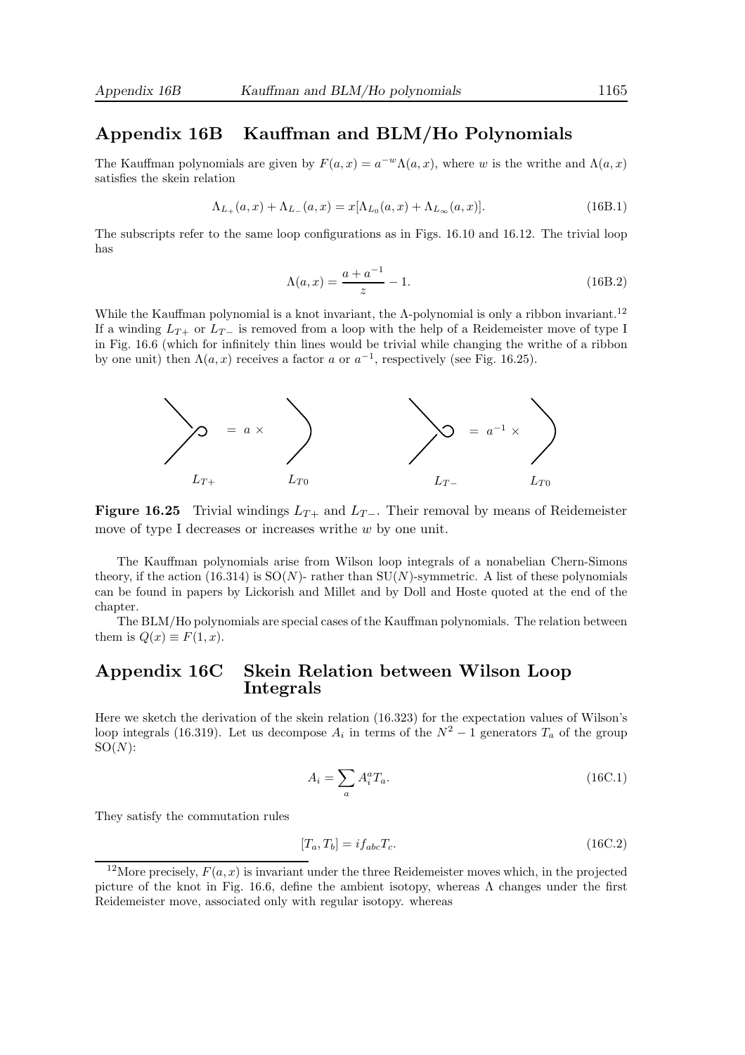## Appendix 16B Kauffman and BLM/Ho Polynomials

The Kauffman polynomials are given by $F(a,x) = a^{-w}\Lambda(a,x)$, where $w$ is the writhe and $\Lambda(a,x)$ satisfies the skein relation

$$\Lambda_{L_+}(a,x) + \Lambda_{L_-}(a,x) = x[\Lambda_{L_0}(a,x) + \Lambda_{L_\infty}(a,x)]. \tag{16B.1}$$

The subscripts refer to the same loop configurations as in Figs. 16.10 and 16.12. The trivial loop has

$$\Lambda(a,x) = \frac{a+a^{-1}}{z} - 1. \tag{16B.2}$$

While the Kauffman polynomial is a knot invariant, the $\Lambda$-polynomial is only a ribbon invariant.[12] If a winding $L_{T+}$ or $L_{T-}$ is removed from a loop with the help of a Reidemeister move of type I in Fig. 16.6 (which for infinitely thin lines would be trivial while changing the writhe of a ribbon by one unit) then $\Lambda(a,x)$ receives a factor $a$ or $a^{-1}$, respectively (see Fig. 16.25).

$= a \times$ $\quad L_{T+} \quad L_{T0} \qquad = a^{-1} \times$ $\quad L_{T-} \quad L_{T0}$

**Figure 16.25** Trivial windings $L_{T+}$ and $L_{T-}$. Their removal by means of Reidemeister move of type I decreases or increases writhe $w$ by one unit.

The Kauffman polynomials arise from Wilson loop integrals of a nonabelian Chern-Simons theory, if the action (16.314) is SO($N$)- rather than SU($N$)-symmetric. A list of these polynomials can be found in papers by Lickorish and Millet and by Doll and Hoste quoted at the end of the chapter.

The BLM/Ho polynomials are special cases of the Kauffman polynomials. The relation between them is $Q(x) \equiv F(1,x)$.

## Appendix 16C Skein Relation between Wilson Loop Integrals

Here we sketch the derivation of the skein relation (16.323) for the expectation values of Wilson's loop integrals (16.319). Let us decompose $A_i$ in terms of the $N^2-1$ generators $T_a$ of the group SO($N$):

$$A_i = \sum_a A_i^a T_a. \tag{16C.1}$$

They satisfy the commutation rules

$$[T_a, T_b] = i f_{abc} T_c. \tag{16C.2}$$

---

[12] More precisely, $F(a,x)$ is invariant under the three Reidemeister moves which, in the projected picture of the knot in Fig. 16.6, define the ambient isotopy, whereas $\Lambda$ changes under the first Reidemeister move, associated only with regular isotopy. whereas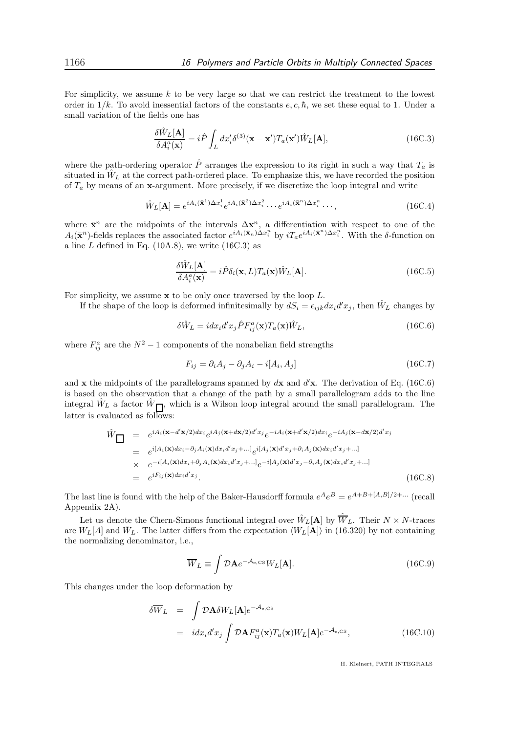For simplicity, we assume $k$ to be very large so that we can restrict the treatment to the lowest order in $1/k$. To avoid inessential factors of the constants $e, c, \hbar$, we set these equal to 1. Under a small variation of the fields one has

$$\frac{\delta \hat{W}_L[\mathbf{A}]}{\delta A_i^a(\mathbf{x})} = i\hat{P}\int_L dx_i' \delta^{(3)}(\mathbf{x}-\mathbf{x}')T_a(\mathbf{x}')\hat{W}_L[\mathbf{A}], \tag{16C.3}$$

where the path-ordering operator $\hat{P}$ arranges the expression to its right in such a way that $T_a$ is situated in $\hat{W}_L$ at the correct path-ordered place. To emphasize this, we have recorded the position of $T_a$ by means of an $\mathbf{x}$-argument. More precisely, if we discretize the loop integral and write

$$\hat{W}_L[\mathbf{A}] = e^{iA_i(\bar{\mathbf{x}}^1)\Delta x_i^1} e^{iA_i(\bar{\mathbf{x}}^2)\Delta x_i^2} \cdots e^{iA_i(\bar{\mathbf{x}}^n)\Delta x_i^n} \cdots, \tag{16C.4}$$

where $\bar{\mathbf{x}}^n$ are the midpoints of the intervals $\Delta \mathbf{x}^n$, a differentiation with respect to one of the $A_i(\bar{\mathbf{x}}^n)$-fields replaces the associated factor $e^{iA_i(\bar{\mathbf{x}}_n)\Delta x_i^n}$ by $iT_a e^{iA_i(\bar{\mathbf{x}}^n)\Delta x_i^n}$. With the $\delta$-function on a line $L$ defined in Eq. (10A.8), we write (16C.3) as

$$\frac{\delta \hat{W}_L[\mathbf{A}]}{\delta A_i^a(\mathbf{x})} = i\hat{P}\delta_i(\mathbf{x}, L)T_a(\mathbf{x})\hat{W}_L[\mathbf{A}]. \tag{16C.5}$$

For simplicity, we assume $\mathbf{x}$ to be only once traversed by the loop $L$.

If the shape of the loop is deformed infinitesimally by $dS_i = \epsilon_{ijk}dx_i d'x_j$, then $\hat{W}_L$ changes by

$$\delta \hat{W}_L = i dx_i d'x_j \hat{P} F_{ij}^a(\mathbf{x})T_a(\mathbf{x})\hat{W}_L, \tag{16C.6}$$

where $F_{ij}^a$ are the $N^2-1$ components of the nonabelian field strengths

$$F_{ij} = \partial_i A_j - \partial_j A_i - i[A_i, A_j] \tag{16C.7}$$

and $\mathbf{x}$ the midpoints of the parallelograms spanned by $d\mathbf{x}$ and $d'\mathbf{x}$. The derivation of Eq. (16C.6) is based on the observation that a change of the path by a small parallelogram adds to the line integral $\hat{W}_L$ a factor $\hat{W}_{\Box}$, which is a Wilson loop integral around the small parallelogram. The latter is evaluated as follows:

$$\begin{aligned}
\hat{W}_{\Box} &= e^{iA_i(\mathbf{x}-d'\mathbf{x}/2)dx_i} e^{iA_j(\mathbf{x}+d\mathbf{x}/2)d'x_j} e^{-iA_i(\mathbf{x}+d'\mathbf{x}/2)dx_i} e^{-iA_j(\mathbf{x}-d\mathbf{x}/2)d'x_j} \\
&= e^{i[A_i(\mathbf{x})dx_i - \partial_j A_i(\mathbf{x})dx_i d'x_j + \ldots]} e^{i[A_j(\mathbf{x})d'x_j + \partial_i A_j(\mathbf{x})dx_i d'x_j + \ldots]} \\
&\times\ e^{-i[A_i(\mathbf{x})dx_i + \partial_j A_i(\mathbf{x})dx_i d'x_j + \ldots]} e^{-i[A_j(\mathbf{x})d'x_j - \partial_i A_j(\mathbf{x})dx_i d'x_j + \ldots]} \\
&= e^{iF_{ij}(\mathbf{x})dx_i d'x_j}.
\end{aligned} \tag{16C.8}$$

The last line is found with the help of the Baker-Hausdorff formula $e^A e^B = e^{A+B+[A,B]/2+\cdots}$ (recall Appendix 2A).

Let us denote the Chern-Simons functional integral over $\hat{W}_L[\mathbf{A}]$ by $\hat{\overline{W}}_L$. Their $N \times N$-traces are $W_L[A]$ and $\bar{W}_L$. The latter differs from the expectation $\langle W_L[\mathbf{A}]\rangle$ in (16.320) by not containing the normalizing denominator, i.e.,

$$\overline{W}_L \equiv \int \mathcal{D}\mathbf{A} e^{-\mathcal{A}_{e,\text{CS}}} W_L[\mathbf{A}]. \tag{16C.9}$$

This changes under the loop deformation by

$$\begin{aligned}
\delta \overline{W}_L &= \int \mathcal{D}\mathbf{A}\, \delta W_L[\mathbf{A}] e^{-\mathcal{A}_{e,\text{CS}}} \\
&= i dx_i d'x_j \int \mathcal{D}\mathbf{A} F_{ij}^a(\mathbf{x})T_a(\mathbf{x})W_L[\mathbf{A}]e^{-\mathcal{A}_{e,\text{CS}}},
\end{aligned} \tag{16C.10}$$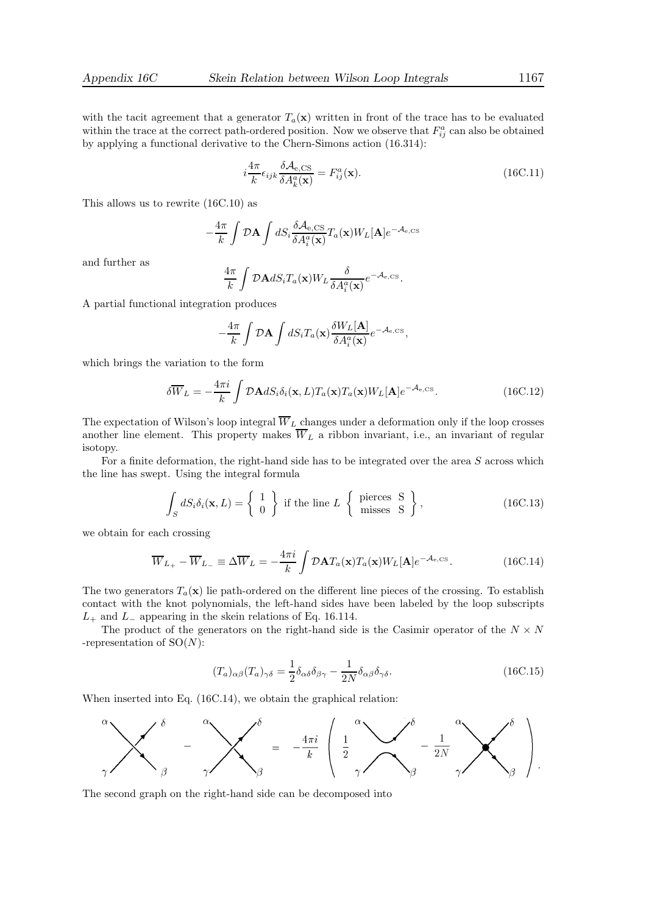with the tacit agreement that a generator $T_a(\mathbf{x})$ written in front of the trace has to be evaluated within the trace at the correct path-ordered position. Now we observe that $F^a_{ij}$ can also be obtained by applying a functional derivative to the Chern-Simons action (16.314):

$$i\frac{4\pi}{k}\epsilon_{ijk}\frac{\delta \mathcal{A}_{\rm e,CS}}{\delta A^a_k(\mathbf{x})} = F^a_{ij}(\mathbf{x}). \tag{16C.11}$$

This allows us to rewrite (16C.10) as

$$-\frac{4\pi}{k}\int \mathcal{D}\mathbf{A}\int dS_i \frac{\delta \mathcal{A}_{\rm e,CS}}{\delta A^a_i(\mathbf{x})} T_a(\mathbf{x}) W_L[\mathbf{A}] e^{-\mathcal{A}_{\rm e,CS}}$$

and further as

$$\frac{4\pi}{k}\int \mathcal{D}\mathbf{A} dS_i T_a(\mathbf{x}) W_L \frac{\delta}{\delta A^a_i(\mathbf{x})} e^{-\mathcal{A}_{\rm e,CS}}.$$

A partial functional integration produces

$$-\frac{4\pi}{k}\int \mathcal{D}\mathbf{A}\int dS_i T_a(\mathbf{x})\frac{\delta W_L[\mathbf{A}]}{\delta A^a_i(\mathbf{x})} e^{-\mathcal{A}_{\rm e,CS}},$$

which brings the variation to the form

$$\delta \overline{W}_L = -\frac{4\pi i}{k}\int \mathcal{D}\mathbf{A} dS_i \delta_i(\mathbf{x},L) T_a(\mathbf{x}) T_a(\mathbf{x}) W_L[\mathbf{A}] e^{-\mathcal{A}_{\rm e,CS}}. \tag{16C.12}$$

The expectation of Wilson's loop integral $\overline{W}_L$ changes under a deformation only if the loop crosses another line element. This property makes $\overline{W}_L$ a ribbon invariant, i.e., an invariant of regular isotopy.

For a finite deformation, the right-hand side has to be integrated over the area $S$ across which the line has swept. Using the integral formula

$$\int_S dS_i \delta_i(\mathbf{x},L) = \left\{ \begin{array}{c} 1 \\ 0 \end{array} \right\} \text{ if the line } L \left\{ \begin{array}{c} \text{pierces S} \\ \text{misses S} \end{array} \right\}, \tag{16C.13}$$

we obtain for each crossing

$$\overline{W}_{L_+} - \overline{W}_{L_-} \equiv \Delta \overline{W}_L = -\frac{4\pi i}{k}\int \mathcal{D}\mathbf{A} T_a(\mathbf{x}) T_a(\mathbf{x}) W_L[\mathbf{A}] e^{-\mathcal{A}_{\rm e,CS}}. \tag{16C.14}$$

The two generators $T_a(\mathbf{x})$ lie path-ordered on the different line pieces of the crossing. To establish contact with the knot polynomials, the left-hand sides have been labeled by the loop subscripts $L_+$ and $L_-$ appearing in the skein relations of Eq. 16.114.

The product of the generators on the right-hand side is the Casimir operator of the $N \times N$ -representation of SO($N$):

$$(T_a)_{\alpha\beta}(T_a)_{\gamma\delta} = \frac{1}{2}\delta_{\alpha\delta}\delta_{\beta\gamma} - \frac{1}{2N}\delta_{\alpha\beta}\delta_{\gamma\delta}. \tag{16C.15}$$

When inserted into Eq. (16C.14), we obtain the graphical relation:

$$[\text{crossing}]_{\alpha\beta\gamma\delta} - [\text{crossing}]_{\alpha\beta\gamma\delta} = -\frac{4\pi i}{k}\left( \frac{1}{2}[\text{smoothing}]_{\alpha\beta\gamma\delta} - \frac{1}{2N}[\text{vertex}]_{\alpha\beta\gamma\delta} \right).$$

The second graph on the right-hand side can be decomposed into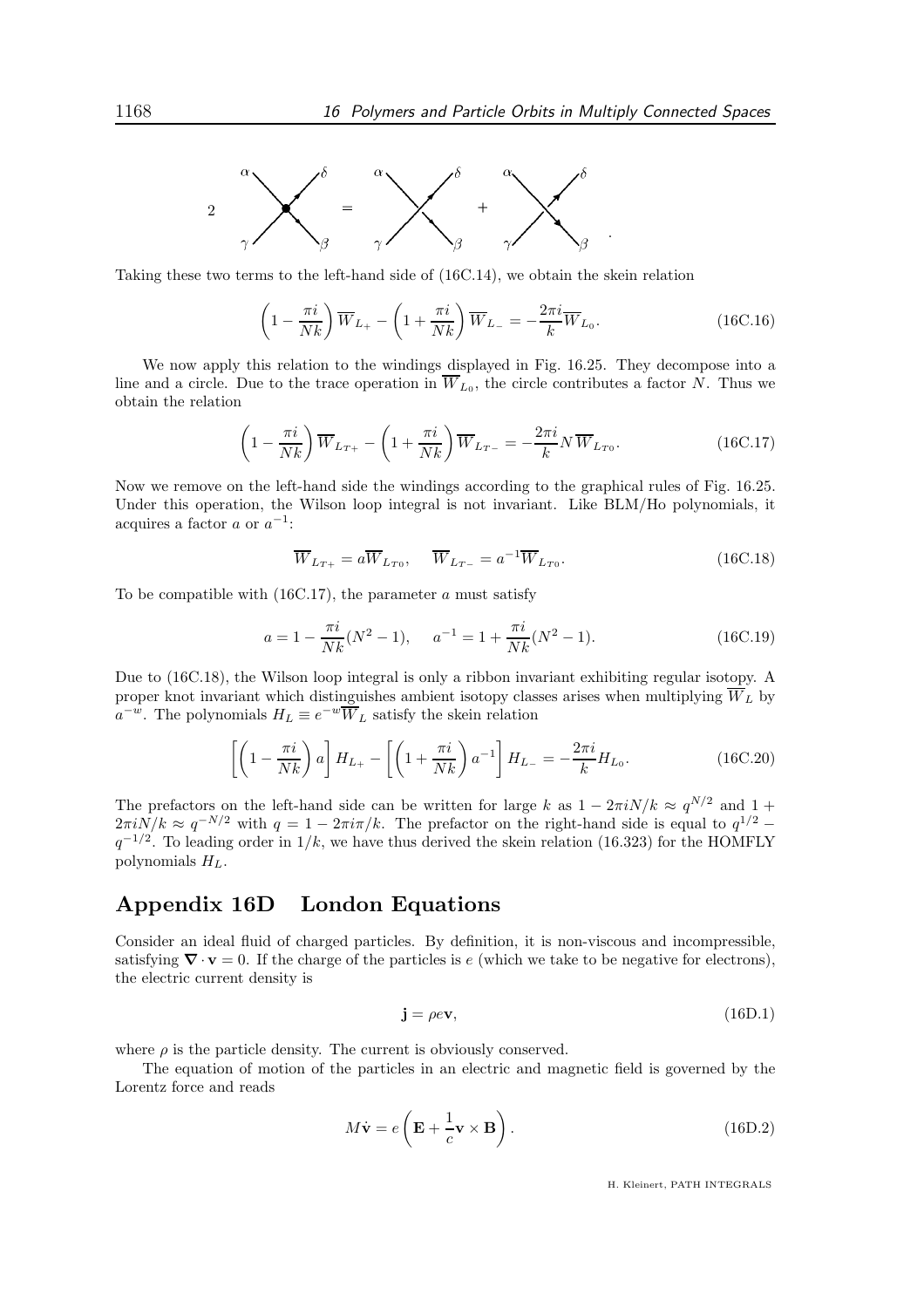$$2 \;\; [\text{vertex } \alpha\,\delta\,\gamma\,\beta] \;=\; [\text{crossing}] \;+\; [\text{crossing}] \;.$$

Taking these two terms to the left-hand side of (16C.14), we obtain the skein relation

$$\left(1 - \frac{\pi i}{Nk}\right)\overline{W}_{L_+} - \left(1 + \frac{\pi i}{Nk}\right)\overline{W}_{L_-} = -\frac{2\pi i}{k}\overline{W}_{L_0}. \tag{16C.16}$$

We now apply this relation to the windings displayed in Fig. 16.25. They decompose into a line and a circle. Due to the trace operation in $\overline{W}_{L_0}$, the circle contributes a factor $N$. Thus we obtain the relation

$$\left(1 - \frac{\pi i}{Nk}\right)\overline{W}_{L_{T+}} - \left(1 + \frac{\pi i}{Nk}\right)\overline{W}_{L_{T-}} = -\frac{2\pi i}{k}N\,\overline{W}_{L_{T0}}. \tag{16C.17}$$

Now we remove on the left-hand side the windings according to the graphical rules of Fig. 16.25. Under this operation, the Wilson loop integral is not invariant. Like BLM/Ho polynomials, it acquires a factor $a$ or $a^{-1}$:

$$\overline{W}_{L_{T+}} = a\overline{W}_{L_{T0}}, \quad \overline{W}_{L_{T-}} = a^{-1}\overline{W}_{L_{T0}}. \tag{16C.18}$$

To be compatible with (16C.17), the parameter $a$ must satisfy

$$a = 1 - \frac{\pi i}{Nk}(N^2-1), \quad a^{-1} = 1 + \frac{\pi i}{Nk}(N^2-1). \tag{16C.19}$$

Due to (16C.18), the Wilson loop integral is only a ribbon invariant exhibiting regular isotopy. A proper knot invariant which distinguishes ambient isotopy classes arises when multiplying $\overline{W}_L$ by $a^{-w}$. The polynomials $H_L \equiv e^{-w}\overline{W}_L$ satisfy the skein relation

$$\left[\left(1 - \frac{\pi i}{Nk}\right)a\right]H_{L_+} - \left[\left(1 + \frac{\pi i}{Nk}\right)a^{-1}\right]H_{L_-} = -\frac{2\pi i}{k}H_{L_0}. \tag{16C.20}$$

The prefactors on the left-hand side can be written for large $k$ as $1 - 2\pi i N/k \approx q^{N/2}$ and $1 + 2\pi i N/k \approx q^{-N/2}$ with $q = 1 - 2\pi i\pi/k$. The prefactor on the right-hand side is equal to $q^{1/2} - q^{-1/2}$. To leading order in $1/k$, we have thus derived the skein relation (16.323) for the HOMFLY polynomials $H_L$.

## Appendix 16D London Equations

Consider an ideal fluid of charged particles. By definition, it is non-viscous and incompressible, satisfying $\boldsymbol{\nabla}\cdot\mathbf{v} = 0$. If the charge of the particles is $e$ (which we take to be negative for electrons), the electric current density is

$$\mathbf{j} = \rho e \mathbf{v}, \tag{16D.1}$$

where $\rho$ is the particle density. The current is obviously conserved.

The equation of motion of the particles in an electric and magnetic field is governed by the Lorentz force and reads

$$M\dot{\mathbf{v}} = e\left(\mathbf{E} + \frac{1}{c}\mathbf{v}\times\mathbf{B}\right). \tag{16D.2}$$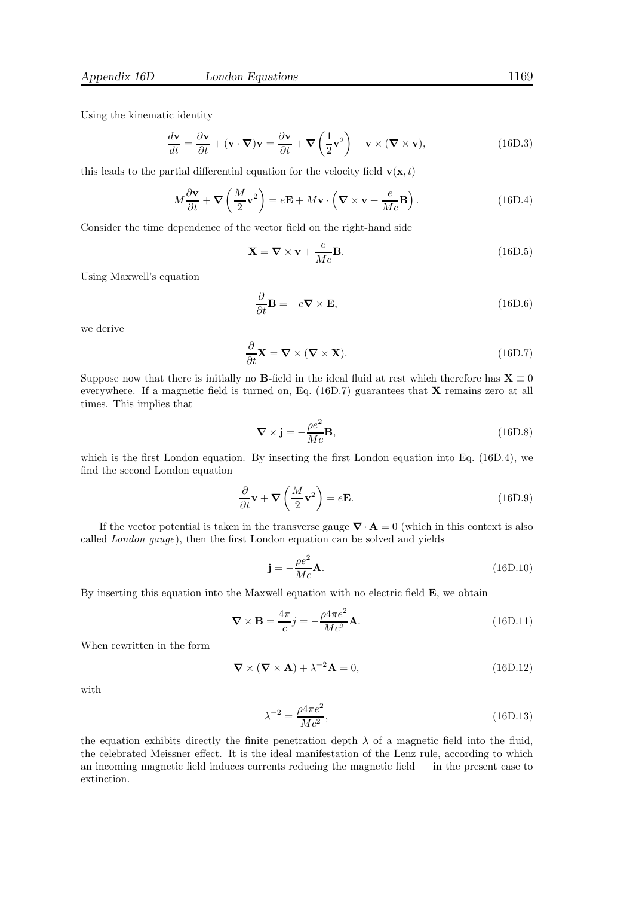Using the kinematic identity

$$\frac{d\mathbf{v}}{dt} = \frac{\partial \mathbf{v}}{\partial t} + (\mathbf{v} \cdot \boldsymbol{\nabla})\mathbf{v} = \frac{\partial \mathbf{v}}{\partial t} + \boldsymbol{\nabla}\left(\frac{1}{2}\mathbf{v}^2\right) - \mathbf{v} \times (\boldsymbol{\nabla} \times \mathbf{v}), \tag{16D.3}$$

this leads to the partial differential equation for the velocity field $\mathbf{v}(\mathbf{x}, t)$

$$M\frac{\partial \mathbf{v}}{\partial t} + \boldsymbol{\nabla}\left(\frac{M}{2}\mathbf{v}^2\right) = e\mathbf{E} + M\mathbf{v} \cdot \left(\boldsymbol{\nabla} \times \mathbf{v} + \frac{e}{Mc}\mathbf{B}\right). \tag{16D.4}$$

Consider the time dependence of the vector field on the right-hand side

$$\mathbf{X} = \boldsymbol{\nabla} \times \mathbf{v} + \frac{e}{Mc}\mathbf{B}. \tag{16D.5}$$

Using Maxwell's equation

$$\frac{\partial}{\partial t}\mathbf{B} = -c\boldsymbol{\nabla} \times \mathbf{E}, \tag{16D.6}$$

we derive

$$\frac{\partial}{\partial t}\mathbf{X} = \boldsymbol{\nabla} \times (\boldsymbol{\nabla} \times \mathbf{X}). \tag{16D.7}$$

Suppose now that there is initially no $\mathbf{B}$-field in the ideal fluid at rest which therefore has $\mathbf{X} \equiv 0$ everywhere. If a magnetic field is turned on, Eq. (16D.7) guarantees that $\mathbf{X}$ remains zero at all times. This implies that

$$\boldsymbol{\nabla} \times \mathbf{j} = -\frac{\rho e^2}{Mc}\mathbf{B}, \tag{16D.8}$$

which is the first London equation. By inserting the first London equation into Eq. (16D.4), we find the second London equation

$$\frac{\partial}{\partial t}\mathbf{v} + \boldsymbol{\nabla}\left(\frac{M}{2}\mathbf{v}^2\right) = e\mathbf{E}. \tag{16D.9}$$

If the vector potential is taken in the transverse gauge $\boldsymbol{\nabla} \cdot \mathbf{A} = 0$ (which in this context is also called *London gauge*), then the first London equation can be solved and yields

$$\mathbf{j} = -\frac{\rho e^2}{Mc}\mathbf{A}. \tag{16D.10}$$

By inserting this equation into the Maxwell equation with no electric field $\mathbf{E}$, we obtain

$$\boldsymbol{\nabla} \times \mathbf{B} = \frac{4\pi}{c}j = -\frac{\rho 4\pi e^2}{Mc^2}\mathbf{A}. \tag{16D.11}$$

When rewritten in the form

$$\boldsymbol{\nabla} \times (\boldsymbol{\nabla} \times \mathbf{A}) + \lambda^{-2}\mathbf{A} = 0, \tag{16D.12}$$

with

$$\lambda^{-2} = \frac{\rho 4\pi e^2}{Mc^2}, \tag{16D.13}$$

the equation exhibits directly the finite penetration depth $\lambda$ of a magnetic field into the fluid, the celebrated Meissner effect. It is the ideal manifestation of the Lenz rule, according to which an incoming magnetic field induces currents reducing the magnetic field — in the present case to extinction.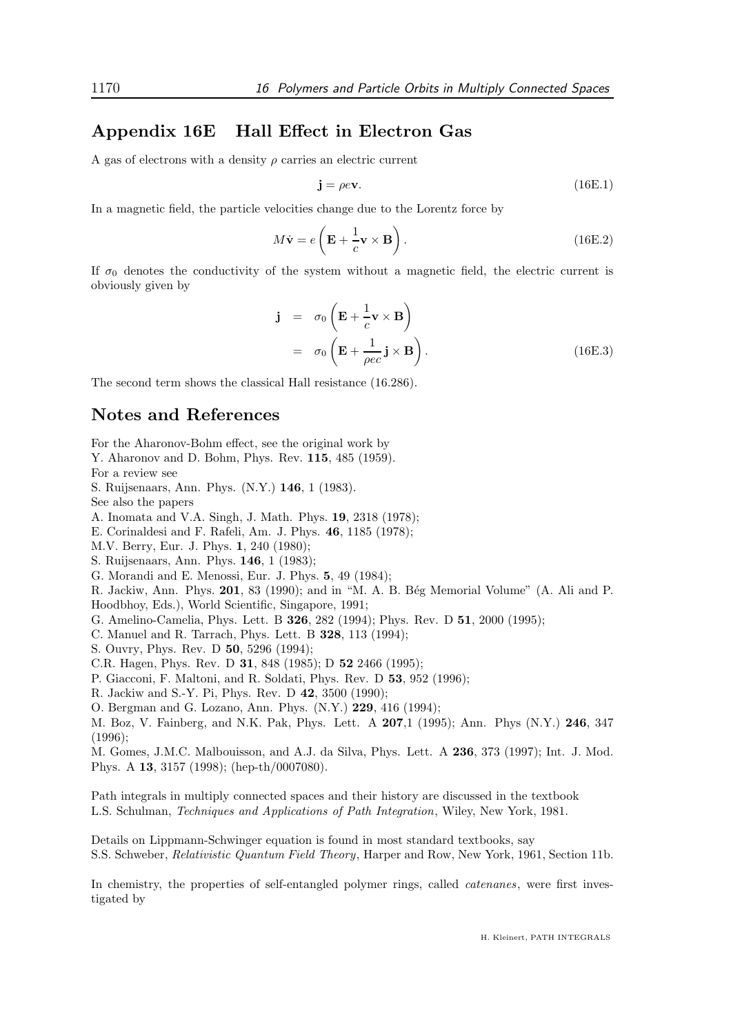## Appendix 16E Hall Effect in Electron Gas

A gas of electrons with a density $\rho$ carries an electric current

$$\mathbf{j} = \rho e \mathbf{v}. \tag{16E.1}$$

In a magnetic field, the particle velocities change due to the Lorentz force by

$$M\dot{\mathbf{v}} = e\left(\mathbf{E} + \frac{1}{c}\mathbf{v} \times \mathbf{B}\right). \tag{16E.2}$$

If $\sigma_0$ denotes the conductivity of the system without a magnetic field, the electric current is obviously given by

$$\begin{aligned} \mathbf{j} &= \sigma_0 \left(\mathbf{E} + \frac{1}{c}\mathbf{v} \times \mathbf{B}\right) \\ &= \sigma_0 \left(\mathbf{E} + \frac{1}{\rho e c}\mathbf{j} \times \mathbf{B}\right). \end{aligned} \tag{16E.3}$$

The second term shows the classical Hall resistance (16.286).

## Notes and References

For the Aharonov-Bohm effect, see the original work by
Y. Aharonov and D. Bohm, Phys. Rev. **115**, 485 (1959).
For a review see
S. Ruijsenaars, Ann. Phys. (N.Y.) **146**, 1 (1983).
See also the papers
A. Inomata and V.A. Singh, J. Math. Phys. **19**, 2318 (1978);
E. Corinaldesi and F. Rafeli, Am. J. Phys. **46**, 1185 (1978);
M.V. Berry, Eur. J. Phys. **1**, 240 (1980);
S. Ruijsenaars, Ann. Phys. **146**, 1 (1983);
G. Morandi and E. Menossi, Eur. J. Phys. **5**, 49 (1984);
R. Jackiw, Ann. Phys. **201**, 83 (1990); and in "M. A. B. Bég Memorial Volume" (A. Ali and P. Hoodbhoy, Eds.), World Scientific, Singapore, 1991;
G. Amelino-Camelia, Phys. Lett. B **326**, 282 (1994); Phys. Rev. D **51**, 2000 (1995);
C. Manuel and R. Tarrach, Phys. Lett. B **328**, 113 (1994);
S. Ouvry, Phys. Rev. D **50**, 5296 (1994);
C.R. Hagen, Phys. Rev. D **31**, 848 (1985); D **52** 2466 (1995);
P. Giacconi, F. Maltoni, and R. Soldati, Phys. Rev. D **53**, 952 (1996);
R. Jackiw and S.-Y. Pi, Phys. Rev. D **42**, 3500 (1990);
O. Bergman and G. Lozano, Ann. Phys. (N.Y.) **229**, 416 (1994);
M. Boz, V. Fainberg, and N.K. Pak, Phys. Lett. A **207**,1 (1995); Ann. Phys (N.Y.) **246**, 347 (1996);
M. Gomes, J.M.C. Malbouisson, and A.J. da Silva, Phys. Lett. A **236**, 373 (1997); Int. J. Mod. Phys. A **13**, 3157 (1998); (hep-th/0007080).

Path integrals in multiply connected spaces and their history are discussed in the textbook
L.S. Schulman, *Techniques and Applications of Path Integration*, Wiley, New York, 1981.

Details on Lippmann-Schwinger equation is found in most standard textbooks, say
S.S. Schweber, *Relativistic Quantum Field Theory*, Harper and Row, New York, 1961, Section 11b.

In chemistry, the properties of self-entangled polymer rings, called *catenanes*, were first investigated by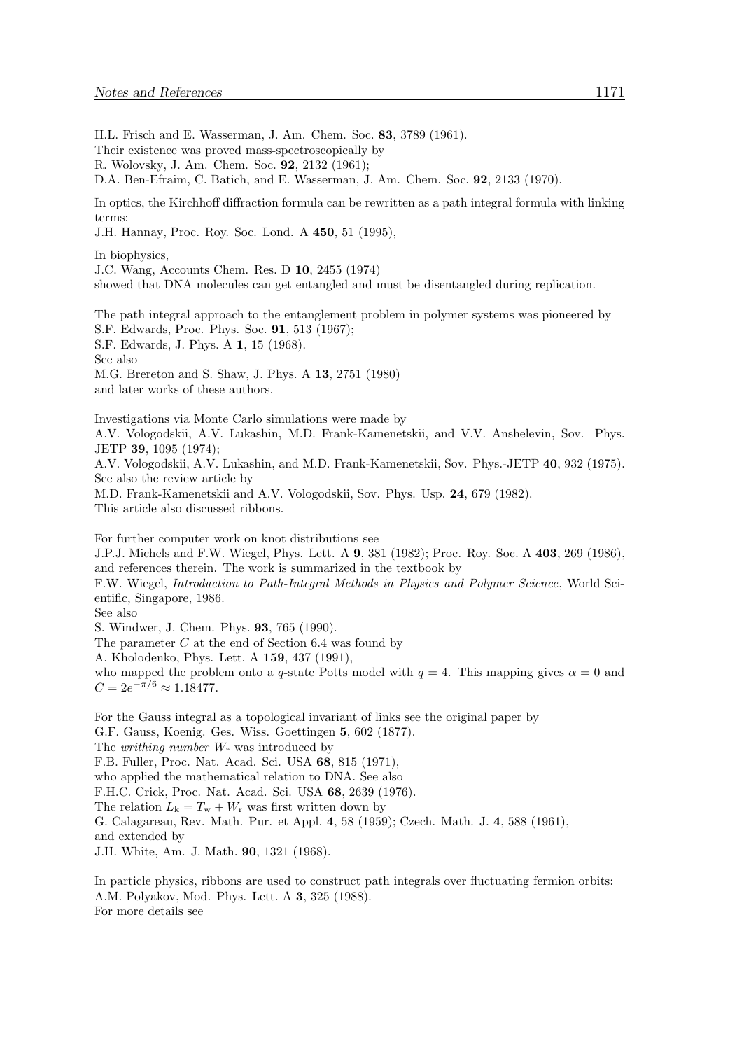H.L. Frisch and E. Wasserman, J. Am. Chem. Soc. **83**, 3789 (1961).
Their existence was proved mass-spectroscopically by
R. Wolovsky, J. Am. Chem. Soc. **92**, 2132 (1961);
D.A. Ben-Efraim, C. Batich, and E. Wasserman, J. Am. Chem. Soc. **92**, 2133 (1970).

In optics, the Kirchhoff diffraction formula can be rewritten as a path integral formula with linking terms:
J.H. Hannay, Proc. Roy. Soc. Lond. A **450**, 51 (1995),

In biophysics,
J.C. Wang, Accounts Chem. Res. D **10**, 2455 (1974)
showed that DNA molecules can get entangled and must be disentangled during replication.

The path integral approach to the entanglement problem in polymer systems was pioneered by
S.F. Edwards, Proc. Phys. Soc. **91**, 513 (1967);
S.F. Edwards, J. Phys. A **1**, 15 (1968).
See also
M.G. Brereton and S. Shaw, J. Phys. A **13**, 2751 (1980)
and later works of these authors.

Investigations via Monte Carlo simulations were made by
A.V. Vologodskii, A.V. Lukashin, M.D. Frank-Kamenetskii, and V.V. Anshelevin, Sov. Phys. JETP **39**, 1095 (1974);
A.V. Vologodskii, A.V. Lukashin, and M.D. Frank-Kamenetskii, Sov. Phys.-JETP **40**, 932 (1975).
See also the review article by
M.D. Frank-Kamenetskii and A.V. Vologodskii, Sov. Phys. Usp. **24**, 679 (1982).
This article also discussed ribbons.

For further computer work on knot distributions see
J.P.J. Michels and F.W. Wiegel, Phys. Lett. A **9**, 381 (1982); Proc. Roy. Soc. A **403**, 269 (1986), and references therein. The work is summarized in the textbook by
F.W. Wiegel, *Introduction to Path-Integral Methods in Physics and Polymer Science*, World Scientific, Singapore, 1986.
See also
S. Windwer, J. Chem. Phys. **93**, 765 (1990).
The parameter $C$ at the end of Section 6.4 was found by
A. Kholodenko, Phys. Lett. A **159**, 437 (1991),
who mapped the problem onto a $q$-state Potts model with $q = 4$. This mapping gives $\alpha = 0$ and $C = 2e^{-\pi/6} \approx 1.18477$.

For the Gauss integral as a topological invariant of links see the original paper by
G.F. Gauss, Koenig. Ges. Wiss. Goettingen **5**, 602 (1877).
The *writhing number* $W_{\rm r}$ was introduced by
F.B. Fuller, Proc. Nat. Acad. Sci. USA **68**, 815 (1971),
who applied the mathematical relation to DNA. See also
F.H.C. Crick, Proc. Nat. Acad. Sci. USA **68**, 2639 (1976).
The relation $L_{\rm k} = T_{\rm w} + W_{\rm r}$ was first written down by
G. Calagareau, Rev. Math. Pur. et Appl. **4**, 58 (1959); Czech. Math. J. **4**, 588 (1961),
and extended by
J.H. White, Am. J. Math. **90**, 1321 (1968).

In particle physics, ribbons are used to construct path integrals over fluctuating fermion orbits:
A.M. Polyakov, Mod. Phys. Lett. A **3**, 325 (1988).
For more details see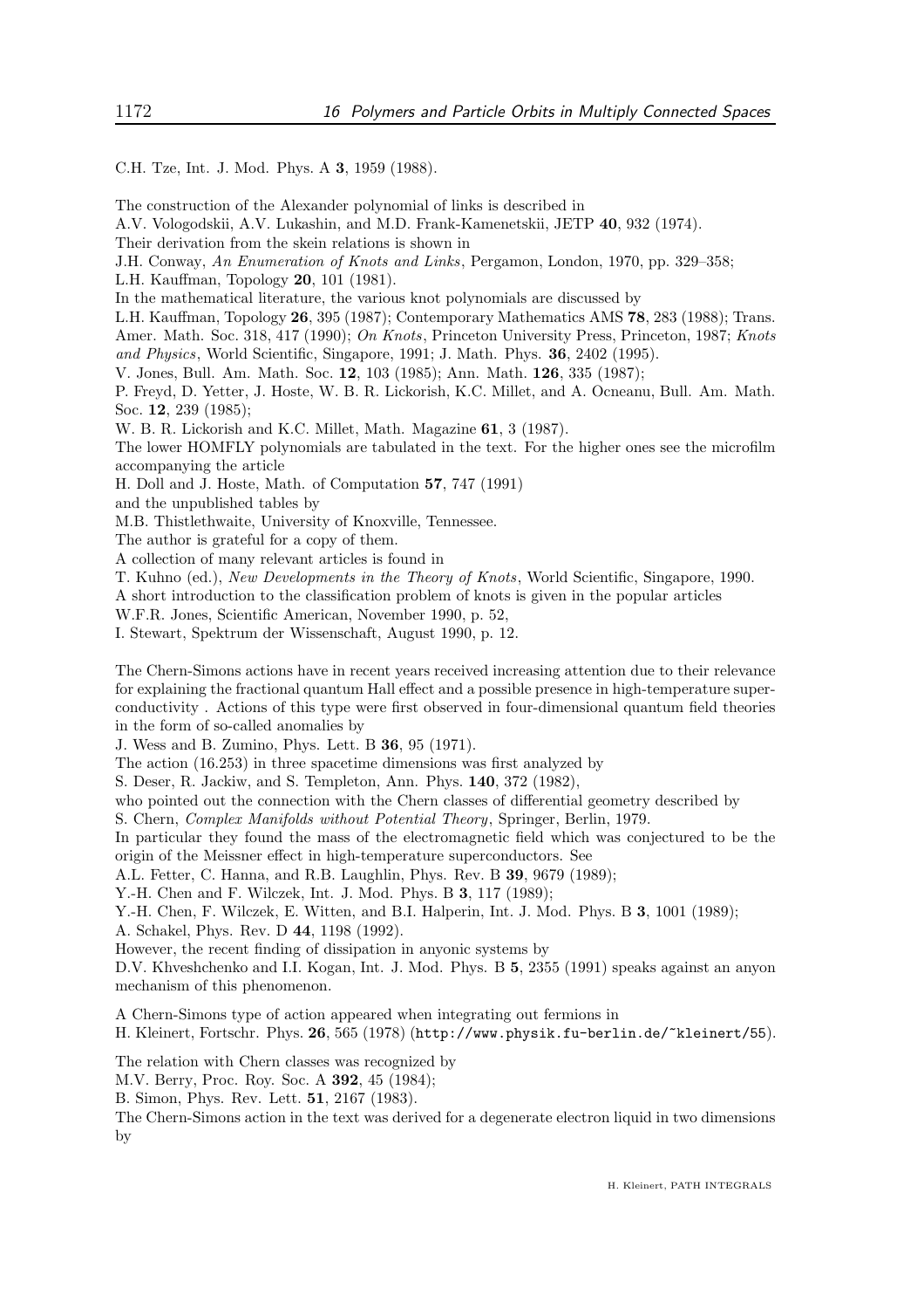C.H. Tze, Int. J. Mod. Phys. A **3**, 1959 (1988).

The construction of the Alexander polynomial of links is described in
A.V. Vologodskii, A.V. Lukashin, and M.D. Frank-Kamenetskii, JETP **40**, 932 (1974).
Their derivation from the skein relations is shown in
J.H. Conway, *An Enumeration of Knots and Links*, Pergamon, London, 1970, pp. 329–358;
L.H. Kauffman, Topology **20**, 101 (1981).
In the mathematical literature, the various knot polynomials are discussed by
L.H. Kauffman, Topology **26**, 395 (1987); Contemporary Mathematics AMS **78**, 283 (1988); Trans. Amer. Math. Soc. 318, 417 (1990); *On Knots*, Princeton University Press, Princeton, 1987; *Knots and Physics*, World Scientific, Singapore, 1991; J. Math. Phys. **36**, 2402 (1995).
V. Jones, Bull. Am. Math. Soc. **12**, 103 (1985); Ann. Math. **126**, 335 (1987);
P. Freyd, D. Yetter, J. Hoste, W. B. R. Lickorish, K.C. Millet, and A. Ocneanu, Bull. Am. Math. Soc. **12**, 239 (1985);
W. B. R. Lickorish and K.C. Millet, Math. Magazine **61**, 3 (1987).
The lower HOMFLY polynomials are tabulated in the text. For the higher ones see the microfilm accompanying the article
H. Doll and J. Hoste, Math. of Computation **57**, 747 (1991)
and the unpublished tables by
M.B. Thistlethwaite, University of Knoxville, Tennessee.
The author is grateful for a copy of them.
A collection of many relevant articles is found in
T. Kuhno (ed.), *New Developments in the Theory of Knots*, World Scientific, Singapore, 1990.
A short introduction to the classification problem of knots is given in the popular articles
W.F.R. Jones, Scientific American, November 1990, p. 52,
I. Stewart, Spektrum der Wissenschaft, August 1990, p. 12.

The Chern-Simons actions have in recent years received increasing attention due to their relevance for explaining the fractional quantum Hall effect and a possible presence in high-temperature superconductivity . Actions of this type were first observed in four-dimensional quantum field theories in the form of so-called anomalies by
J. Wess and B. Zumino, Phys. Lett. B **36**, 95 (1971).
The action (16.253) in three spacetime dimensions was first analyzed by
S. Deser, R. Jackiw, and S. Templeton, Ann. Phys. **140**, 372 (1982),
who pointed out the connection with the Chern classes of differential geometry described by
S. Chern, *Complex Manifolds without Potential Theory*, Springer, Berlin, 1979.
In particular they found the mass of the electromagnetic field which was conjectured to be the origin of the Meissner effect in high-temperature superconductors. See
A.L. Fetter, C. Hanna, and R.B. Laughlin, Phys. Rev. B **39**, 9679 (1989);
Y.-H. Chen and F. Wilczek, Int. J. Mod. Phys. B **3**, 117 (1989);
Y.-H. Chen, F. Wilczek, E. Witten, and B.I. Halperin, Int. J. Mod. Phys. B **3**, 1001 (1989);
A. Schakel, Phys. Rev. D **44**, 1198 (1992).
However, the recent finding of dissipation in anyonic systems by
D.V. Khveshchenko and I.I. Kogan, Int. J. Mod. Phys. B **5**, 2355 (1991) speaks against an anyon mechanism of this phenomenon.

A Chern-Simons type of action appeared when integrating out fermions in
H. Kleinert, Fortschr. Phys. **26**, 565 (1978) (http://www.physik.fu-berlin.de/~kleinert/55).

The relation with Chern classes was recognized by
M.V. Berry, Proc. Roy. Soc. A **392**, 45 (1984);
B. Simon, Phys. Rev. Lett. **51**, 2167 (1983).
The Chern-Simons action in the text was derived for a degenerate electron liquid in two dimensions by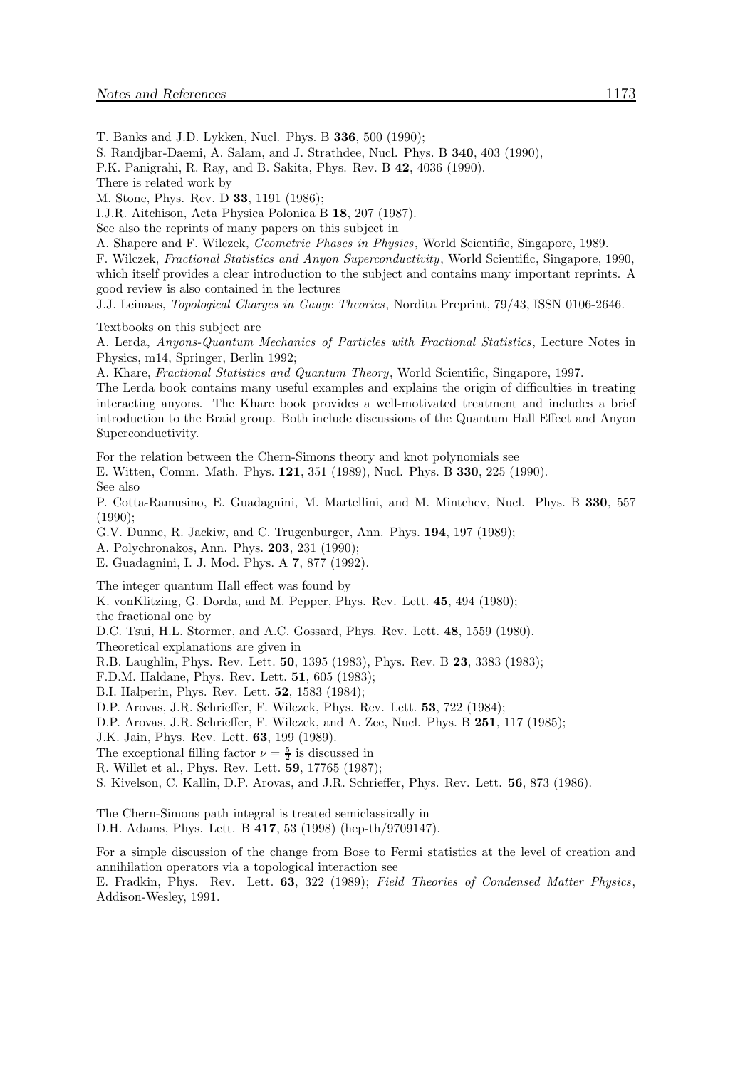T. Banks and J.D. Lykken, Nucl. Phys. B **336**, 500 (1990);
S. Randjbar-Daemi, A. Salam, and J. Strathdee, Nucl. Phys. B **340**, 403 (1990),
P.K. Panigrahi, R. Ray, and B. Sakita, Phys. Rev. B **42**, 4036 (1990).
There is related work by
M. Stone, Phys. Rev. D **33**, 1191 (1986);
I.J.R. Aitchison, Acta Physica Polonica B **18**, 207 (1987).
See also the reprints of many papers on this subject in
A. Shapere and F. Wilczek, *Geometric Phases in Physics*, World Scientific, Singapore, 1989.
F. Wilczek, *Fractional Statistics and Anyon Superconductivity*, World Scientific, Singapore, 1990, which itself provides a clear introduction to the subject and contains many important reprints. A good review is also contained in the lectures
J.J. Leinaas, *Topological Charges in Gauge Theories*, Nordita Preprint, 79/43, ISSN 0106-2646.

Textbooks on this subject are
A. Lerda, *Anyons-Quantum Mechanics of Particles with Fractional Statistics*, Lecture Notes in Physics, m14, Springer, Berlin 1992;
A. Khare, *Fractional Statistics and Quantum Theory*, World Scientific, Singapore, 1997.
The Lerda book contains many useful examples and explains the origin of difficulties in treating interacting anyons. The Khare book provides a well-motivated treatment and includes a brief introduction to the Braid group. Both include discussions of the Quantum Hall Effect and Anyon Superconductivity.

For the relation between the Chern-Simons theory and knot polynomials see
E. Witten, Comm. Math. Phys. **121**, 351 (1989), Nucl. Phys. B **330**, 225 (1990).
See also
P. Cotta-Ramusino, E. Guadagnini, M. Martellini, and M. Mintchev, Nucl. Phys. B **330**, 557 (1990);
G.V. Dunne, R. Jackiw, and C. Trugenburger, Ann. Phys. **194**, 197 (1989);
A. Polychronakos, Ann. Phys. **203**, 231 (1990);
E. Guadagnini, I. J. Mod. Phys. A **7**, 877 (1992).

The integer quantum Hall effect was found by
K. vonKlitzing, G. Dorda, and M. Pepper, Phys. Rev. Lett. **45**, 494 (1980);
the fractional one by
D.C. Tsui, H.L. Stormer, and A.C. Gossard, Phys. Rev. Lett. **48**, 1559 (1980).
Theoretical explanations are given in
R.B. Laughlin, Phys. Rev. Lett. **50**, 1395 (1983), Phys. Rev. B **23**, 3383 (1983);
F.D.M. Haldane, Phys. Rev. Lett. **51**, 605 (1983);
B.I. Halperin, Phys. Rev. Lett. **52**, 1583 (1984);
D.P. Arovas, J.R. Schrieffer, F. Wilczek, Phys. Rev. Lett. **53**, 722 (1984);
D.P. Arovas, J.R. Schrieffer, F. Wilczek, and A. Zee, Nucl. Phys. B **251**, 117 (1985);
J.K. Jain, Phys. Rev. Lett. **63**, 199 (1989).
The exceptional filling factor $\nu = \frac{5}{2}$ is discussed in
R. Willet et al., Phys. Rev. Lett. **59**, 17765 (1987);
S. Kivelson, C. Kallin, D.P. Arovas, and J.R. Schrieffer, Phys. Rev. Lett. **56**, 873 (1986).

The Chern-Simons path integral is treated semiclassically in
D.H. Adams, Phys. Lett. B **417**, 53 (1998) (hep-th/9709147).

For a simple discussion of the change from Bose to Fermi statistics at the level of creation and annihilation operators via a topological interaction see
E. Fradkin, Phys. Rev. Lett. **63**, 322 (1989); *Field Theories of Condensed Matter Physics*, Addison-Wesley, 1991.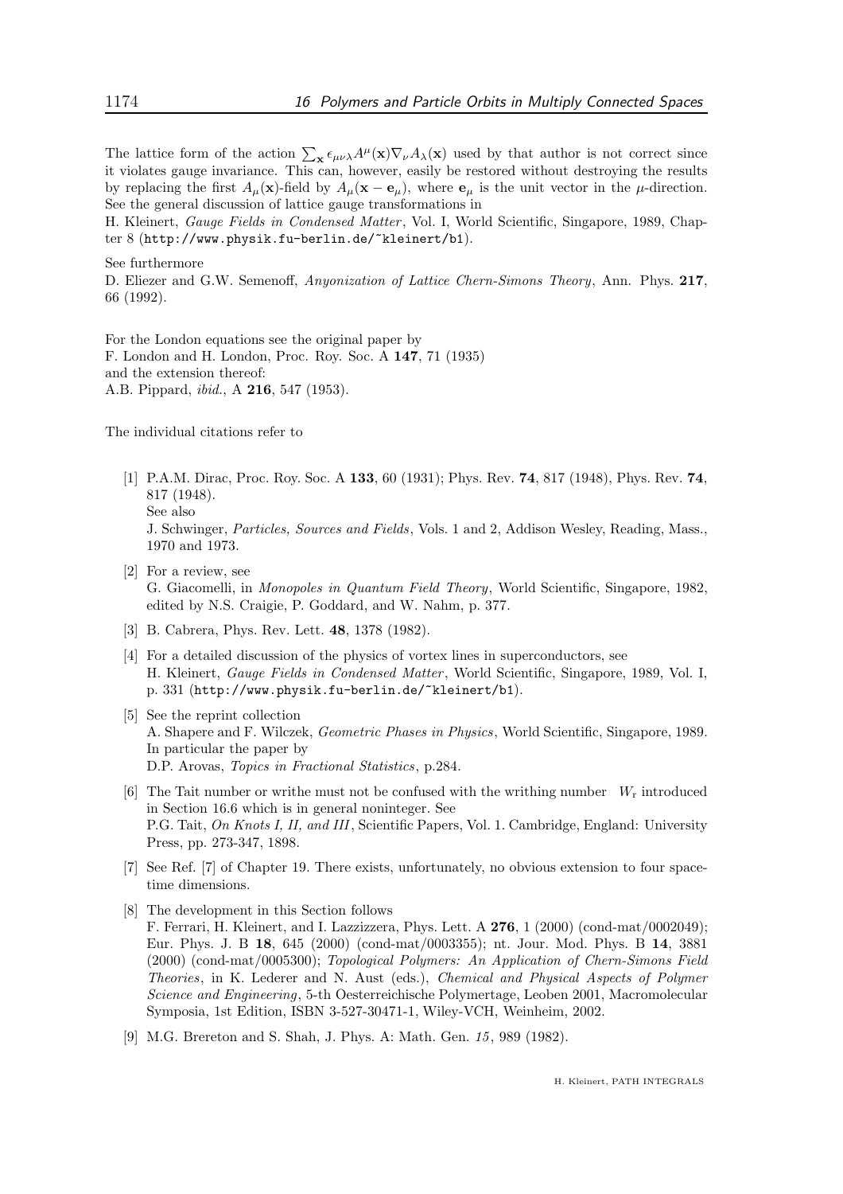The lattice form of the action $\sum_{\mathbf{x}} \epsilon_{\mu\nu\lambda} A^\mu(\mathbf{x}) \nabla_\nu A_\lambda(\mathbf{x})$ used by that author is not correct since it violates gauge invariance. This can, however, easily be restored without destroying the results by replacing the first $A_\mu(\mathbf{x})$-field by $A_\mu(\mathbf{x} - \mathbf{e}_\mu)$, where $\mathbf{e}_\mu$ is the unit vector in the $\mu$-direction. See the general discussion of lattice gauge transformations in

H. Kleinert, *Gauge Fields in Condensed Matter*, Vol. I, World Scientific, Singapore, 1989, Chapter 8 (`http://www.physik.fu-berlin.de/~kleinert/b1`).

See furthermore

D. Eliezer and G.W. Semenoff, *Anyonization of Lattice Chern-Simons Theory*, Ann. Phys. **217**, 66 (1992).

For the London equations see the original paper by
F. London and H. London, Proc. Roy. Soc. A **147**, 71 (1935)
and the extension thereof:
A.B. Pippard, *ibid.*, A **216**, 547 (1953).

The individual citations refer to

[1] P.A.M. Dirac, Proc. Roy. Soc. A **133**, 60 (1931); Phys. Rev. **74**, 817 (1948), Phys. Rev. **74**, 817 (1948).
See also
J. Schwinger, *Particles, Sources and Fields*, Vols. 1 and 2, Addison Wesley, Reading, Mass., 1970 and 1973.

[2] For a review, see
G. Giacomelli, in *Monopoles in Quantum Field Theory*, World Scientific, Singapore, 1982, edited by N.S. Craigie, P. Goddard, and W. Nahm, p. 377.

[3] B. Cabrera, Phys. Rev. Lett. **48**, 1378 (1982).

[4] For a detailed discussion of the physics of vortex lines in superconductors, see
H. Kleinert, *Gauge Fields in Condensed Matter*, World Scientific, Singapore, 1989, Vol. I, p. 331 (`http://www.physik.fu-berlin.de/~kleinert/b1`).

[5] See the reprint collection
A. Shapere and F. Wilczek, *Geometric Phases in Physics*, World Scientific, Singapore, 1989. In particular the paper by
D.P. Arovas, *Topics in Fractional Statistics*, p.284.

[6] The Tait number or writhe must not be confused with the writhing number $W_{\rm r}$ introduced in Section 16.6 which is in general noninteger. See
P.G. Tait, *On Knots I, II, and III*, Scientific Papers, Vol. 1. Cambridge, England: University Press, pp. 273-347, 1898.

[7] See Ref. [7] of Chapter 19. There exists, unfortunately, no obvious extension to four spacetime dimensions.

[8] The development in this Section follows
F. Ferrari, H. Kleinert, and I. Lazzizzera, Phys. Lett. A **276**, 1 (2000) (cond-mat/0002049); Eur. Phys. J. B **18**, 645 (2000) (cond-mat/0003355); nt. Jour. Mod. Phys. B **14**, 3881 (2000) (cond-mat/0005300); *Topological Polymers: An Application of Chern-Simons Field Theories*, in K. Lederer and N. Aust (eds.), *Chemical and Physical Aspects of Polymer Science and Engineering*, 5-th Oesterreichische Polymertage, Leoben 2001, Macromolecular Symposia, 1st Edition, ISBN 3-527-30471-1, Wiley-VCH, Weinheim, 2002.

[9] M.G. Brereton and S. Shah, J. Phys. A: Math. Gen. *15*, 989 (1982).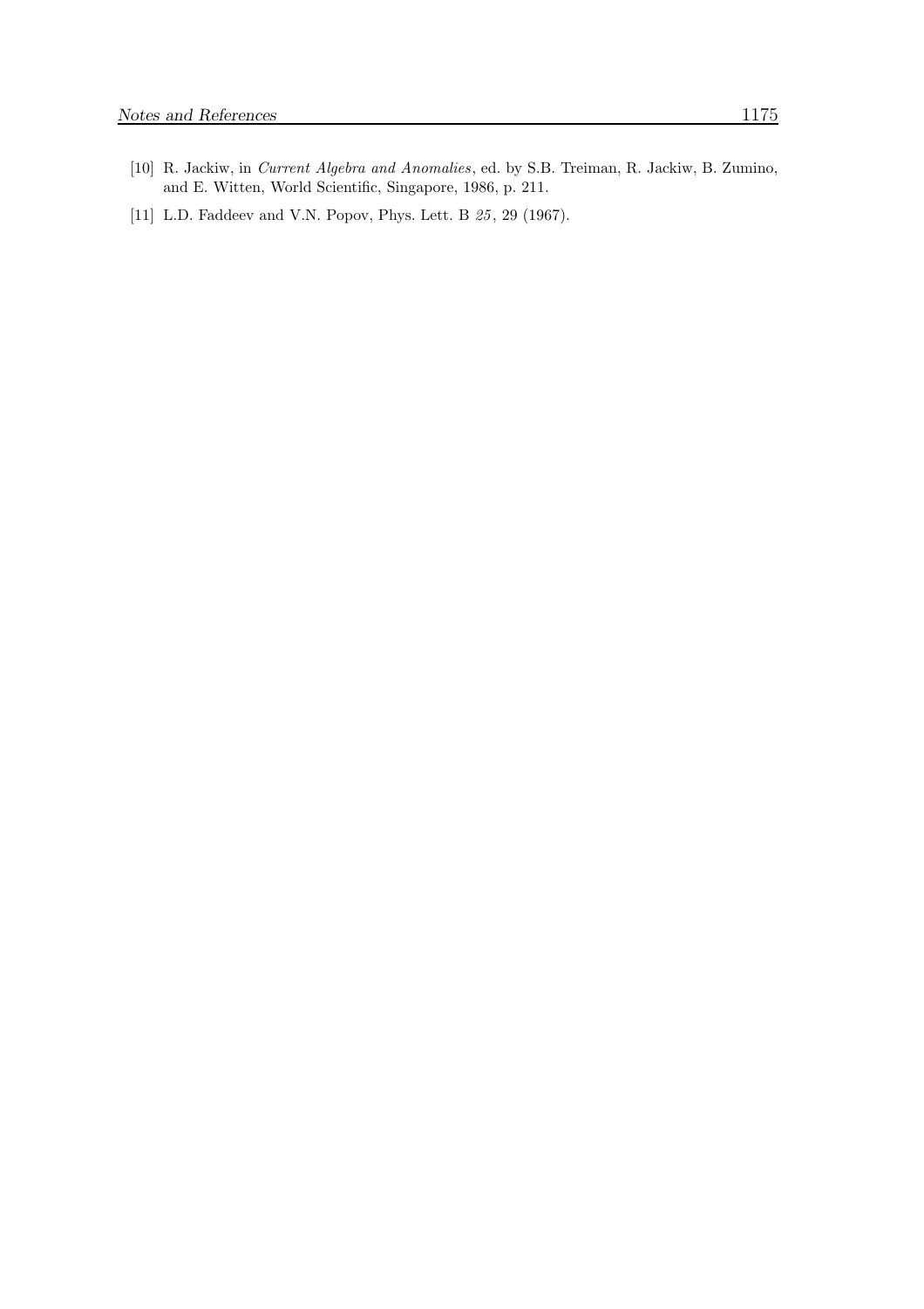[10] R. Jackiw, in *Current Algebra and Anomalies*, ed. by S.B. Treiman, R. Jackiw, B. Zumino, and E. Witten, World Scientific, Singapore, 1986, p. 211.

[11] L.D. Faddeev and V.N. Popov, Phys. Lett. B *25*, 29 (1967).